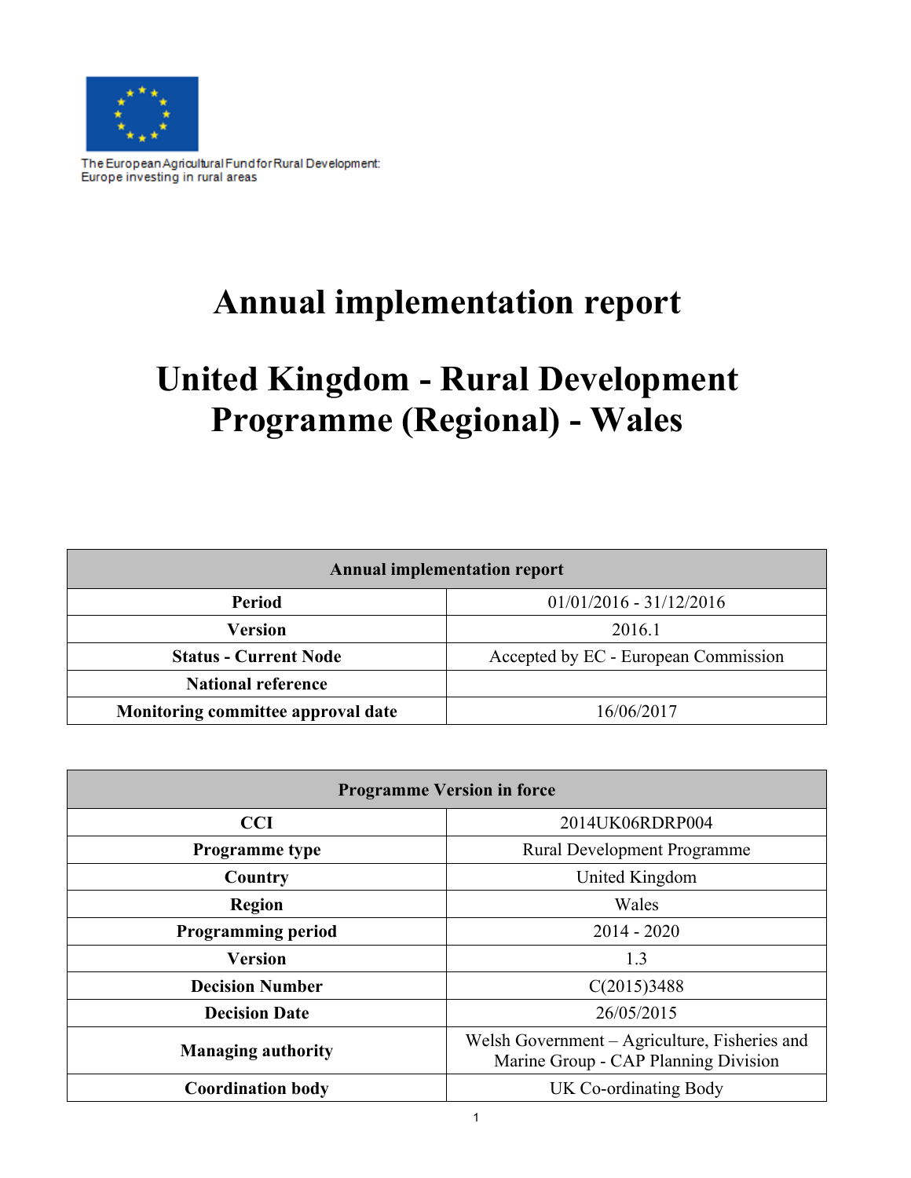The European Agricultural Fund for Rural Development:
Europe investing in rural areas

# Annual implementation report

# United Kingdom - Rural Development Programme (Regional) - Wales

| Annual implementation report | |
|---|---|
| **Period** | 01/01/2016 - 31/12/2016 |
| **Version** | 2016.1 |
| **Status - Current Node** | Accepted by EC - European Commission |
| **National reference** | |
| **Monitoring committee approval date** | 16/06/2017 |

| Programme Version in force | |
|---|---|
| **CCI** | 2014UK06RDRP004 |
| **Programme type** | Rural Development Programme |
| **Country** | United Kingdom |
| **Region** | Wales |
| **Programming period** | 2014 - 2020 |
| **Version** | 1.3 |
| **Decision Number** | C(2015)3488 |
| **Decision Date** | 26/05/2015 |
| **Managing authority** | Welsh Government – Agriculture, Fisheries and Marine Group - CAP Planning Division |
| **Coordination body** | UK Co-ordinating Body |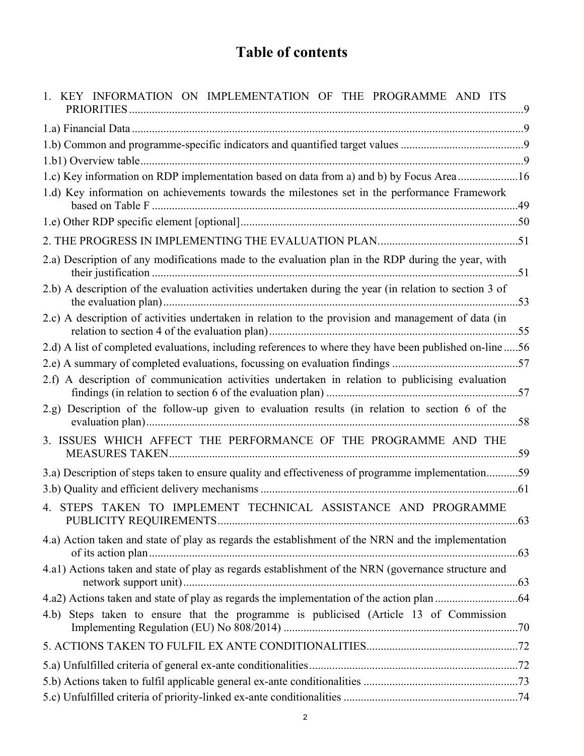# Table of contents

1. KEY INFORMATION ON IMPLEMENTATION OF THE PROGRAMME AND ITS PRIORITIES ..... 9

1.a) Financial Data ..... 9

1.b) Common and programme-specific indicators and quantified target values ..... 9

1.b1) Overview table ..... 9

1.c) Key information on RDP implementation based on data from a) and b) by Focus Area ..... 16

1.d) Key information on achievements towards the milestones set in the performance Framework based on Table F ..... 49

1.e) Other RDP specific element [optional] ..... 50

2. THE PROGRESS IN IMPLEMENTING THE EVALUATION PLAN ..... 51

2.a) Description of any modifications made to the evaluation plan in the RDP during the year, with their justification ..... 51

2.b) A description of the evaluation activities undertaken during the year (in relation to section 3 of the evaluation plan) ..... 53

2.c) A description of activities undertaken in relation to the provision and management of data (in relation to section 4 of the evaluation plan) ..... 55

2.d) A list of completed evaluations, including references to where they have been published on-line ..... 56

2.e) A summary of completed evaluations, focussing on evaluation findings ..... 57

2.f) A description of communication activities undertaken in relation to publicising evaluation findings (in relation to section 6 of the evaluation plan) ..... 57

2.g) Description of the follow-up given to evaluation results (in relation to section 6 of the evaluation plan) ..... 58

3. ISSUES WHICH AFFECT THE PERFORMANCE OF THE PROGRAMME AND THE MEASURES TAKEN ..... 59

3.a) Description of steps taken to ensure quality and effectiveness of programme implementation ..... 59

3.b) Quality and efficient delivery mechanisms ..... 61

4. STEPS TAKEN TO IMPLEMENT TECHNICAL ASSISTANCE AND PROGRAMME PUBLICITY REQUIREMENTS ..... 63

4.a) Action taken and state of play as regards the establishment of the NRN and the implementation of its action plan ..... 63

4.a1) Actions taken and state of play as regards establishment of the NRN (governance structure and network support unit) ..... 63

4.a2) Actions taken and state of play as regards the implementation of the action plan ..... 64

4.b) Steps taken to ensure that the programme is publicised (Article 13 of Commission Implementing Regulation (EU) No 808/2014) ..... 70

5. ACTIONS TAKEN TO FULFIL EX ANTE CONDITIONALITIES ..... 72

5.a) Unfulfilled criteria of general ex-ante conditionalities ..... 72

5.b) Actions taken to fulfil applicable general ex-ante conditionalities ..... 73

5.c) Unfulfilled criteria of priority-linked ex-ante conditionalities ..... 74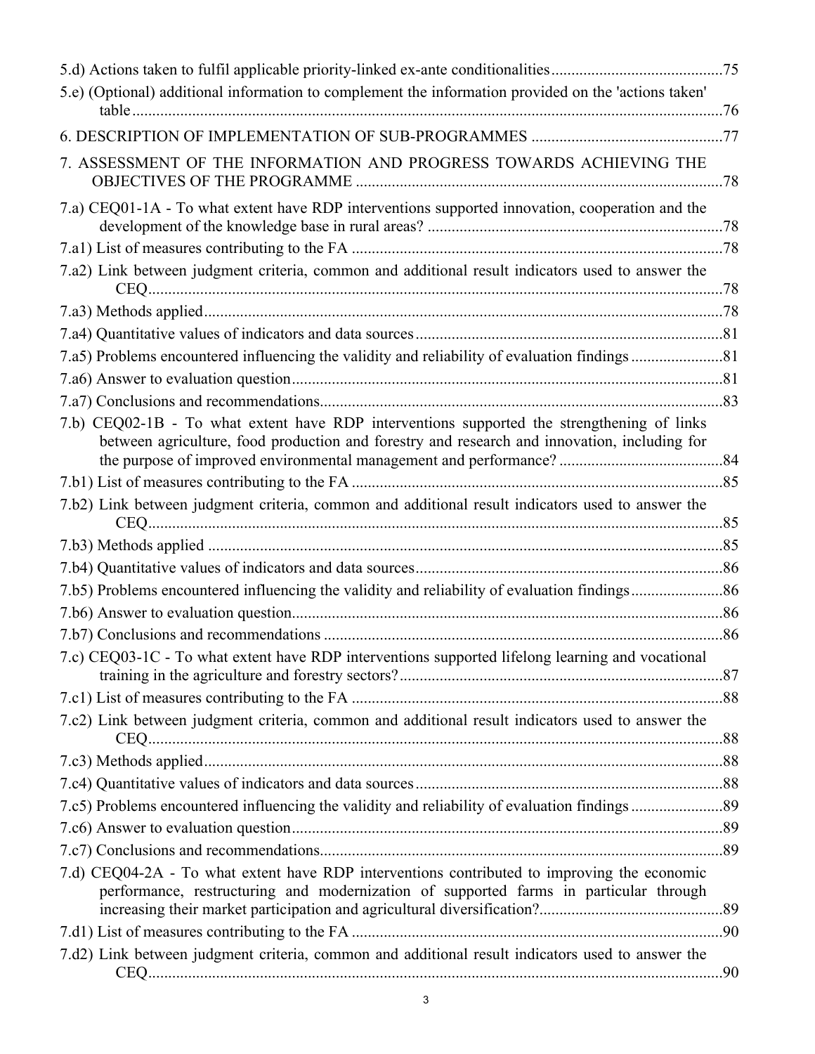5.d) Actions taken to fulfil applicable priority-linked ex-ante conditionalities ........................................ 75

5.e) (Optional) additional information to complement the information provided on the 'actions taken' table ........................................ 76

6. DESCRIPTION OF IMPLEMENTATION OF SUB-PROGRAMMES ........................................ 77

7. ASSESSMENT OF THE INFORMATION AND PROGRESS TOWARDS ACHIEVING THE OBJECTIVES OF THE PROGRAMME ........................................ 78

7.a) CEQ01-1A - To what extent have RDP interventions supported innovation, cooperation and the development of the knowledge base in rural areas? ........................................ 78

7.a1) List of measures contributing to the FA ........................................ 78

7.a2) Link between judgment criteria, common and additional result indicators used to answer the CEQ ........................................ 78

7.a3) Methods applied ........................................ 78

7.a4) Quantitative values of indicators and data sources ........................................ 81

7.a5) Problems encountered influencing the validity and reliability of evaluation findings ........................................ 81

7.a6) Answer to evaluation question ........................................ 81

7.a7) Conclusions and recommendations ........................................ 83

7.b) CEQ02-1B - To what extent have RDP interventions supported the strengthening of links between agriculture, food production and forestry and research and innovation, including for the purpose of improved environmental management and performance? ........................................ 84

7.b1) List of measures contributing to the FA ........................................ 85

7.b2) Link between judgment criteria, common and additional result indicators used to answer the CEQ ........................................ 85

7.b3) Methods applied ........................................ 85

7.b4) Quantitative values of indicators and data sources ........................................ 86

7.b5) Problems encountered influencing the validity and reliability of evaluation findings ........................................ 86

7.b6) Answer to evaluation question ........................................ 86

7.b7) Conclusions and recommendations ........................................ 86

7.c) CEQ03-1C - To what extent have RDP interventions supported lifelong learning and vocational training in the agriculture and forestry sectors? ........................................ 87

7.c1) List of measures contributing to the FA ........................................ 88

7.c2) Link between judgment criteria, common and additional result indicators used to answer the CEQ ........................................ 88

7.c3) Methods applied ........................................ 88

7.c4) Quantitative values of indicators and data sources ........................................ 88

7.c5) Problems encountered influencing the validity and reliability of evaluation findings ........................................ 89

7.c6) Answer to evaluation question ........................................ 89

7.c7) Conclusions and recommendations ........................................ 89

7.d) CEQ04-2A - To what extent have RDP interventions contributed to improving the economic performance, restructuring and modernization of supported farms in particular through increasing their market participation and agricultural diversification? ........................................ 89

7.d1) List of measures contributing to the FA ........................................ 90

7.d2) Link between judgment criteria, common and additional result indicators used to answer the CEQ ........................................ 90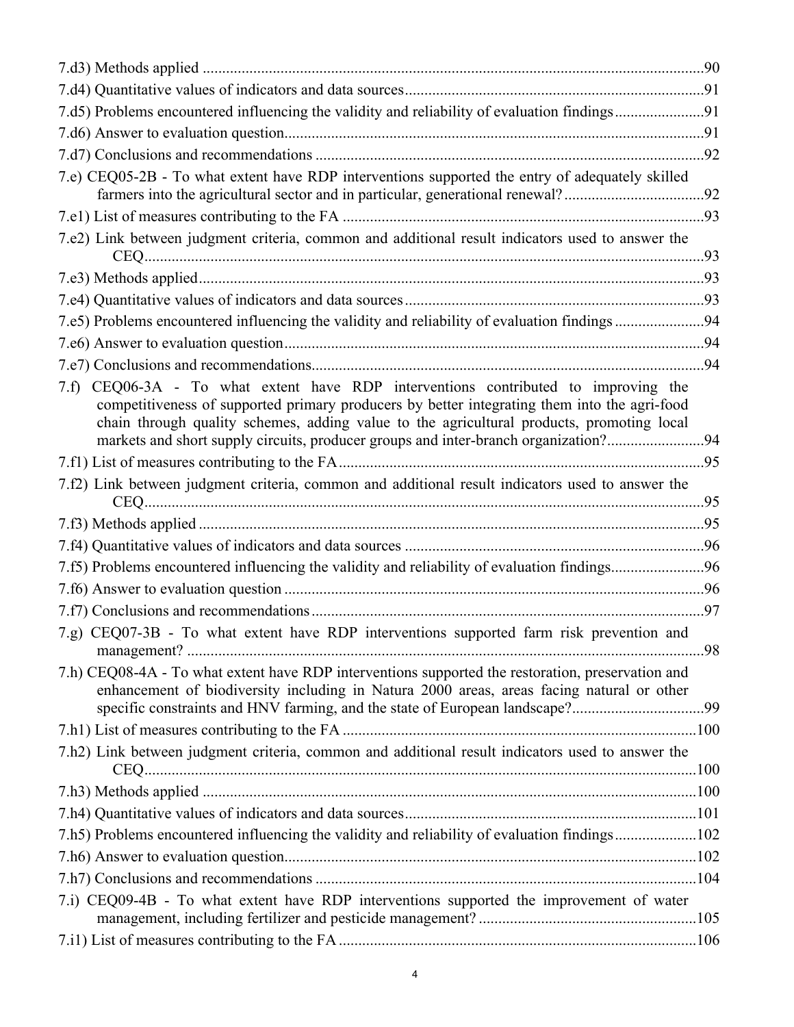7.d3) Methods applied ..........................................................................................................................90

7.d4) Quantitative values of indicators and data sources.............................................................................91

7.d5) Problems encountered influencing the validity and reliability of evaluation findings.......................91

7.d6) Answer to evaluation question...........................................................................................................91

7.d7) Conclusions and recommendations ...................................................................................................92

7.e) CEQ05-2B - To what extent have RDP interventions supported the entry of adequately skilled farmers into the agricultural sector and in particular, generational renewal? ....................................92

7.e1) List of measures contributing to the FA .............................................................................................93

7.e2) Link between judgment criteria, common and additional result indicators used to answer the CEQ...............................................................................................................................................93

7.e3) Methods applied.................................................................................................................................93

7.e4) Quantitative values of indicators and data sources.............................................................................93

7.e5) Problems encountered influencing the validity and reliability of evaluation findings .......................94

7.e6) Answer to evaluation question...........................................................................................................94

7.e7) Conclusions and recommendations....................................................................................................94

7.f) CEQ06-3A - To what extent have RDP interventions contributed to improving the competitiveness of supported primary producers by better integrating them into the agri-food chain through quality schemes, adding value to the agricultural products, promoting local markets and short supply circuits, producer groups and inter-branch organization?.........................94

7.f1) List of measures contributing to the FA..............................................................................................95

7.f2) Link between judgment criteria, common and additional result indicators used to answer the CEQ...............................................................................................................................................95

7.f3) Methods applied .................................................................................................................................95

7.f4) Quantitative values of indicators and data sources ............................................................................96

7.f5) Problems encountered influencing the validity and reliability of evaluation findings........................96

7.f6) Answer to evaluation question ...........................................................................................................96

7.f7) Conclusions and recommendations ....................................................................................................97

7.g) CEQ07-3B - To what extent have RDP interventions supported farm risk prevention and management? ....................................................................................................................................98

7.h) CEQ08-4A - To what extent have RDP interventions supported the restoration, preservation and enhancement of biodiversity including in Natura 2000 areas, areas facing natural or other specific constraints and HNV farming, and the state of European landscape?..................................99

7.h1) List of measures contributing to the FA ..........................................................................................100

7.h2) Link between judgment criteria, common and additional result indicators used to answer the CEQ.............................................................................................................................................100

7.h3) Methods applied ..............................................................................................................................100

7.h4) Quantitative values of indicators and data sources..........................................................................101

7.h5) Problems encountered influencing the validity and reliability of evaluation findings.....................102

7.h6) Answer to evaluation question.........................................................................................................102

7.h7) Conclusions and recommendations .................................................................................................104

7.i) CEQ09-4B - To what extent have RDP interventions supported the improvement of water management, including fertilizer and pesticide management? ........................................................105

7.i1) List of measures contributing to the FA ...........................................................................................106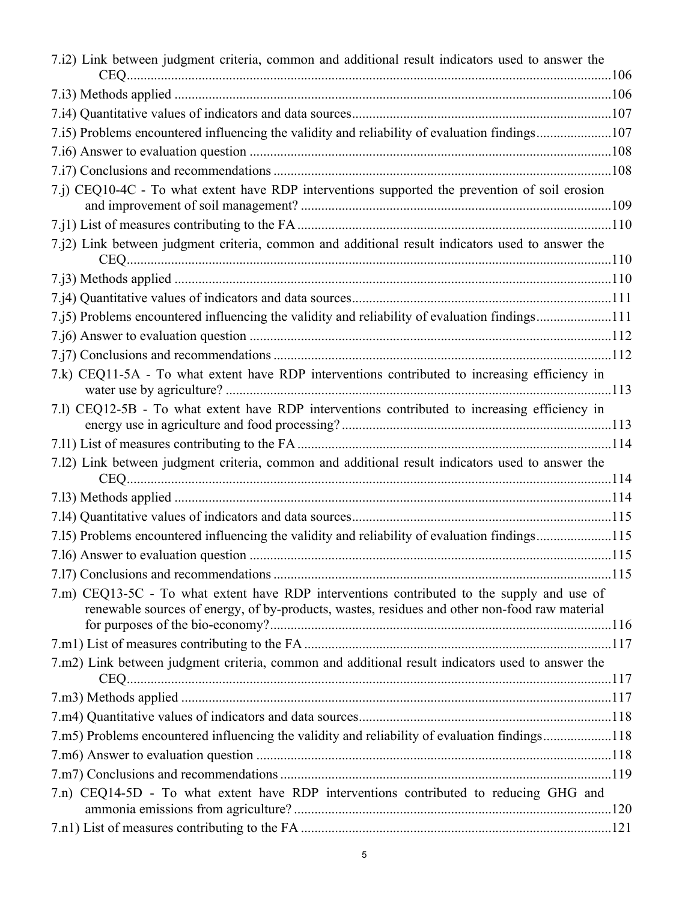7.i2) Link between judgment criteria, common and additional result indicators used to answer the CEQ....106

7.i3) Methods applied ....106

7.i4) Quantitative values of indicators and data sources....107

7.i5) Problems encountered influencing the validity and reliability of evaluation findings....107

7.i6) Answer to evaluation question ....108

7.i7) Conclusions and recommendations ....108

7.j) CEQ10-4C - To what extent have RDP interventions supported the prevention of soil erosion and improvement of soil management? ....109

7.j1) List of measures contributing to the FA ....110

7.j2) Link between judgment criteria, common and additional result indicators used to answer the CEQ....110

7.j3) Methods applied ....110

7.j4) Quantitative values of indicators and data sources....111

7.j5) Problems encountered influencing the validity and reliability of evaluation findings....111

7.j6) Answer to evaluation question ....112

7.j7) Conclusions and recommendations ....112

7.k) CEQ11-5A - To what extent have RDP interventions contributed to increasing efficiency in water use by agriculture? ....113

7.l) CEQ12-5B - To what extent have RDP interventions contributed to increasing efficiency in energy use in agriculture and food processing? ....113

7.l1) List of measures contributing to the FA ....114

7.l2) Link between judgment criteria, common and additional result indicators used to answer the CEQ....114

7.l3) Methods applied ....114

7.l4) Quantitative values of indicators and data sources....115

7.l5) Problems encountered influencing the validity and reliability of evaluation findings....115

7.l6) Answer to evaluation question ....115

7.l7) Conclusions and recommendations ....115

7.m) CEQ13-5C - To what extent have RDP interventions contributed to the supply and use of renewable sources of energy, of by-products, wastes, residues and other non-food raw material for purposes of the bio-economy?....116

7.m1) List of measures contributing to the FA ....117

7.m2) Link between judgment criteria, common and additional result indicators used to answer the CEQ....117

7.m3) Methods applied ....117

7.m4) Quantitative values of indicators and data sources....118

7.m5) Problems encountered influencing the validity and reliability of evaluation findings....118

7.m6) Answer to evaluation question ....118

7.m7) Conclusions and recommendations ....119

7.n) CEQ14-5D - To what extent have RDP interventions contributed to reducing GHG and ammonia emissions from agriculture? ....120

7.n1) List of measures contributing to the FA ....121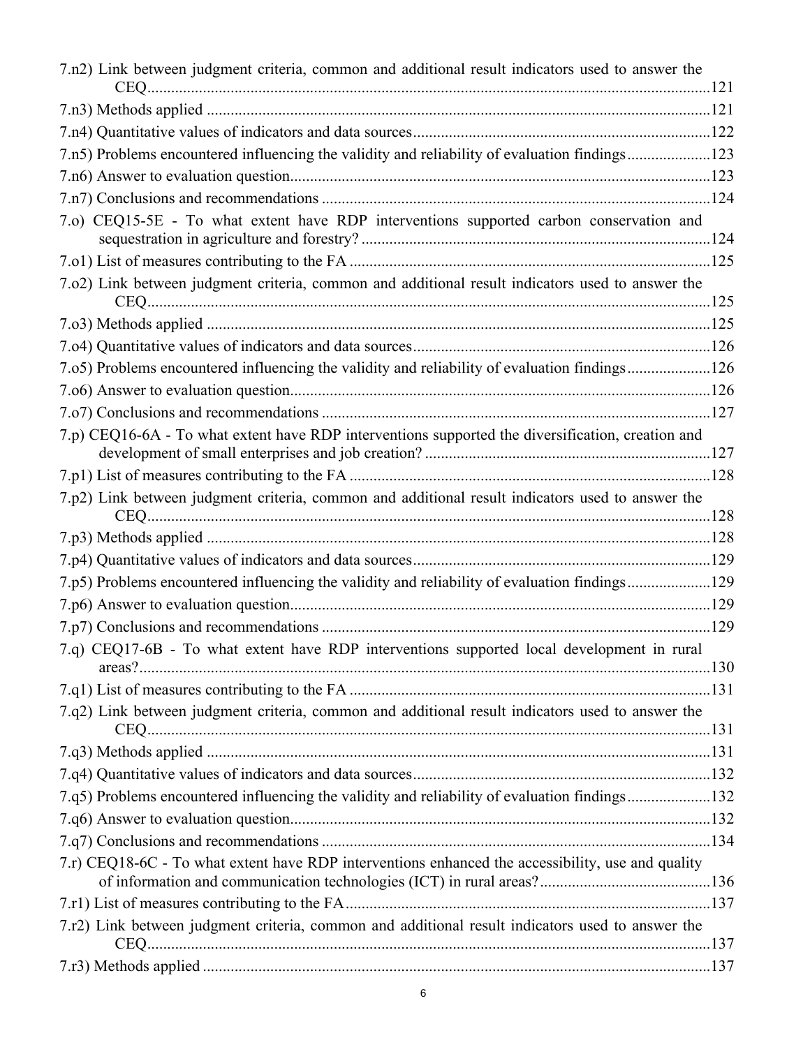7.n2) Link between judgment criteria, common and additional result indicators used to answer the CEQ....121

7.n3) Methods applied ....121

7.n4) Quantitative values of indicators and data sources....122

7.n5) Problems encountered influencing the validity and reliability of evaluation findings....123

7.n6) Answer to evaluation question....123

7.n7) Conclusions and recommendations ....124

7.o) CEQ15-5E - To what extent have RDP interventions supported carbon conservation and sequestration in agriculture and forestry? ....124

7.o1) List of measures contributing to the FA ....125

7.o2) Link between judgment criteria, common and additional result indicators used to answer the CEQ....125

7.o3) Methods applied ....125

7.o4) Quantitative values of indicators and data sources....126

7.o5) Problems encountered influencing the validity and reliability of evaluation findings....126

7.o6) Answer to evaluation question....126

7.o7) Conclusions and recommendations ....127

7.p) CEQ16-6A - To what extent have RDP interventions supported the diversification, creation and development of small enterprises and job creation? ....127

7.p1) List of measures contributing to the FA ....128

7.p2) Link between judgment criteria, common and additional result indicators used to answer the CEQ....128

7.p3) Methods applied ....128

7.p4) Quantitative values of indicators and data sources....129

7.p5) Problems encountered influencing the validity and reliability of evaluation findings....129

7.p6) Answer to evaluation question....129

7.p7) Conclusions and recommendations ....129

7.q) CEQ17-6B - To what extent have RDP interventions supported local development in rural areas?....130

7.q1) List of measures contributing to the FA ....131

7.q2) Link between judgment criteria, common and additional result indicators used to answer the CEQ....131

7.q3) Methods applied ....131

7.q4) Quantitative values of indicators and data sources....132

7.q5) Problems encountered influencing the validity and reliability of evaluation findings....132

7.q6) Answer to evaluation question....132

7.q7) Conclusions and recommendations ....134

7.r) CEQ18-6C - To what extent have RDP interventions enhanced the accessibility, use and quality of information and communication technologies (ICT) in rural areas?....136

7.r1) List of measures contributing to the FA....137

7.r2) Link between judgment criteria, common and additional result indicators used to answer the CEQ....137

7.r3) Methods applied ....137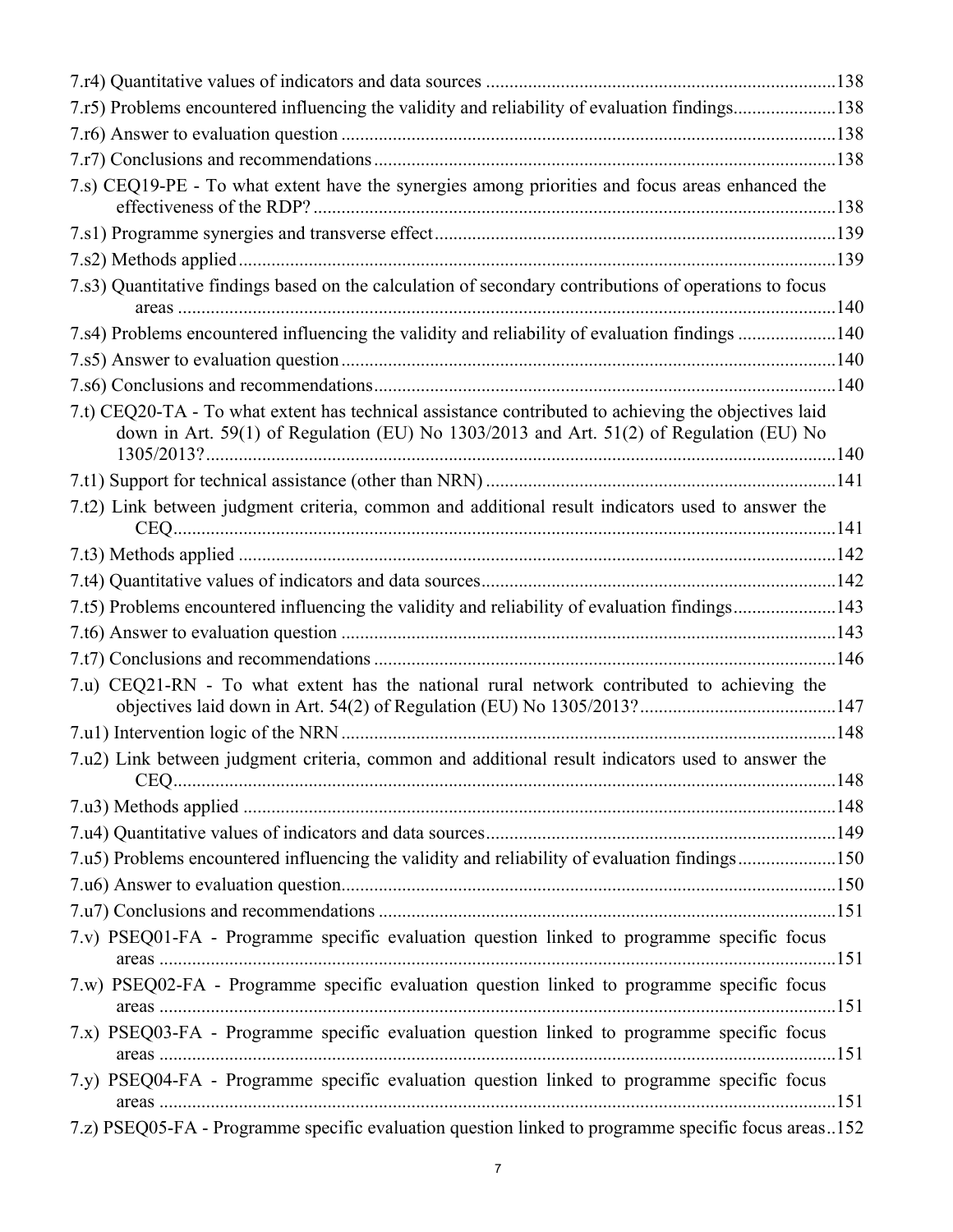7.r4) Quantitative values of indicators and data sources ..........................................................................138

7.r5) Problems encountered influencing the validity and reliability of evaluation findings......................138

7.r6) Answer to evaluation question ..........................................................................................................138

7.r7) Conclusions and recommendations...................................................................................................138

7.s) CEQ19-PE - To what extent have the synergies among priorities and focus areas enhanced the effectiveness of the RDP? ...............................................................................................................138

7.s1) Programme synergies and transverse effect......................................................................................139

7.s2) Methods applied................................................................................................................................139

7.s3) Quantitative findings based on the calculation of secondary contributions of operations to focus areas ............................................................................................................................................140

7.s4) Problems encountered influencing the validity and reliability of evaluation findings .....................140

7.s5) Answer to evaluation question ..........................................................................................................140

7.s6) Conclusions and recommendations...................................................................................................140

7.t) CEQ20-TA - To what extent has technical assistance contributed to achieving the objectives laid down in Art. 59(1) of Regulation (EU) No 1303/2013 and Art. 51(2) of Regulation (EU) No 1305/2013?.......................................................................................................................................140

7.t1) Support for technical assistance (other than NRN) ..........................................................................141

7.t2) Link between judgment criteria, common and additional result indicators used to answer the CEQ.............................................................................................................................................141

7.t3) Methods applied ................................................................................................................................142

7.t4) Quantitative values of indicators and data sources............................................................................142

7.t5) Problems encountered influencing the validity and reliability of evaluation findings......................143

7.t6) Answer to evaluation question ..........................................................................................................143

7.t7) Conclusions and recommendations ...................................................................................................146

7.u) CEQ21-RN - To what extent has the national rural network contributed to achieving the objectives laid down in Art. 54(2) of Regulation (EU) No 1305/2013?..........................................147

7.u1) Intervention logic of the NRN .........................................................................................................148

7.u2) Link between judgment criteria, common and additional result indicators used to answer the CEQ.............................................................................................................................................148

7.u3) Methods applied ..............................................................................................................................148

7.u4) Quantitative values of indicators and data sources...........................................................................149

7.u5) Problems encountered influencing the validity and reliability of evaluation findings.....................150

7.u6) Answer to evaluation question.........................................................................................................150

7.u7) Conclusions and recommendations .................................................................................................151

7.v) PSEQ01-FA - Programme specific evaluation question linked to programme specific focus areas ................................................................................................................................................151

7.w) PSEQ02-FA - Programme specific evaluation question linked to programme specific focus areas ................................................................................................................................................151

7.x) PSEQ03-FA - Programme specific evaluation question linked to programme specific focus areas ................................................................................................................................................151

7.y) PSEQ04-FA - Programme specific evaluation question linked to programme specific focus areas ................................................................................................................................................151

7.z) PSEQ05-FA - Programme specific evaluation question linked to programme specific focus areas..152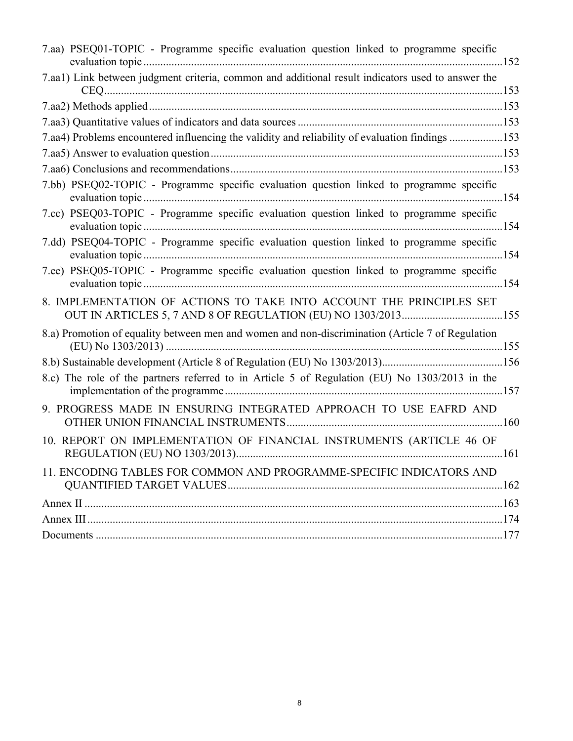7.aa) PSEQ01-TOPIC - Programme specific evaluation question linked to programme specific evaluation topic ....152

7.aa1) Link between judgment criteria, common and additional result indicators used to answer the CEQ....153

7.aa2) Methods applied....153

7.aa3) Quantitative values of indicators and data sources....153

7.aa4) Problems encountered influencing the validity and reliability of evaluation findings....153

7.aa5) Answer to evaluation question....153

7.aa6) Conclusions and recommendations....153

7.bb) PSEQ02-TOPIC - Programme specific evaluation question linked to programme specific evaluation topic....154

7.cc) PSEQ03-TOPIC - Programme specific evaluation question linked to programme specific evaluation topic....154

7.dd) PSEQ04-TOPIC - Programme specific evaluation question linked to programme specific evaluation topic....154

7.ee) PSEQ05-TOPIC - Programme specific evaluation question linked to programme specific evaluation topic....154

8. IMPLEMENTATION OF ACTIONS TO TAKE INTO ACCOUNT THE PRINCIPLES SET OUT IN ARTICLES 5, 7 AND 8 OF REGULATION (EU) NO 1303/2013....155

8.a) Promotion of equality between men and women and non-discrimination (Article 7 of Regulation (EU) No 1303/2013)....155

8.b) Sustainable development (Article 8 of Regulation (EU) No 1303/2013)....156

8.c) The role of the partners referred to in Article 5 of Regulation (EU) No 1303/2013 in the implementation of the programme....157

9. PROGRESS MADE IN ENSURING INTEGRATED APPROACH TO USE EAFRD AND OTHER UNION FINANCIAL INSTRUMENTS....160

10. REPORT ON IMPLEMENTATION OF FINANCIAL INSTRUMENTS (ARTICLE 46 OF REGULATION (EU) NO 1303/2013)....161

11. ENCODING TABLES FOR COMMON AND PROGRAMME-SPECIFIC INDICATORS AND QUANTIFIED TARGET VALUES....162

Annex II....163

Annex III....174

Documents....177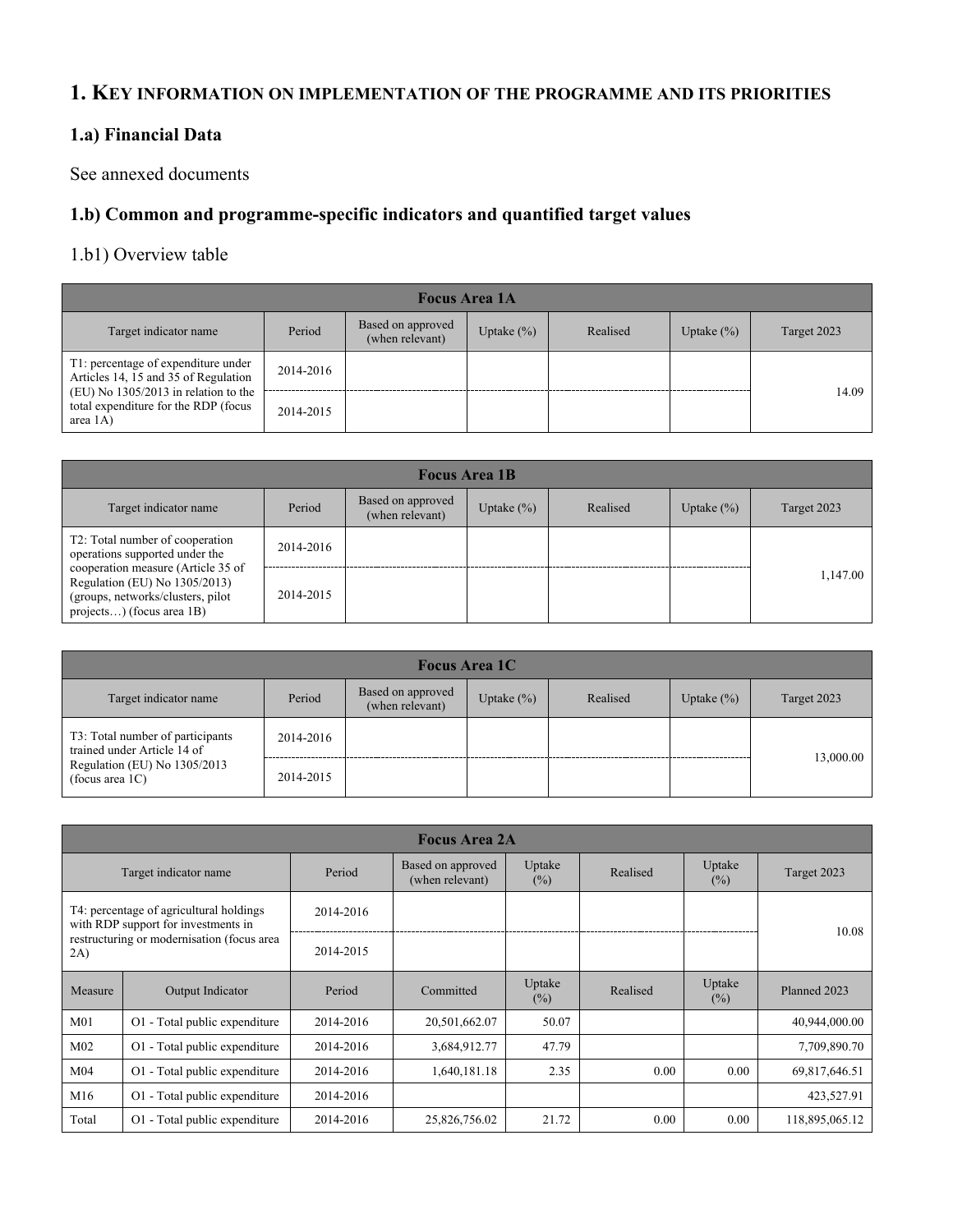# 1. Key information on implementation of the programme and its priorities

## 1.a) Financial Data

See annexed documents

## 1.b) Common and programme-specific indicators and quantified target values

### 1.b1) Overview table

| Focus Area 1A | | | | | | |
|---|---|---|---|---|---|---|
| Target indicator name | Period | Based on approved (when relevant) | Uptake (%) | Realised | Uptake (%) | Target 2023 |
| T1: percentage of expenditure under Articles 14, 15 and 35 of Regulation (EU) No 1305/2013 in relation to the total expenditure for the RDP (focus area 1A) | 2014-2016 | | | | | 14.09 |
| | 2014-2015 | | | | | |

| Focus Area 1B | | | | | | |
|---|---|---|---|---|---|---|
| Target indicator name | Period | Based on approved (when relevant) | Uptake (%) | Realised | Uptake (%) | Target 2023 |
| T2: Total number of cooperation operations supported under the cooperation measure (Article 35 of Regulation (EU) No 1305/2013) (groups, networks/clusters, pilot projects…) (focus area 1B) | 2014-2016 | | | | | 1,147.00 |
| | 2014-2015 | | | | | |

| Focus Area 1C | | | | | | |
|---|---|---|---|---|---|---|
| Target indicator name | Period | Based on approved (when relevant) | Uptake (%) | Realised | Uptake (%) | Target 2023 |
| T3: Total number of participants trained under Article 14 of Regulation (EU) No 1305/2013 (focus area 1C) | 2014-2016 | | | | | 13,000.00 |
| | 2014-2015 | | | | | |

| Focus Area 2A | | | | | | | |
|---|---|---|---|---|---|---|---|
| Target indicator name | | Period | Based on approved (when relevant) | Uptake (%) | Realised | Uptake (%) | Target 2023 |
| T4: percentage of agricultural holdings with RDP support for investments in restructuring or modernisation (focus area 2A) | | 2014-2016 | | | | | 10.08 |
| | | 2014-2015 | | | | | |
| Measure | Output Indicator | Period | Committed | Uptake (%) | Realised | Uptake (%) | Planned 2023 |
| M01 | O1 - Total public expenditure | 2014-2016 | 20,501,662.07 | 50.07 | | | 40,944,000.00 |
| M02 | O1 - Total public expenditure | 2014-2016 | 3,684,912.77 | 47.79 | | | 7,709,890.70 |
| M04 | O1 - Total public expenditure | 2014-2016 | 1,640,181.18 | 2.35 | 0.00 | 0.00 | 69,817,646.51 |
| M16 | O1 - Total public expenditure | 2014-2016 | | | | | 423,527.91 |
| Total | O1 - Total public expenditure | 2014-2016 | 25,826,756.02 | 21.72 | 0.00 | 0.00 | 118,895,065.12 |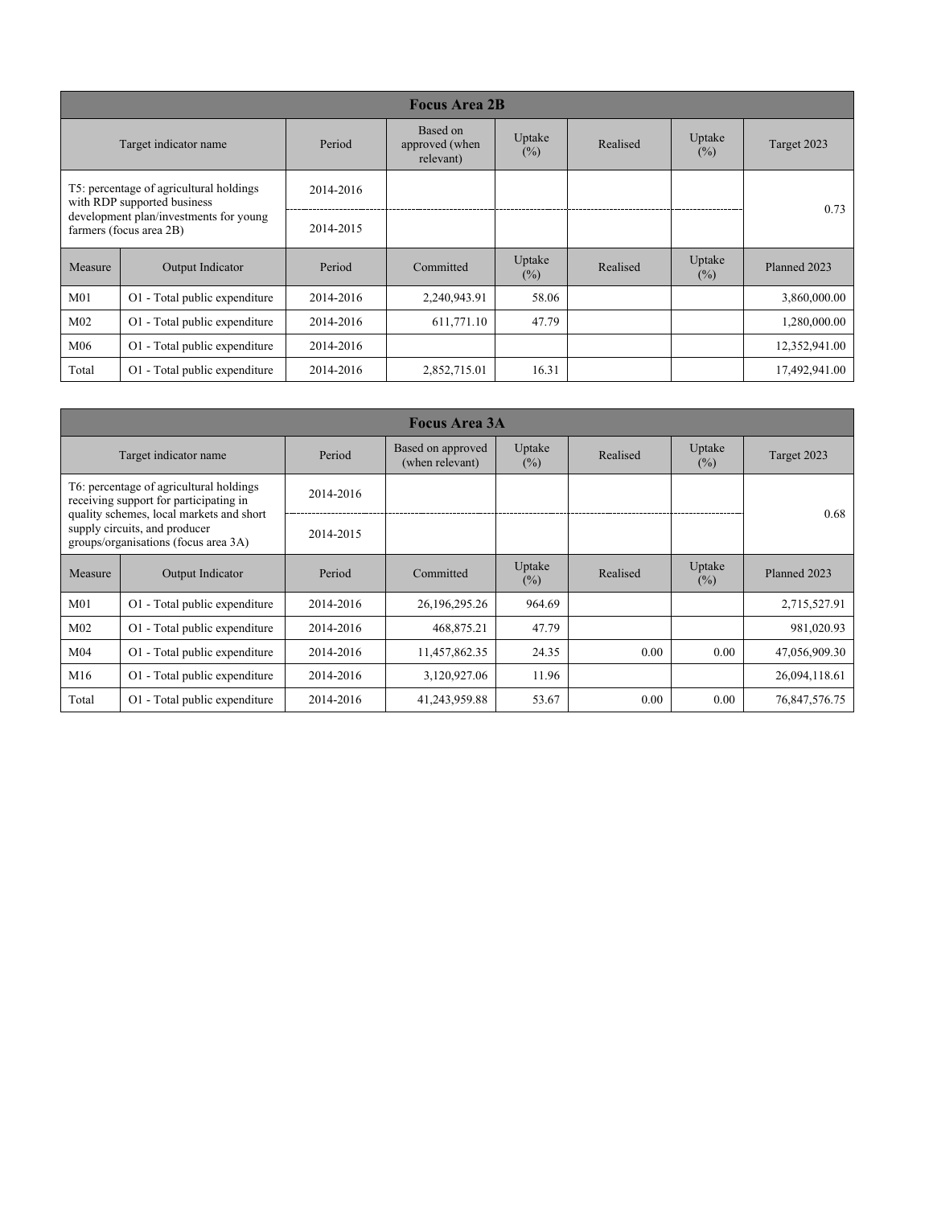| Focus Area 2B | | | | | | | |
|---|---|---|---|---|---|---|---|
| Target indicator name | | Period | Based on approved (when relevant) | Uptake (%) | Realised | Uptake (%) | Target 2023 |
| T5: percentage of agricultural holdings with RDP supported business development plan/investments for young farmers (focus area 2B) | | 2014-2016 | | | | | 0.73 |
| | | 2014-2015 | | | | | |
| Measure | Output Indicator | Period | Committed | Uptake (%) | Realised | Uptake (%) | Planned 2023 |
| M01 | O1 - Total public expenditure | 2014-2016 | 2,240,943.91 | 58.06 | | | 3,860,000.00 |
| M02 | O1 - Total public expenditure | 2014-2016 | 611,771.10 | 47.79 | | | 1,280,000.00 |
| M06 | O1 - Total public expenditure | 2014-2016 | | | | | 12,352,941.00 |
| Total | O1 - Total public expenditure | 2014-2016 | 2,852,715.01 | 16.31 | | | 17,492,941.00 |

| Focus Area 3A | | | | | | | |
|---|---|---|---|---|---|---|---|
| Target indicator name | | Period | Based on approved (when relevant) | Uptake (%) | Realised | Uptake (%) | Target 2023 |
| T6: percentage of agricultural holdings receiving support for participating in quality schemes, local markets and short supply circuits, and producer groups/organisations (focus area 3A) | | 2014-2016 | | | | | 0.68 |
| | | 2014-2015 | | | | | |
| Measure | Output Indicator | Period | Committed | Uptake (%) | Realised | Uptake (%) | Planned 2023 |
| M01 | O1 - Total public expenditure | 2014-2016 | 26,196,295.26 | 964.69 | | | 2,715,527.91 |
| M02 | O1 - Total public expenditure | 2014-2016 | 468,875.21 | 47.79 | | | 981,020.93 |
| M04 | O1 - Total public expenditure | 2014-2016 | 11,457,862.35 | 24.35 | 0.00 | 0.00 | 47,056,909.30 |
| M16 | O1 - Total public expenditure | 2014-2016 | 3,120,927.06 | 11.96 | | | 26,094,118.61 |
| Total | O1 - Total public expenditure | 2014-2016 | 41,243,959.88 | 53.67 | 0.00 | 0.00 | 76,847,576.75 |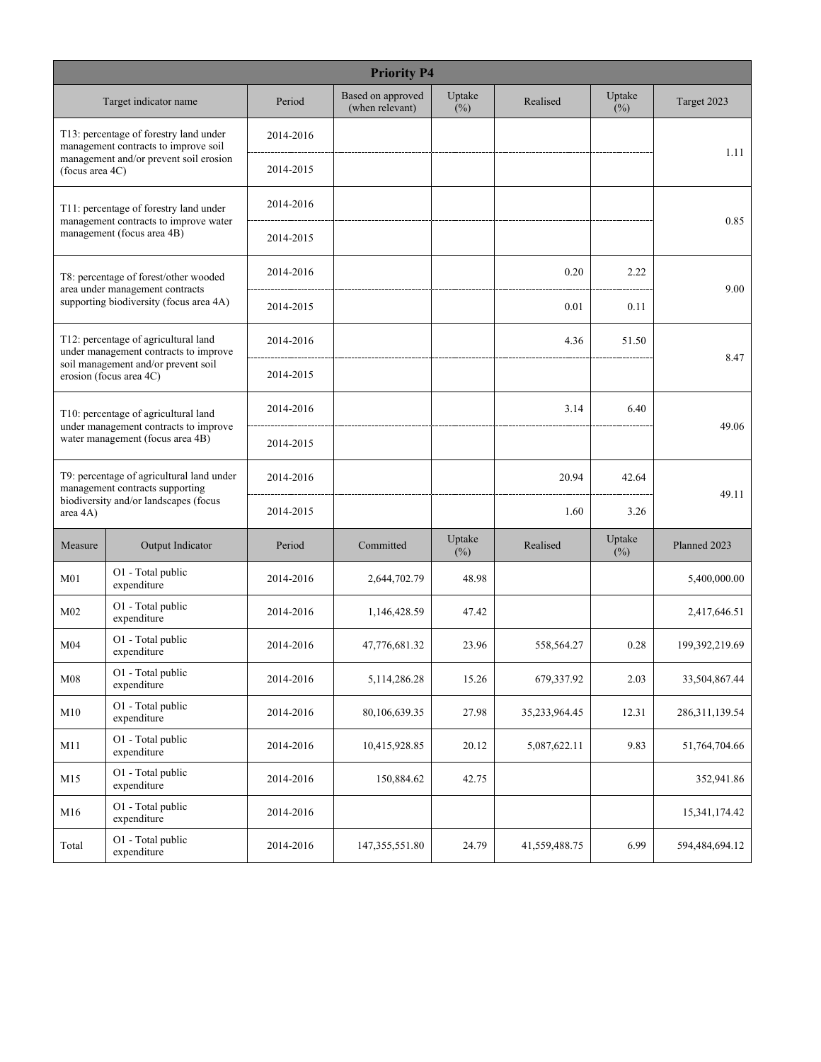| Priority P4 | | | | | | | |
|---|---|---|---|---|---|---|---|
| Target indicator name | | Period | Based on approved (when relevant) | Uptake (%) | Realised | Uptake (%) | Target 2023 |
| T13: percentage of forestry land under management contracts to improve soil management and/or prevent soil erosion (focus area 4C) | | 2014-2016 | | | | | 1.11 |
| | | 2014-2015 | | | | | |
| T11: percentage of forestry land under management contracts to improve water management (focus area 4B) | | 2014-2016 | | | | | 0.85 |
| | | 2014-2015 | | | | | |
| T8: percentage of forest/other wooded area under management contracts supporting biodiversity (focus area 4A) | | 2014-2016 | | | 0.20 | 2.22 | 9.00 |
| | | 2014-2015 | | | 0.01 | 0.11 | |
| T12: percentage of agricultural land under management contracts to improve soil management and/or prevent soil erosion (focus area 4C) | | 2014-2016 | | | 4.36 | 51.50 | 8.47 |
| | | 2014-2015 | | | | | |
| T10: percentage of agricultural land under management contracts to improve water management (focus area 4B) | | 2014-2016 | | | 3.14 | 6.40 | 49.06 |
| | | 2014-2015 | | | | | |
| T9: percentage of agricultural land under management contracts supporting biodiversity and/or landscapes (focus area 4A) | | 2014-2016 | | | 20.94 | 42.64 | 49.11 |
| | | 2014-2015 | | | 1.60 | 3.26 | |
| Measure | Output Indicator | Period | Committed | Uptake (%) | Realised | Uptake (%) | Planned 2023 |
| M01 | O1 - Total public expenditure | 2014-2016 | 2,644,702.79 | 48.98 | | | 5,400,000.00 |
| M02 | O1 - Total public expenditure | 2014-2016 | 1,146,428.59 | 47.42 | | | 2,417,646.51 |
| M04 | O1 - Total public expenditure | 2014-2016 | 47,776,681.32 | 23.96 | 558,564.27 | 0.28 | 199,392,219.69 |
| M08 | O1 - Total public expenditure | 2014-2016 | 5,114,286.28 | 15.26 | 679,337.92 | 2.03 | 33,504,867.44 |
| M10 | O1 - Total public expenditure | 2014-2016 | 80,106,639.35 | 27.98 | 35,233,964.45 | 12.31 | 286,311,139.54 |
| M11 | O1 - Total public expenditure | 2014-2016 | 10,415,928.85 | 20.12 | 5,087,622.11 | 9.83 | 51,764,704.66 |
| M15 | O1 - Total public expenditure | 2014-2016 | 150,884.62 | 42.75 | | | 352,941.86 |
| M16 | O1 - Total public expenditure | 2014-2016 | | | | | 15,341,174.42 |
| Total | O1 - Total public expenditure | 2014-2016 | 147,355,551.80 | 24.79 | 41,559,488.75 | 6.99 | 594,484,694.12 |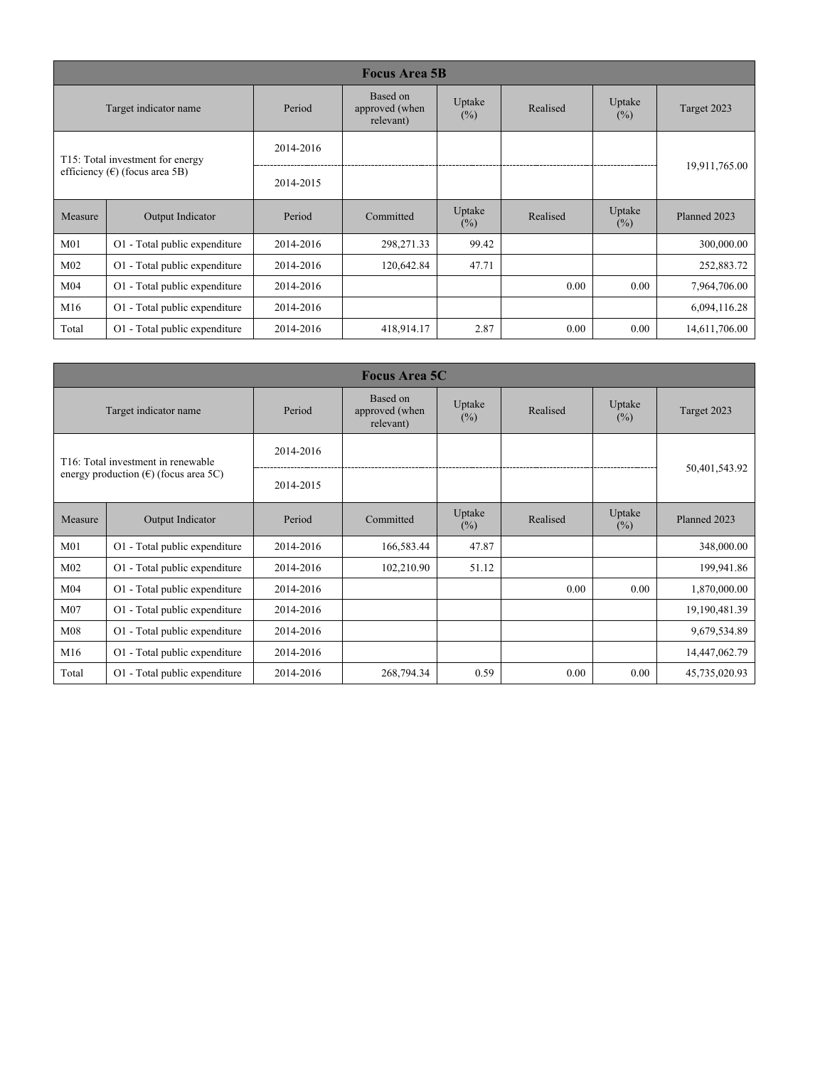| Focus Area 5B | | | | | | | |
|---|---|---|---|---|---|---|---|
| Target indicator name | | Period | Based on approved (when relevant) | Uptake (%) | Realised | Uptake (%) | Target 2023 |
| T15: Total investment for energy efficiency (€) (focus area 5B) | | 2014-2016 | | | | | 19,911,765.00 |
| | | 2014-2015 | | | | | |
| Measure | Output Indicator | Period | Committed | Uptake (%) | Realised | Uptake (%) | Planned 2023 |
| M01 | O1 - Total public expenditure | 2014-2016 | 298,271.33 | 99.42 | | | 300,000.00 |
| M02 | O1 - Total public expenditure | 2014-2016 | 120,642.84 | 47.71 | | | 252,883.72 |
| M04 | O1 - Total public expenditure | 2014-2016 | | | 0.00 | 0.00 | 7,964,706.00 |
| M16 | O1 - Total public expenditure | 2014-2016 | | | | | 6,094,116.28 |
| Total | O1 - Total public expenditure | 2014-2016 | 418,914.17 | 2.87 | 0.00 | 0.00 | 14,611,706.00 |

| Focus Area 5C | | | | | | | |
|---|---|---|---|---|---|---|---|
| Target indicator name | | Period | Based on approved (when relevant) | Uptake (%) | Realised | Uptake (%) | Target 2023 |
| T16: Total investment in renewable energy production (€) (focus area 5C) | | 2014-2016 | | | | | 50,401,543.92 |
| | | 2014-2015 | | | | | |
| Measure | Output Indicator | Period | Committed | Uptake (%) | Realised | Uptake (%) | Planned 2023 |
| M01 | O1 - Total public expenditure | 2014-2016 | 166,583.44 | 47.87 | | | 348,000.00 |
| M02 | O1 - Total public expenditure | 2014-2016 | 102,210.90 | 51.12 | | | 199,941.86 |
| M04 | O1 - Total public expenditure | 2014-2016 | | | 0.00 | 0.00 | 1,870,000.00 |
| M07 | O1 - Total public expenditure | 2014-2016 | | | | | 19,190,481.39 |
| M08 | O1 - Total public expenditure | 2014-2016 | | | | | 9,679,534.89 |
| M16 | O1 - Total public expenditure | 2014-2016 | | | | | 14,447,062.79 |
| Total | O1 - Total public expenditure | 2014-2016 | 268,794.34 | 0.59 | 0.00 | 0.00 | 45,735,020.93 |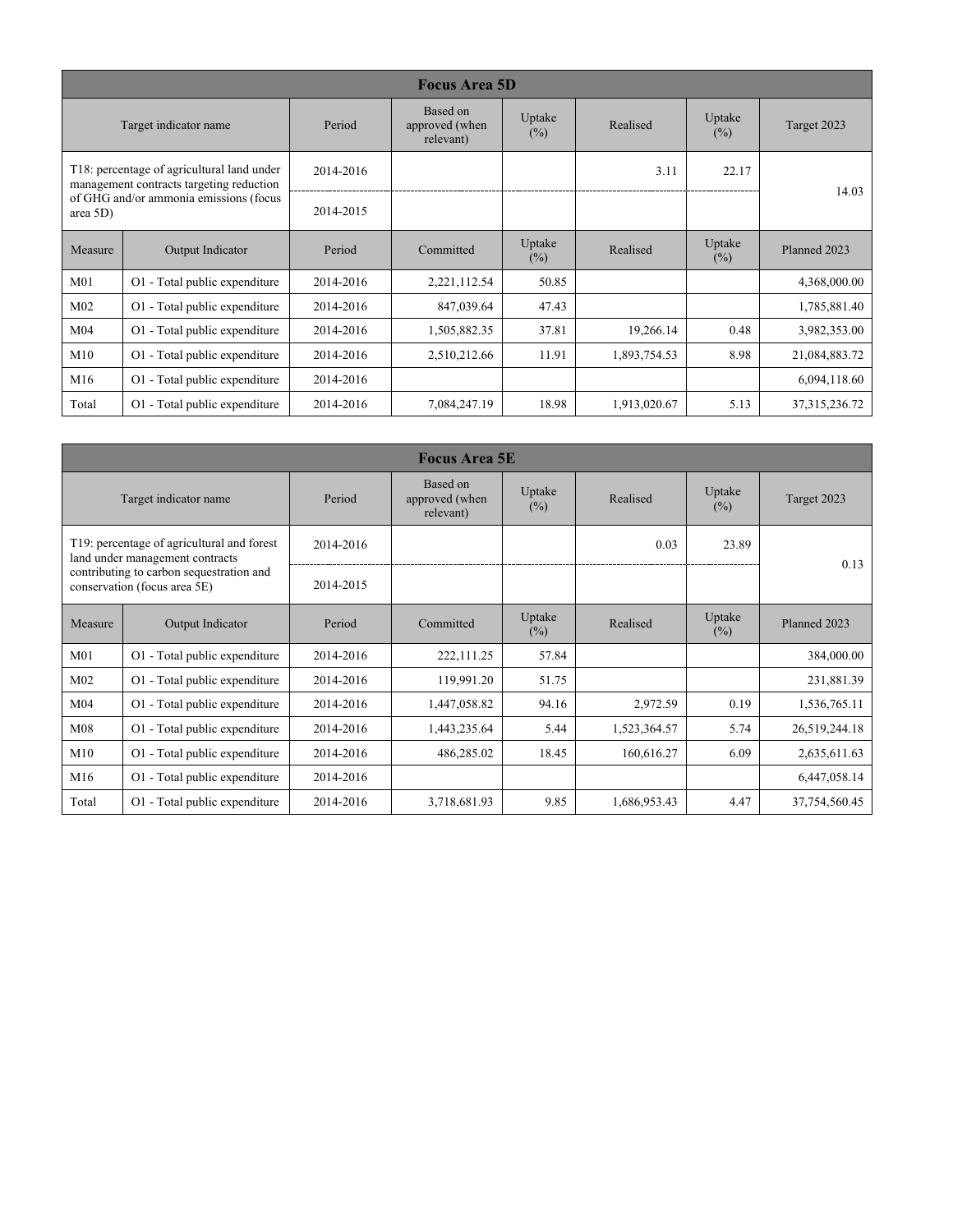| Focus Area 5D | | | | | | | |
|---|---|---|---|---|---|---|---|
| Target indicator name | | Period | Based on approved (when relevant) | Uptake (%) | Realised | Uptake (%) | Target 2023 |
| T18: percentage of agricultural land under management contracts targeting reduction of GHG and/or ammonia emissions (focus area 5D) | | 2014-2016 | | | 3.11 | 22.17 | 14.03 |
| | | 2014-2015 | | | | | |
| Measure | Output Indicator | Period | Committed | Uptake (%) | Realised | Uptake (%) | Planned 2023 |
| M01 | O1 - Total public expenditure | 2014-2016 | 2,221,112.54 | 50.85 | | | 4,368,000.00 |
| M02 | O1 - Total public expenditure | 2014-2016 | 847,039.64 | 47.43 | | | 1,785,881.40 |
| M04 | O1 - Total public expenditure | 2014-2016 | 1,505,882.35 | 37.81 | 19,266.14 | 0.48 | 3,982,353.00 |
| M10 | O1 - Total public expenditure | 2014-2016 | 2,510,212.66 | 11.91 | 1,893,754.53 | 8.98 | 21,084,883.72 |
| M16 | O1 - Total public expenditure | 2014-2016 | | | | | 6,094,118.60 |
| Total | O1 - Total public expenditure | 2014-2016 | 7,084,247.19 | 18.98 | 1,913,020.67 | 5.13 | 37,315,236.72 |

| Focus Area 5E | | | | | | | |
|---|---|---|---|---|---|---|---|
| Target indicator name | | Period | Based on approved (when relevant) | Uptake (%) | Realised | Uptake (%) | Target 2023 |
| T19: percentage of agricultural and forest land under management contracts contributing to carbon sequestration and conservation (focus area 5E) | | 2014-2016 | | | 0.03 | 23.89 | 0.13 |
| | | 2014-2015 | | | | | |
| Measure | Output Indicator | Period | Committed | Uptake (%) | Realised | Uptake (%) | Planned 2023 |
| M01 | O1 - Total public expenditure | 2014-2016 | 222,111.25 | 57.84 | | | 384,000.00 |
| M02 | O1 - Total public expenditure | 2014-2016 | 119,991.20 | 51.75 | | | 231,881.39 |
| M04 | O1 - Total public expenditure | 2014-2016 | 1,447,058.82 | 94.16 | 2,972.59 | 0.19 | 1,536,765.11 |
| M08 | O1 - Total public expenditure | 2014-2016 | 1,443,235.64 | 5.44 | 1,523,364.57 | 5.74 | 26,519,244.18 |
| M10 | O1 - Total public expenditure | 2014-2016 | 486,285.02 | 18.45 | 160,616.27 | 6.09 | 2,635,611.63 |
| M16 | O1 - Total public expenditure | 2014-2016 | | | | | 6,447,058.14 |
| Total | O1 - Total public expenditure | 2014-2016 | 3,718,681.93 | 9.85 | 1,686,953.43 | 4.47 | 37,754,560.45 |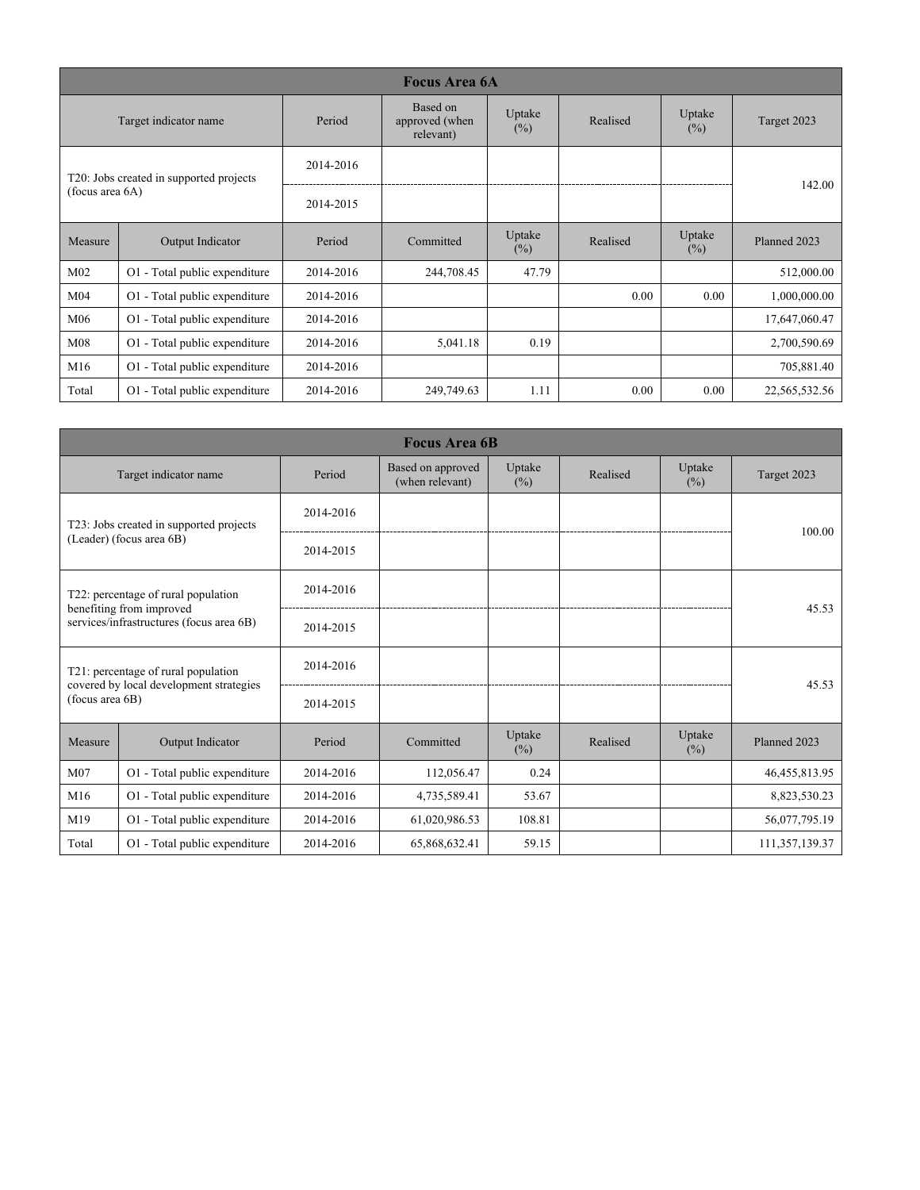| Focus Area 6A | | | | | | | |
|---|---|---|---|---|---|---|---|
| Target indicator name | | Period | Based on approved (when relevant) | Uptake (%) | Realised | Uptake (%) | Target 2023 |
| T20: Jobs created in supported projects (focus area 6A) | | 2014-2016 | | | | | 142.00 |
| | | 2014-2015 | | | | | |
| Measure | Output Indicator | Period | Committed | Uptake (%) | Realised | Uptake (%) | Planned 2023 |
| M02 | O1 - Total public expenditure | 2014-2016 | 244,708.45 | 47.79 | | | 512,000.00 |
| M04 | O1 - Total public expenditure | 2014-2016 | | | 0.00 | 0.00 | 1,000,000.00 |
| M06 | O1 - Total public expenditure | 2014-2016 | | | | | 17,647,060.47 |
| M08 | O1 - Total public expenditure | 2014-2016 | 5,041.18 | 0.19 | | | 2,700,590.69 |
| M16 | O1 - Total public expenditure | 2014-2016 | | | | | 705,881.40 |
| Total | O1 - Total public expenditure | 2014-2016 | 249,749.63 | 1.11 | 0.00 | 0.00 | 22,565,532.56 |

| Focus Area 6B | | | | | | | |
|---|---|---|---|---|---|---|---|
| Target indicator name | | Period | Based on approved (when relevant) | Uptake (%) | Realised | Uptake (%) | Target 2023 |
| T23: Jobs created in supported projects (Leader) (focus area 6B) | | 2014-2016 | | | | | 100.00 |
| | | 2014-2015 | | | | | |
| T22: percentage of rural population benefiting from improved services/infrastructures (focus area 6B) | | 2014-2016 | | | | | 45.53 |
| | | 2014-2015 | | | | | |
| T21: percentage of rural population covered by local development strategies (focus area 6B) | | 2014-2016 | | | | | 45.53 |
| | | 2014-2015 | | | | | |
| Measure | Output Indicator | Period | Committed | Uptake (%) | Realised | Uptake (%) | Planned 2023 |
| M07 | O1 - Total public expenditure | 2014-2016 | 112,056.47 | 0.24 | | | 46,455,813.95 |
| M16 | O1 - Total public expenditure | 2014-2016 | 4,735,589.41 | 53.67 | | | 8,823,530.23 |
| M19 | O1 - Total public expenditure | 2014-2016 | 61,020,986.53 | 108.81 | | | 56,077,795.19 |
| Total | O1 - Total public expenditure | 2014-2016 | 65,868,632.41 | 59.15 | | | 111,357,139.37 |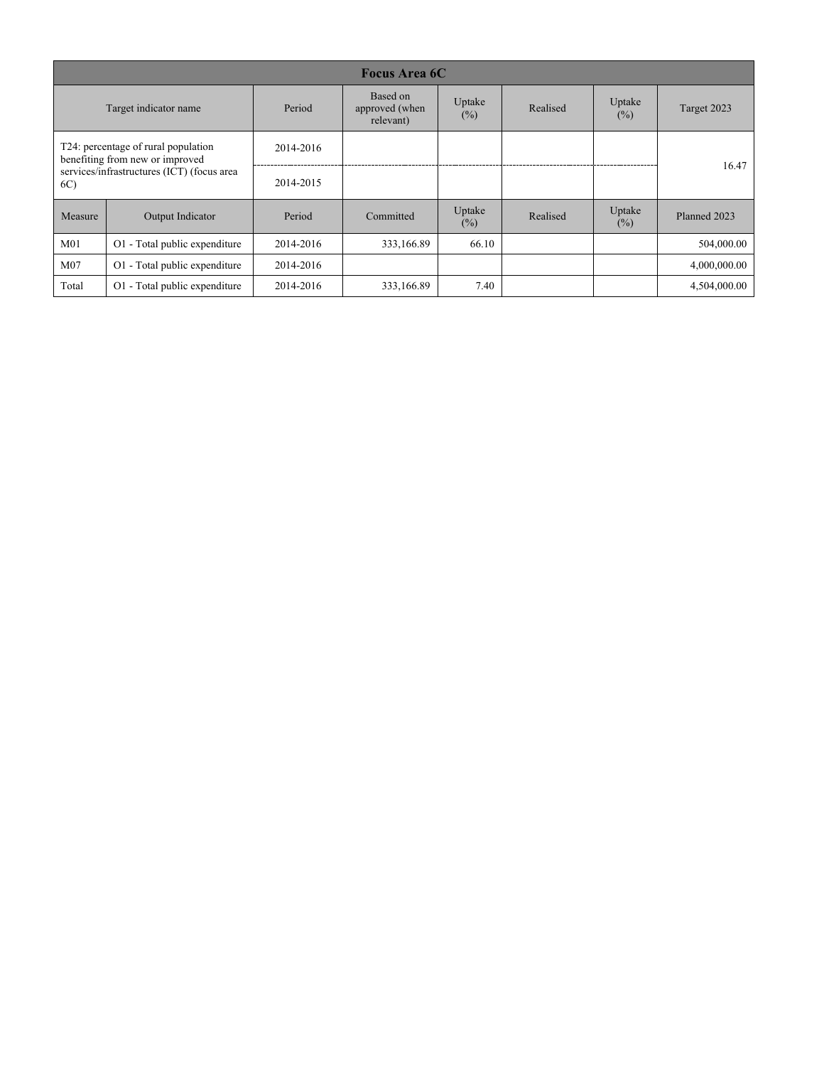| Focus Area 6C | | | | | | | |
|---|---|---|---|---|---|---|---|
| Target indicator name | | Period | Based on approved (when relevant) | Uptake (%) | Realised | Uptake (%) | Target 2023 |
| T24: percentage of rural population benefiting from new or improved services/infrastructures (ICT) (focus area 6C) | | 2014-2016 | | | | | 16.47 |
| | | 2014-2015 | | | | | |
| Measure | Output Indicator | Period | Committed | Uptake (%) | Realised | Uptake (%) | Planned 2023 |
| M01 | O1 - Total public expenditure | 2014-2016 | 333,166.89 | 66.10 | | | 504,000.00 |
| M07 | O1 - Total public expenditure | 2014-2016 | | | | | 4,000,000.00 |
| Total | O1 - Total public expenditure | 2014-2016 | 333,166.89 | 7.40 | | | 4,504,000.00 |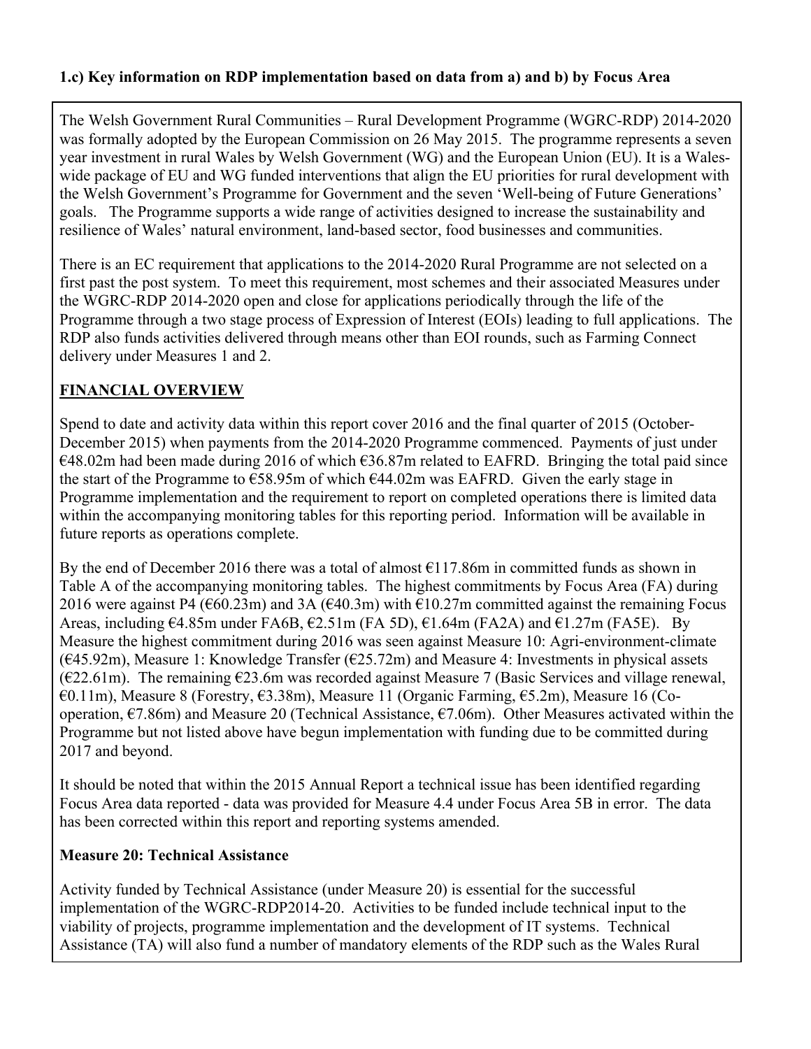**1.c) Key information on RDP implementation based on data from a) and b) by Focus Area**

The Welsh Government Rural Communities – Rural Development Programme (WGRC-RDP) 2014-2020 was formally adopted by the European Commission on 26 May 2015. The programme represents a seven year investment in rural Wales by Welsh Government (WG) and the European Union (EU). It is a Wales-wide package of EU and WG funded interventions that align the EU priorities for rural development with the Welsh Government's Programme for Government and the seven 'Well-being of Future Generations' goals. The Programme supports a wide range of activities designed to increase the sustainability and resilience of Wales' natural environment, land-based sector, food businesses and communities.

There is an EC requirement that applications to the 2014-2020 Rural Programme are not selected on a first past the post system. To meet this requirement, most schemes and their associated Measures under the WGRC-RDP 2014-2020 open and close for applications periodically through the life of the Programme through a two stage process of Expression of Interest (EOIs) leading to full applications. The RDP also funds activities delivered through means other than EOI rounds, such as Farming Connect delivery under Measures 1 and 2.

**FINANCIAL OVERVIEW**

Spend to date and activity data within this report cover 2016 and the final quarter of 2015 (October-December 2015) when payments from the 2014-2020 Programme commenced. Payments of just under €48.02m had been made during 2016 of which €36.87m related to EAFRD. Bringing the total paid since the start of the Programme to €58.95m of which €44.02m was EAFRD. Given the early stage in Programme implementation and the requirement to report on completed operations there is limited data within the accompanying monitoring tables for this reporting period. Information will be available in future reports as operations complete.

By the end of December 2016 there was a total of almost €117.86m in committed funds as shown in Table A of the accompanying monitoring tables. The highest commitments by Focus Area (FA) during 2016 were against P4 (€60.23m) and 3A (€40.3m) with €10.27m committed against the remaining Focus Areas, including €4.85m under FA6B, €2.51m (FA 5D), €1.64m (FA2A) and €1.27m (FA5E). By Measure the highest commitment during 2016 was seen against Measure 10: Agri-environment-climate (€45.92m), Measure 1: Knowledge Transfer (€25.72m) and Measure 4: Investments in physical assets (€22.61m). The remaining €23.6m was recorded against Measure 7 (Basic Services and village renewal, €0.11m), Measure 8 (Forestry, €3.38m), Measure 11 (Organic Farming, €5.2m), Measure 16 (Co-operation, €7.86m) and Measure 20 (Technical Assistance, €7.06m). Other Measures activated within the Programme but not listed above have begun implementation with funding due to be committed during 2017 and beyond.

It should be noted that within the 2015 Annual Report a technical issue has been identified regarding Focus Area data reported - data was provided for Measure 4.4 under Focus Area 5B in error. The data has been corrected within this report and reporting systems amended.

**Measure 20: Technical Assistance**

Activity funded by Technical Assistance (under Measure 20) is essential for the successful implementation of the WGRC-RDP2014-20. Activities to be funded include technical input to the viability of projects, programme implementation and the development of IT systems. Technical Assistance (TA) will also fund a number of mandatory elements of the RDP such as the Wales Rural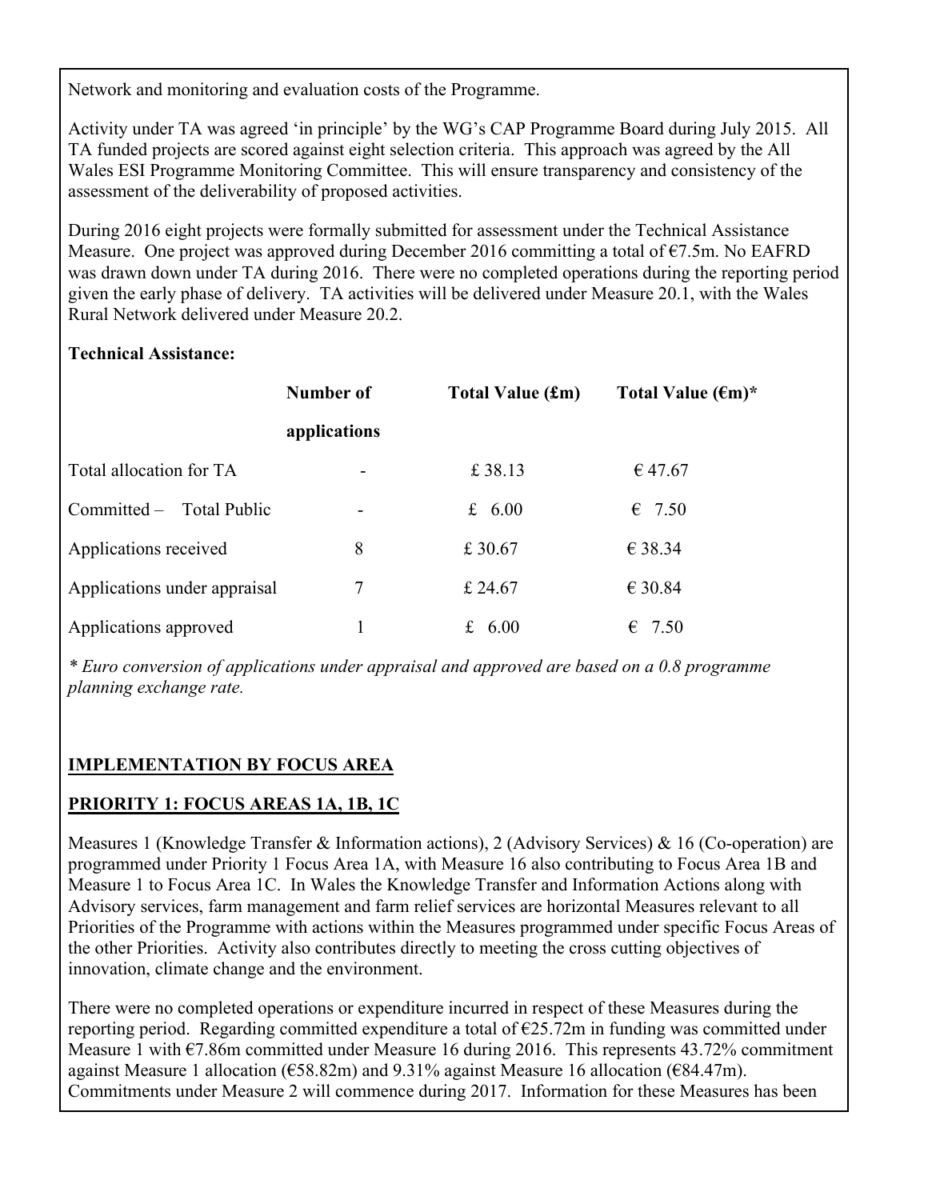Network and monitoring and evaluation costs of the Programme.

Activity under TA was agreed 'in principle' by the WG's CAP Programme Board during July 2015. All TA funded projects are scored against eight selection criteria. This approach was agreed by the All Wales ESI Programme Monitoring Committee. This will ensure transparency and consistency of the assessment of the deliverability of proposed activities.

During 2016 eight projects were formally submitted for assessment under the Technical Assistance Measure. One project was approved during December 2016 committing a total of €7.5m. No EAFRD was drawn down under TA during 2016. There were no completed operations during the reporting period given the early phase of delivery. TA activities will be delivered under Measure 20.1, with the Wales Rural Network delivered under Measure 20.2.

**Technical Assistance:**

| | Number of applications | Total Value (£m) | Total Value (€m)* |
|---|---|---|---|
| Total allocation for TA | - | £ 38.13 | € 47.67 |
| Committed – Total Public | - | £ 6.00 | € 7.50 |
| Applications received | 8 | £ 30.67 | € 38.34 |
| Applications under appraisal | 7 | £ 24.67 | € 30.84 |
| Applications approved | 1 | £ 6.00 | € 7.50 |

*\* Euro conversion of applications under appraisal and approved are based on a 0.8 programme planning exchange rate.*

## IMPLEMENTATION BY FOCUS AREA

### PRIORITY 1: FOCUS AREAS 1A, 1B, 1C

Measures 1 (Knowledge Transfer & Information actions), 2 (Advisory Services) & 16 (Co-operation) are programmed under Priority 1 Focus Area 1A, with Measure 16 also contributing to Focus Area 1B and Measure 1 to Focus Area 1C. In Wales the Knowledge Transfer and Information Actions along with Advisory services, farm management and farm relief services are horizontal Measures relevant to all Priorities of the Programme with actions within the Measures programmed under specific Focus Areas of the other Priorities. Activity also contributes directly to meeting the cross cutting objectives of innovation, climate change and the environment.

There were no completed operations or expenditure incurred in respect of these Measures during the reporting period. Regarding committed expenditure a total of €25.72m in funding was committed under Measure 1 with €7.86m committed under Measure 16 during 2016. This represents 43.72% commitment against Measure 1 allocation (€58.82m) and 9.31% against Measure 16 allocation (€84.47m). Commitments under Measure 2 will commence during 2017. Information for these Measures has been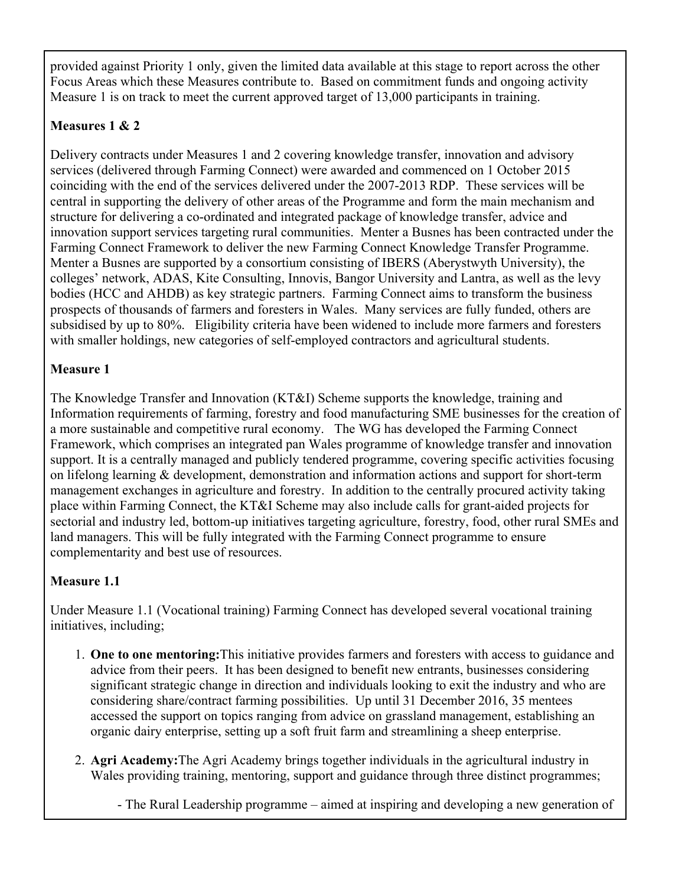provided against Priority 1 only, given the limited data available at this stage to report across the other Focus Areas which these Measures contribute to. Based on commitment funds and ongoing activity Measure 1 is on track to meet the current approved target of 13,000 participants in training.

**Measures 1 & 2**

Delivery contracts under Measures 1 and 2 covering knowledge transfer, innovation and advisory services (delivered through Farming Connect) were awarded and commenced on 1 October 2015 coinciding with the end of the services delivered under the 2007-2013 RDP. These services will be central in supporting the delivery of other areas of the Programme and form the main mechanism and structure for delivering a co-ordinated and integrated package of knowledge transfer, advice and innovation support services targeting rural communities. Menter a Busnes has been contracted under the Farming Connect Framework to deliver the new Farming Connect Knowledge Transfer Programme. Menter a Busnes are supported by a consortium consisting of IBERS (Aberystwyth University), the colleges' network, ADAS, Kite Consulting, Innovis, Bangor University and Lantra, as well as the levy bodies (HCC and AHDB) as key strategic partners. Farming Connect aims to transform the business prospects of thousands of farmers and foresters in Wales. Many services are fully funded, others are subsidised by up to 80%. Eligibility criteria have been widened to include more farmers and foresters with smaller holdings, new categories of self-employed contractors and agricultural students.

**Measure 1**

The Knowledge Transfer and Innovation (KT&I) Scheme supports the knowledge, training and Information requirements of farming, forestry and food manufacturing SME businesses for the creation of a more sustainable and competitive rural economy. The WG has developed the Farming Connect Framework, which comprises an integrated pan Wales programme of knowledge transfer and innovation support. It is a centrally managed and publicly tendered programme, covering specific activities focusing on lifelong learning & development, demonstration and information actions and support for short-term management exchanges in agriculture and forestry. In addition to the centrally procured activity taking place within Farming Connect, the KT&I Scheme may also include calls for grant-aided projects for sectorial and industry led, bottom-up initiatives targeting agriculture, forestry, food, other rural SMEs and land managers. This will be fully integrated with the Farming Connect programme to ensure complementarity and best use of resources.

**Measure 1.1**

Under Measure 1.1 (Vocational training) Farming Connect has developed several vocational training initiatives, including;

1. **One to one mentoring:**This initiative provides farmers and foresters with access to guidance and advice from their peers. It has been designed to benefit new entrants, businesses considering significant strategic change in direction and individuals looking to exit the industry and who are considering share/contract farming possibilities. Up until 31 December 2016, 35 mentees accessed the support on topics ranging from advice on grassland management, establishing an organic dairy enterprise, setting up a soft fruit farm and streamlining a sheep enterprise.

2. **Agri Academy:**The Agri Academy brings together individuals in the agricultural industry in Wales providing training, mentoring, support and guidance through three distinct programmes;

    - The Rural Leadership programme – aimed at inspiring and developing a new generation of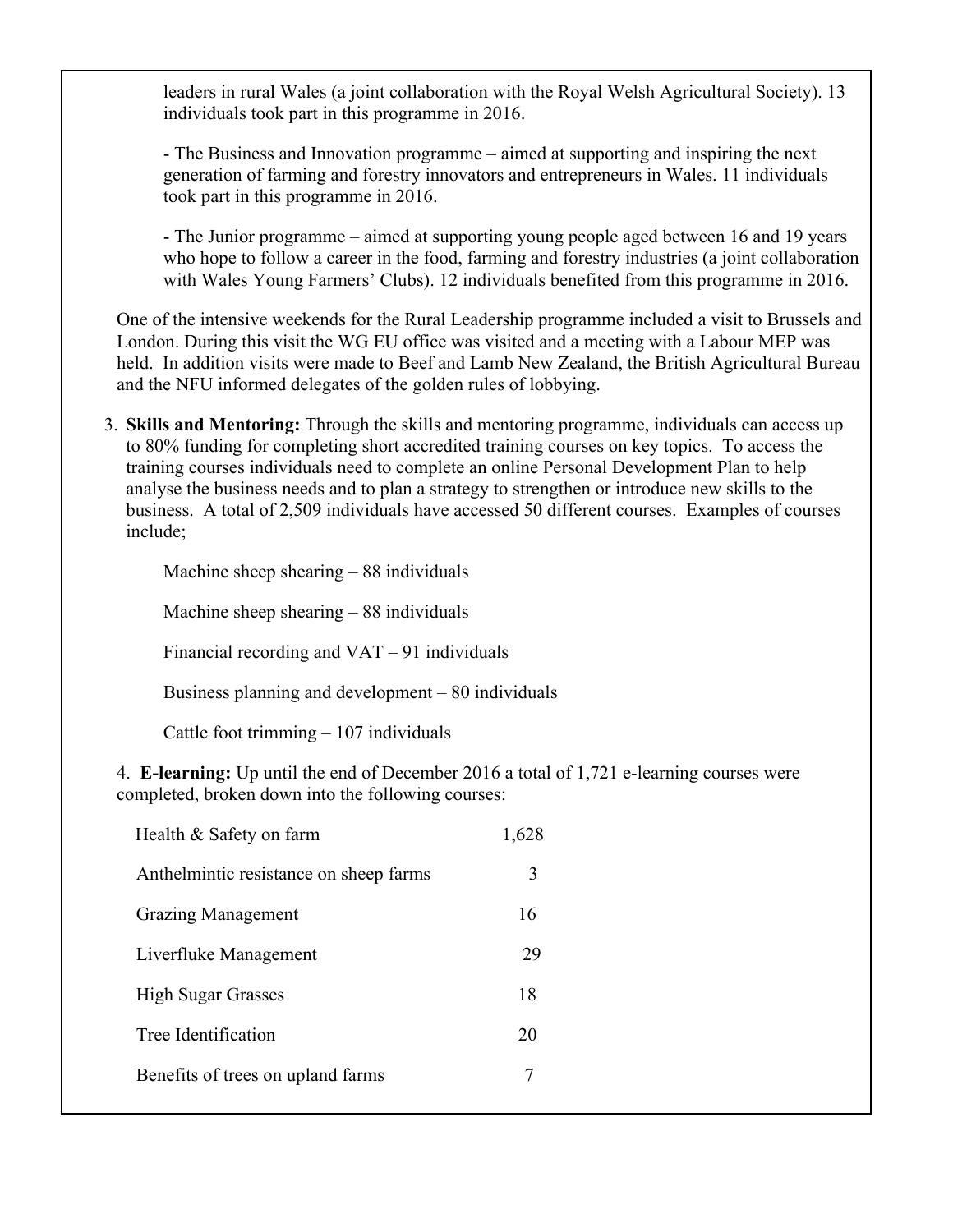leaders in rural Wales (a joint collaboration with the Royal Welsh Agricultural Society). 13 individuals took part in this programme in 2016.

- The Business and Innovation programme – aimed at supporting and inspiring the next generation of farming and forestry innovators and entrepreneurs in Wales. 11 individuals took part in this programme in 2016.

- The Junior programme – aimed at supporting young people aged between 16 and 19 years who hope to follow a career in the food, farming and forestry industries (a joint collaboration with Wales Young Farmers' Clubs). 12 individuals benefited from this programme in 2016.

One of the intensive weekends for the Rural Leadership programme included a visit to Brussels and London. During this visit the WG EU office was visited and a meeting with a Labour MEP was held. In addition visits were made to Beef and Lamb New Zealand, the British Agricultural Bureau and the NFU informed delegates of the golden rules of lobbying.

3. **Skills and Mentoring:** Through the skills and mentoring programme, individuals can access up to 80% funding for completing short accredited training courses on key topics. To access the training courses individuals need to complete an online Personal Development Plan to help analyse the business needs and to plan a strategy to strengthen or introduce new skills to the business. A total of 2,509 individuals have accessed 50 different courses. Examples of courses include;

   Machine sheep shearing – 88 individuals

   Machine sheep shearing – 88 individuals

   Financial recording and VAT – 91 individuals

   Business planning and development – 80 individuals

   Cattle foot trimming – 107 individuals

4. **E-learning:** Up until the end of December 2016 a total of 1,721 e-learning courses were completed, broken down into the following courses:

| Course | Completed |
|---|---|
| Health & Safety on farm | 1,628 |
| Anthelmintic resistance on sheep farms | 3 |
| Grazing Management | 16 |
| Liverfluke Management | 29 |
| High Sugar Grasses | 18 |
| Tree Identification | 20 |
| Benefits of trees on upland farms | 7 |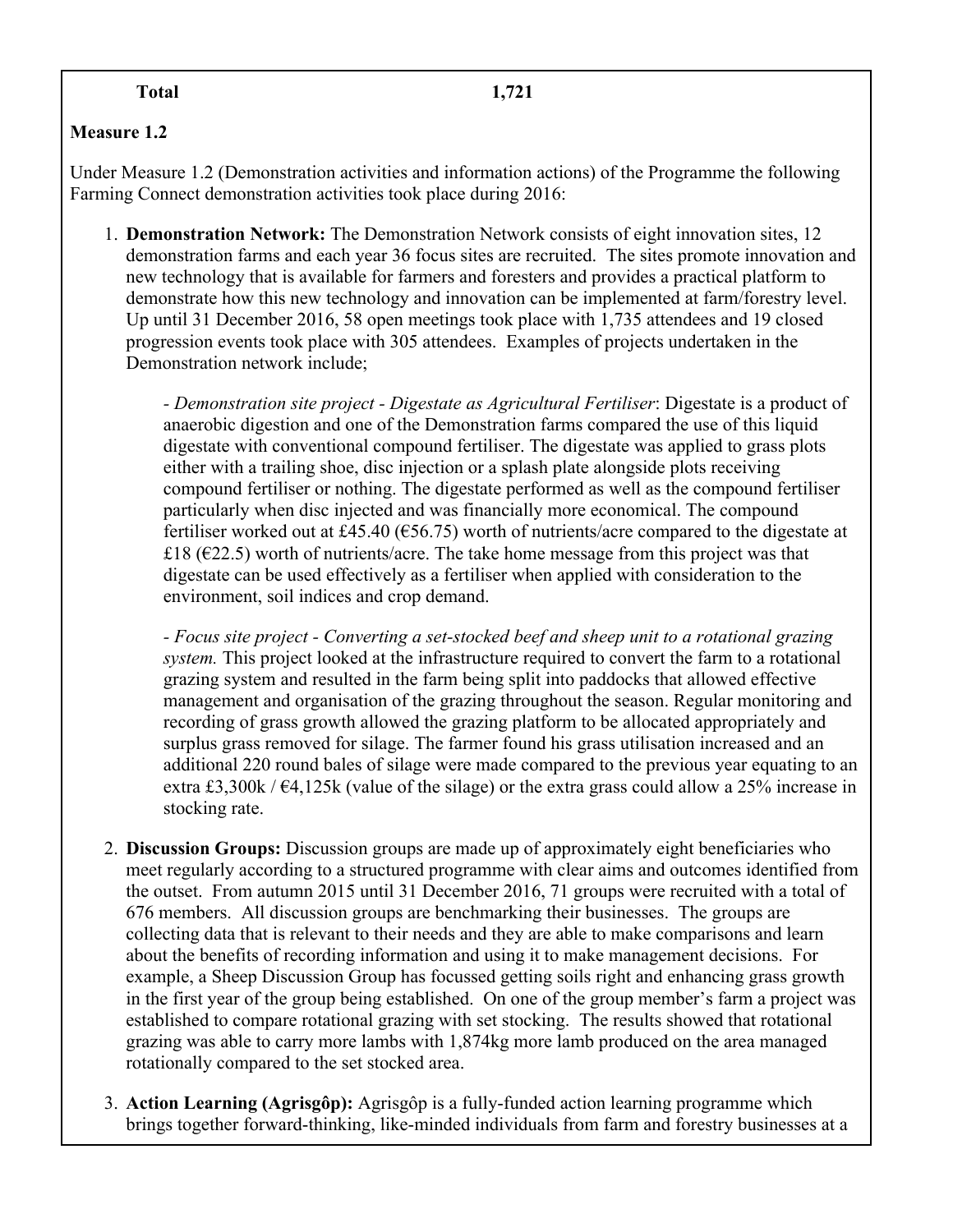| Total | 1,721 |
|---|---|

**Measure 1.2**

Under Measure 1.2 (Demonstration activities and information actions) of the Programme the following Farming Connect demonstration activities took place during 2016:

1. **Demonstration Network:** The Demonstration Network consists of eight innovation sites, 12 demonstration farms and each year 36 focus sites are recruited. The sites promote innovation and new technology that is available for farmers and foresters and provides a practical platform to demonstrate how this new technology and innovation can be implemented at farm/forestry level. Up until 31 December 2016, 58 open meetings took place with 1,735 attendees and 19 closed progression events took place with 305 attendees. Examples of projects undertaken in the Demonstration network include;

   - *Demonstration site project - Digestate as Agricultural Fertiliser*: Digestate is a product of anaerobic digestion and one of the Demonstration farms compared the use of this liquid digestate with conventional compound fertiliser. The digestate was applied to grass plots either with a trailing shoe, disc injection or a splash plate alongside plots receiving compound fertiliser or nothing. The digestate performed as well as the compound fertiliser particularly when disc injected and was financially more economical. The compound fertiliser worked out at £45.40 (€56.75) worth of nutrients/acre compared to the digestate at £18 (€22.5) worth of nutrients/acre. The take home message from this project was that digestate can be used effectively as a fertiliser when applied with consideration to the environment, soil indices and crop demand.

   - *Focus site project - Converting a set-stocked beef and sheep unit to a rotational grazing system.* This project looked at the infrastructure required to convert the farm to a rotational grazing system and resulted in the farm being split into paddocks that allowed effective management and organisation of the grazing throughout the season. Regular monitoring and recording of grass growth allowed the grazing platform to be allocated appropriately and surplus grass removed for silage. The farmer found his grass utilisation increased and an additional 220 round bales of silage were made compared to the previous year equating to an extra £3,300k / €4,125k (value of the silage) or the extra grass could allow a 25% increase in stocking rate.

2. **Discussion Groups:** Discussion groups are made up of approximately eight beneficiaries who meet regularly according to a structured programme with clear aims and outcomes identified from the outset. From autumn 2015 until 31 December 2016, 71 groups were recruited with a total of 676 members. All discussion groups are benchmarking their businesses. The groups are collecting data that is relevant to their needs and they are able to make comparisons and learn about the benefits of recording information and using it to make management decisions. For example, a Sheep Discussion Group has focussed getting soils right and enhancing grass growth in the first year of the group being established. On one of the group member's farm a project was established to compare rotational grazing with set stocking. The results showed that rotational grazing was able to carry more lambs with 1,874kg more lamb produced on the area managed rotationally compared to the set stocked area.

3. **Action Learning (Agrisgôp):** Agrisgôp is a fully-funded action learning programme which brings together forward-thinking, like-minded individuals from farm and forestry businesses at a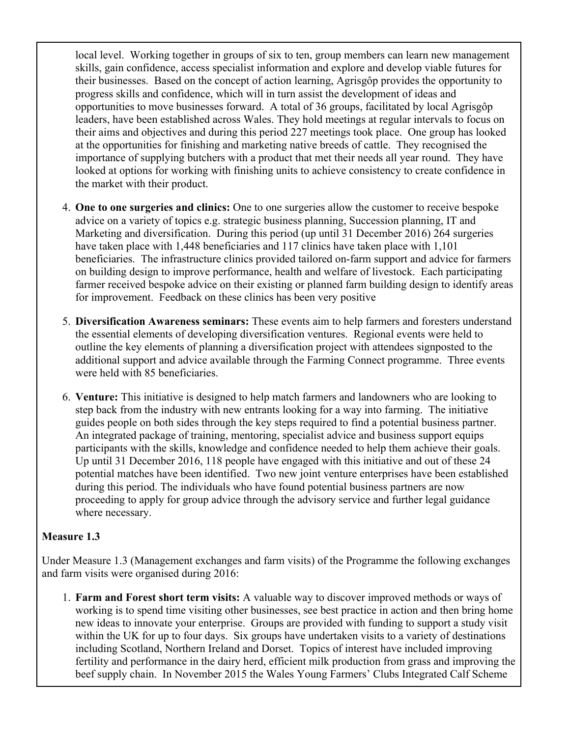local level. Working together in groups of six to ten, group members can learn new management skills, gain confidence, access specialist information and explore and develop viable futures for their businesses. Based on the concept of action learning, Agrisgôp provides the opportunity to progress skills and confidence, which will in turn assist the development of ideas and opportunities to move businesses forward. A total of 36 groups, facilitated by local Agrisgôp leaders, have been established across Wales. They hold meetings at regular intervals to focus on their aims and objectives and during this period 227 meetings took place. One group has looked at the opportunities for finishing and marketing native breeds of cattle. They recognised the importance of supplying butchers with a product that met their needs all year round. They have looked at options for working with finishing units to achieve consistency to create confidence in the market with their product.

4. **One to one surgeries and clinics:** One to one surgeries allow the customer to receive bespoke advice on a variety of topics e.g. strategic business planning, Succession planning, IT and Marketing and diversification. During this period (up until 31 December 2016) 264 surgeries have taken place with 1,448 beneficiaries and 117 clinics have taken place with 1,101 beneficiaries. The infrastructure clinics provided tailored on-farm support and advice for farmers on building design to improve performance, health and welfare of livestock. Each participating farmer received bespoke advice on their existing or planned farm building design to identify areas for improvement. Feedback on these clinics has been very positive

5. **Diversification Awareness seminars:** These events aim to help farmers and foresters understand the essential elements of developing diversification ventures. Regional events were held to outline the key elements of planning a diversification project with attendees signposted to the additional support and advice available through the Farming Connect programme. Three events were held with 85 beneficiaries.

6. **Venture:** This initiative is designed to help match farmers and landowners who are looking to step back from the industry with new entrants looking for a way into farming. The initiative guides people on both sides through the key steps required to find a potential business partner. An integrated package of training, mentoring, specialist advice and business support equips participants with the skills, knowledge and confidence needed to help them achieve their goals. Up until 31 December 2016, 118 people have engaged with this initiative and out of these 24 potential matches have been identified. Two new joint venture enterprises have been established during this period. The individuals who have found potential business partners are now proceeding to apply for group advice through the advisory service and further legal guidance where necessary.

**Measure 1.3**

Under Measure 1.3 (Management exchanges and farm visits) of the Programme the following exchanges and farm visits were organised during 2016:

1. **Farm and Forest short term visits:** A valuable way to discover improved methods or ways of working is to spend time visiting other businesses, see best practice in action and then bring home new ideas to innovate your enterprise. Groups are provided with funding to support a study visit within the UK for up to four days. Six groups have undertaken visits to a variety of destinations including Scotland, Northern Ireland and Dorset. Topics of interest have included improving fertility and performance in the dairy herd, efficient milk production from grass and improving the beef supply chain. In November 2015 the Wales Young Farmers' Clubs Integrated Calf Scheme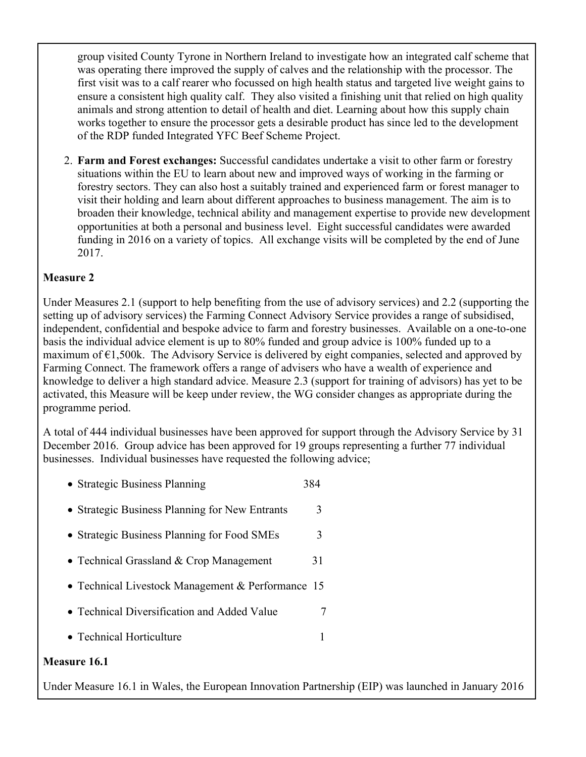group visited County Tyrone in Northern Ireland to investigate how an integrated calf scheme that was operating there improved the supply of calves and the relationship with the processor. The first visit was to a calf rearer who focussed on high health status and targeted live weight gains to ensure a consistent high quality calf. They also visited a finishing unit that relied on high quality animals and strong attention to detail of health and diet. Learning about how this supply chain works together to ensure the processor gets a desirable product has since led to the development of the RDP funded Integrated YFC Beef Scheme Project.

2. **Farm and Forest exchanges:** Successful candidates undertake a visit to other farm or forestry situations within the EU to learn about new and improved ways of working in the farming or forestry sectors. They can also host a suitably trained and experienced farm or forest manager to visit their holding and learn about different approaches to business management. The aim is to broaden their knowledge, technical ability and management expertise to provide new development opportunities at both a personal and business level. Eight successful candidates were awarded funding in 2016 on a variety of topics. All exchange visits will be completed by the end of June 2017.

**Measure 2**

Under Measures 2.1 (support to help benefiting from the use of advisory services) and 2.2 (supporting the setting up of advisory services) the Farming Connect Advisory Service provides a range of subsidised, independent, confidential and bespoke advice to farm and forestry businesses. Available on a one-to-one basis the individual advice element is up to 80% funded and group advice is 100% funded up to a maximum of €1,500k. The Advisory Service is delivered by eight companies, selected and approved by Farming Connect. The framework offers a range of advisers who have a wealth of experience and knowledge to deliver a high standard advice. Measure 2.3 (support for training of advisors) has yet to be activated, this Measure will be keep under review, the WG consider changes as appropriate during the programme period.

A total of 444 individual businesses have been approved for support through the Advisory Service by 31 December 2016. Group advice has been approved for 19 groups representing a further 77 individual businesses. Individual businesses have requested the following advice;

- Strategic Business Planning 384
- Strategic Business Planning for New Entrants 3
- Strategic Business Planning for Food SMEs 3
- Technical Grassland & Crop Management 31
- Technical Livestock Management & Performance 15
- Technical Diversification and Added Value 7
- Technical Horticulture 1

**Measure 16.1**

Under Measure 16.1 in Wales, the European Innovation Partnership (EIP) was launched in January 2016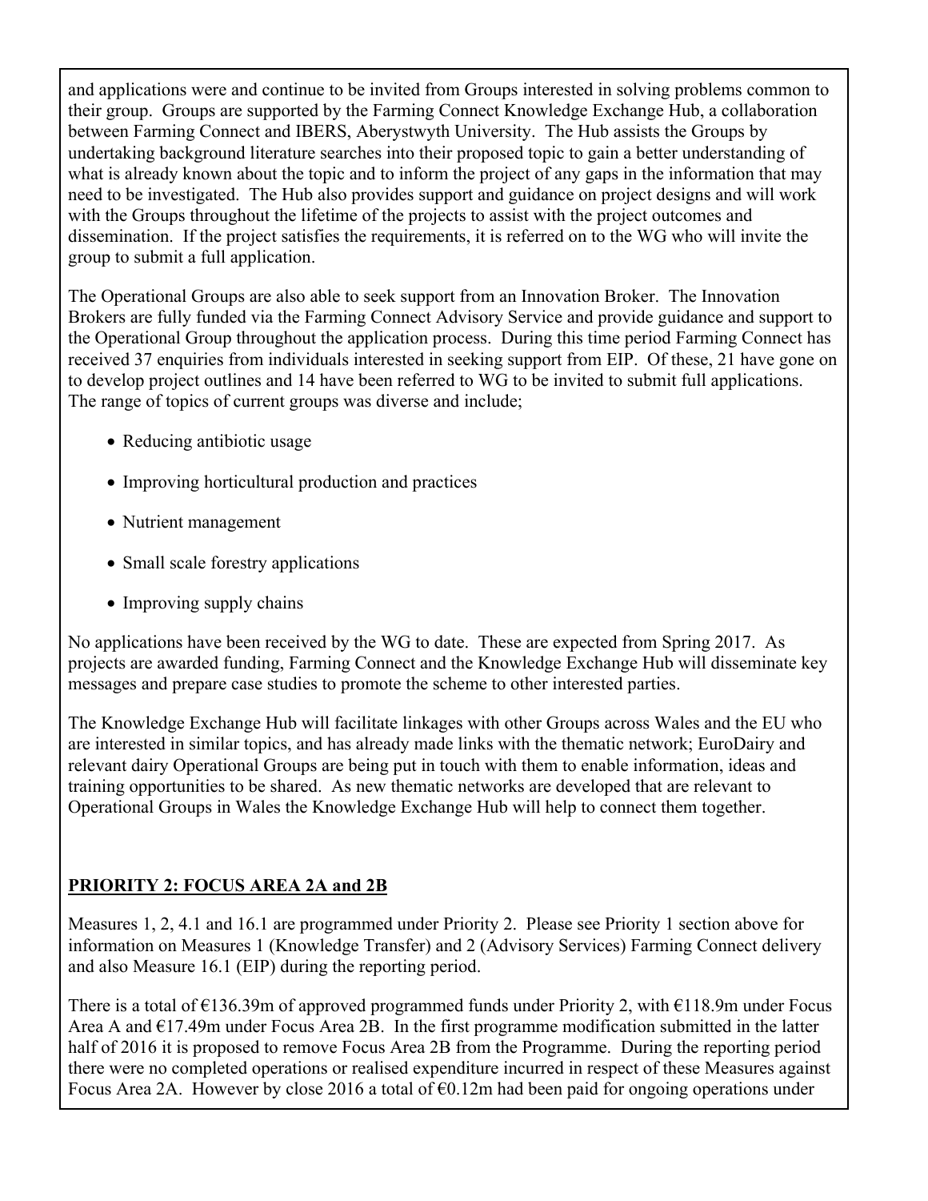and applications were and continue to be invited from Groups interested in solving problems common to their group. Groups are supported by the Farming Connect Knowledge Exchange Hub, a collaboration between Farming Connect and IBERS, Aberystwyth University. The Hub assists the Groups by undertaking background literature searches into their proposed topic to gain a better understanding of what is already known about the topic and to inform the project of any gaps in the information that may need to be investigated. The Hub also provides support and guidance on project designs and will work with the Groups throughout the lifetime of the projects to assist with the project outcomes and dissemination. If the project satisfies the requirements, it is referred on to the WG who will invite the group to submit a full application.

The Operational Groups are also able to seek support from an Innovation Broker. The Innovation Brokers are fully funded via the Farming Connect Advisory Service and provide guidance and support to the Operational Group throughout the application process. During this time period Farming Connect has received 37 enquiries from individuals interested in seeking support from EIP. Of these, 21 have gone on to develop project outlines and 14 have been referred to WG to be invited to submit full applications. The range of topics of current groups was diverse and include;

- Reducing antibiotic usage
- Improving horticultural production and practices
- Nutrient management
- Small scale forestry applications
- Improving supply chains

No applications have been received by the WG to date. These are expected from Spring 2017. As projects are awarded funding, Farming Connect and the Knowledge Exchange Hub will disseminate key messages and prepare case studies to promote the scheme to other interested parties.

The Knowledge Exchange Hub will facilitate linkages with other Groups across Wales and the EU who are interested in similar topics, and has already made links with the thematic network; EuroDairy and relevant dairy Operational Groups are being put in touch with them to enable information, ideas and training opportunities to be shared. As new thematic networks are developed that are relevant to Operational Groups in Wales the Knowledge Exchange Hub will help to connect them together.

**PRIORITY 2: FOCUS AREA 2A and 2B**

Measures 1, 2, 4.1 and 16.1 are programmed under Priority 2. Please see Priority 1 section above for information on Measures 1 (Knowledge Transfer) and 2 (Advisory Services) Farming Connect delivery and also Measure 16.1 (EIP) during the reporting period.

There is a total of €136.39m of approved programmed funds under Priority 2, with €118.9m under Focus Area A and €17.49m under Focus Area 2B. In the first programme modification submitted in the latter half of 2016 it is proposed to remove Focus Area 2B from the Programme. During the reporting period there were no completed operations or realised expenditure incurred in respect of these Measures against Focus Area 2A. However by close 2016 a total of €0.12m had been paid for ongoing operations under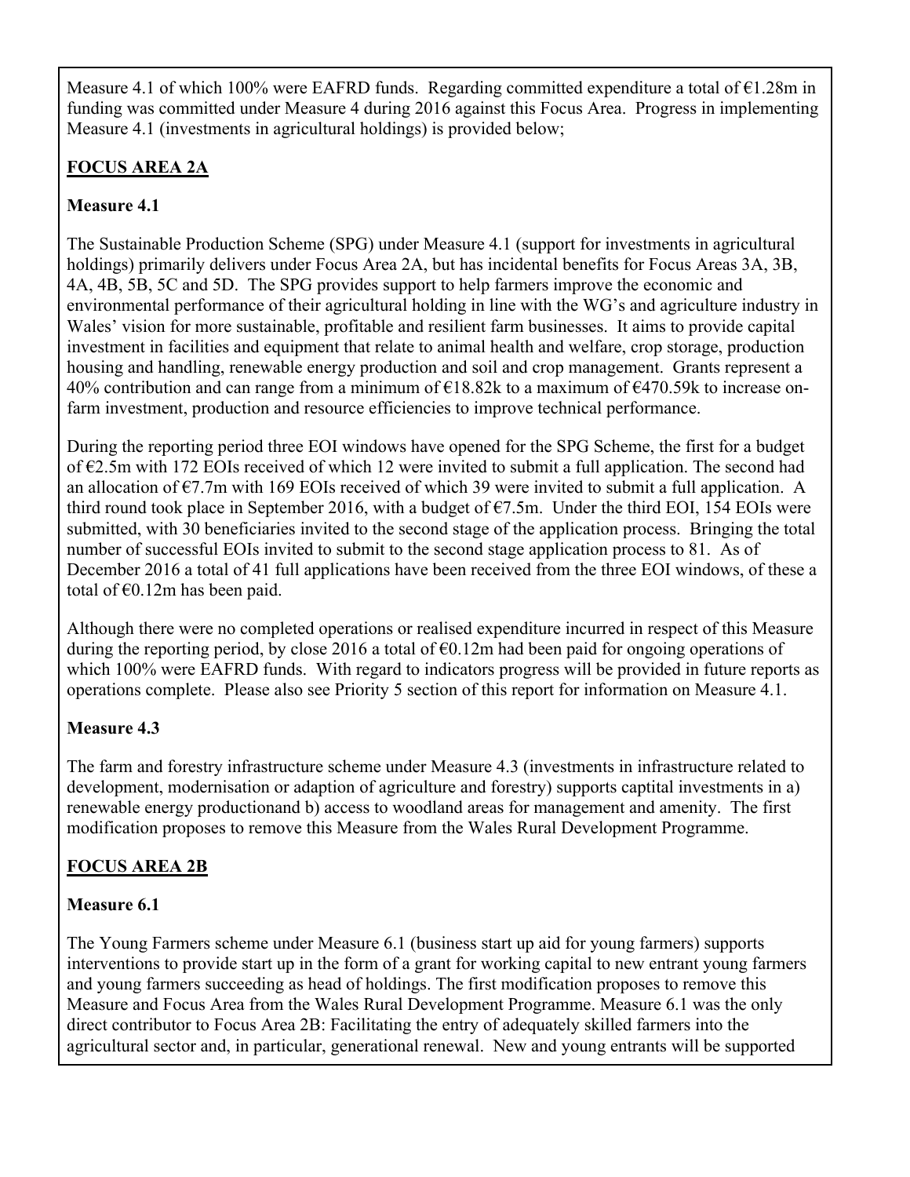Measure 4.1 of which 100% were EAFRD funds. Regarding committed expenditure a total of €1.28m in funding was committed under Measure 4 during 2016 against this Focus Area. Progress in implementing Measure 4.1 (investments in agricultural holdings) is provided below;

## FOCUS AREA 2A

### Measure 4.1

The Sustainable Production Scheme (SPG) under Measure 4.1 (support for investments in agricultural holdings) primarily delivers under Focus Area 2A, but has incidental benefits for Focus Areas 3A, 3B, 4A, 4B, 5B, 5C and 5D. The SPG provides support to help farmers improve the economic and environmental performance of their agricultural holding in line with the WG's and agriculture industry in Wales' vision for more sustainable, profitable and resilient farm businesses. It aims to provide capital investment in facilities and equipment that relate to animal health and welfare, crop storage, production housing and handling, renewable energy production and soil and crop management. Grants represent a 40% contribution and can range from a minimum of €18.82k to a maximum of €470.59k to increase on-farm investment, production and resource efficiencies to improve technical performance.

During the reporting period three EOI windows have opened for the SPG Scheme, the first for a budget of €2.5m with 172 EOIs received of which 12 were invited to submit a full application. The second had an allocation of €7.7m with 169 EOIs received of which 39 were invited to submit a full application. A third round took place in September 2016, with a budget of €7.5m. Under the third EOI, 154 EOIs were submitted, with 30 beneficiaries invited to the second stage of the application process. Bringing the total number of successful EOIs invited to submit to the second stage application process to 81. As of December 2016 a total of 41 full applications have been received from the three EOI windows, of these a total of €0.12m has been paid.

Although there were no completed operations or realised expenditure incurred in respect of this Measure during the reporting period, by close 2016 a total of €0.12m had been paid for ongoing operations of which 100% were EAFRD funds. With regard to indicators progress will be provided in future reports as operations complete. Please also see Priority 5 section of this report for information on Measure 4.1.

### Measure 4.3

The farm and forestry infrastructure scheme under Measure 4.3 (investments in infrastructure related to development, modernisation or adaption of agriculture and forestry) supports captital investments in a) renewable energy productionand b) access to woodland areas for management and amenity. The first modification proposes to remove this Measure from the Wales Rural Development Programme.

## FOCUS AREA 2B

### Measure 6.1

The Young Farmers scheme under Measure 6.1 (business start up aid for young farmers) supports interventions to provide start up in the form of a grant for working capital to new entrant young farmers and young farmers succeeding as head of holdings. The first modification proposes to remove this Measure and Focus Area from the Wales Rural Development Programme. Measure 6.1 was the only direct contributor to Focus Area 2B: Facilitating the entry of adequately skilled farmers into the agricultural sector and, in particular, generational renewal. New and young entrants will be supported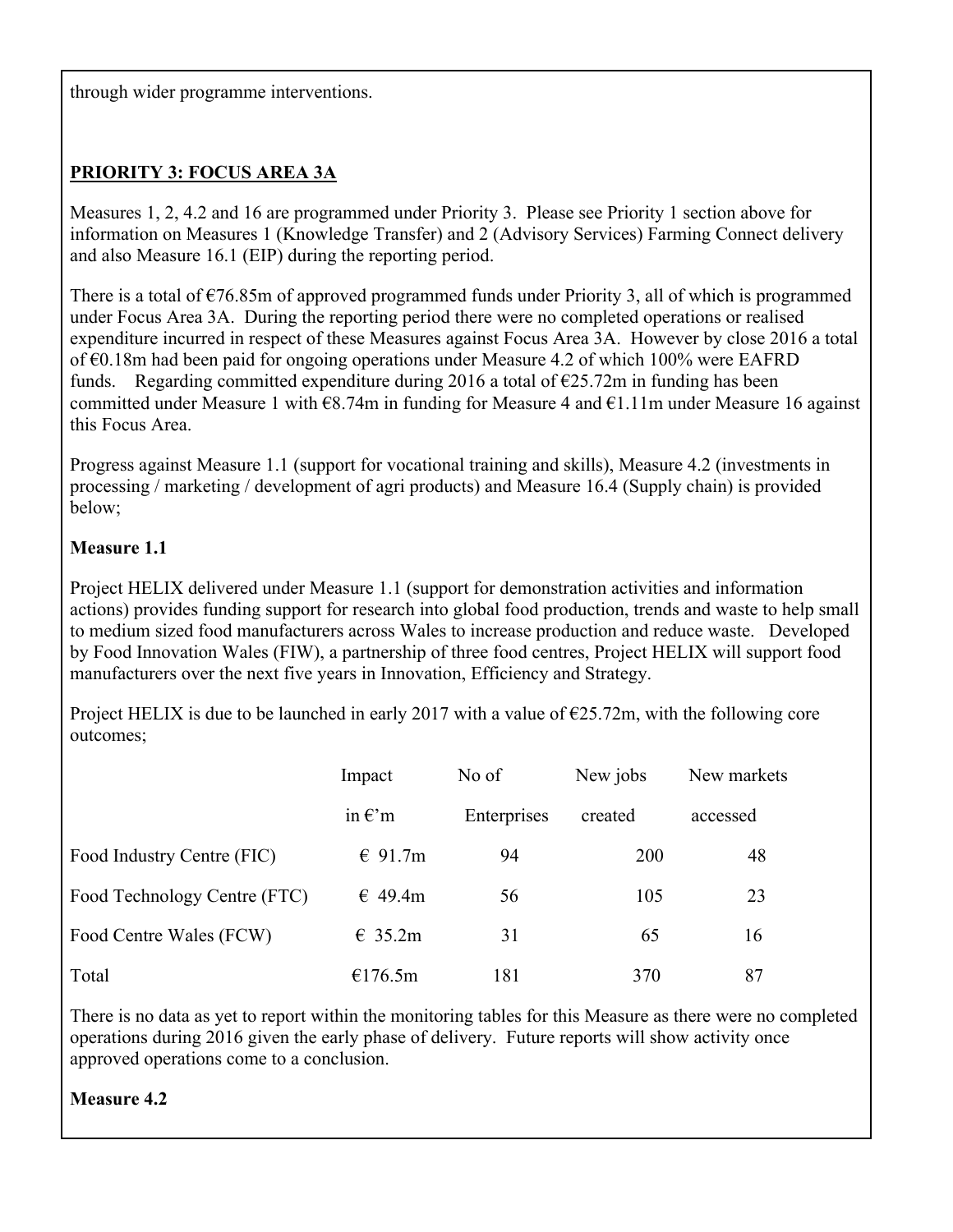through wider programme interventions.

**PRIORITY 3: FOCUS AREA 3A**

Measures 1, 2, 4.2 and 16 are programmed under Priority 3. Please see Priority 1 section above for information on Measures 1 (Knowledge Transfer) and 2 (Advisory Services) Farming Connect delivery and also Measure 16.1 (EIP) during the reporting period.

There is a total of €76.85m of approved programmed funds under Priority 3, all of which is programmed under Focus Area 3A. During the reporting period there were no completed operations or realised expenditure incurred in respect of these Measures against Focus Area 3A. However by close 2016 a total of €0.18m had been paid for ongoing operations under Measure 4.2 of which 100% were EAFRD funds. Regarding committed expenditure during 2016 a total of €25.72m in funding has been committed under Measure 1 with €8.74m in funding for Measure 4 and €1.11m under Measure 16 against this Focus Area.

Progress against Measure 1.1 (support for vocational training and skills), Measure 4.2 (investments in processing / marketing / development of agri products) and Measure 16.4 (Supply chain) is provided below;

**Measure 1.1**

Project HELIX delivered under Measure 1.1 (support for demonstration activities and information actions) provides funding support for research into global food production, trends and waste to help small to medium sized food manufacturers across Wales to increase production and reduce waste. Developed by Food Innovation Wales (FIW), a partnership of three food centres, Project HELIX will support food manufacturers over the next five years in Innovation, Efficiency and Strategy.

Project HELIX is due to be launched in early 2017 with a value of €25.72m, with the following core outcomes;

| | Impact in €'m | No of Enterprises | New jobs created | New markets accessed |
|---|---|---|---|---|
| Food Industry Centre (FIC) | € 91.7m | 94 | 200 | 48 |
| Food Technology Centre (FTC) | € 49.4m | 56 | 105 | 23 |
| Food Centre Wales (FCW) | € 35.2m | 31 | 65 | 16 |
| Total | €176.5m | 181 | 370 | 87 |

There is no data as yet to report within the monitoring tables for this Measure as there were no completed operations during 2016 given the early phase of delivery. Future reports will show activity once approved operations come to a conclusion.

**Measure 4.2**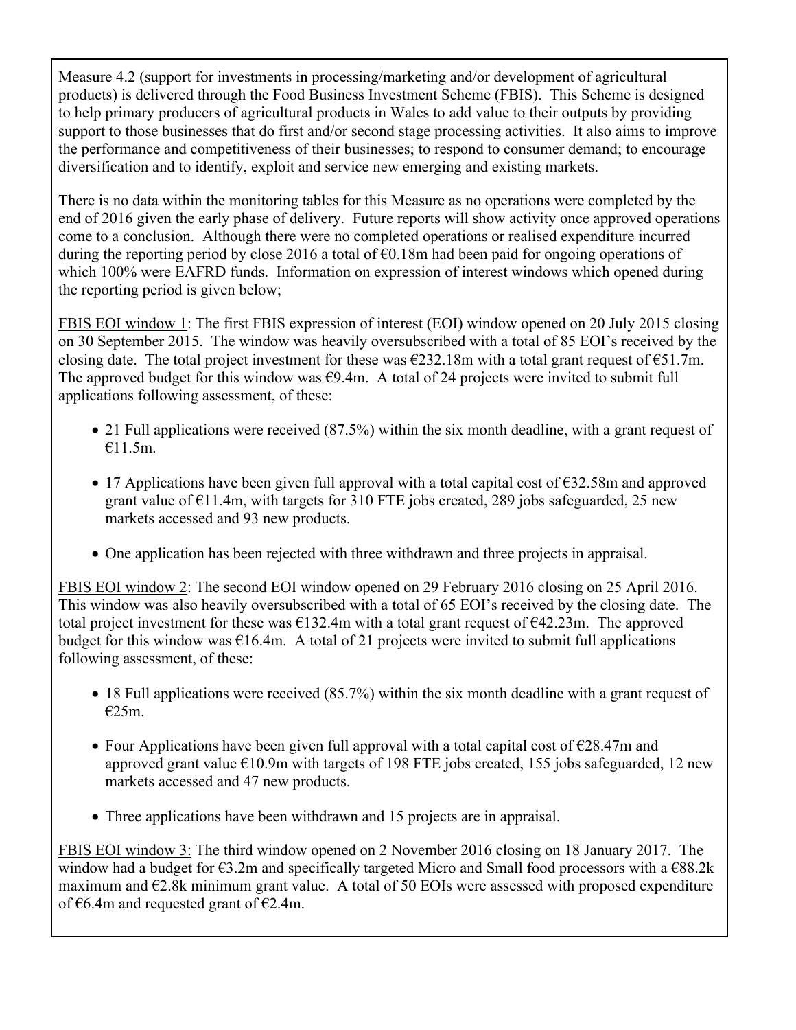Measure 4.2 (support for investments in processing/marketing and/or development of agricultural products) is delivered through the Food Business Investment Scheme (FBIS). This Scheme is designed to help primary producers of agricultural products in Wales to add value to their outputs by providing support to those businesses that do first and/or second stage processing activities. It also aims to improve the performance and competitiveness of their businesses; to respond to consumer demand; to encourage diversification and to identify, exploit and service new emerging and existing markets.

There is no data within the monitoring tables for this Measure as no operations were completed by the end of 2016 given the early phase of delivery. Future reports will show activity once approved operations come to a conclusion. Although there were no completed operations or realised expenditure incurred during the reporting period by close 2016 a total of €0.18m had been paid for ongoing operations of which 100% were EAFRD funds. Information on expression of interest windows which opened during the reporting period is given below;

<u>FBIS EOI window 1</u>: The first FBIS expression of interest (EOI) window opened on 20 July 2015 closing on 30 September 2015. The window was heavily oversubscribed with a total of 85 EOI's received by the closing date. The total project investment for these was €232.18m with a total grant request of €51.7m. The approved budget for this window was €9.4m. A total of 24 projects were invited to submit full applications following assessment, of these:

- 21 Full applications were received (87.5%) within the six month deadline, with a grant request of €11.5m.
- 17 Applications have been given full approval with a total capital cost of €32.58m and approved grant value of €11.4m, with targets for 310 FTE jobs created, 289 jobs safeguarded, 25 new markets accessed and 93 new products.
- One application has been rejected with three withdrawn and three projects in appraisal.

<u>FBIS EOI window 2</u>: The second EOI window opened on 29 February 2016 closing on 25 April 2016. This window was also heavily oversubscribed with a total of 65 EOI's received by the closing date. The total project investment for these was €132.4m with a total grant request of €42.23m. The approved budget for this window was €16.4m. A total of 21 projects were invited to submit full applications following assessment, of these:

- 18 Full applications were received (85.7%) within the six month deadline with a grant request of €25m.
- Four Applications have been given full approval with a total capital cost of €28.47m and approved grant value €10.9m with targets of 198 FTE jobs created, 155 jobs safeguarded, 12 new markets accessed and 47 new products.
- Three applications have been withdrawn and 15 projects are in appraisal.

<u>FBIS EOI window 3:</u> The third window opened on 2 November 2016 closing on 18 January 2017. The window had a budget for €3.2m and specifically targeted Micro and Small food processors with a €88.2k maximum and €2.8k minimum grant value. A total of 50 EOIs were assessed with proposed expenditure of €6.4m and requested grant of €2.4m.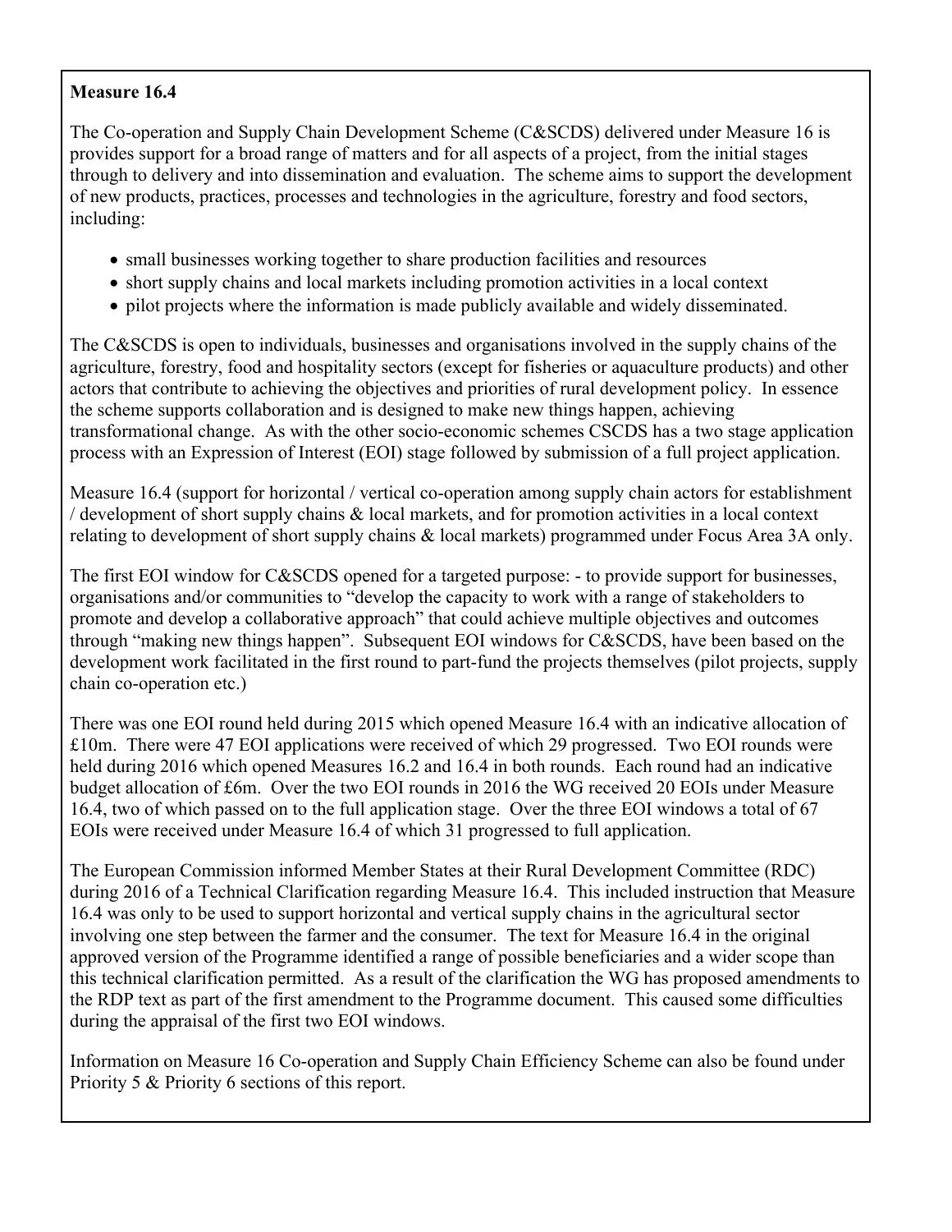**Measure 16.4**

The Co-operation and Supply Chain Development Scheme (C&SCDS) delivered under Measure 16 is provides support for a broad range of matters and for all aspects of a project, from the initial stages through to delivery and into dissemination and evaluation. The scheme aims to support the development of new products, practices, processes and technologies in the agriculture, forestry and food sectors, including:

- small businesses working together to share production facilities and resources
- short supply chains and local markets including promotion activities in a local context
- pilot projects where the information is made publicly available and widely disseminated.

The C&SCDS is open to individuals, businesses and organisations involved in the supply chains of the agriculture, forestry, food and hospitality sectors (except for fisheries or aquaculture products) and other actors that contribute to achieving the objectives and priorities of rural development policy. In essence the scheme supports collaboration and is designed to make new things happen, achieving transformational change. As with the other socio-economic schemes CSCDS has a two stage application process with an Expression of Interest (EOI) stage followed by submission of a full project application.

Measure 16.4 (support for horizontal / vertical co-operation among supply chain actors for establishment / development of short supply chains & local markets, and for promotion activities in a local context relating to development of short supply chains & local markets) programmed under Focus Area 3A only.

The first EOI window for C&SCDS opened for a targeted purpose: - to provide support for businesses, organisations and/or communities to "develop the capacity to work with a range of stakeholders to promote and develop a collaborative approach" that could achieve multiple objectives and outcomes through "making new things happen". Subsequent EOI windows for C&SCDS, have been based on the development work facilitated in the first round to part-fund the projects themselves (pilot projects, supply chain co-operation etc.)

There was one EOI round held during 2015 which opened Measure 16.4 with an indicative allocation of £10m. There were 47 EOI applications were received of which 29 progressed. Two EOI rounds were held during 2016 which opened Measures 16.2 and 16.4 in both rounds. Each round had an indicative budget allocation of £6m. Over the two EOI rounds in 2016 the WG received 20 EOIs under Measure 16.4, two of which passed on to the full application stage. Over the three EOI windows a total of 67 EOIs were received under Measure 16.4 of which 31 progressed to full application.

The European Commission informed Member States at their Rural Development Committee (RDC) during 2016 of a Technical Clarification regarding Measure 16.4. This included instruction that Measure 16.4 was only to be used to support horizontal and vertical supply chains in the agricultural sector involving one step between the farmer and the consumer. The text for Measure 16.4 in the original approved version of the Programme identified a range of possible beneficiaries and a wider scope than this technical clarification permitted. As a result of the clarification the WG has proposed amendments to the RDP text as part of the first amendment to the Programme document. This caused some difficulties during the appraisal of the first two EOI windows.

Information on Measure 16 Co-operation and Supply Chain Efficiency Scheme can also be found under Priority 5 & Priority 6 sections of this report.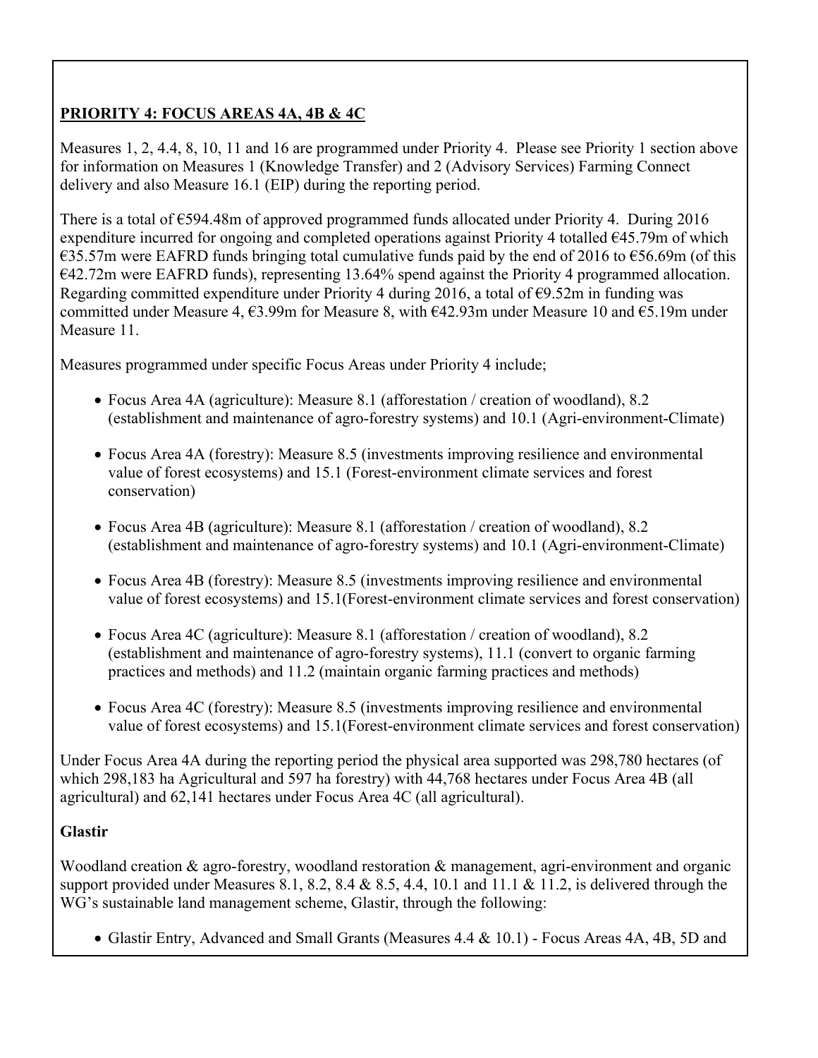**PRIORITY 4: FOCUS AREAS 4A, 4B & 4C**

Measures 1, 2, 4.4, 8, 10, 11 and 16 are programmed under Priority 4. Please see Priority 1 section above for information on Measures 1 (Knowledge Transfer) and 2 (Advisory Services) Farming Connect delivery and also Measure 16.1 (EIP) during the reporting period.

There is a total of €594.48m of approved programmed funds allocated under Priority 4. During 2016 expenditure incurred for ongoing and completed operations against Priority 4 totalled €45.79m of which €35.57m were EAFRD funds bringing total cumulative funds paid by the end of 2016 to €56.69m (of this €42.72m were EAFRD funds), representing 13.64% spend against the Priority 4 programmed allocation. Regarding committed expenditure under Priority 4 during 2016, a total of €9.52m in funding was committed under Measure 4, €3.99m for Measure 8, with €42.93m under Measure 10 and €5.19m under Measure 11.

Measures programmed under specific Focus Areas under Priority 4 include;

- Focus Area 4A (agriculture): Measure 8.1 (afforestation / creation of woodland), 8.2 (establishment and maintenance of agro-forestry systems) and 10.1 (Agri-environment-Climate)
- Focus Area 4A (forestry): Measure 8.5 (investments improving resilience and environmental value of forest ecosystems) and 15.1 (Forest-environment climate services and forest conservation)
- Focus Area 4B (agriculture): Measure 8.1 (afforestation / creation of woodland), 8.2 (establishment and maintenance of agro-forestry systems) and 10.1 (Agri-environment-Climate)
- Focus Area 4B (forestry): Measure 8.5 (investments improving resilience and environmental value of forest ecosystems) and 15.1(Forest-environment climate services and forest conservation)
- Focus Area 4C (agriculture): Measure 8.1 (afforestation / creation of woodland), 8.2 (establishment and maintenance of agro-forestry systems), 11.1 (convert to organic farming practices and methods) and 11.2 (maintain organic farming practices and methods)
- Focus Area 4C (forestry): Measure 8.5 (investments improving resilience and environmental value of forest ecosystems) and 15.1(Forest-environment climate services and forest conservation)

Under Focus Area 4A during the reporting period the physical area supported was 298,780 hectares (of which 298,183 ha Agricultural and 597 ha forestry) with 44,768 hectares under Focus Area 4B (all agricultural) and 62,141 hectares under Focus Area 4C (all agricultural).

**Glastir**

Woodland creation & agro-forestry, woodland restoration & management, agri-environment and organic support provided under Measures 8.1, 8.2, 8.4 & 8.5, 4.4, 10.1 and 11.1 & 11.2, is delivered through the WG's sustainable land management scheme, Glastir, through the following:

- Glastir Entry, Advanced and Small Grants (Measures 4.4 & 10.1) - Focus Areas 4A, 4B, 5D and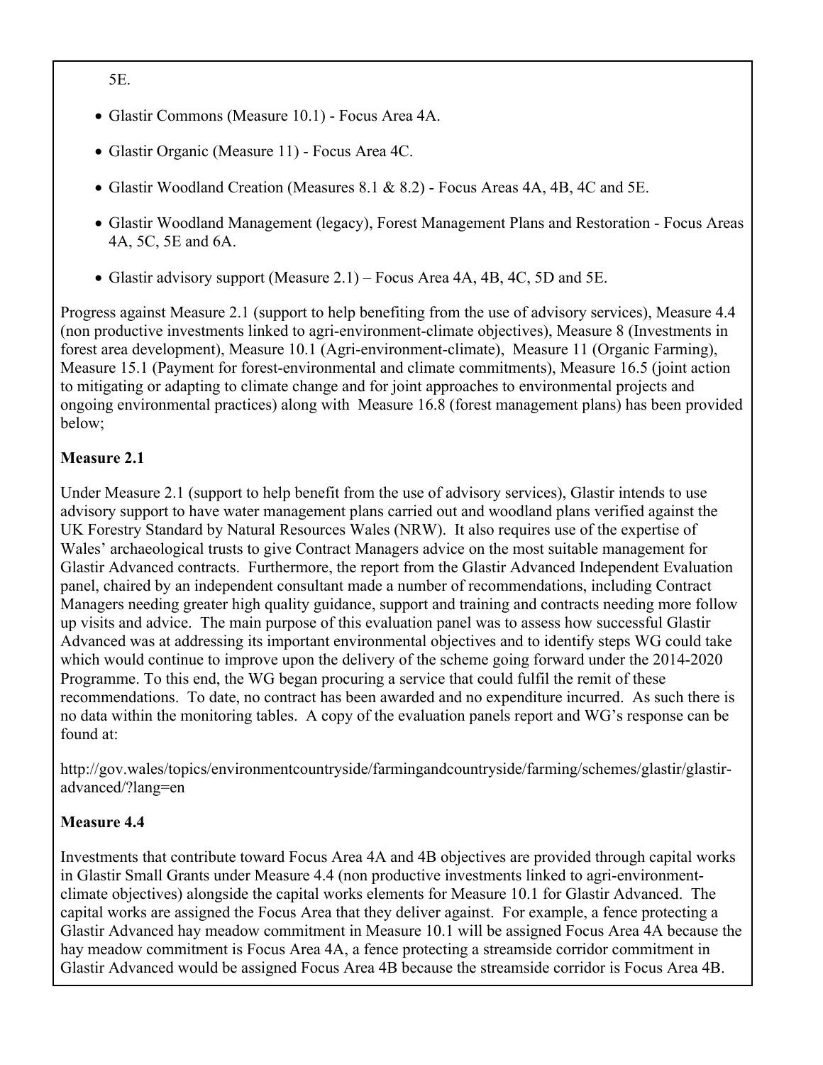5E.

- Glastir Commons (Measure 10.1) - Focus Area 4A.
- Glastir Organic (Measure 11) - Focus Area 4C.
- Glastir Woodland Creation (Measures 8.1 & 8.2) - Focus Areas 4A, 4B, 4C and 5E.
- Glastir Woodland Management (legacy), Forest Management Plans and Restoration - Focus Areas 4A, 5C, 5E and 6A.
- Glastir advisory support (Measure 2.1) – Focus Area 4A, 4B, 4C, 5D and 5E.

Progress against Measure 2.1 (support to help benefiting from the use of advisory services), Measure 4.4 (non productive investments linked to agri-environment-climate objectives), Measure 8 (Investments in forest area development), Measure 10.1 (Agri-environment-climate), Measure 11 (Organic Farming), Measure 15.1 (Payment for forest-environmental and climate commitments), Measure 16.5 (joint action to mitigating or adapting to climate change and for joint approaches to environmental projects and ongoing environmental practices) along with Measure 16.8 (forest management plans) has been provided below;

**Measure 2.1**

Under Measure 2.1 (support to help benefit from the use of advisory services), Glastir intends to use advisory support to have water management plans carried out and woodland plans verified against the UK Forestry Standard by Natural Resources Wales (NRW). It also requires use of the expertise of Wales' archaeological trusts to give Contract Managers advice on the most suitable management for Glastir Advanced contracts. Furthermore, the report from the Glastir Advanced Independent Evaluation panel, chaired by an independent consultant made a number of recommendations, including Contract Managers needing greater high quality guidance, support and training and contracts needing more follow up visits and advice. The main purpose of this evaluation panel was to assess how successful Glastir Advanced was at addressing its important environmental objectives and to identify steps WG could take which would continue to improve upon the delivery of the scheme going forward under the 2014-2020 Programme. To this end, the WG began procuring a service that could fulfil the remit of these recommendations. To date, no contract has been awarded and no expenditure incurred. As such there is no data within the monitoring tables. A copy of the evaluation panels report and WG's response can be found at:

http://gov.wales/topics/environmentcountryside/farmingandcountryside/farming/schemes/glastir/glastir-advanced/?lang=en

**Measure 4.4**

Investments that contribute toward Focus Area 4A and 4B objectives are provided through capital works in Glastir Small Grants under Measure 4.4 (non productive investments linked to agri-environment-climate objectives) alongside the capital works elements for Measure 10.1 for Glastir Advanced. The capital works are assigned the Focus Area that they deliver against. For example, a fence protecting a Glastir Advanced hay meadow commitment in Measure 10.1 will be assigned Focus Area 4A because the hay meadow commitment is Focus Area 4A, a fence protecting a streamside corridor commitment in Glastir Advanced would be assigned Focus Area 4B because the streamside corridor is Focus Area 4B.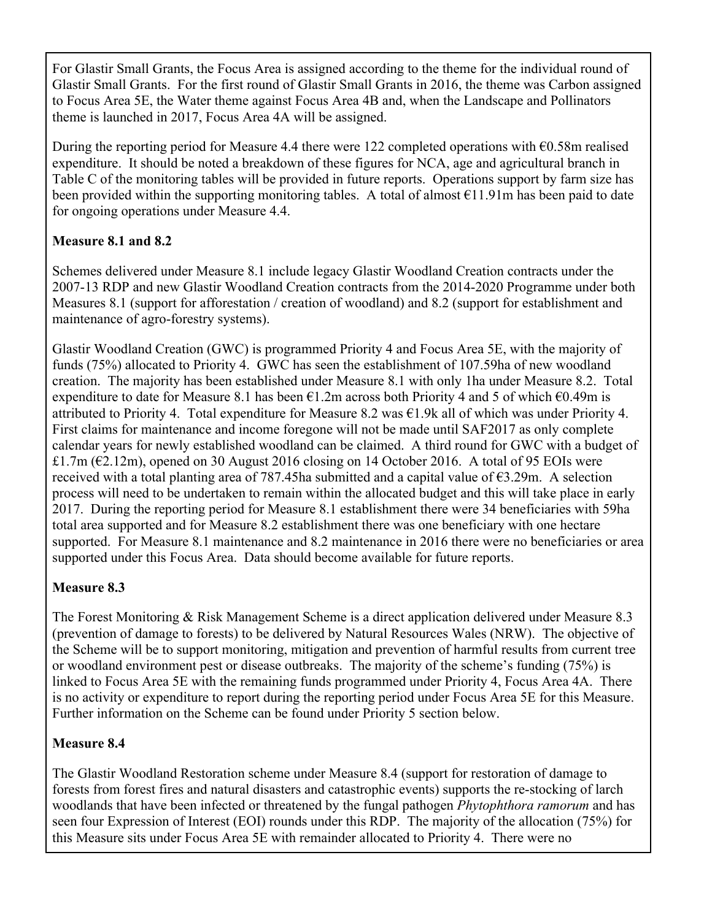For Glastir Small Grants, the Focus Area is assigned according to the theme for the individual round of Glastir Small Grants. For the first round of Glastir Small Grants in 2016, the theme was Carbon assigned to Focus Area 5E, the Water theme against Focus Area 4B and, when the Landscape and Pollinators theme is launched in 2017, Focus Area 4A will be assigned.

During the reporting period for Measure 4.4 there were 122 completed operations with €0.58m realised expenditure. It should be noted a breakdown of these figures for NCA, age and agricultural branch in Table C of the monitoring tables will be provided in future reports. Operations support by farm size has been provided within the supporting monitoring tables. A total of almost €11.91m has been paid to date for ongoing operations under Measure 4.4.

**Measure 8.1 and 8.2**

Schemes delivered under Measure 8.1 include legacy Glastir Woodland Creation contracts under the 2007-13 RDP and new Glastir Woodland Creation contracts from the 2014-2020 Programme under both Measures 8.1 (support for afforestation / creation of woodland) and 8.2 (support for establishment and maintenance of agro-forestry systems).

Glastir Woodland Creation (GWC) is programmed Priority 4 and Focus Area 5E, with the majority of funds (75%) allocated to Priority 4. GWC has seen the establishment of 107.59ha of new woodland creation. The majority has been established under Measure 8.1 with only 1ha under Measure 8.2. Total expenditure to date for Measure 8.1 has been €1.2m across both Priority 4 and 5 of which €0.49m is attributed to Priority 4. Total expenditure for Measure 8.2 was €1.9k all of which was under Priority 4. First claims for maintenance and income foregone will not be made until SAF2017 as only complete calendar years for newly established woodland can be claimed. A third round for GWC with a budget of £1.7m (€2.12m), opened on 30 August 2016 closing on 14 October 2016. A total of 95 EOIs were received with a total planting area of 787.45ha submitted and a capital value of €3.29m. A selection process will need to be undertaken to remain within the allocated budget and this will take place in early 2017. During the reporting period for Measure 8.1 establishment there were 34 beneficiaries with 59ha total area supported and for Measure 8.2 establishment there was one beneficiary with one hectare supported. For Measure 8.1 maintenance and 8.2 maintenance in 2016 there were no beneficiaries or area supported under this Focus Area. Data should become available for future reports.

**Measure 8.3**

The Forest Monitoring & Risk Management Scheme is a direct application delivered under Measure 8.3 (prevention of damage to forests) to be delivered by Natural Resources Wales (NRW). The objective of the Scheme will be to support monitoring, mitigation and prevention of harmful results from current tree or woodland environment pest or disease outbreaks. The majority of the scheme's funding (75%) is linked to Focus Area 5E with the remaining funds programmed under Priority 4, Focus Area 4A. There is no activity or expenditure to report during the reporting period under Focus Area 5E for this Measure. Further information on the Scheme can be found under Priority 5 section below.

**Measure 8.4**

The Glastir Woodland Restoration scheme under Measure 8.4 (support for restoration of damage to forests from forest fires and natural disasters and catastrophic events) supports the re-stocking of larch woodlands that have been infected or threatened by the fungal pathogen *Phytophthora ramorum* and has seen four Expression of Interest (EOI) rounds under this RDP. The majority of the allocation (75%) for this Measure sits under Focus Area 5E with remainder allocated to Priority 4. There were no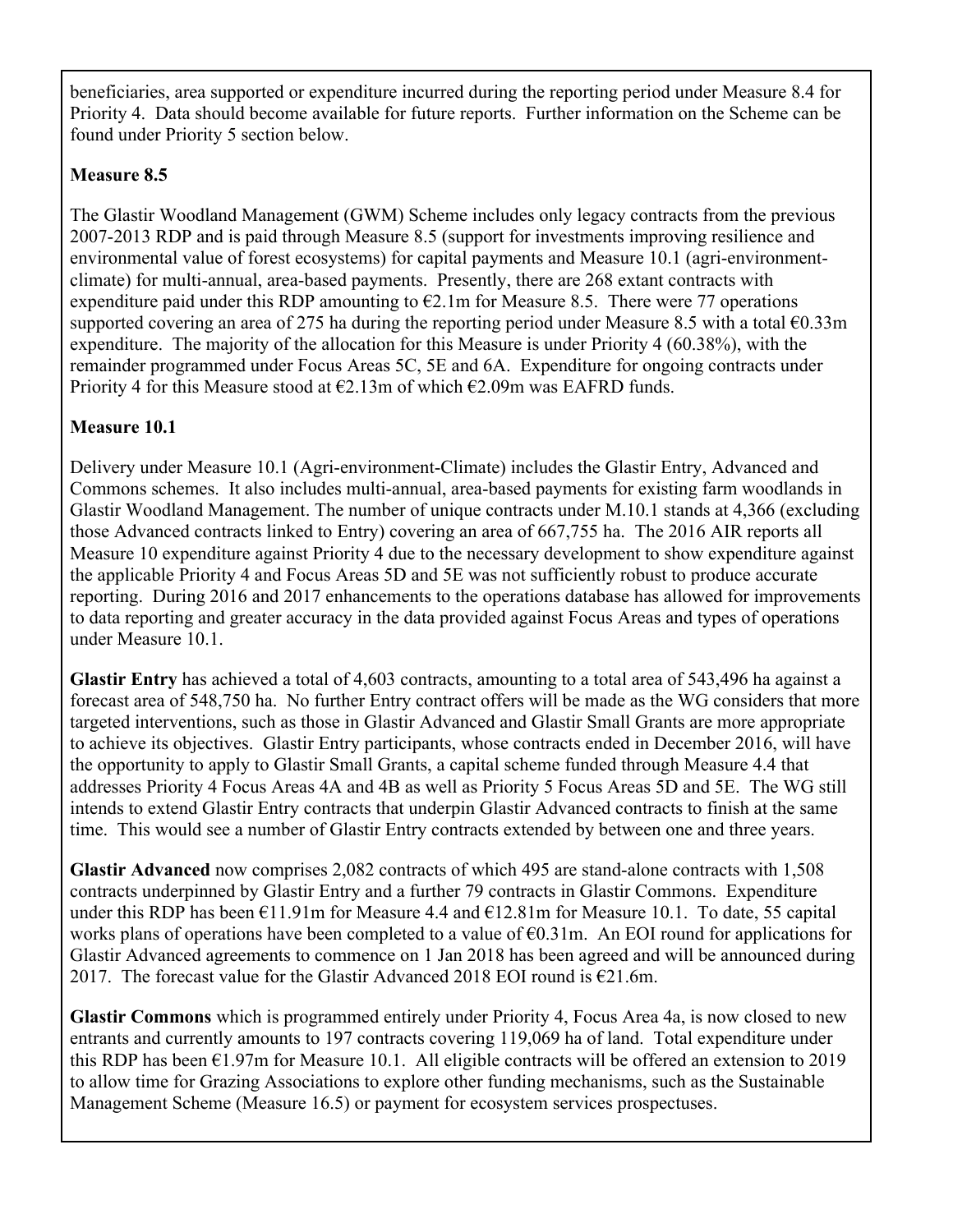beneficiaries, area supported or expenditure incurred during the reporting period under Measure 8.4 for Priority 4. Data should become available for future reports. Further information on the Scheme can be found under Priority 5 section below.

**Measure 8.5**

The Glastir Woodland Management (GWM) Scheme includes only legacy contracts from the previous 2007-2013 RDP and is paid through Measure 8.5 (support for investments improving resilience and environmental value of forest ecosystems) for capital payments and Measure 10.1 (agri-environment-climate) for multi-annual, area-based payments. Presently, there are 268 extant contracts with expenditure paid under this RDP amounting to €2.1m for Measure 8.5. There were 77 operations supported covering an area of 275 ha during the reporting period under Measure 8.5 with a total €0.33m expenditure. The majority of the allocation for this Measure is under Priority 4 (60.38%), with the remainder programmed under Focus Areas 5C, 5E and 6A. Expenditure for ongoing contracts under Priority 4 for this Measure stood at €2.13m of which €2.09m was EAFRD funds.

**Measure 10.1**

Delivery under Measure 10.1 (Agri-environment-Climate) includes the Glastir Entry, Advanced and Commons schemes. It also includes multi-annual, area-based payments for existing farm woodlands in Glastir Woodland Management. The number of unique contracts under M.10.1 stands at 4,366 (excluding those Advanced contracts linked to Entry) covering an area of 667,755 ha. The 2016 AIR reports all Measure 10 expenditure against Priority 4 due to the necessary development to show expenditure against the applicable Priority 4 and Focus Areas 5D and 5E was not sufficiently robust to produce accurate reporting. During 2016 and 2017 enhancements to the operations database has allowed for improvements to data reporting and greater accuracy in the data provided against Focus Areas and types of operations under Measure 10.1.

**Glastir Entry** has achieved a total of 4,603 contracts, amounting to a total area of 543,496 ha against a forecast area of 548,750 ha. No further Entry contract offers will be made as the WG considers that more targeted interventions, such as those in Glastir Advanced and Glastir Small Grants are more appropriate to achieve its objectives. Glastir Entry participants, whose contracts ended in December 2016, will have the opportunity to apply to Glastir Small Grants, a capital scheme funded through Measure 4.4 that addresses Priority 4 Focus Areas 4A and 4B as well as Priority 5 Focus Areas 5D and 5E. The WG still intends to extend Glastir Entry contracts that underpin Glastir Advanced contracts to finish at the same time. This would see a number of Glastir Entry contracts extended by between one and three years.

**Glastir Advanced** now comprises 2,082 contracts of which 495 are stand-alone contracts with 1,508 contracts underpinned by Glastir Entry and a further 79 contracts in Glastir Commons. Expenditure under this RDP has been €11.91m for Measure 4.4 and €12.81m for Measure 10.1. To date, 55 capital works plans of operations have been completed to a value of €0.31m. An EOI round for applications for Glastir Advanced agreements to commence on 1 Jan 2018 has been agreed and will be announced during 2017. The forecast value for the Glastir Advanced 2018 EOI round is €21.6m.

**Glastir Commons** which is programmed entirely under Priority 4, Focus Area 4a, is now closed to new entrants and currently amounts to 197 contracts covering 119,069 ha of land. Total expenditure under this RDP has been €1.97m for Measure 10.1. All eligible contracts will be offered an extension to 2019 to allow time for Grazing Associations to explore other funding mechanisms, such as the Sustainable Management Scheme (Measure 16.5) or payment for ecosystem services prospectuses.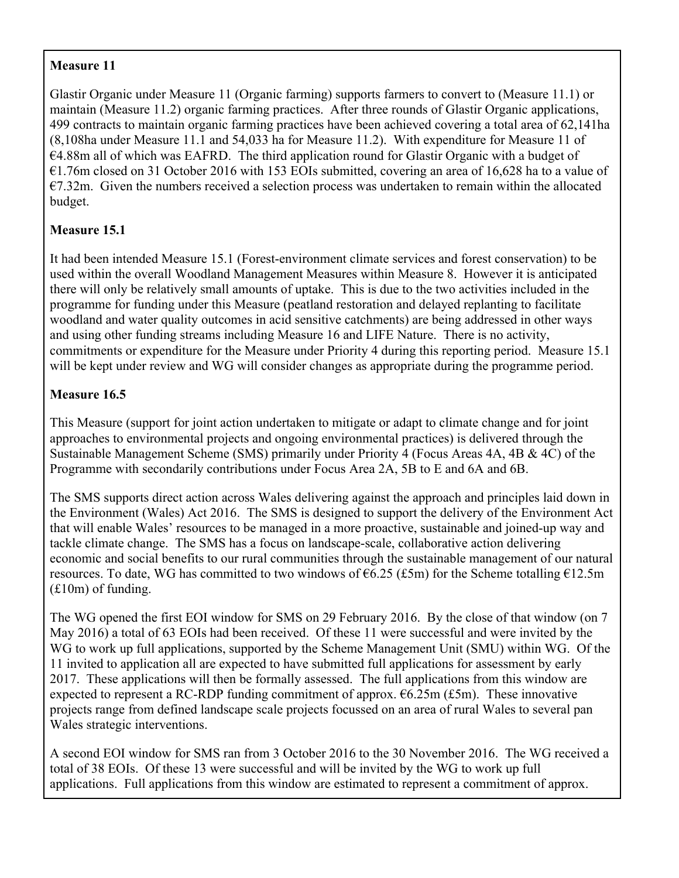**Measure 11**

Glastir Organic under Measure 11 (Organic farming) supports farmers to convert to (Measure 11.1) or maintain (Measure 11.2) organic farming practices. After three rounds of Glastir Organic applications, 499 contracts to maintain organic farming practices have been achieved covering a total area of 62,141ha (8,108ha under Measure 11.1 and 54,033 ha for Measure 11.2). With expenditure for Measure 11 of €4.88m all of which was EAFRD. The third application round for Glastir Organic with a budget of €1.76m closed on 31 October 2016 with 153 EOIs submitted, covering an area of 16,628 ha to a value of €7.32m. Given the numbers received a selection process was undertaken to remain within the allocated budget.

**Measure 15.1**

It had been intended Measure 15.1 (Forest-environment climate services and forest conservation) to be used within the overall Woodland Management Measures within Measure 8. However it is anticipated there will only be relatively small amounts of uptake. This is due to the two activities included in the programme for funding under this Measure (peatland restoration and delayed replanting to facilitate woodland and water quality outcomes in acid sensitive catchments) are being addressed in other ways and using other funding streams including Measure 16 and LIFE Nature. There is no activity, commitments or expenditure for the Measure under Priority 4 during this reporting period. Measure 15.1 will be kept under review and WG will consider changes as appropriate during the programme period.

**Measure 16.5**

This Measure (support for joint action undertaken to mitigate or adapt to climate change and for joint approaches to environmental projects and ongoing environmental practices) is delivered through the Sustainable Management Scheme (SMS) primarily under Priority 4 (Focus Areas 4A, 4B & 4C) of the Programme with secondarily contributions under Focus Area 2A, 5B to E and 6A and 6B.

The SMS supports direct action across Wales delivering against the approach and principles laid down in the Environment (Wales) Act 2016. The SMS is designed to support the delivery of the Environment Act that will enable Wales' resources to be managed in a more proactive, sustainable and joined-up way and tackle climate change. The SMS has a focus on landscape-scale, collaborative action delivering economic and social benefits to our rural communities through the sustainable management of our natural resources. To date, WG has committed to two windows of €6.25 (£5m) for the Scheme totalling €12.5m (£10m) of funding.

The WG opened the first EOI window for SMS on 29 February 2016. By the close of that window (on 7 May 2016) a total of 63 EOIs had been received. Of these 11 were successful and were invited by the WG to work up full applications, supported by the Scheme Management Unit (SMU) within WG. Of the 11 invited to application all are expected to have submitted full applications for assessment by early 2017. These applications will then be formally assessed. The full applications from this window are expected to represent a RC-RDP funding commitment of approx. €6.25m (£5m). These innovative projects range from defined landscape scale projects focussed on an area of rural Wales to several pan Wales strategic interventions.

A second EOI window for SMS ran from 3 October 2016 to the 30 November 2016. The WG received a total of 38 EOIs. Of these 13 were successful and will be invited by the WG to work up full applications. Full applications from this window are estimated to represent a commitment of approx.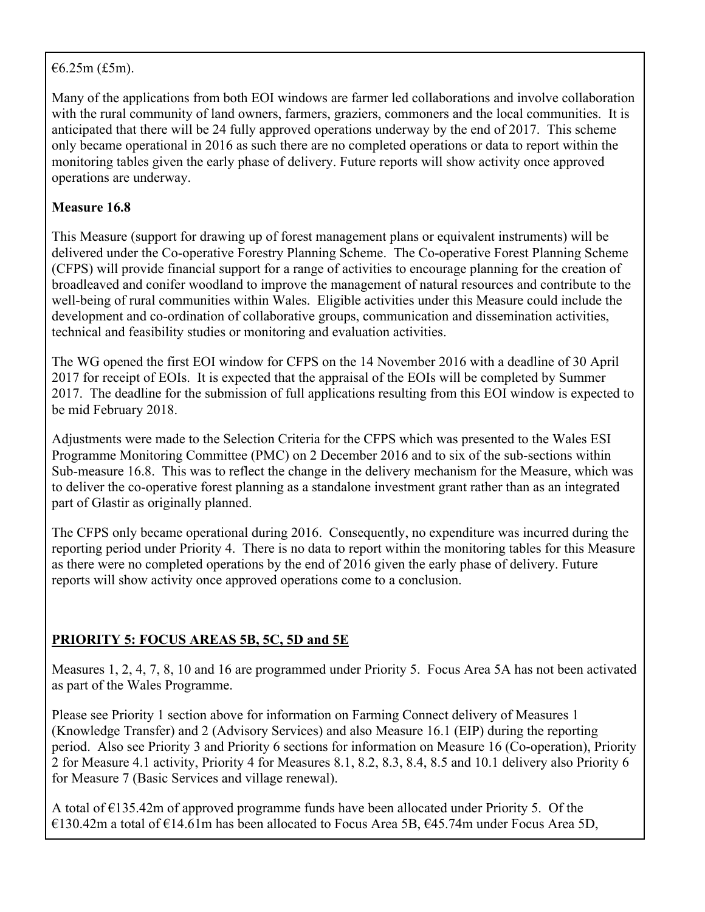€6.25m (£5m).

Many of the applications from both EOI windows are farmer led collaborations and involve collaboration with the rural community of land owners, farmers, graziers, commoners and the local communities. It is anticipated that there will be 24 fully approved operations underway by the end of 2017. This scheme only became operational in 2016 as such there are no completed operations or data to report within the monitoring tables given the early phase of delivery. Future reports will show activity once approved operations are underway.

**Measure 16.8**

This Measure (support for drawing up of forest management plans or equivalent instruments) will be delivered under the Co-operative Forestry Planning Scheme. The Co-operative Forest Planning Scheme (CFPS) will provide financial support for a range of activities to encourage planning for the creation of broadleaved and conifer woodland to improve the management of natural resources and contribute to the well-being of rural communities within Wales. Eligible activities under this Measure could include the development and co-ordination of collaborative groups, communication and dissemination activities, technical and feasibility studies or monitoring and evaluation activities.

The WG opened the first EOI window for CFPS on the 14 November 2016 with a deadline of 30 April 2017 for receipt of EOIs. It is expected that the appraisal of the EOIs will be completed by Summer 2017. The deadline for the submission of full applications resulting from this EOI window is expected to be mid February 2018.

Adjustments were made to the Selection Criteria for the CFPS which was presented to the Wales ESI Programme Monitoring Committee (PMC) on 2 December 2016 and to six of the sub-sections within Sub-measure 16.8. This was to reflect the change in the delivery mechanism for the Measure, which was to deliver the co-operative forest planning as a standalone investment grant rather than as an integrated part of Glastir as originally planned.

The CFPS only became operational during 2016. Consequently, no expenditure was incurred during the reporting period under Priority 4. There is no data to report within the monitoring tables for this Measure as there were no completed operations by the end of 2016 given the early phase of delivery. Future reports will show activity once approved operations come to a conclusion.

**PRIORITY 5: FOCUS AREAS 5B, 5C, 5D and 5E**

Measures 1, 2, 4, 7, 8, 10 and 16 are programmed under Priority 5. Focus Area 5A has not been activated as part of the Wales Programme.

Please see Priority 1 section above for information on Farming Connect delivery of Measures 1 (Knowledge Transfer) and 2 (Advisory Services) and also Measure 16.1 (EIP) during the reporting period. Also see Priority 3 and Priority 6 sections for information on Measure 16 (Co-operation), Priority 2 for Measure 4.1 activity, Priority 4 for Measures 8.1, 8.2, 8.3, 8.4, 8.5 and 10.1 delivery also Priority 6 for Measure 7 (Basic Services and village renewal).

A total of €135.42m of approved programme funds have been allocated under Priority 5. Of the €130.42m a total of €14.61m has been allocated to Focus Area 5B, €45.74m under Focus Area 5D,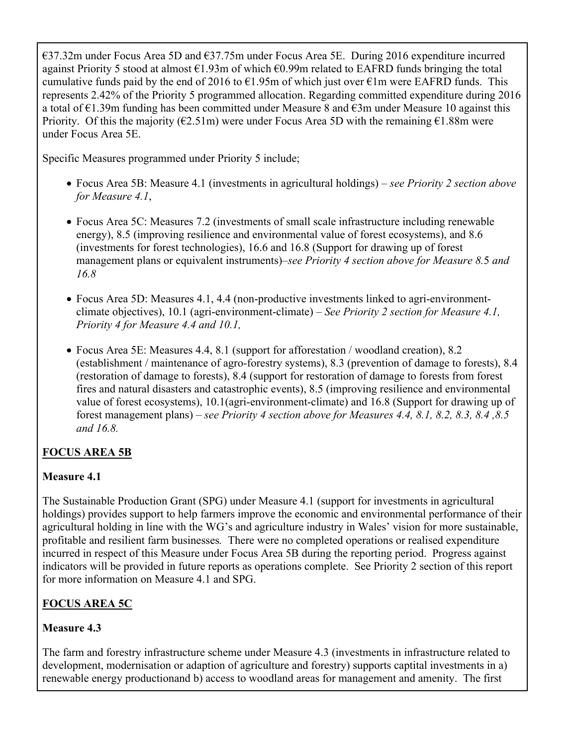€37.32m under Focus Area 5D and €37.75m under Focus Area 5E. During 2016 expenditure incurred against Priority 5 stood at almost €1.93m of which €0.99m related to EAFRD funds bringing the total cumulative funds paid by the end of 2016 to €1.95m of which just over €1m were EAFRD funds. This represents 2.42% of the Priority 5 programmed allocation. Regarding committed expenditure during 2016 a total of €1.39m funding has been committed under Measure 8 and €3m under Measure 10 against this Priority. Of this the majority (€2.51m) were under Focus Area 5D with the remaining €1.88m were under Focus Area 5E.

Specific Measures programmed under Priority 5 include;

- Focus Area 5B: Measure 4.1 (investments in agricultural holdings) – *see Priority 2 section above for Measure 4.1*,
- Focus Area 5C: Measures 7.2 (investments of small scale infrastructure including renewable energy), 8.5 (improving resilience and environmental value of forest ecosystems), and 8.6 (investments for forest technologies), 16.6 and 16.8 (Support for drawing up of forest management plans or equivalent instruments)–*see Priority 4 section above for Measure 8.5 and 16.8*
- Focus Area 5D: Measures 4.1, 4.4 (non-productive investments linked to agri-environment-climate objectives), 10.1 (agri-environment-climate) – *See Priority 2 section for Measure 4.1, Priority 4 for Measure 4.4 and 10.1,*
- Focus Area 5E: Measures 4.4, 8.1 (support for afforestation / woodland creation), 8.2 (establishment / maintenance of agro-forestry systems), 8.3 (prevention of damage to forests), 8.4 (restoration of damage to forests), 8.4 (support for restoration of damage to forests from forest fires and natural disasters and catastrophic events), 8.5 (improving resilience and environmental value of forest ecosystems), 10.1(agri-environment-climate) and 16.8 (Support for drawing up of forest management plans) – *see Priority 4 section above for Measures 4.4, 8.1, 8.2, 8.3, 8.4 ,8.5 and 16.8.*

## FOCUS AREA 5B

### Measure 4.1

The Sustainable Production Grant (SPG) under Measure 4.1 (support for investments in agricultural holdings) provides support to help farmers improve the economic and environmental performance of their agricultural holding in line with the WG's and agriculture industry in Wales' vision for more sustainable, profitable and resilient farm businesses*.* There were no completed operations or realised expenditure incurred in respect of this Measure under Focus Area 5B during the reporting period. Progress against indicators will be provided in future reports as operations complete. See Priority 2 section of this report for more information on Measure 4.1 and SPG.

## FOCUS AREA 5C

### Measure 4.3

The farm and forestry infrastructure scheme under Measure 4.3 (investments in infrastructure related to development, modernisation or adaption of agriculture and forestry) supports captital investments in a) renewable energy productionand b) access to woodland areas for management and amenity. The first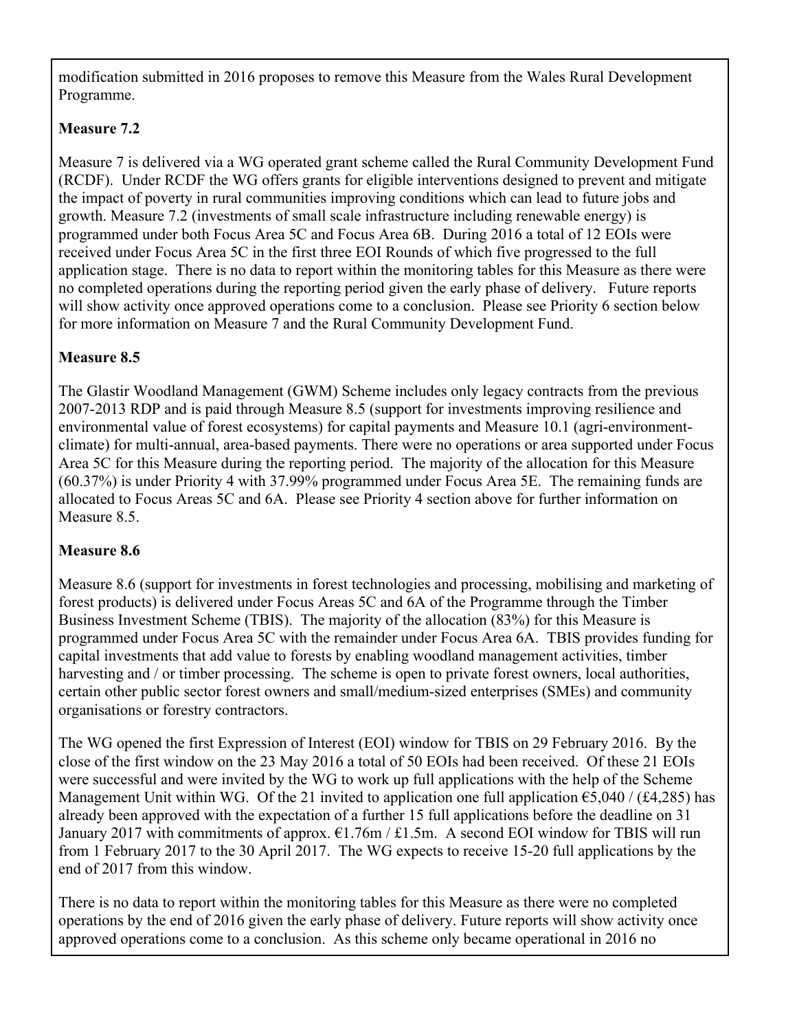modification submitted in 2016 proposes to remove this Measure from the Wales Rural Development Programme.

**Measure 7.2**

Measure 7 is delivered via a WG operated grant scheme called the Rural Community Development Fund (RCDF). Under RCDF the WG offers grants for eligible interventions designed to prevent and mitigate the impact of poverty in rural communities improving conditions which can lead to future jobs and growth. Measure 7.2 (investments of small scale infrastructure including renewable energy) is programmed under both Focus Area 5C and Focus Area 6B. During 2016 a total of 12 EOIs were received under Focus Area 5C in the first three EOI Rounds of which five progressed to the full application stage. There is no data to report within the monitoring tables for this Measure as there were no completed operations during the reporting period given the early phase of delivery. Future reports will show activity once approved operations come to a conclusion. Please see Priority 6 section below for more information on Measure 7 and the Rural Community Development Fund.

**Measure 8.5**

The Glastir Woodland Management (GWM) Scheme includes only legacy contracts from the previous 2007-2013 RDP and is paid through Measure 8.5 (support for investments improving resilience and environmental value of forest ecosystems) for capital payments and Measure 10.1 (agri-environment-climate) for multi-annual, area-based payments. There were no operations or area supported under Focus Area 5C for this Measure during the reporting period. The majority of the allocation for this Measure (60.37%) is under Priority 4 with 37.99% programmed under Focus Area 5E. The remaining funds are allocated to Focus Areas 5C and 6A. Please see Priority 4 section above for further information on Measure 8.5.

**Measure 8.6**

Measure 8.6 (support for investments in forest technologies and processing, mobilising and marketing of forest products) is delivered under Focus Areas 5C and 6A of the Programme through the Timber Business Investment Scheme (TBIS). The majority of the allocation (83%) for this Measure is programmed under Focus Area 5C with the remainder under Focus Area 6A. TBIS provides funding for capital investments that add value to forests by enabling woodland management activities, timber harvesting and / or timber processing. The scheme is open to private forest owners, local authorities, certain other public sector forest owners and small/medium-sized enterprises (SMEs) and community organisations or forestry contractors.

The WG opened the first Expression of Interest (EOI) window for TBIS on 29 February 2016. By the close of the first window on the 23 May 2016 a total of 50 EOIs had been received. Of these 21 EOIs were successful and were invited by the WG to work up full applications with the help of the Scheme Management Unit within WG. Of the 21 invited to application one full application €5,040 / (£4,285) has already been approved with the expectation of a further 15 full applications before the deadline on 31 January 2017 with commitments of approx. €1.76m / £1.5m. A second EOI window for TBIS will run from 1 February 2017 to the 30 April 2017. The WG expects to receive 15-20 full applications by the end of 2017 from this window.

There is no data to report within the monitoring tables for this Measure as there were no completed operations by the end of 2016 given the early phase of delivery. Future reports will show activity once approved operations come to a conclusion. As this scheme only became operational in 2016 no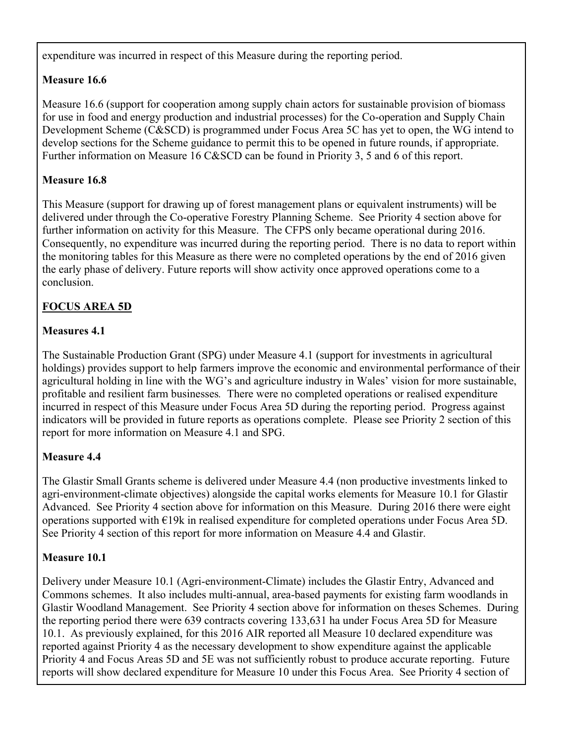expenditure was incurred in respect of this Measure during the reporting period.

**Measure 16.6**

Measure 16.6 (support for cooperation among supply chain actors for sustainable provision of biomass for use in food and energy production and industrial processes) for the Co-operation and Supply Chain Development Scheme (C&SCD) is programmed under Focus Area 5C has yet to open, the WG intend to develop sections for the Scheme guidance to permit this to be opened in future rounds, if appropriate. Further information on Measure 16 C&SCD can be found in Priority 3, 5 and 6 of this report.

**Measure 16.8**

This Measure (support for drawing up of forest management plans or equivalent instruments) will be delivered under through the Co-operative Forestry Planning Scheme. See Priority 4 section above for further information on activity for this Measure. The CFPS only became operational during 2016. Consequently, no expenditure was incurred during the reporting period. There is no data to report within the monitoring tables for this Measure as there were no completed operations by the end of 2016 given the early phase of delivery. Future reports will show activity once approved operations come to a conclusion.

**FOCUS AREA 5D**

**Measures 4.1**

The Sustainable Production Grant (SPG) under Measure 4.1 (support for investments in agricultural holdings) provides support to help farmers improve the economic and environmental performance of their agricultural holding in line with the WG's and agriculture industry in Wales' vision for more sustainable, profitable and resilient farm businesses*.* There were no completed operations or realised expenditure incurred in respect of this Measure under Focus Area 5D during the reporting period. Progress against indicators will be provided in future reports as operations complete. Please see Priority 2 section of this report for more information on Measure 4.1 and SPG.

**Measure 4.4**

The Glastir Small Grants scheme is delivered under Measure 4.4 (non productive investments linked to agri-environment-climate objectives) alongside the capital works elements for Measure 10.1 for Glastir Advanced. See Priority 4 section above for information on this Measure. During 2016 there were eight operations supported with €19k in realised expenditure for completed operations under Focus Area 5D. See Priority 4 section of this report for more information on Measure 4.4 and Glastir.

**Measure 10.1**

Delivery under Measure 10.1 (Agri-environment-Climate) includes the Glastir Entry, Advanced and Commons schemes. It also includes multi-annual, area-based payments for existing farm woodlands in Glastir Woodland Management. See Priority 4 section above for information on theses Schemes. During the reporting period there were 639 contracts covering 133,631 ha under Focus Area 5D for Measure 10.1. As previously explained, for this 2016 AIR reported all Measure 10 declared expenditure was reported against Priority 4 as the necessary development to show expenditure against the applicable Priority 4 and Focus Areas 5D and 5E was not sufficiently robust to produce accurate reporting. Future reports will show declared expenditure for Measure 10 under this Focus Area. See Priority 4 section of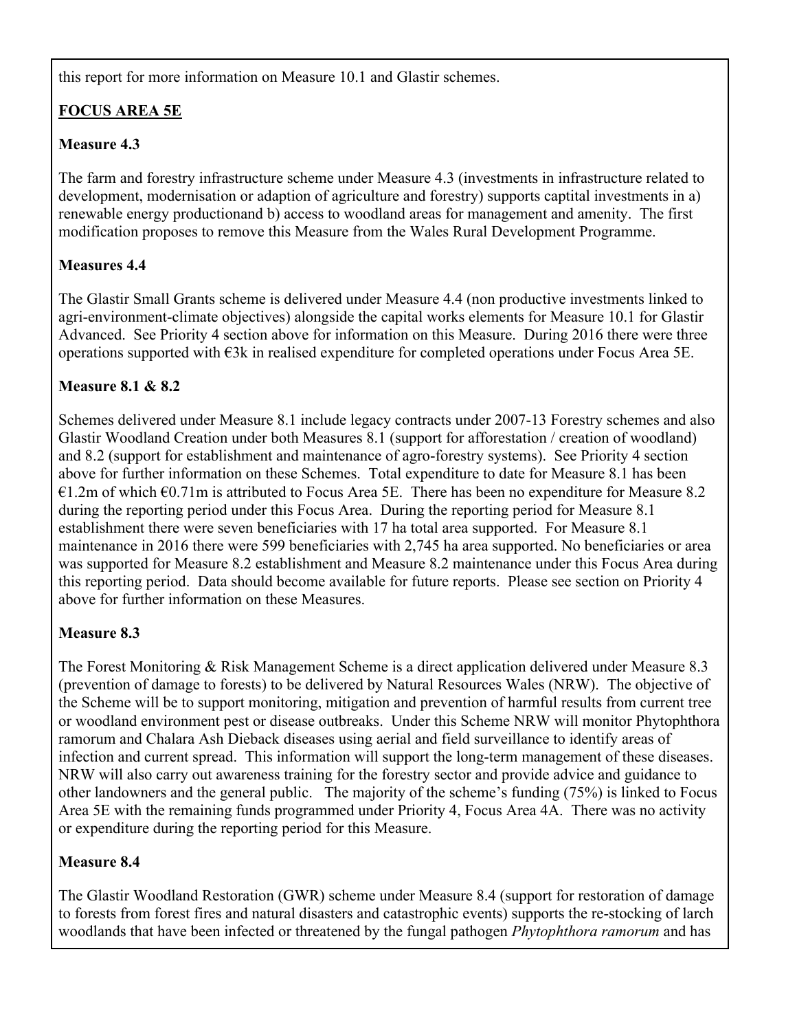this report for more information on Measure 10.1 and Glastir schemes.

**FOCUS AREA 5E**

**Measure 4.3**

The farm and forestry infrastructure scheme under Measure 4.3 (investments in infrastructure related to development, modernisation or adaption of agriculture and forestry) supports captital investments in a) renewable energy productionand b) access to woodland areas for management and amenity. The first modification proposes to remove this Measure from the Wales Rural Development Programme.

**Measures 4.4**

The Glastir Small Grants scheme is delivered under Measure 4.4 (non productive investments linked to agri-environment-climate objectives) alongside the capital works elements for Measure 10.1 for Glastir Advanced. See Priority 4 section above for information on this Measure. During 2016 there were three operations supported with €3k in realised expenditure for completed operations under Focus Area 5E.

**Measure 8.1 & 8.2**

Schemes delivered under Measure 8.1 include legacy contracts under 2007-13 Forestry schemes and also Glastir Woodland Creation under both Measures 8.1 (support for afforestation / creation of woodland) and 8.2 (support for establishment and maintenance of agro-forestry systems). See Priority 4 section above for further information on these Schemes. Total expenditure to date for Measure 8.1 has been €1.2m of which €0.71m is attributed to Focus Area 5E. There has been no expenditure for Measure 8.2 during the reporting period under this Focus Area. During the reporting period for Measure 8.1 establishment there were seven beneficiaries with 17 ha total area supported. For Measure 8.1 maintenance in 2016 there were 599 beneficiaries with 2,745 ha area supported. No beneficiaries or area was supported for Measure 8.2 establishment and Measure 8.2 maintenance under this Focus Area during this reporting period. Data should become available for future reports. Please see section on Priority 4 above for further information on these Measures.

**Measure 8.3**

The Forest Monitoring & Risk Management Scheme is a direct application delivered under Measure 8.3 (prevention of damage to forests) to be delivered by Natural Resources Wales (NRW). The objective of the Scheme will be to support monitoring, mitigation and prevention of harmful results from current tree or woodland environment pest or disease outbreaks. Under this Scheme NRW will monitor Phytophthora ramorum and Chalara Ash Dieback diseases using aerial and field surveillance to identify areas of infection and current spread. This information will support the long-term management of these diseases. NRW will also carry out awareness training for the forestry sector and provide advice and guidance to other landowners and the general public. The majority of the scheme's funding (75%) is linked to Focus Area 5E with the remaining funds programmed under Priority 4, Focus Area 4A. There was no activity or expenditure during the reporting period for this Measure.

**Measure 8.4**

The Glastir Woodland Restoration (GWR) scheme under Measure 8.4 (support for restoration of damage to forests from forest fires and natural disasters and catastrophic events) supports the re-stocking of larch woodlands that have been infected or threatened by the fungal pathogen *Phytophthora ramorum* and has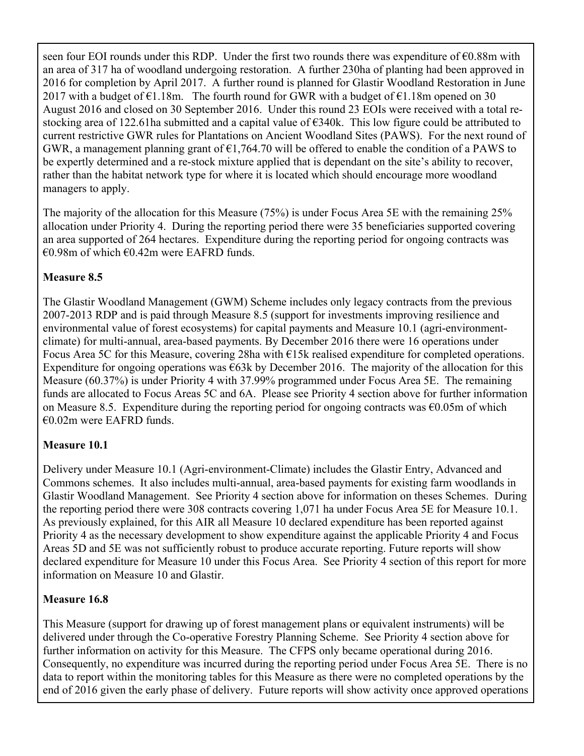seen four EOI rounds under this RDP. Under the first two rounds there was expenditure of €0.88m with an area of 317 ha of woodland undergoing restoration. A further 230ha of planting had been approved in 2016 for completion by April 2017. A further round is planned for Glastir Woodland Restoration in June 2017 with a budget of €1.18m. The fourth round for GWR with a budget of €1.18m opened on 30 August 2016 and closed on 30 September 2016. Under this round 23 EOIs were received with a total re-stocking area of 122.61ha submitted and a capital value of €340k. This low figure could be attributed to current restrictive GWR rules for Plantations on Ancient Woodland Sites (PAWS). For the next round of GWR, a management planning grant of €1,764.70 will be offered to enable the condition of a PAWS to be expertly determined and a re-stock mixture applied that is dependant on the site's ability to recover, rather than the habitat network type for where it is located which should encourage more woodland managers to apply.

The majority of the allocation for this Measure (75%) is under Focus Area 5E with the remaining 25% allocation under Priority 4. During the reporting period there were 35 beneficiaries supported covering an area supported of 264 hectares. Expenditure during the reporting period for ongoing contracts was €0.98m of which €0.42m were EAFRD funds.

**Measure 8.5**

The Glastir Woodland Management (GWM) Scheme includes only legacy contracts from the previous 2007-2013 RDP and is paid through Measure 8.5 (support for investments improving resilience and environmental value of forest ecosystems) for capital payments and Measure 10.1 (agri-environment-climate) for multi-annual, area-based payments. By December 2016 there were 16 operations under Focus Area 5C for this Measure, covering 28ha with €15k realised expenditure for completed operations. Expenditure for ongoing operations was €63k by December 2016. The majority of the allocation for this Measure (60.37%) is under Priority 4 with 37.99% programmed under Focus Area 5E. The remaining funds are allocated to Focus Areas 5C and 6A. Please see Priority 4 section above for further information on Measure 8.5. Expenditure during the reporting period for ongoing contracts was €0.05m of which €0.02m were EAFRD funds.

**Measure 10.1**

Delivery under Measure 10.1 (Agri-environment-Climate) includes the Glastir Entry, Advanced and Commons schemes. It also includes multi-annual, area-based payments for existing farm woodlands in Glastir Woodland Management. See Priority 4 section above for information on theses Schemes. During the reporting period there were 308 contracts covering 1,071 ha under Focus Area 5E for Measure 10.1. As previously explained, for this AIR all Measure 10 declared expenditure has been reported against Priority 4 as the necessary development to show expenditure against the applicable Priority 4 and Focus Areas 5D and 5E was not sufficiently robust to produce accurate reporting. Future reports will show declared expenditure for Measure 10 under this Focus Area. See Priority 4 section of this report for more information on Measure 10 and Glastir.

**Measure 16.8**

This Measure (support for drawing up of forest management plans or equivalent instruments) will be delivered under through the Co-operative Forestry Planning Scheme. See Priority 4 section above for further information on activity for this Measure. The CFPS only became operational during 2016. Consequently, no expenditure was incurred during the reporting period under Focus Area 5E. There is no data to report within the monitoring tables for this Measure as there were no completed operations by the end of 2016 given the early phase of delivery. Future reports will show activity once approved operations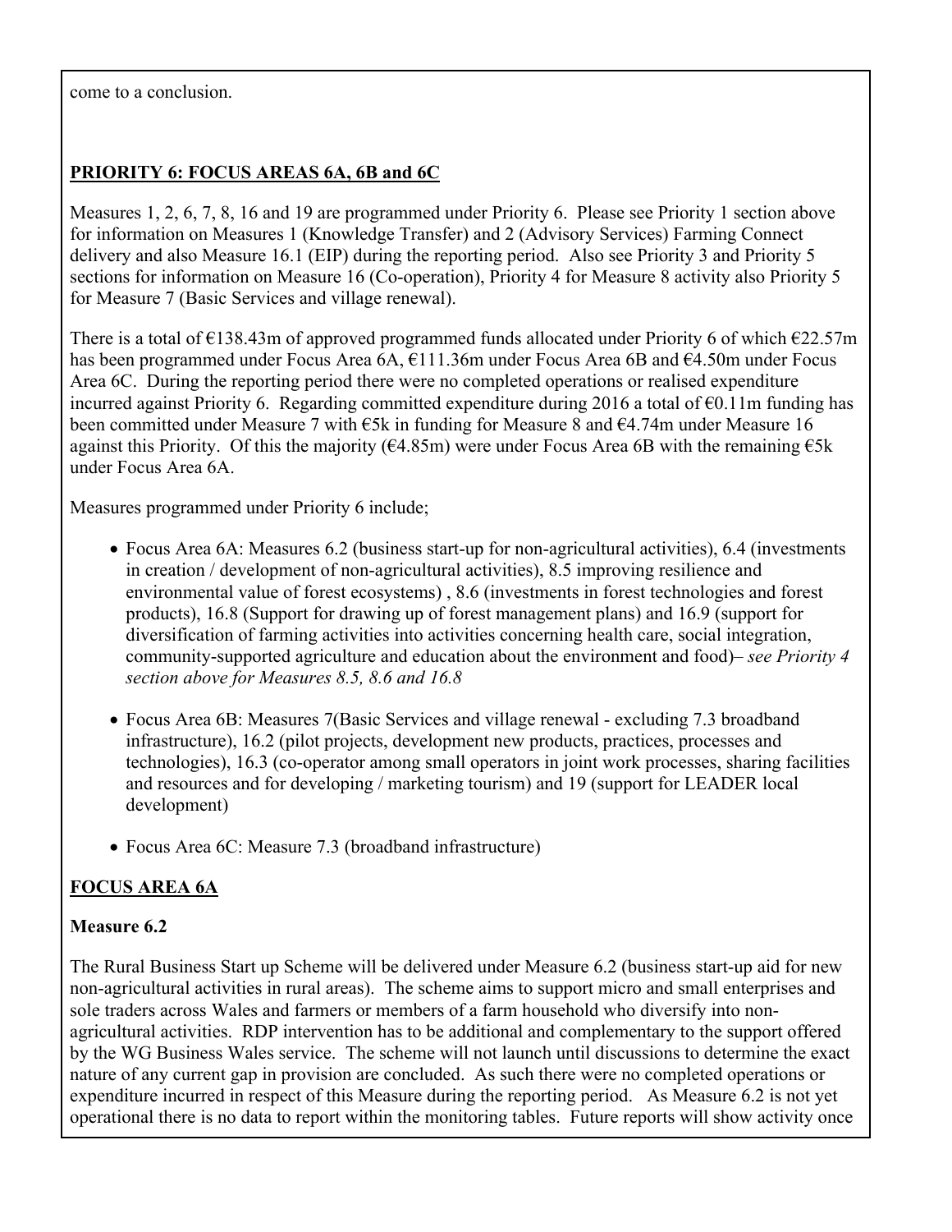come to a conclusion.

**PRIORITY 6: FOCUS AREAS 6A, 6B and 6C**

Measures 1, 2, 6, 7, 8, 16 and 19 are programmed under Priority 6. Please see Priority 1 section above for information on Measures 1 (Knowledge Transfer) and 2 (Advisory Services) Farming Connect delivery and also Measure 16.1 (EIP) during the reporting period. Also see Priority 3 and Priority 5 sections for information on Measure 16 (Co-operation), Priority 4 for Measure 8 activity also Priority 5 for Measure 7 (Basic Services and village renewal).

There is a total of €138.43m of approved programmed funds allocated under Priority 6 of which €22.57m has been programmed under Focus Area 6A, €111.36m under Focus Area 6B and €4.50m under Focus Area 6C. During the reporting period there were no completed operations or realised expenditure incurred against Priority 6. Regarding committed expenditure during 2016 a total of €0.11m funding has been committed under Measure 7 with €5k in funding for Measure 8 and €4.74m under Measure 16 against this Priority. Of this the majority (€4.85m) were under Focus Area 6B with the remaining €5k under Focus Area 6A.

Measures programmed under Priority 6 include;

- Focus Area 6A: Measures 6.2 (business start-up for non-agricultural activities), 6.4 (investments in creation / development of non-agricultural activities), 8.5 improving resilience and environmental value of forest ecosystems) , 8.6 (investments in forest technologies and forest products), 16.8 (Support for drawing up of forest management plans) and 16.9 (support for diversification of farming activities into activities concerning health care, social integration, community-supported agriculture and education about the environment and food)– *see Priority 4 section above for Measures 8.5, 8.6 and 16.8*
- Focus Area 6B: Measures 7(Basic Services and village renewal - excluding 7.3 broadband infrastructure), 16.2 (pilot projects, development new products, practices, processes and technologies), 16.3 (co-operator among small operators in joint work processes, sharing facilities and resources and for developing / marketing tourism) and 19 (support for LEADER local development)
- Focus Area 6C: Measure 7.3 (broadband infrastructure)

**FOCUS AREA 6A**

**Measure 6.2**

The Rural Business Start up Scheme will be delivered under Measure 6.2 (business start-up aid for new non-agricultural activities in rural areas). The scheme aims to support micro and small enterprises and sole traders across Wales and farmers or members of a farm household who diversify into non-agricultural activities. RDP intervention has to be additional and complementary to the support offered by the WG Business Wales service. The scheme will not launch until discussions to determine the exact nature of any current gap in provision are concluded. As such there were no completed operations or expenditure incurred in respect of this Measure during the reporting period. As Measure 6.2 is not yet operational there is no data to report within the monitoring tables. Future reports will show activity once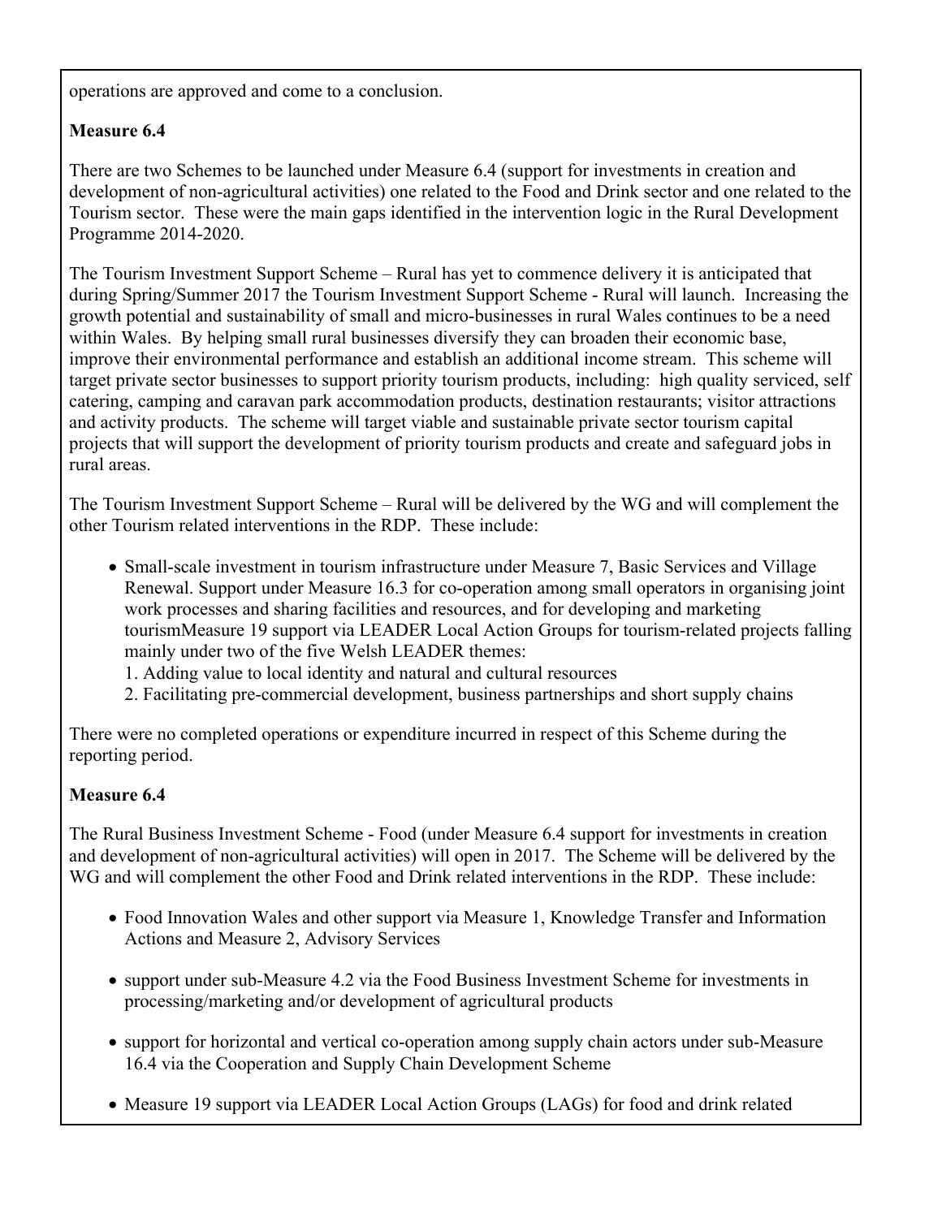operations are approved and come to a conclusion.

**Measure 6.4**

There are two Schemes to be launched under Measure 6.4 (support for investments in creation and development of non-agricultural activities) one related to the Food and Drink sector and one related to the Tourism sector. These were the main gaps identified in the intervention logic in the Rural Development Programme 2014-2020.

The Tourism Investment Support Scheme – Rural has yet to commence delivery it is anticipated that during Spring/Summer 2017 the Tourism Investment Support Scheme - Rural will launch. Increasing the growth potential and sustainability of small and micro-businesses in rural Wales continues to be a need within Wales. By helping small rural businesses diversify they can broaden their economic base, improve their environmental performance and establish an additional income stream. This scheme will target private sector businesses to support priority tourism products, including: high quality serviced, self catering, camping and caravan park accommodation products, destination restaurants; visitor attractions and activity products. The scheme will target viable and sustainable private sector tourism capital projects that will support the development of priority tourism products and create and safeguard jobs in rural areas.

The Tourism Investment Support Scheme – Rural will be delivered by the WG and will complement the other Tourism related interventions in the RDP. These include:

- Small-scale investment in tourism infrastructure under Measure 7, Basic Services and Village Renewal. Support under Measure 16.3 for co-operation among small operators in organising joint work processes and sharing facilities and resources, and for developing and marketing tourismMeasure 19 support via LEADER Local Action Groups for tourism-related projects falling mainly under two of the five Welsh LEADER themes:
  1. Adding value to local identity and natural and cultural resources
  2. Facilitating pre-commercial development, business partnerships and short supply chains

There were no completed operations or expenditure incurred in respect of this Scheme during the reporting period.

**Measure 6.4**

The Rural Business Investment Scheme - Food (under Measure 6.4 support for investments in creation and development of non-agricultural activities) will open in 2017. The Scheme will be delivered by the WG and will complement the other Food and Drink related interventions in the RDP. These include:

- Food Innovation Wales and other support via Measure 1, Knowledge Transfer and Information Actions and Measure 2, Advisory Services

- support under sub-Measure 4.2 via the Food Business Investment Scheme for investments in processing/marketing and/or development of agricultural products

- support for horizontal and vertical co-operation among supply chain actors under sub-Measure 16.4 via the Cooperation and Supply Chain Development Scheme

- Measure 19 support via LEADER Local Action Groups (LAGs) for food and drink related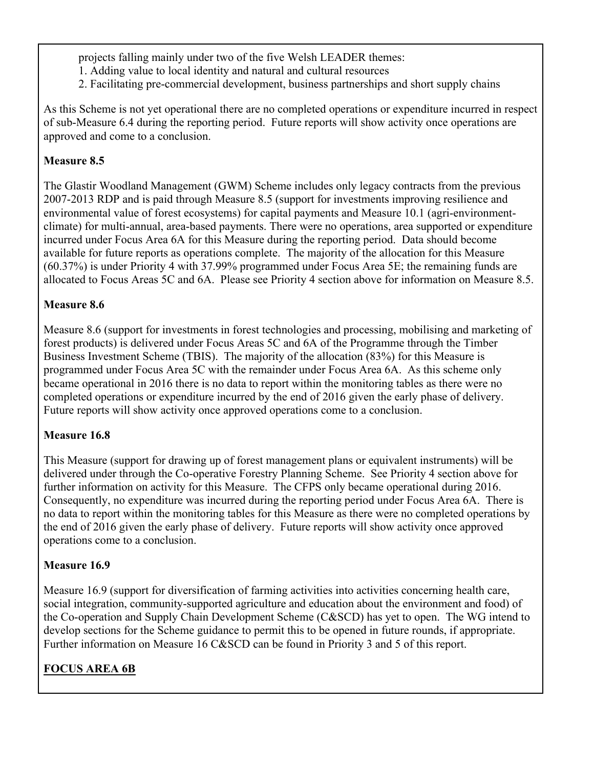projects falling mainly under two of the five Welsh LEADER themes:

1. Adding value to local identity and natural and cultural resources
2. Facilitating pre-commercial development, business partnerships and short supply chains

As this Scheme is not yet operational there are no completed operations or expenditure incurred in respect of sub-Measure 6.4 during the reporting period. Future reports will show activity once operations are approved and come to a conclusion.

**Measure 8.5**

The Glastir Woodland Management (GWM) Scheme includes only legacy contracts from the previous 2007-2013 RDP and is paid through Measure 8.5 (support for investments improving resilience and environmental value of forest ecosystems) for capital payments and Measure 10.1 (agri-environment-climate) for multi-annual, area-based payments. There were no operations, area supported or expenditure incurred under Focus Area 6A for this Measure during the reporting period. Data should become available for future reports as operations complete. The majority of the allocation for this Measure (60.37%) is under Priority 4 with 37.99% programmed under Focus Area 5E; the remaining funds are allocated to Focus Areas 5C and 6A. Please see Priority 4 section above for information on Measure 8.5.

**Measure 8.6**

Measure 8.6 (support for investments in forest technologies and processing, mobilising and marketing of forest products) is delivered under Focus Areas 5C and 6A of the Programme through the Timber Business Investment Scheme (TBIS). The majority of the allocation (83%) for this Measure is programmed under Focus Area 5C with the remainder under Focus Area 6A. As this scheme only became operational in 2016 there is no data to report within the monitoring tables as there were no completed operations or expenditure incurred by the end of 2016 given the early phase of delivery. Future reports will show activity once approved operations come to a conclusion.

**Measure 16.8**

This Measure (support for drawing up of forest management plans or equivalent instruments) will be delivered under through the Co-operative Forestry Planning Scheme. See Priority 4 section above for further information on activity for this Measure. The CFPS only became operational during 2016. Consequently, no expenditure was incurred during the reporting period under Focus Area 6A. There is no data to report within the monitoring tables for this Measure as there were no completed operations by the end of 2016 given the early phase of delivery. Future reports will show activity once approved operations come to a conclusion.

**Measure 16.9**

Measure 16.9 (support for diversification of farming activities into activities concerning health care, social integration, community-supported agriculture and education about the environment and food) of the Co-operation and Supply Chain Development Scheme (C&SCD) has yet to open. The WG intend to develop sections for the Scheme guidance to permit this to be opened in future rounds, if appropriate. Further information on Measure 16 C&SCD can be found in Priority 3 and 5 of this report.

**FOCUS AREA 6B**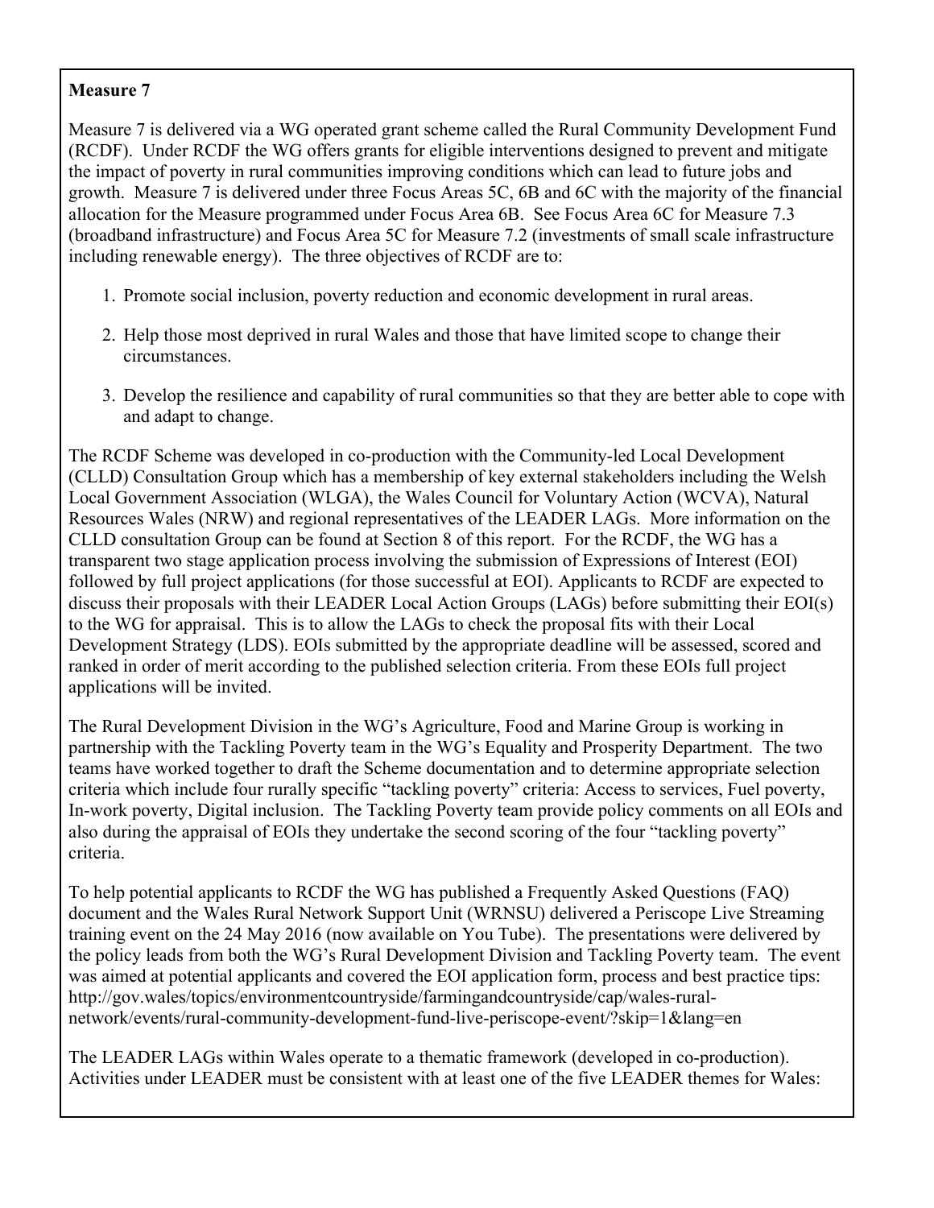**Measure 7**

Measure 7 is delivered via a WG operated grant scheme called the Rural Community Development Fund (RCDF). Under RCDF the WG offers grants for eligible interventions designed to prevent and mitigate the impact of poverty in rural communities improving conditions which can lead to future jobs and growth. Measure 7 is delivered under three Focus Areas 5C, 6B and 6C with the majority of the financial allocation for the Measure programmed under Focus Area 6B. See Focus Area 6C for Measure 7.3 (broadband infrastructure) and Focus Area 5C for Measure 7.2 (investments of small scale infrastructure including renewable energy). The three objectives of RCDF are to:

1. Promote social inclusion, poverty reduction and economic development in rural areas.
2. Help those most deprived in rural Wales and those that have limited scope to change their circumstances.
3. Develop the resilience and capability of rural communities so that they are better able to cope with and adapt to change.

The RCDF Scheme was developed in co-production with the Community-led Local Development (CLLD) Consultation Group which has a membership of key external stakeholders including the Welsh Local Government Association (WLGA), the Wales Council for Voluntary Action (WCVA), Natural Resources Wales (NRW) and regional representatives of the LEADER LAGs. More information on the CLLD consultation Group can be found at Section 8 of this report. For the RCDF, the WG has a transparent two stage application process involving the submission of Expressions of Interest (EOI) followed by full project applications (for those successful at EOI). Applicants to RCDF are expected to discuss their proposals with their LEADER Local Action Groups (LAGs) before submitting their EOI(s) to the WG for appraisal. This is to allow the LAGs to check the proposal fits with their Local Development Strategy (LDS). EOIs submitted by the appropriate deadline will be assessed, scored and ranked in order of merit according to the published selection criteria. From these EOIs full project applications will be invited.

The Rural Development Division in the WG's Agriculture, Food and Marine Group is working in partnership with the Tackling Poverty team in the WG's Equality and Prosperity Department. The two teams have worked together to draft the Scheme documentation and to determine appropriate selection criteria which include four rurally specific "tackling poverty" criteria: Access to services, Fuel poverty, In-work poverty, Digital inclusion. The Tackling Poverty team provide policy comments on all EOIs and also during the appraisal of EOIs they undertake the second scoring of the four "tackling poverty" criteria.

To help potential applicants to RCDF the WG has published a Frequently Asked Questions (FAQ) document and the Wales Rural Network Support Unit (WRNSU) delivered a Periscope Live Streaming training event on the 24 May 2016 (now available on You Tube). The presentations were delivered by the policy leads from both the WG's Rural Development Division and Tackling Poverty team. The event was aimed at potential applicants and covered the EOI application form, process and best practice tips: http://gov.wales/topics/environmentcountryside/farmingandcountryside/cap/wales-rural-network/events/rural-community-development-fund-live-periscope-event/?skip=1&lang=en

The LEADER LAGs within Wales operate to a thematic framework (developed in co-production). Activities under LEADER must be consistent with at least one of the five LEADER themes for Wales: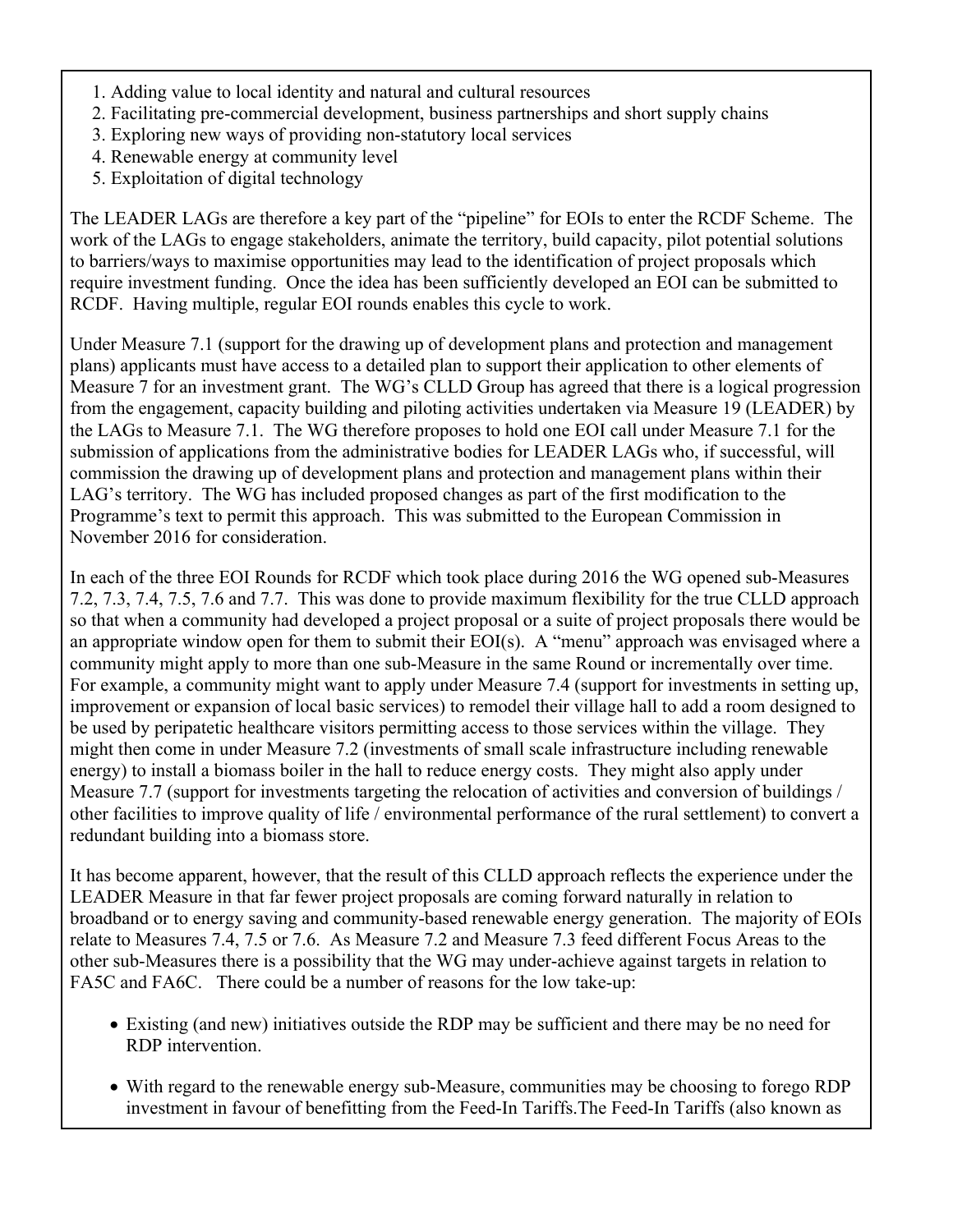1. Adding value to local identity and natural and cultural resources
2. Facilitating pre-commercial development, business partnerships and short supply chains
3. Exploring new ways of providing non-statutory local services
4. Renewable energy at community level
5. Exploitation of digital technology

The LEADER LAGs are therefore a key part of the "pipeline" for EOIs to enter the RCDF Scheme. The work of the LAGs to engage stakeholders, animate the territory, build capacity, pilot potential solutions to barriers/ways to maximise opportunities may lead to the identification of project proposals which require investment funding. Once the idea has been sufficiently developed an EOI can be submitted to RCDF. Having multiple, regular EOI rounds enables this cycle to work.

Under Measure 7.1 (support for the drawing up of development plans and protection and management plans) applicants must have access to a detailed plan to support their application to other elements of Measure 7 for an investment grant. The WG's CLLD Group has agreed that there is a logical progression from the engagement, capacity building and piloting activities undertaken via Measure 19 (LEADER) by the LAGs to Measure 7.1. The WG therefore proposes to hold one EOI call under Measure 7.1 for the submission of applications from the administrative bodies for LEADER LAGs who, if successful, will commission the drawing up of development plans and protection and management plans within their LAG's territory. The WG has included proposed changes as part of the first modification to the Programme's text to permit this approach. This was submitted to the European Commission in November 2016 for consideration.

In each of the three EOI Rounds for RCDF which took place during 2016 the WG opened sub-Measures 7.2, 7.3, 7.4, 7.5, 7.6 and 7.7. This was done to provide maximum flexibility for the true CLLD approach so that when a community had developed a project proposal or a suite of project proposals there would be an appropriate window open for them to submit their EOI(s). A "menu" approach was envisaged where a community might apply to more than one sub-Measure in the same Round or incrementally over time. For example, a community might want to apply under Measure 7.4 (support for investments in setting up, improvement or expansion of local basic services) to remodel their village hall to add a room designed to be used by peripatetic healthcare visitors permitting access to those services within the village. They might then come in under Measure 7.2 (investments of small scale infrastructure including renewable energy) to install a biomass boiler in the hall to reduce energy costs. They might also apply under Measure 7.7 (support for investments targeting the relocation of activities and conversion of buildings / other facilities to improve quality of life / environmental performance of the rural settlement) to convert a redundant building into a biomass store.

It has become apparent, however, that the result of this CLLD approach reflects the experience under the LEADER Measure in that far fewer project proposals are coming forward naturally in relation to broadband or to energy saving and community-based renewable energy generation. The majority of EOIs relate to Measures 7.4, 7.5 or 7.6. As Measure 7.2 and Measure 7.3 feed different Focus Areas to the other sub-Measures there is a possibility that the WG may under-achieve against targets in relation to FA5C and FA6C. There could be a number of reasons for the low take-up:

- Existing (and new) initiatives outside the RDP may be sufficient and there may be no need for RDP intervention.
- With regard to the renewable energy sub-Measure, communities may be choosing to forego RDP investment in favour of benefitting from the Feed-In Tariffs.The Feed-In Tariffs (also known as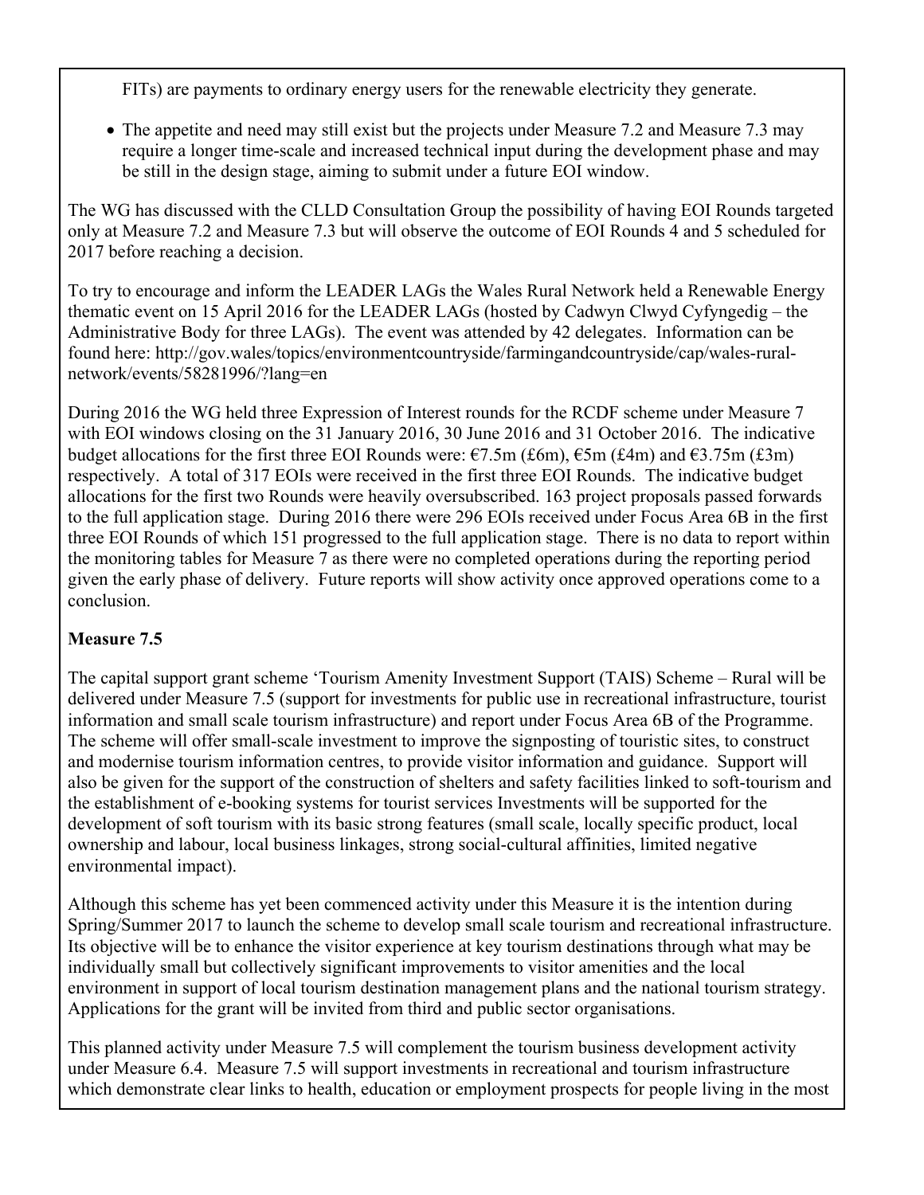FITs) are payments to ordinary energy users for the renewable electricity they generate.

- The appetite and need may still exist but the projects under Measure 7.2 and Measure 7.3 may require a longer time-scale and increased technical input during the development phase and may be still in the design stage, aiming to submit under a future EOI window.

The WG has discussed with the CLLD Consultation Group the possibility of having EOI Rounds targeted only at Measure 7.2 and Measure 7.3 but will observe the outcome of EOI Rounds 4 and 5 scheduled for 2017 before reaching a decision.

To try to encourage and inform the LEADER LAGs the Wales Rural Network held a Renewable Energy thematic event on 15 April 2016 for the LEADER LAGs (hosted by Cadwyn Clwyd Cyfyngedig – the Administrative Body for three LAGs). The event was attended by 42 delegates. Information can be found here: http://gov.wales/topics/environmentcountryside/farmingandcountryside/cap/wales-rural-network/events/58281996/?lang=en

During 2016 the WG held three Expression of Interest rounds for the RCDF scheme under Measure 7 with EOI windows closing on the 31 January 2016, 30 June 2016 and 31 October 2016. The indicative budget allocations for the first three EOI Rounds were: €7.5m (£6m), €5m (£4m) and €3.75m (£3m) respectively. A total of 317 EOIs were received in the first three EOI Rounds. The indicative budget allocations for the first two Rounds were heavily oversubscribed. 163 project proposals passed forwards to the full application stage. During 2016 there were 296 EOIs received under Focus Area 6B in the first three EOI Rounds of which 151 progressed to the full application stage. There is no data to report within the monitoring tables for Measure 7 as there were no completed operations during the reporting period given the early phase of delivery. Future reports will show activity once approved operations come to a conclusion.

**Measure 7.5**

The capital support grant scheme 'Tourism Amenity Investment Support (TAIS) Scheme – Rural will be delivered under Measure 7.5 (support for investments for public use in recreational infrastructure, tourist information and small scale tourism infrastructure) and report under Focus Area 6B of the Programme. The scheme will offer small-scale investment to improve the signposting of touristic sites, to construct and modernise tourism information centres, to provide visitor information and guidance. Support will also be given for the support of the construction of shelters and safety facilities linked to soft-tourism and the establishment of e-booking systems for tourist services Investments will be supported for the development of soft tourism with its basic strong features (small scale, locally specific product, local ownership and labour, local business linkages, strong social-cultural affinities, limited negative environmental impact).

Although this scheme has yet been commenced activity under this Measure it is the intention during Spring/Summer 2017 to launch the scheme to develop small scale tourism and recreational infrastructure. Its objective will be to enhance the visitor experience at key tourism destinations through what may be individually small but collectively significant improvements to visitor amenities and the local environment in support of local tourism destination management plans and the national tourism strategy. Applications for the grant will be invited from third and public sector organisations.

This planned activity under Measure 7.5 will complement the tourism business development activity under Measure 6.4. Measure 7.5 will support investments in recreational and tourism infrastructure which demonstrate clear links to health, education or employment prospects for people living in the most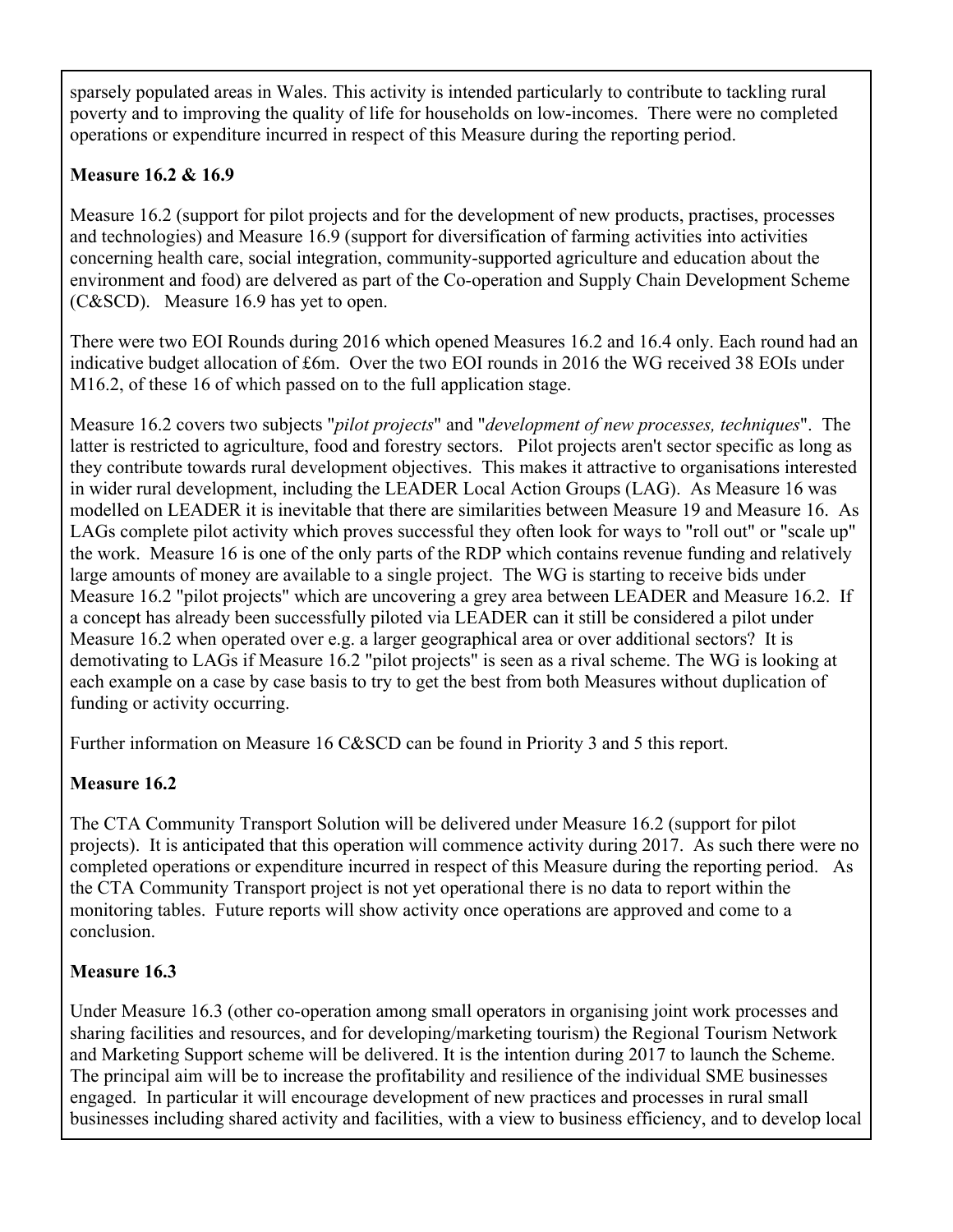sparsely populated areas in Wales. This activity is intended particularly to contribute to tackling rural poverty and to improving the quality of life for households on low-incomes. There were no completed operations or expenditure incurred in respect of this Measure during the reporting period.

**Measure 16.2 & 16.9**

Measure 16.2 (support for pilot projects and for the development of new products, practises, processes and technologies) and Measure 16.9 (support for diversification of farming activities into activities concerning health care, social integration, community-supported agriculture and education about the environment and food) are delvered as part of the Co-operation and Supply Chain Development Scheme (C&SCD). Measure 16.9 has yet to open.

There were two EOI Rounds during 2016 which opened Measures 16.2 and 16.4 only. Each round had an indicative budget allocation of £6m. Over the two EOI rounds in 2016 the WG received 38 EOIs under M16.2, of these 16 of which passed on to the full application stage.

Measure 16.2 covers two subjects "*pilot projects*" and "*development of new processes, techniques*". The latter is restricted to agriculture, food and forestry sectors. Pilot projects aren't sector specific as long as they contribute towards rural development objectives. This makes it attractive to organisations interested in wider rural development, including the LEADER Local Action Groups (LAG). As Measure 16 was modelled on LEADER it is inevitable that there are similarities between Measure 19 and Measure 16. As LAGs complete pilot activity which proves successful they often look for ways to "roll out" or "scale up" the work. Measure 16 is one of the only parts of the RDP which contains revenue funding and relatively large amounts of money are available to a single project. The WG is starting to receive bids under Measure 16.2 "pilot projects" which are uncovering a grey area between LEADER and Measure 16.2. If a concept has already been successfully piloted via LEADER can it still be considered a pilot under Measure 16.2 when operated over e.g. a larger geographical area or over additional sectors? It is demotivating to LAGs if Measure 16.2 "pilot projects" is seen as a rival scheme. The WG is looking at each example on a case by case basis to try to get the best from both Measures without duplication of funding or activity occurring.

Further information on Measure 16 C&SCD can be found in Priority 3 and 5 this report.

**Measure 16.2**

The CTA Community Transport Solution will be delivered under Measure 16.2 (support for pilot projects). It is anticipated that this operation will commence activity during 2017. As such there were no completed operations or expenditure incurred in respect of this Measure during the reporting period. As the CTA Community Transport project is not yet operational there is no data to report within the monitoring tables. Future reports will show activity once operations are approved and come to a conclusion.

**Measure 16.3**

Under Measure 16.3 (other co-operation among small operators in organising joint work processes and sharing facilities and resources, and for developing/marketing tourism) the Regional Tourism Network and Marketing Support scheme will be delivered. It is the intention during 2017 to launch the Scheme. The principal aim will be to increase the profitability and resilience of the individual SME businesses engaged. In particular it will encourage development of new practices and processes in rural small businesses including shared activity and facilities, with a view to business efficiency, and to develop local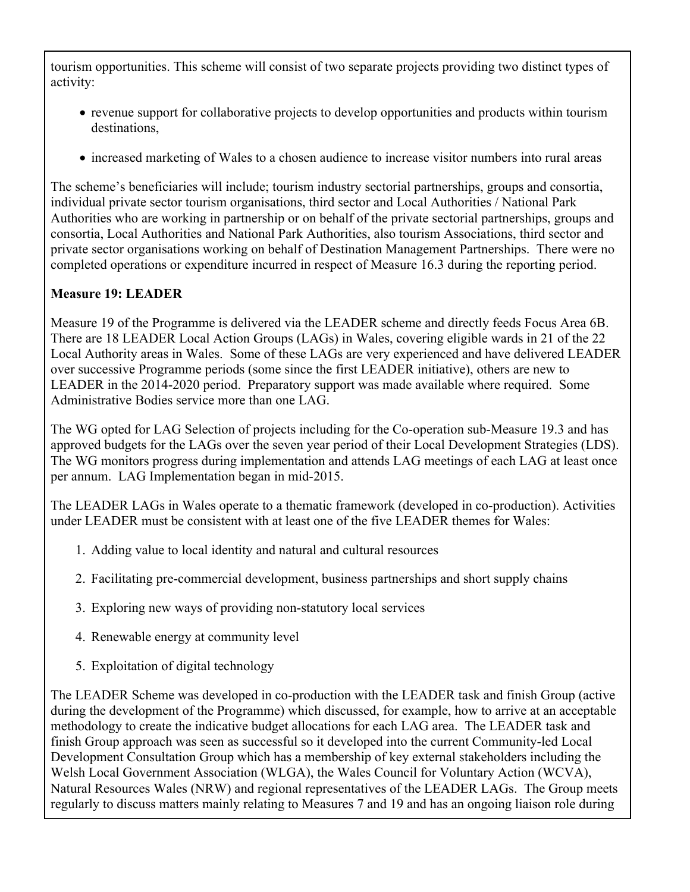tourism opportunities. This scheme will consist of two separate projects providing two distinct types of activity:

- revenue support for collaborative projects to develop opportunities and products within tourism destinations,
- increased marketing of Wales to a chosen audience to increase visitor numbers into rural areas

The scheme's beneficiaries will include; tourism industry sectorial partnerships, groups and consortia, individual private sector tourism organisations, third sector and Local Authorities / National Park Authorities who are working in partnership or on behalf of the private sectorial partnerships, groups and consortia, Local Authorities and National Park Authorities, also tourism Associations, third sector and private sector organisations working on behalf of Destination Management Partnerships. There were no completed operations or expenditure incurred in respect of Measure 16.3 during the reporting period.

**Measure 19: LEADER**

Measure 19 of the Programme is delivered via the LEADER scheme and directly feeds Focus Area 6B. There are 18 LEADER Local Action Groups (LAGs) in Wales, covering eligible wards in 21 of the 22 Local Authority areas in Wales. Some of these LAGs are very experienced and have delivered LEADER over successive Programme periods (some since the first LEADER initiative), others are new to LEADER in the 2014-2020 period. Preparatory support was made available where required. Some Administrative Bodies service more than one LAG.

The WG opted for LAG Selection of projects including for the Co-operation sub-Measure 19.3 and has approved budgets for the LAGs over the seven year period of their Local Development Strategies (LDS). The WG monitors progress during implementation and attends LAG meetings of each LAG at least once per annum. LAG Implementation began in mid-2015.

The LEADER LAGs in Wales operate to a thematic framework (developed in co-production). Activities under LEADER must be consistent with at least one of the five LEADER themes for Wales:

1. Adding value to local identity and natural and cultural resources
2. Facilitating pre-commercial development, business partnerships and short supply chains
3. Exploring new ways of providing non-statutory local services
4. Renewable energy at community level
5. Exploitation of digital technology

The LEADER Scheme was developed in co-production with the LEADER task and finish Group (active during the development of the Programme) which discussed, for example, how to arrive at an acceptable methodology to create the indicative budget allocations for each LAG area. The LEADER task and finish Group approach was seen as successful so it developed into the current Community-led Local Development Consultation Group which has a membership of key external stakeholders including the Welsh Local Government Association (WLGA), the Wales Council for Voluntary Action (WCVA), Natural Resources Wales (NRW) and regional representatives of the LEADER LAGs. The Group meets regularly to discuss matters mainly relating to Measures 7 and 19 and has an ongoing liaison role during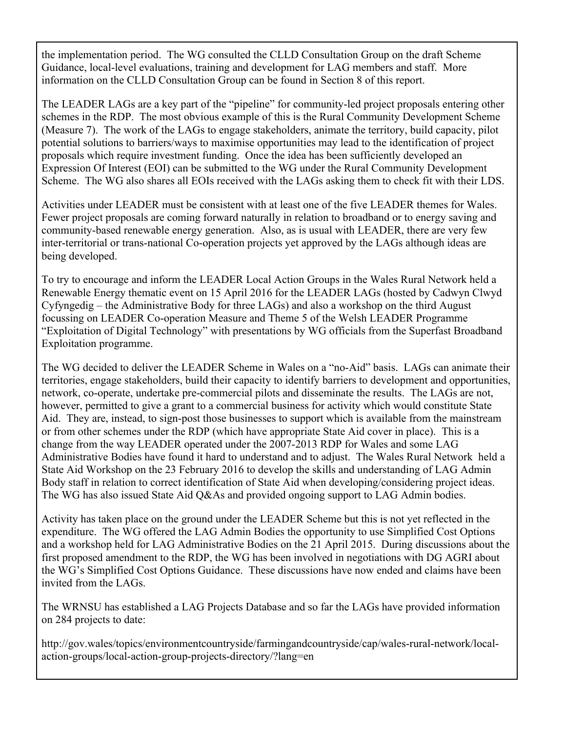the implementation period. The WG consulted the CLLD Consultation Group on the draft Scheme Guidance, local-level evaluations, training and development for LAG members and staff. More information on the CLLD Consultation Group can be found in Section 8 of this report.

The LEADER LAGs are a key part of the "pipeline" for community-led project proposals entering other schemes in the RDP. The most obvious example of this is the Rural Community Development Scheme (Measure 7). The work of the LAGs to engage stakeholders, animate the territory, build capacity, pilot potential solutions to barriers/ways to maximise opportunities may lead to the identification of project proposals which require investment funding. Once the idea has been sufficiently developed an Expression Of Interest (EOI) can be submitted to the WG under the Rural Community Development Scheme. The WG also shares all EOIs received with the LAGs asking them to check fit with their LDS.

Activities under LEADER must be consistent with at least one of the five LEADER themes for Wales. Fewer project proposals are coming forward naturally in relation to broadband or to energy saving and community-based renewable energy generation. Also, as is usual with LEADER, there are very few inter-territorial or trans-national Co-operation projects yet approved by the LAGs although ideas are being developed.

To try to encourage and inform the LEADER Local Action Groups in the Wales Rural Network held a Renewable Energy thematic event on 15 April 2016 for the LEADER LAGs (hosted by Cadwyn Clwyd Cyfyngedig – the Administrative Body for three LAGs) and also a workshop on the third August focussing on LEADER Co-operation Measure and Theme 5 of the Welsh LEADER Programme "Exploitation of Digital Technology" with presentations by WG officials from the Superfast Broadband Exploitation programme.

The WG decided to deliver the LEADER Scheme in Wales on a "no-Aid" basis. LAGs can animate their territories, engage stakeholders, build their capacity to identify barriers to development and opportunities, network, co-operate, undertake pre-commercial pilots and disseminate the results. The LAGs are not, however, permitted to give a grant to a commercial business for activity which would constitute State Aid. They are, instead, to sign-post those businesses to support which is available from the mainstream or from other schemes under the RDP (which have appropriate State Aid cover in place). This is a change from the way LEADER operated under the 2007-2013 RDP for Wales and some LAG Administrative Bodies have found it hard to understand and to adjust. The Wales Rural Network held a State Aid Workshop on the 23 February 2016 to develop the skills and understanding of LAG Admin Body staff in relation to correct identification of State Aid when developing/considering project ideas. The WG has also issued State Aid Q&As and provided ongoing support to LAG Admin bodies.

Activity has taken place on the ground under the LEADER Scheme but this is not yet reflected in the expenditure. The WG offered the LAG Admin Bodies the opportunity to use Simplified Cost Options and a workshop held for LAG Administrative Bodies on the 21 April 2015. During discussions about the first proposed amendment to the RDP, the WG has been involved in negotiations with DG AGRI about the WG's Simplified Cost Options Guidance. These discussions have now ended and claims have been invited from the LAGs.

The WRNSU has established a LAG Projects Database and so far the LAGs have provided information on 284 projects to date:

http://gov.wales/topics/environmentcountryside/farmingandcountryside/cap/wales-rural-network/local-action-groups/local-action-group-projects-directory/?lang=en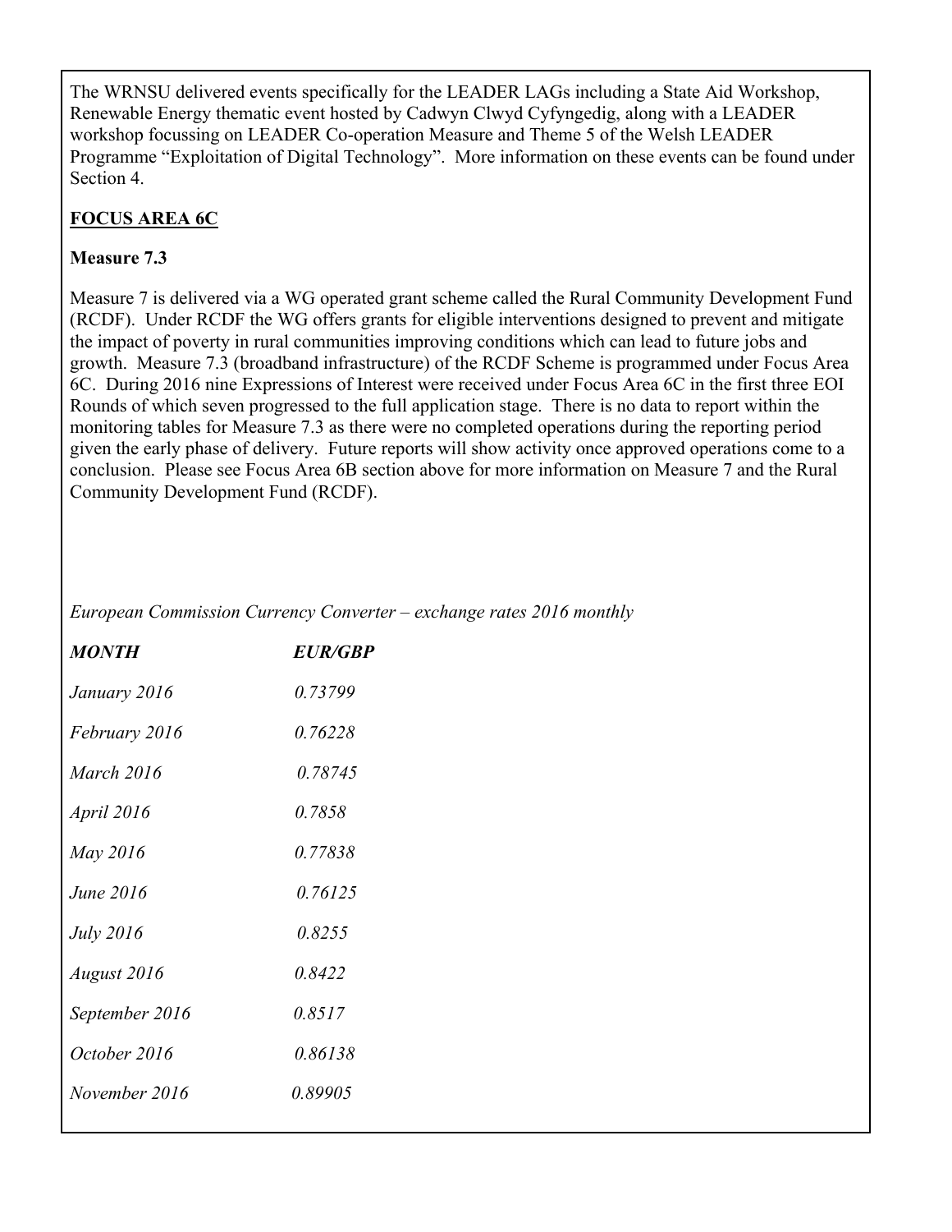The WRNSU delivered events specifically for the LEADER LAGs including a State Aid Workshop, Renewable Energy thematic event hosted by Cadwyn Clwyd Cyfyngedig, along with a LEADER workshop focussing on LEADER Co-operation Measure and Theme 5 of the Welsh LEADER Programme "Exploitation of Digital Technology". More information on these events can be found under Section 4.

## FOCUS AREA 6C

### Measure 7.3

Measure 7 is delivered via a WG operated grant scheme called the Rural Community Development Fund (RCDF). Under RCDF the WG offers grants for eligible interventions designed to prevent and mitigate the impact of poverty in rural communities improving conditions which can lead to future jobs and growth. Measure 7.3 (broadband infrastructure) of the RCDF Scheme is programmed under Focus Area 6C. During 2016 nine Expressions of Interest were received under Focus Area 6C in the first three EOI Rounds of which seven progressed to the full application stage. There is no data to report within the monitoring tables for Measure 7.3 as there were no completed operations during the reporting period given the early phase of delivery. Future reports will show activity once approved operations come to a conclusion. Please see Focus Area 6B section above for more information on Measure 7 and the Rural Community Development Fund (RCDF).

*European Commission Currency Converter – exchange rates 2016 monthly*

| ***MONTH*** | ***EUR/GBP*** |
|---|---|
| *January 2016* | *0.73799* |
| *February 2016* | *0.76228* |
| *March 2016* | *0.78745* |
| *April 2016* | *0.7858* |
| *May 2016* | *0.77838* |
| *June 2016* | *0.76125* |
| *July 2016* | *0.8255* |
| *August 2016* | *0.8422* |
| *September 2016* | *0.8517* |
| *October 2016* | *0.86138* |
| *November 2016* | *0.89905* |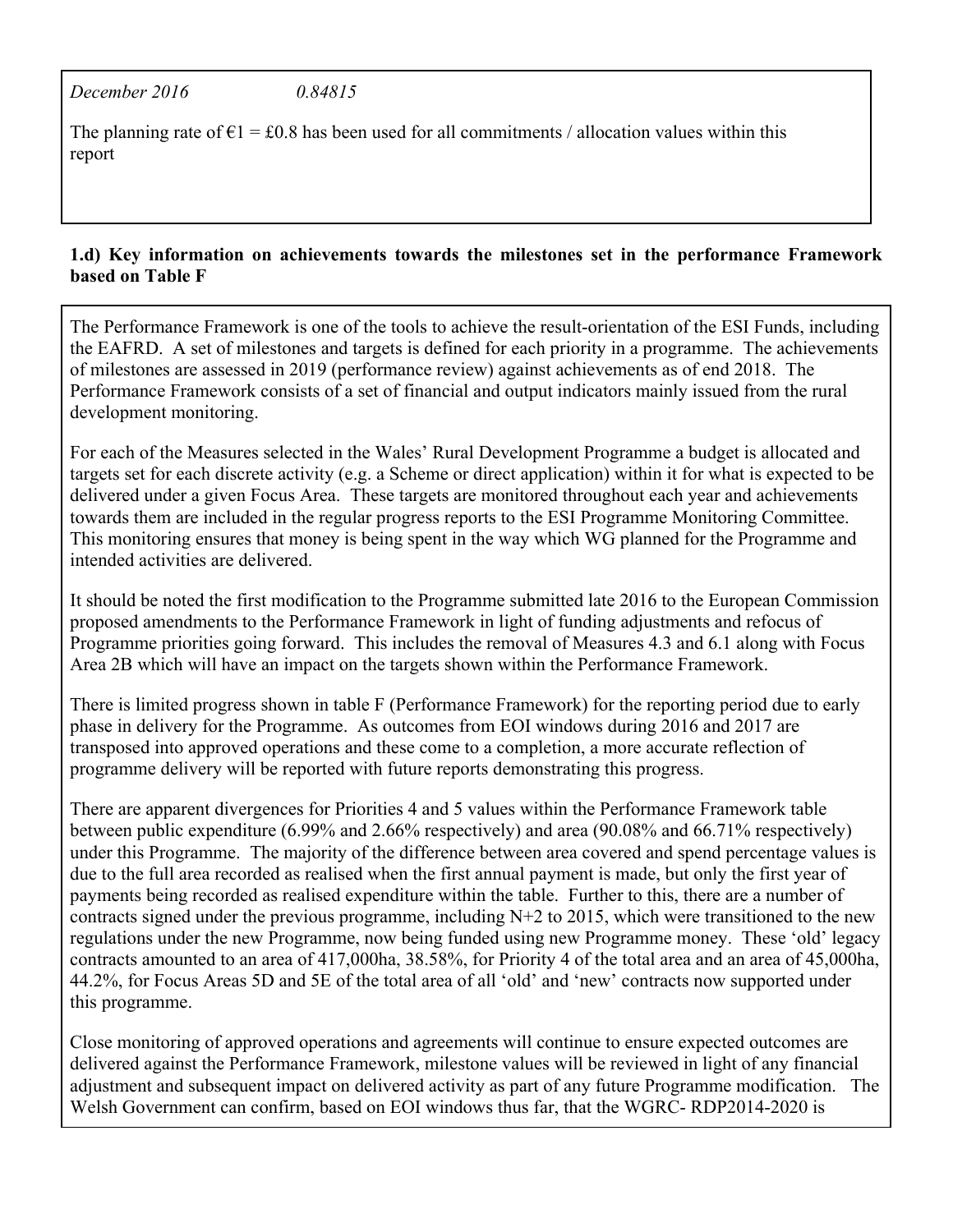*December 2016 0.84815*

The planning rate of €1 = £0.8 has been used for all commitments / allocation values within this report

**1.d) Key information on achievements towards the milestones set in the performance Framework based on Table F**

The Performance Framework is one of the tools to achieve the result-orientation of the ESI Funds, including the EAFRD. A set of milestones and targets is defined for each priority in a programme. The achievements of milestones are assessed in 2019 (performance review) against achievements as of end 2018. The Performance Framework consists of a set of financial and output indicators mainly issued from the rural development monitoring.

For each of the Measures selected in the Wales' Rural Development Programme a budget is allocated and targets set for each discrete activity (e.g. a Scheme or direct application) within it for what is expected to be delivered under a given Focus Area. These targets are monitored throughout each year and achievements towards them are included in the regular progress reports to the ESI Programme Monitoring Committee. This monitoring ensures that money is being spent in the way which WG planned for the Programme and intended activities are delivered.

It should be noted the first modification to the Programme submitted late 2016 to the European Commission proposed amendments to the Performance Framework in light of funding adjustments and refocus of Programme priorities going forward. This includes the removal of Measures 4.3 and 6.1 along with Focus Area 2B which will have an impact on the targets shown within the Performance Framework.

There is limited progress shown in table F (Performance Framework) for the reporting period due to early phase in delivery for the Programme. As outcomes from EOI windows during 2016 and 2017 are transposed into approved operations and these come to a completion, a more accurate reflection of programme delivery will be reported with future reports demonstrating this progress.

There are apparent divergences for Priorities 4 and 5 values within the Performance Framework table between public expenditure (6.99% and 2.66% respectively) and area (90.08% and 66.71% respectively) under this Programme. The majority of the difference between area covered and spend percentage values is due to the full area recorded as realised when the first annual payment is made, but only the first year of payments being recorded as realised expenditure within the table. Further to this, there are a number of contracts signed under the previous programme, including N+2 to 2015, which were transitioned to the new regulations under the new Programme, now being funded using new Programme money. These 'old' legacy contracts amounted to an area of 417,000ha, 38.58%, for Priority 4 of the total area and an area of 45,000ha, 44.2%, for Focus Areas 5D and 5E of the total area of all 'old' and 'new' contracts now supported under this programme.

Close monitoring of approved operations and agreements will continue to ensure expected outcomes are delivered against the Performance Framework, milestone values will be reviewed in light of any financial adjustment and subsequent impact on delivered activity as part of any future Programme modification. The Welsh Government can confirm, based on EOI windows thus far, that the WGRC- RDP2014-2020 is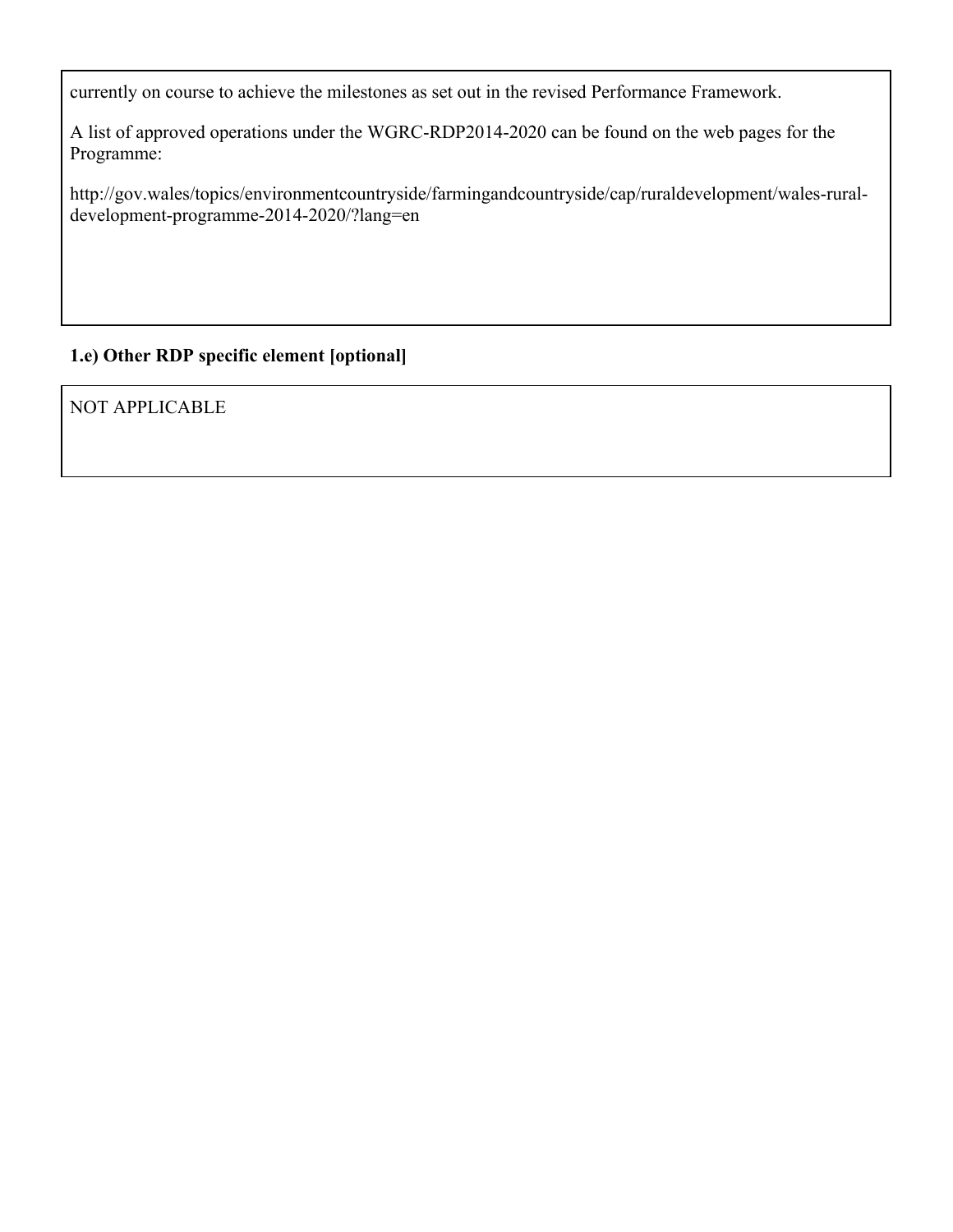currently on course to achieve the milestones as set out in the revised Performance Framework.

A list of approved operations under the WGRC-RDP2014-2020 can be found on the web pages for the Programme:

http://gov.wales/topics/environmentcountryside/farmingandcountryside/cap/ruraldevelopment/wales-rural-development-programme-2014-2020/?lang=en

**1.e) Other RDP specific element [optional]**

NOT APPLICABLE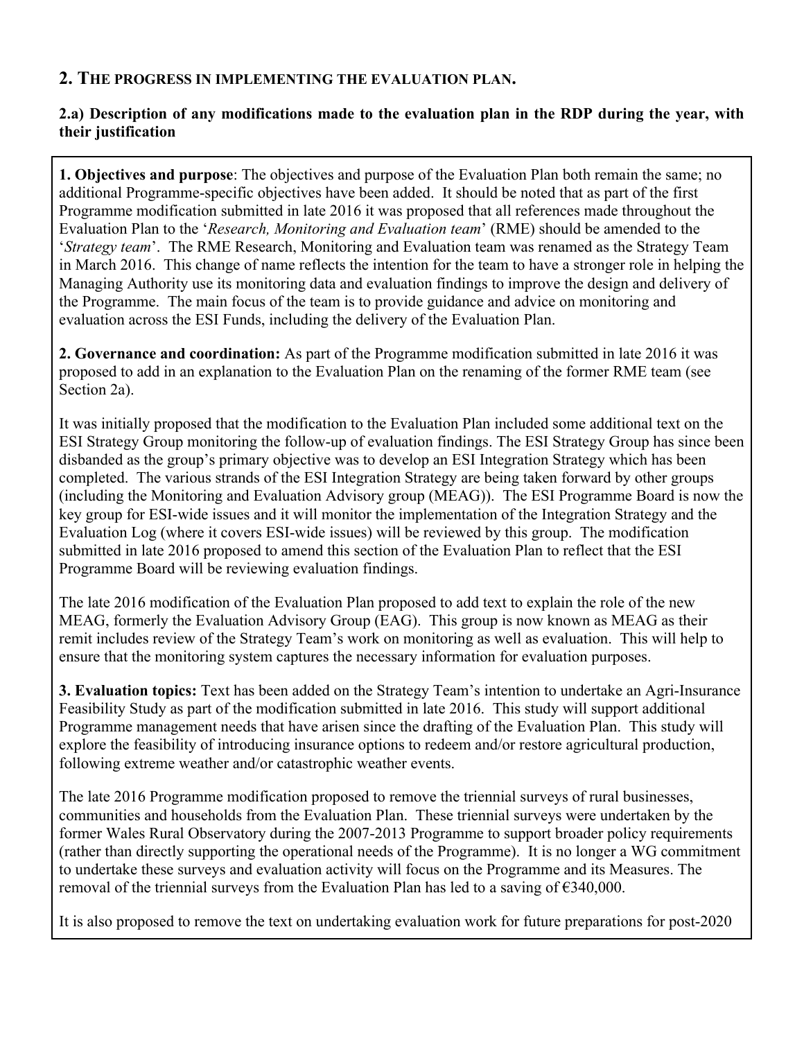## 2. THE PROGRESS IN IMPLEMENTING THE EVALUATION PLAN.

### 2.a) Description of any modifications made to the evaluation plan in the RDP during the year, with their justification

**1. Objectives and purpose**: The objectives and purpose of the Evaluation Plan both remain the same; no additional Programme-specific objectives have been added. It should be noted that as part of the first Programme modification submitted in late 2016 it was proposed that all references made throughout the Evaluation Plan to the '*Research, Monitoring and Evaluation team*' (RME) should be amended to the '*Strategy team*'. The RME Research, Monitoring and Evaluation team was renamed as the Strategy Team in March 2016. This change of name reflects the intention for the team to have a stronger role in helping the Managing Authority use its monitoring data and evaluation findings to improve the design and delivery of the Programme. The main focus of the team is to provide guidance and advice on monitoring and evaluation across the ESI Funds, including the delivery of the Evaluation Plan.

**2. Governance and coordination:** As part of the Programme modification submitted in late 2016 it was proposed to add in an explanation to the Evaluation Plan on the renaming of the former RME team (see Section 2a).

It was initially proposed that the modification to the Evaluation Plan included some additional text on the ESI Strategy Group monitoring the follow-up of evaluation findings. The ESI Strategy Group has since been disbanded as the group's primary objective was to develop an ESI Integration Strategy which has been completed. The various strands of the ESI Integration Strategy are being taken forward by other groups (including the Monitoring and Evaluation Advisory group (MEAG)). The ESI Programme Board is now the key group for ESI-wide issues and it will monitor the implementation of the Integration Strategy and the Evaluation Log (where it covers ESI-wide issues) will be reviewed by this group. The modification submitted in late 2016 proposed to amend this section of the Evaluation Plan to reflect that the ESI Programme Board will be reviewing evaluation findings.

The late 2016 modification of the Evaluation Plan proposed to add text to explain the role of the new MEAG, formerly the Evaluation Advisory Group (EAG). This group is now known as MEAG as their remit includes review of the Strategy Team's work on monitoring as well as evaluation. This will help to ensure that the monitoring system captures the necessary information for evaluation purposes.

**3. Evaluation topics:** Text has been added on the Strategy Team's intention to undertake an Agri-Insurance Feasibility Study as part of the modification submitted in late 2016. This study will support additional Programme management needs that have arisen since the drafting of the Evaluation Plan. This study will explore the feasibility of introducing insurance options to redeem and/or restore agricultural production, following extreme weather and/or catastrophic weather events.

The late 2016 Programme modification proposed to remove the triennial surveys of rural businesses, communities and households from the Evaluation Plan. These triennial surveys were undertaken by the former Wales Rural Observatory during the 2007-2013 Programme to support broader policy requirements (rather than directly supporting the operational needs of the Programme). It is no longer a WG commitment to undertake these surveys and evaluation activity will focus on the Programme and its Measures. The removal of the triennial surveys from the Evaluation Plan has led to a saving of €340,000.

It is also proposed to remove the text on undertaking evaluation work for future preparations for post-2020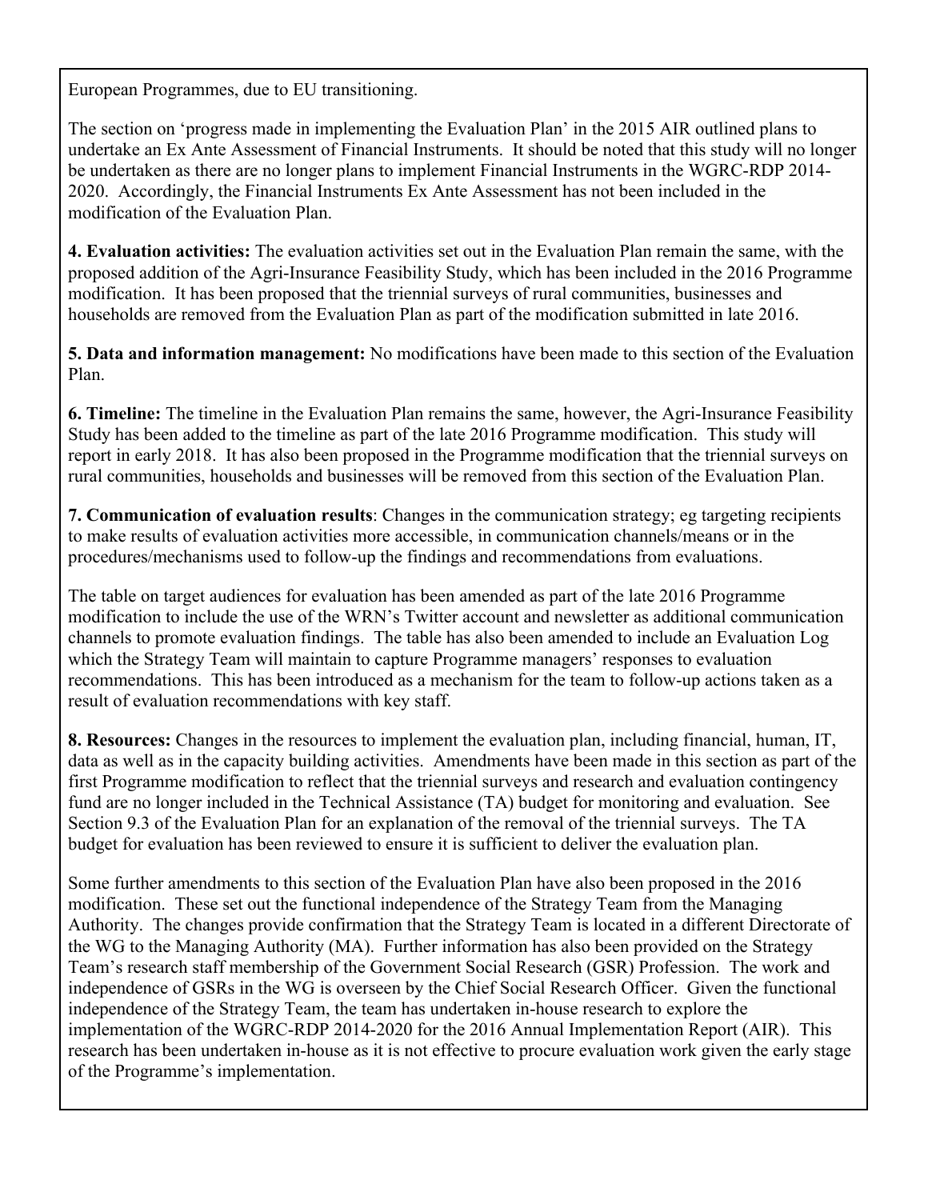European Programmes, due to EU transitioning.

The section on 'progress made in implementing the Evaluation Plan' in the 2015 AIR outlined plans to undertake an Ex Ante Assessment of Financial Instruments. It should be noted that this study will no longer be undertaken as there are no longer plans to implement Financial Instruments in the WGRC-RDP 2014-2020. Accordingly, the Financial Instruments Ex Ante Assessment has not been included in the modification of the Evaluation Plan.

**4. Evaluation activities:** The evaluation activities set out in the Evaluation Plan remain the same, with the proposed addition of the Agri-Insurance Feasibility Study, which has been included in the 2016 Programme modification. It has been proposed that the triennial surveys of rural communities, businesses and households are removed from the Evaluation Plan as part of the modification submitted in late 2016.

**5. Data and information management:** No modifications have been made to this section of the Evaluation Plan.

**6. Timeline:** The timeline in the Evaluation Plan remains the same, however, the Agri-Insurance Feasibility Study has been added to the timeline as part of the late 2016 Programme modification. This study will report in early 2018. It has also been proposed in the Programme modification that the triennial surveys on rural communities, households and businesses will be removed from this section of the Evaluation Plan.

**7. Communication of evaluation results**: Changes in the communication strategy; eg targeting recipients to make results of evaluation activities more accessible, in communication channels/means or in the procedures/mechanisms used to follow-up the findings and recommendations from evaluations.

The table on target audiences for evaluation has been amended as part of the late 2016 Programme modification to include the use of the WRN's Twitter account and newsletter as additional communication channels to promote evaluation findings. The table has also been amended to include an Evaluation Log which the Strategy Team will maintain to capture Programme managers' responses to evaluation recommendations. This has been introduced as a mechanism for the team to follow-up actions taken as a result of evaluation recommendations with key staff.

**8. Resources:** Changes in the resources to implement the evaluation plan, including financial, human, IT, data as well as in the capacity building activities. Amendments have been made in this section as part of the first Programme modification to reflect that the triennial surveys and research and evaluation contingency fund are no longer included in the Technical Assistance (TA) budget for monitoring and evaluation. See Section 9.3 of the Evaluation Plan for an explanation of the removal of the triennial surveys. The TA budget for evaluation has been reviewed to ensure it is sufficient to deliver the evaluation plan.

Some further amendments to this section of the Evaluation Plan have also been proposed in the 2016 modification. These set out the functional independence of the Strategy Team from the Managing Authority. The changes provide confirmation that the Strategy Team is located in a different Directorate of the WG to the Managing Authority (MA). Further information has also been provided on the Strategy Team's research staff membership of the Government Social Research (GSR) Profession. The work and independence of GSRs in the WG is overseen by the Chief Social Research Officer. Given the functional independence of the Strategy Team, the team has undertaken in-house research to explore the implementation of the WGRC-RDP 2014-2020 for the 2016 Annual Implementation Report (AIR). This research has been undertaken in-house as it is not effective to procure evaluation work given the early stage of the Programme's implementation.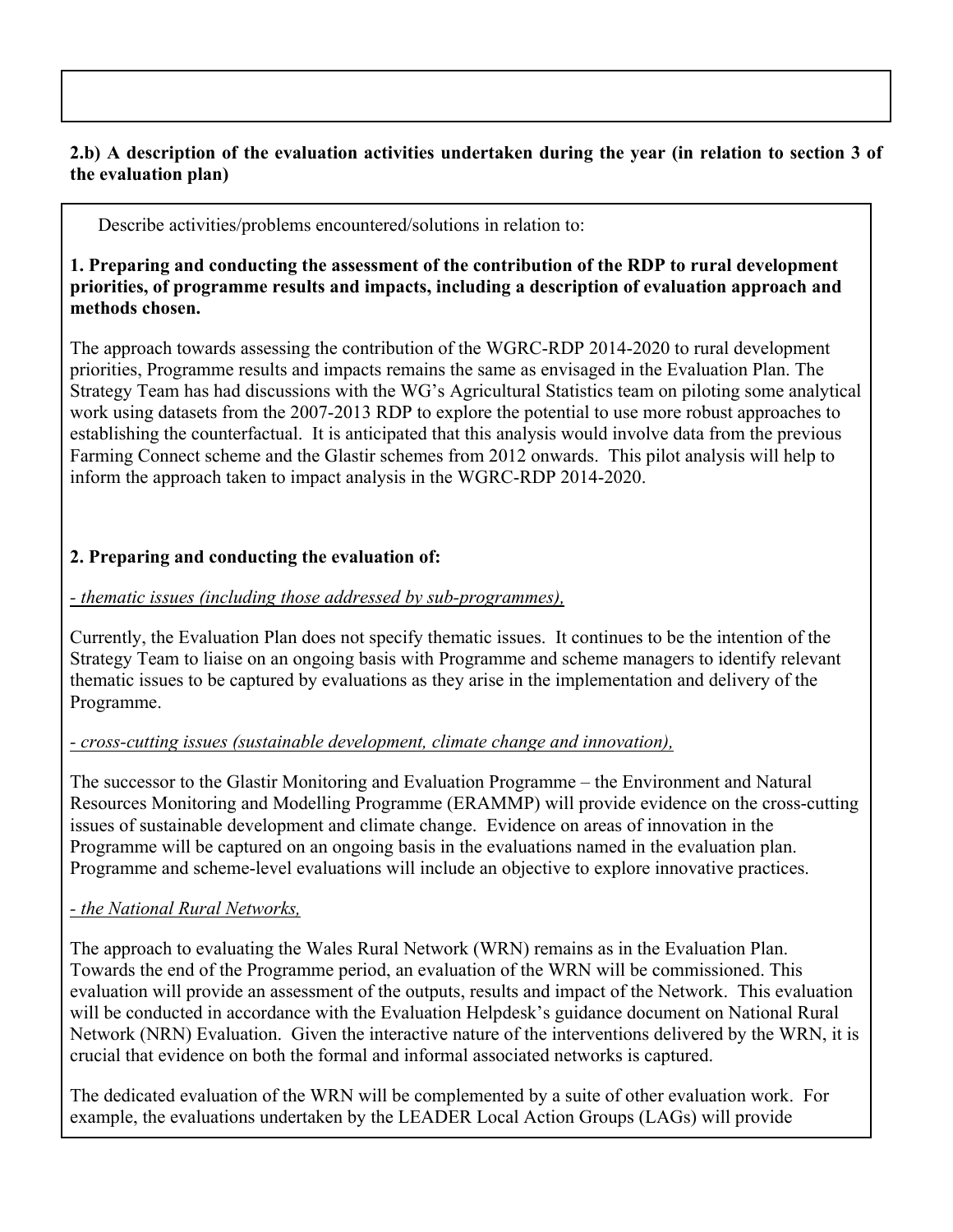**2.b) A description of the evaluation activities undertaken during the year (in relation to section 3 of the evaluation plan)**

Describe activities/problems encountered/solutions in relation to:

**1. Preparing and conducting the assessment of the contribution of the RDP to rural development priorities, of programme results and impacts, including a description of evaluation approach and methods chosen.**

The approach towards assessing the contribution of the WGRC-RDP 2014-2020 to rural development priorities, Programme results and impacts remains the same as envisaged in the Evaluation Plan. The Strategy Team has had discussions with the WG's Agricultural Statistics team on piloting some analytical work using datasets from the 2007-2013 RDP to explore the potential to use more robust approaches to establishing the counterfactual. It is anticipated that this analysis would involve data from the previous Farming Connect scheme and the Glastir schemes from 2012 onwards. This pilot analysis will help to inform the approach taken to impact analysis in the WGRC-RDP 2014-2020.

**2. Preparing and conducting the evaluation of:**

*- thematic issues (including those addressed by sub-programmes),*

Currently, the Evaluation Plan does not specify thematic issues. It continues to be the intention of the Strategy Team to liaise on an ongoing basis with Programme and scheme managers to identify relevant thematic issues to be captured by evaluations as they arise in the implementation and delivery of the Programme.

*- cross-cutting issues (sustainable development, climate change and innovation),*

The successor to the Glastir Monitoring and Evaluation Programme – the Environment and Natural Resources Monitoring and Modelling Programme (ERAMMP) will provide evidence on the cross-cutting issues of sustainable development and climate change. Evidence on areas of innovation in the Programme will be captured on an ongoing basis in the evaluations named in the evaluation plan. Programme and scheme-level evaluations will include an objective to explore innovative practices.

*- the National Rural Networks,*

The approach to evaluating the Wales Rural Network (WRN) remains as in the Evaluation Plan. Towards the end of the Programme period, an evaluation of the WRN will be commissioned. This evaluation will provide an assessment of the outputs, results and impact of the Network. This evaluation will be conducted in accordance with the Evaluation Helpdesk's guidance document on National Rural Network (NRN) Evaluation. Given the interactive nature of the interventions delivered by the WRN, it is crucial that evidence on both the formal and informal associated networks is captured.

The dedicated evaluation of the WRN will be complemented by a suite of other evaluation work. For example, the evaluations undertaken by the LEADER Local Action Groups (LAGs) will provide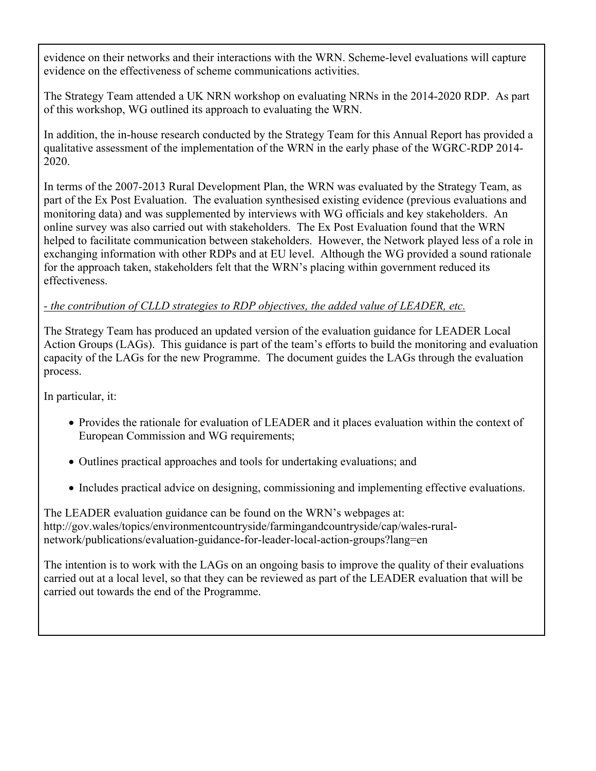evidence on their networks and their interactions with the WRN. Scheme-level evaluations will capture evidence on the effectiveness of scheme communications activities.

The Strategy Team attended a UK NRN workshop on evaluating NRNs in the 2014-2020 RDP. As part of this workshop, WG outlined its approach to evaluating the WRN.

In addition, the in-house research conducted by the Strategy Team for this Annual Report has provided a qualitative assessment of the implementation of the WRN in the early phase of the WGRC-RDP 2014-2020.

In terms of the 2007-2013 Rural Development Plan, the WRN was evaluated by the Strategy Team, as part of the Ex Post Evaluation. The evaluation synthesised existing evidence (previous evaluations and monitoring data) and was supplemented by interviews with WG officials and key stakeholders. An online survey was also carried out with stakeholders. The Ex Post Evaluation found that the WRN helped to facilitate communication between stakeholders. However, the Network played less of a role in exchanging information with other RDPs and at EU level. Although the WG provided a sound rationale for the approach taken, stakeholders felt that the WRN's placing within government reduced its effectiveness.

*- the contribution of CLLD strategies to RDP objectives, the added value of LEADER, etc.*

The Strategy Team has produced an updated version of the evaluation guidance for LEADER Local Action Groups (LAGs). This guidance is part of the team's efforts to build the monitoring and evaluation capacity of the LAGs for the new Programme. The document guides the LAGs through the evaluation process.

In particular, it:

- Provides the rationale for evaluation of LEADER and it places evaluation within the context of European Commission and WG requirements;
- Outlines practical approaches and tools for undertaking evaluations; and
- Includes practical advice on designing, commissioning and implementing effective evaluations.

The LEADER evaluation guidance can be found on the WRN's webpages at: http://gov.wales/topics/environmentcountryside/farmingandcountryside/cap/wales-rural-network/publications/evaluation-guidance-for-leader-local-action-groups?lang=en

The intention is to work with the LAGs on an ongoing basis to improve the quality of their evaluations carried out at a local level, so that they can be reviewed as part of the LEADER evaluation that will be carried out towards the end of the Programme.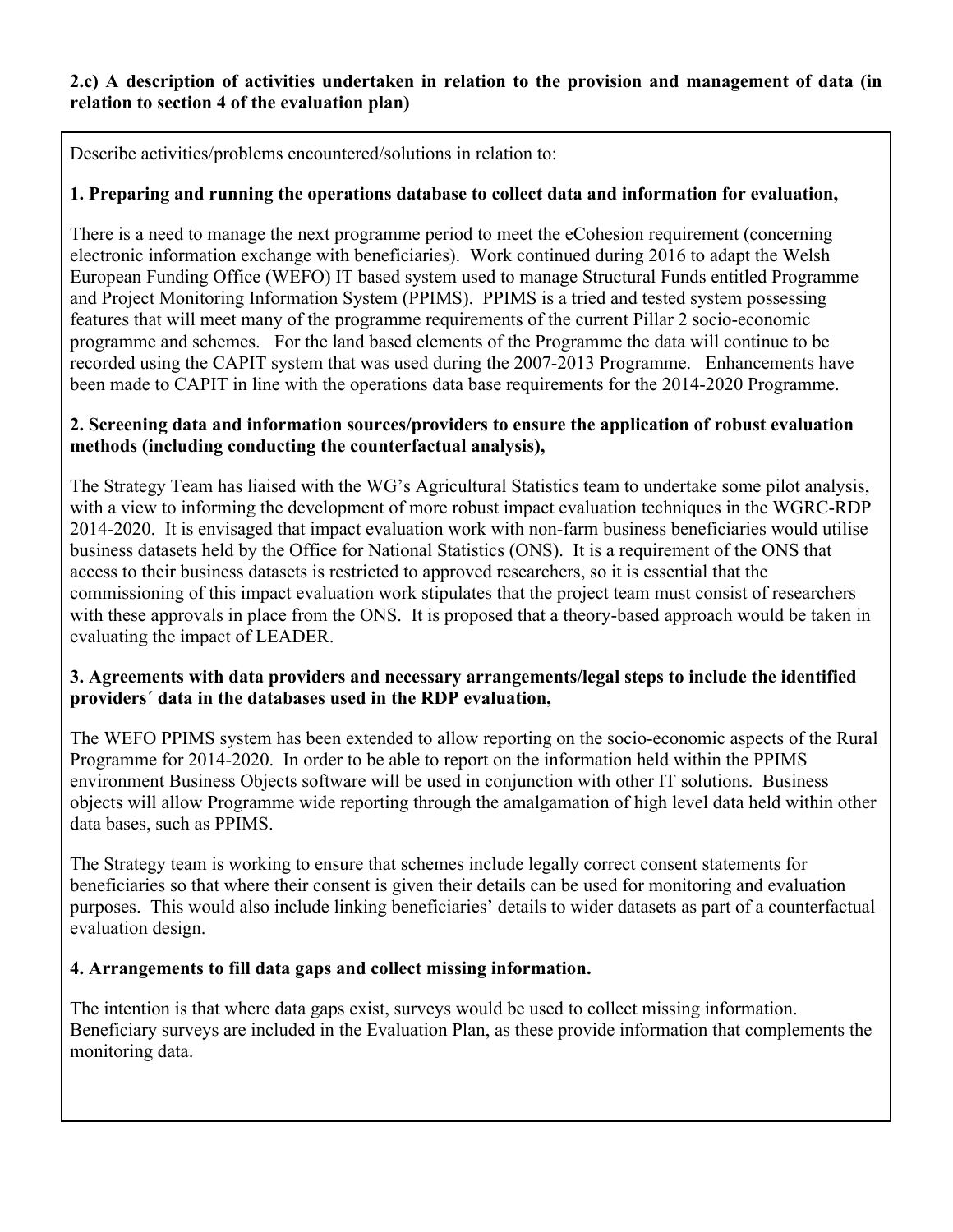**2.c) A description of activities undertaken in relation to the provision and management of data (in relation to section 4 of the evaluation plan)**

Describe activities/problems encountered/solutions in relation to:

**1. Preparing and running the operations database to collect data and information for evaluation,**

There is a need to manage the next programme period to meet the eCohesion requirement (concerning electronic information exchange with beneficiaries). Work continued during 2016 to adapt the Welsh European Funding Office (WEFO) IT based system used to manage Structural Funds entitled Programme and Project Monitoring Information System (PPIMS). PPIMS is a tried and tested system possessing features that will meet many of the programme requirements of the current Pillar 2 socio-economic programme and schemes. For the land based elements of the Programme the data will continue to be recorded using the CAPIT system that was used during the 2007-2013 Programme. Enhancements have been made to CAPIT in line with the operations data base requirements for the 2014-2020 Programme.

**2. Screening data and information sources/providers to ensure the application of robust evaluation methods (including conducting the counterfactual analysis),**

The Strategy Team has liaised with the WG's Agricultural Statistics team to undertake some pilot analysis, with a view to informing the development of more robust impact evaluation techniques in the WGRC-RDP 2014-2020. It is envisaged that impact evaluation work with non-farm business beneficiaries would utilise business datasets held by the Office for National Statistics (ONS). It is a requirement of the ONS that access to their business datasets is restricted to approved researchers, so it is essential that the commissioning of this impact evaluation work stipulates that the project team must consist of researchers with these approvals in place from the ONS. It is proposed that a theory-based approach would be taken in evaluating the impact of LEADER.

**3. Agreements with data providers and necessary arrangements/legal steps to include the identified providers´ data in the databases used in the RDP evaluation,**

The WEFO PPIMS system has been extended to allow reporting on the socio-economic aspects of the Rural Programme for 2014-2020. In order to be able to report on the information held within the PPIMS environment Business Objects software will be used in conjunction with other IT solutions. Business objects will allow Programme wide reporting through the amalgamation of high level data held within other data bases, such as PPIMS.

The Strategy team is working to ensure that schemes include legally correct consent statements for beneficiaries so that where their consent is given their details can be used for monitoring and evaluation purposes. This would also include linking beneficiaries' details to wider datasets as part of a counterfactual evaluation design.

**4. Arrangements to fill data gaps and collect missing information.**

The intention is that where data gaps exist, surveys would be used to collect missing information. Beneficiary surveys are included in the Evaluation Plan, as these provide information that complements the monitoring data.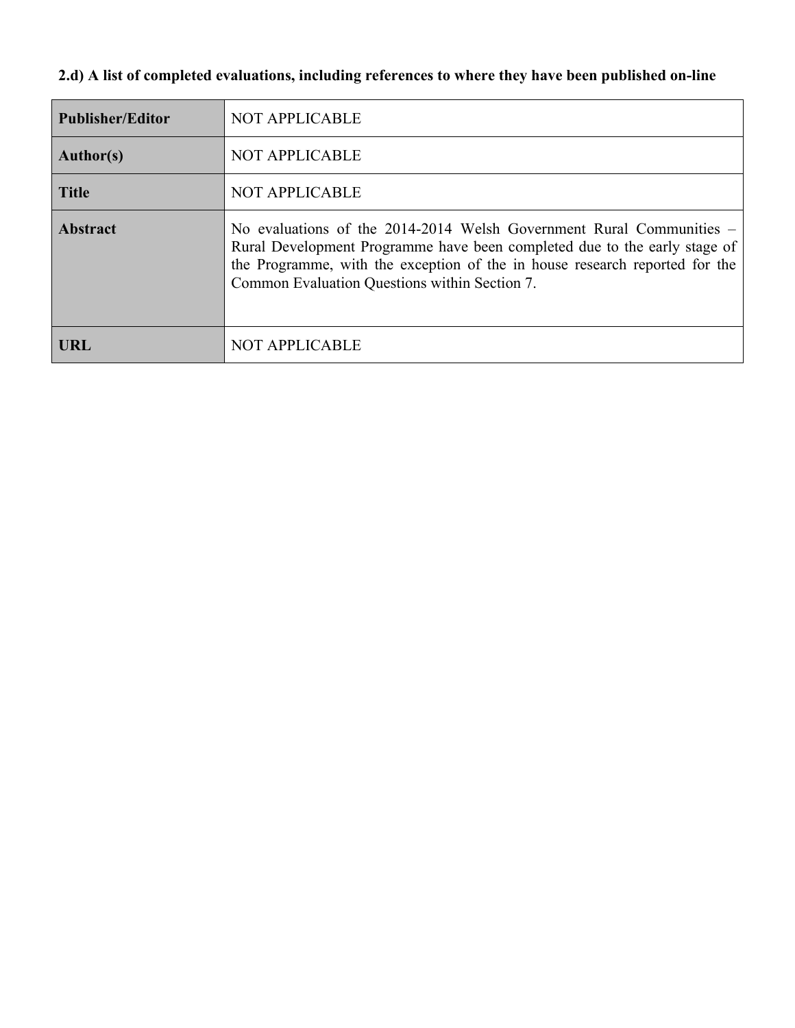**2.d) A list of completed evaluations, including references to where they have been published on-line**

| | |
|---|---|
| **Publisher/Editor** | NOT APPLICABLE |
| **Author(s)** | NOT APPLICABLE |
| **Title** | NOT APPLICABLE |
| **Abstract** | No evaluations of the 2014-2014 Welsh Government Rural Communities – Rural Development Programme have been completed due to the early stage of the Programme, with the exception of the in house research reported for the Common Evaluation Questions within Section 7. |
| **URL** | NOT APPLICABLE |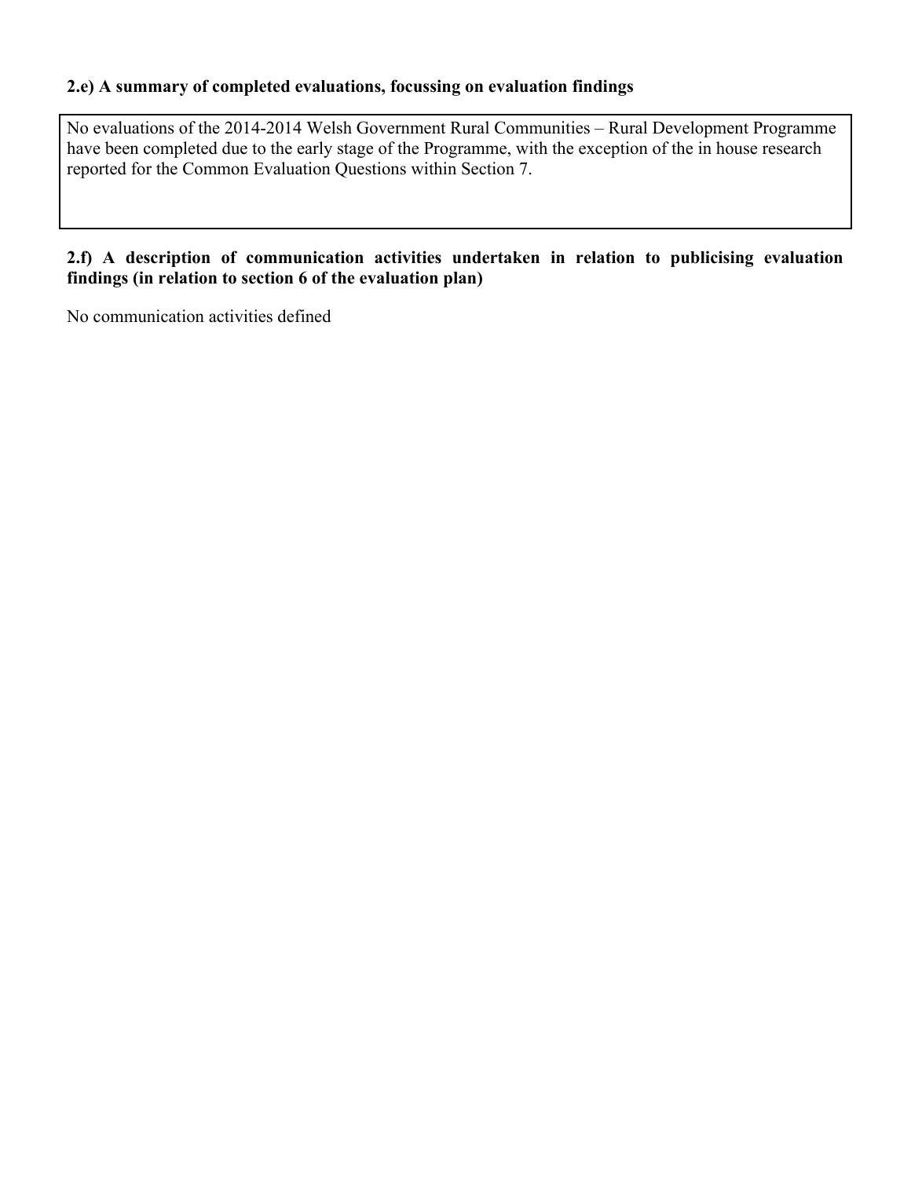### 2.e) A summary of completed evaluations, focussing on evaluation findings

No evaluations of the 2014-2014 Welsh Government Rural Communities – Rural Development Programme have been completed due to the early stage of the Programme, with the exception of the in house research reported for the Common Evaluation Questions within Section 7.

### 2.f) A description of communication activities undertaken in relation to publicising evaluation findings (in relation to section 6 of the evaluation plan)

No communication activities defined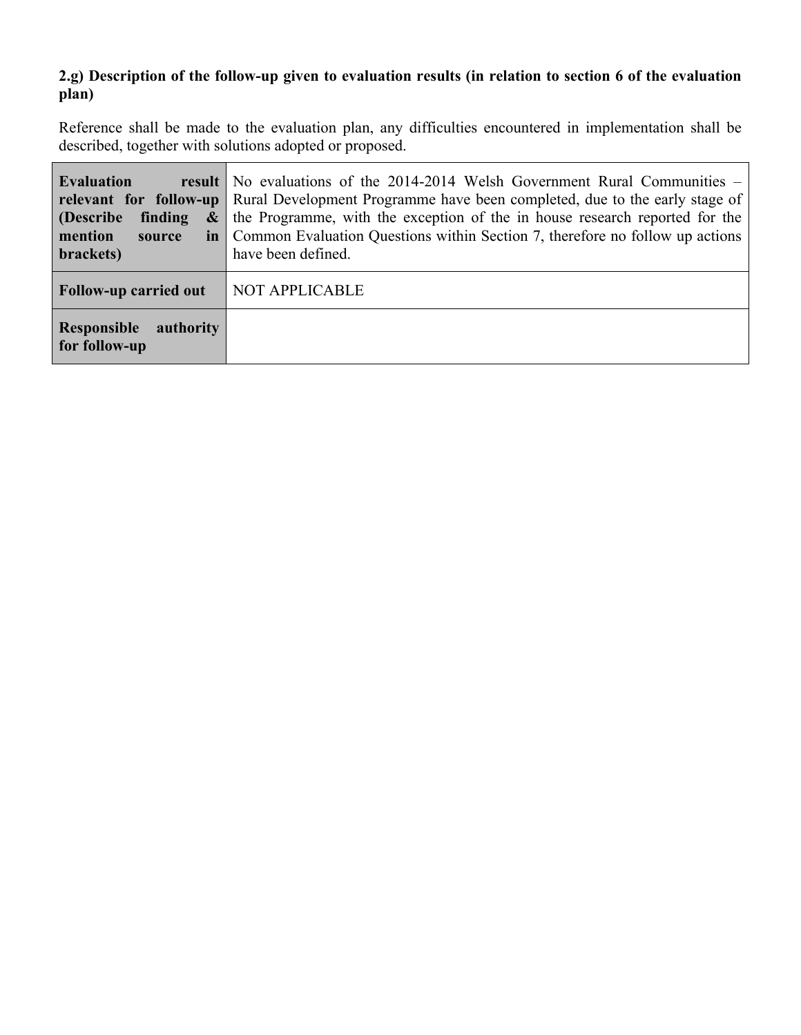**2.g) Description of the follow-up given to evaluation results (in relation to section 6 of the evaluation plan)**

Reference shall be made to the evaluation plan, any difficulties encountered in implementation shall be described, together with solutions adopted or proposed.

| | |
|---|---|
| **Evaluation result relevant for follow-up (Describe finding & mention source in brackets)** | No evaluations of the 2014-2014 Welsh Government Rural Communities – Rural Development Programme have been completed, due to the early stage of the Programme, with the exception of the in house research reported for the Common Evaluation Questions within Section 7, therefore no follow up actions have been defined. |
| **Follow-up carried out** | NOT APPLICABLE |
| **Responsible authority for follow-up** | |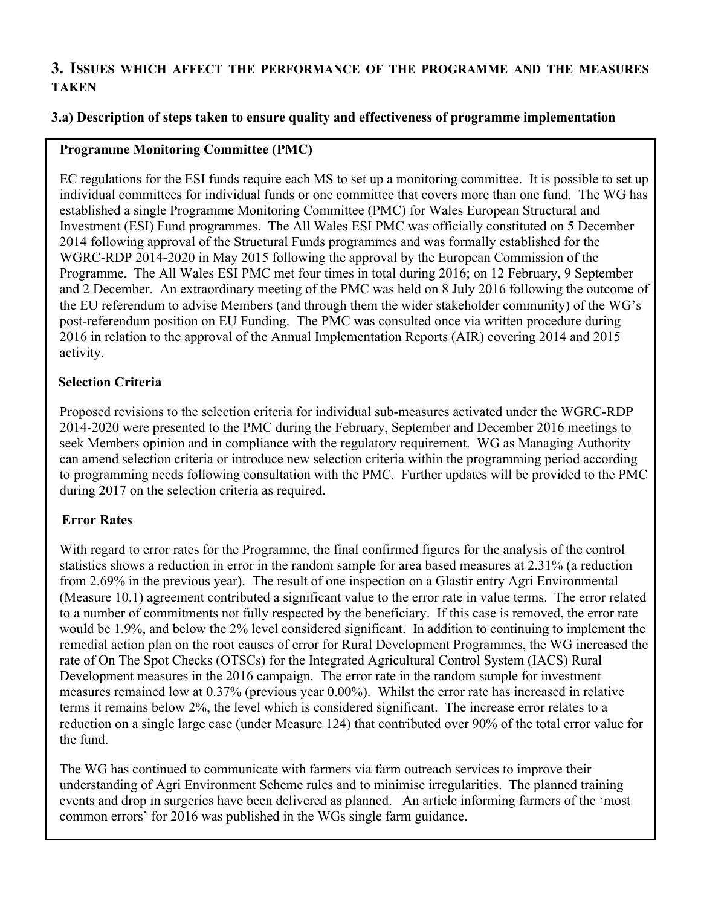## 3. Issues which affect the performance of the programme and the measures taken

### 3.a) Description of steps taken to ensure quality and effectiveness of programme implementation

**Programme Monitoring Committee (PMC)**

EC regulations for the ESI funds require each MS to set up a monitoring committee. It is possible to set up individual committees for individual funds or one committee that covers more than one fund. The WG has established a single Programme Monitoring Committee (PMC) for Wales European Structural and Investment (ESI) Fund programmes. The All Wales ESI PMC was officially constituted on 5 December 2014 following approval of the Structural Funds programmes and was formally established for the WGRC-RDP 2014-2020 in May 2015 following the approval by the European Commission of the Programme. The All Wales ESI PMC met four times in total during 2016; on 12 February, 9 September and 2 December. An extraordinary meeting of the PMC was held on 8 July 2016 following the outcome of the EU referendum to advise Members (and through them the wider stakeholder community) of the WG's post-referendum position on EU Funding. The PMC was consulted once via written procedure during 2016 in relation to the approval of the Annual Implementation Reports (AIR) covering 2014 and 2015 activity.

**Selection Criteria**

Proposed revisions to the selection criteria for individual sub-measures activated under the WGRC-RDP 2014-2020 were presented to the PMC during the February, September and December 2016 meetings to seek Members opinion and in compliance with the regulatory requirement. WG as Managing Authority can amend selection criteria or introduce new selection criteria within the programming period according to programming needs following consultation with the PMC. Further updates will be provided to the PMC during 2017 on the selection criteria as required.

**Error Rates**

With regard to error rates for the Programme, the final confirmed figures for the analysis of the control statistics shows a reduction in error in the random sample for area based measures at 2.31% (a reduction from 2.69% in the previous year). The result of one inspection on a Glastir entry Agri Environmental (Measure 10.1) agreement contributed a significant value to the error rate in value terms. The error related to a number of commitments not fully respected by the beneficiary. If this case is removed, the error rate would be 1.9%, and below the 2% level considered significant. In addition to continuing to implement the remedial action plan on the root causes of error for Rural Development Programmes, the WG increased the rate of On The Spot Checks (OTSCs) for the Integrated Agricultural Control System (IACS) Rural Development measures in the 2016 campaign. The error rate in the random sample for investment measures remained low at 0.37% (previous year 0.00%). Whilst the error rate has increased in relative terms it remains below 2%, the level which is considered significant. The increase error relates to a reduction on a single large case (under Measure 124) that contributed over 90% of the total error value for the fund.

The WG has continued to communicate with farmers via farm outreach services to improve their understanding of Agri Environment Scheme rules and to minimise irregularities. The planned training events and drop in surgeries have been delivered as planned. An article informing farmers of the 'most common errors' for 2016 was published in the WGs single farm guidance.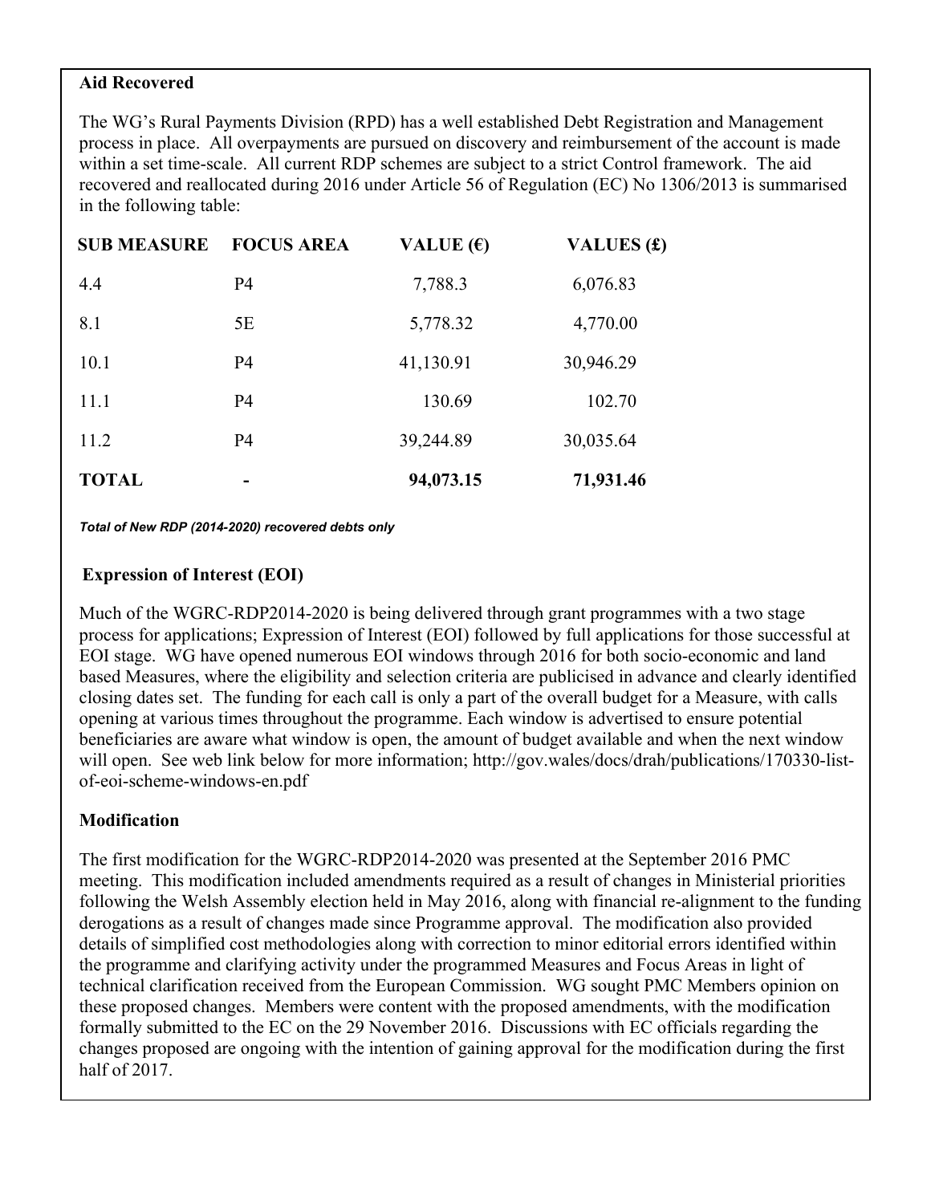**Aid Recovered**

The WG's Rural Payments Division (RPD) has a well established Debt Registration and Management process in place. All overpayments are pursued on discovery and reimbursement of the account is made within a set time-scale. All current RDP schemes are subject to a strict Control framework. The aid recovered and reallocated during 2016 under Article 56 of Regulation (EC) No 1306/2013 is summarised in the following table:

| SUB MEASURE | FOCUS AREA | VALUE (€) | VALUES (£) |
|---|---|---|---|
| 4.4 | P4 | 7,788.3 | 6,076.83 |
| 8.1 | 5E | 5,778.32 | 4,770.00 |
| 10.1 | P4 | 41,130.91 | 30,946.29 |
| 11.1 | P4 | 130.69 | 102.70 |
| 11.2 | P4 | 39,244.89 | 30,035.64 |
| **TOTAL** | **-** | **94,073.15** | **71,931.46** |

***Total of New RDP (2014-2020) recovered debts only***

**Expression of Interest (EOI)**

Much of the WGRC-RDP2014-2020 is being delivered through grant programmes with a two stage process for applications; Expression of Interest (EOI) followed by full applications for those successful at EOI stage. WG have opened numerous EOI windows through 2016 for both socio-economic and land based Measures, where the eligibility and selection criteria are publicised in advance and clearly identified closing dates set. The funding for each call is only a part of the overall budget for a Measure, with calls opening at various times throughout the programme. Each window is advertised to ensure potential beneficiaries are aware what window is open, the amount of budget available and when the next window will open. See web link below for more information; http://gov.wales/docs/drah/publications/170330-list-of-eoi-scheme-windows-en.pdf

**Modification**

The first modification for the WGRC-RDP2014-2020 was presented at the September 2016 PMC meeting. This modification included amendments required as a result of changes in Ministerial priorities following the Welsh Assembly election held in May 2016, along with financial re-alignment to the funding derogations as a result of changes made since Programme approval. The modification also provided details of simplified cost methodologies along with correction to minor editorial errors identified within the programme and clarifying activity under the programmed Measures and Focus Areas in light of technical clarification received from the European Commission. WG sought PMC Members opinion on these proposed changes. Members were content with the proposed amendments, with the modification formally submitted to the EC on the 29 November 2016. Discussions with EC officials regarding the changes proposed are ongoing with the intention of gaining approval for the modification during the first half of 2017.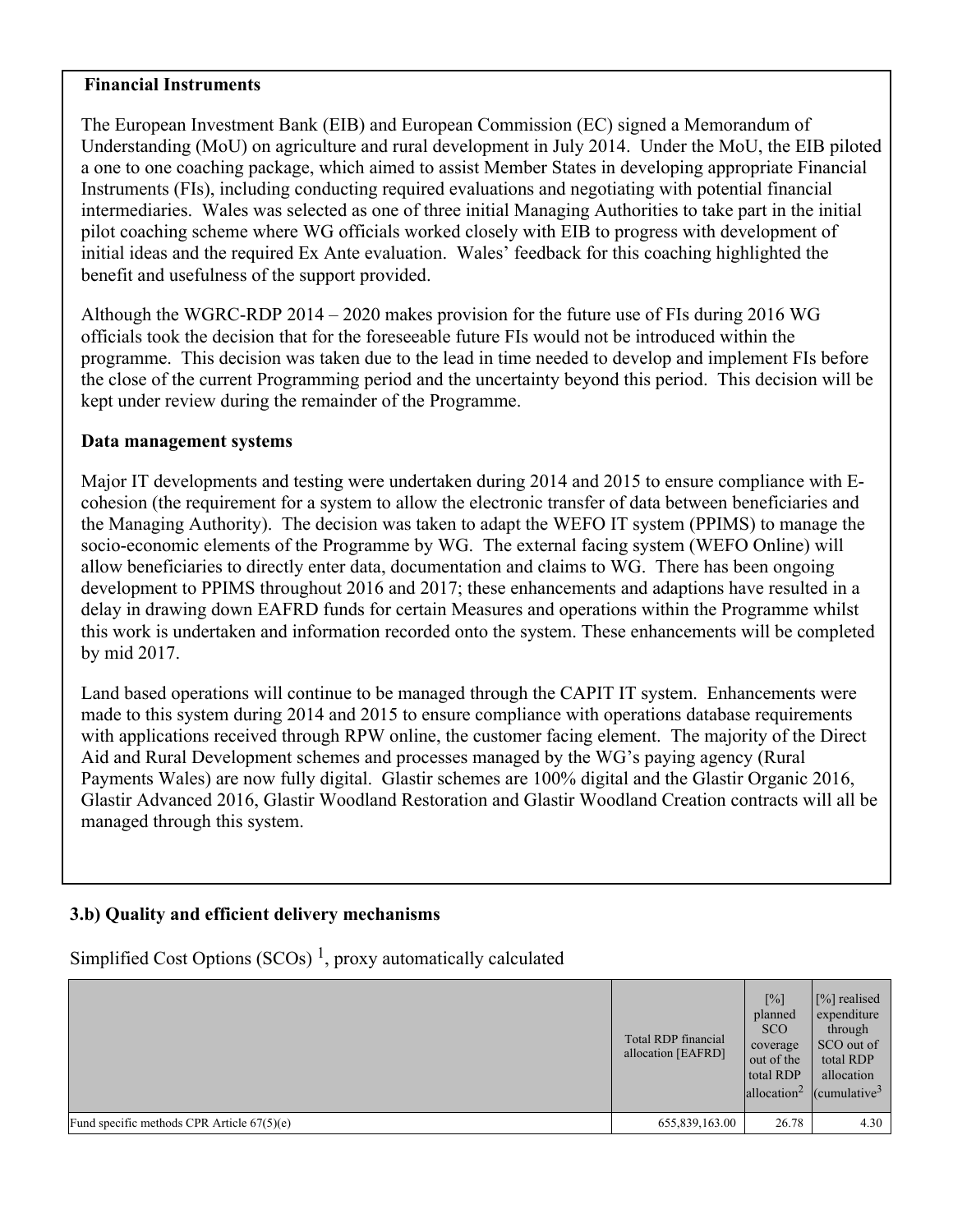**Financial Instruments**

The European Investment Bank (EIB) and European Commission (EC) signed a Memorandum of Understanding (MoU) on agriculture and rural development in July 2014. Under the MoU, the EIB piloted a one to one coaching package, which aimed to assist Member States in developing appropriate Financial Instruments (FIs), including conducting required evaluations and negotiating with potential financial intermediaries. Wales was selected as one of three initial Managing Authorities to take part in the initial pilot coaching scheme where WG officials worked closely with EIB to progress with development of initial ideas and the required Ex Ante evaluation. Wales' feedback for this coaching highlighted the benefit and usefulness of the support provided.

Although the WGRC-RDP 2014 – 2020 makes provision for the future use of FIs during 2016 WG officials took the decision that for the foreseeable future FIs would not be introduced within the programme. This decision was taken due to the lead in time needed to develop and implement FIs before the close of the current Programming period and the uncertainty beyond this period. This decision will be kept under review during the remainder of the Programme.

**Data management systems**

Major IT developments and testing were undertaken during 2014 and 2015 to ensure compliance with E-cohesion (the requirement for a system to allow the electronic transfer of data between beneficiaries and the Managing Authority). The decision was taken to adapt the WEFO IT system (PPIMS) to manage the socio-economic elements of the Programme by WG. The external facing system (WEFO Online) will allow beneficiaries to directly enter data, documentation and claims to WG. There has been ongoing development to PPIMS throughout 2016 and 2017; these enhancements and adaptions have resulted in a delay in drawing down EAFRD funds for certain Measures and operations within the Programme whilst this work is undertaken and information recorded onto the system. These enhancements will be completed by mid 2017.

Land based operations will continue to be managed through the CAPIT IT system. Enhancements were made to this system during 2014 and 2015 to ensure compliance with operations database requirements with applications received through RPW online, the customer facing element. The majority of the Direct Aid and Rural Development schemes and processes managed by the WG's paying agency (Rural Payments Wales) are now fully digital. Glastir schemes are 100% digital and the Glastir Organic 2016, Glastir Advanced 2016, Glastir Woodland Restoration and Glastir Woodland Creation contracts will all be managed through this system.

## 3.b) Quality and efficient delivery mechanisms

Simplified Cost Options (SCOs) [1], proxy automatically calculated

| | Total RDP financial allocation [EAFRD] | [%] planned SCO coverage out of the total RDP allocation[2] | [%] realised expenditure through SCO out of total RDP allocation (cumulative[3] |
|---|---|---|---|
| Fund specific methods CPR Article 67(5)(e) | 655,839,163.00 | 26.78 | 4.30 |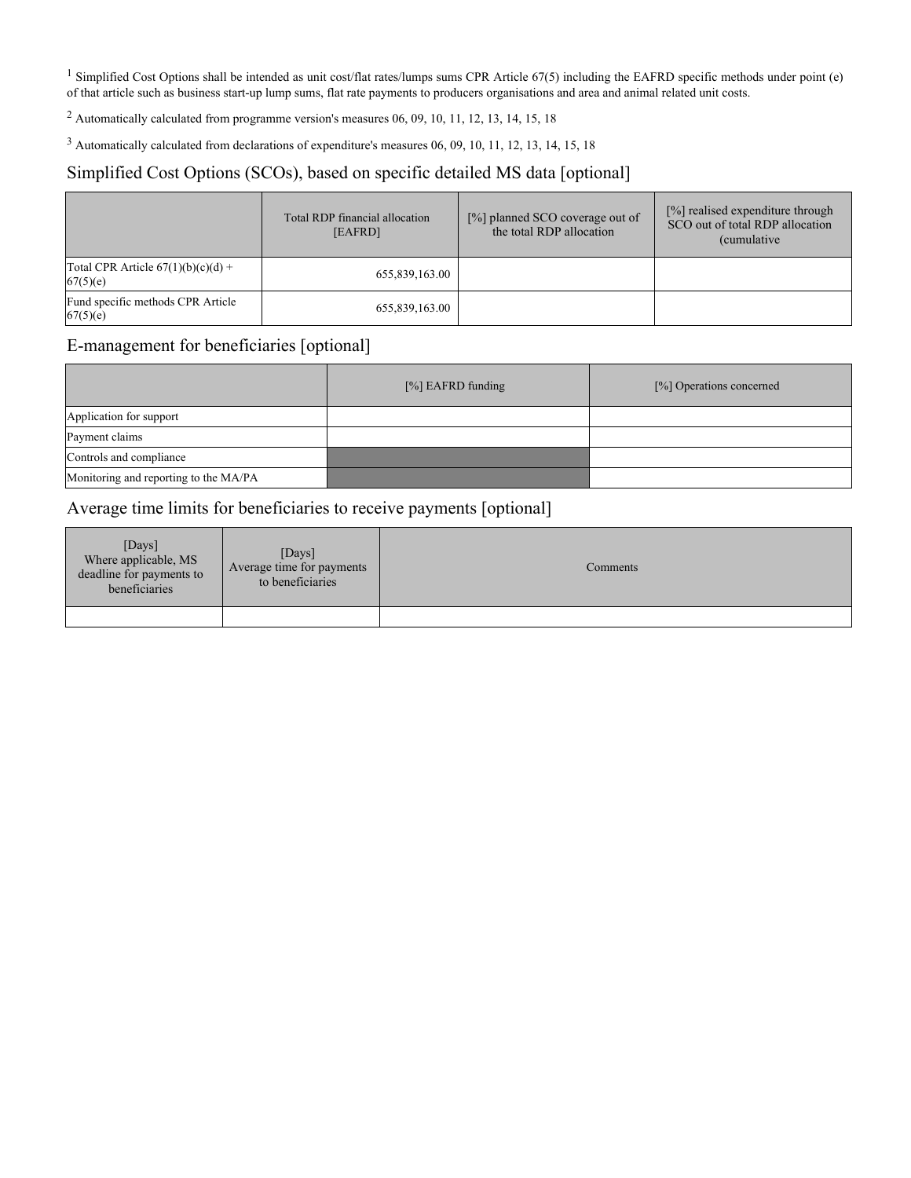[1] Simplified Cost Options shall be intended as unit cost/flat rates/lumps sums CPR Article 67(5) including the EAFRD specific methods under point (e) of that article such as business start-up lump sums, flat rate payments to producers organisations and area and animal related unit costs.

[2] Automatically calculated from programme version's measures 06, 09, 10, 11, 12, 13, 14, 15, 18

[3] Automatically calculated from declarations of expenditure's measures 06, 09, 10, 11, 12, 13, 14, 15, 18

## Simplified Cost Options (SCOs), based on specific detailed MS data [optional]

| | Total RDP financial allocation [EAFRD] | [%] planned SCO coverage out of the total RDP allocation | [%] realised expenditure through SCO out of total RDP allocation (cumulative |
|---|---|---|---|
| Total CPR Article 67(1)(b)(c)(d) + 67(5)(e) | 655,839,163.00 | | |
| Fund specific methods CPR Article 67(5)(e) | 655,839,163.00 | | |

## E-management for beneficiaries [optional]

| | [%] EAFRD funding | [%] Operations concerned |
|---|---|---|
| Application for support | | |
| Payment claims | | |
| Controls and compliance | | |
| Monitoring and reporting to the MA/PA | | |

## Average time limits for beneficiaries to receive payments [optional]

| [Days] Where applicable, MS deadline for payments to beneficiaries | [Days] Average time for payments to beneficiaries | Comments |
|---|---|---|
| | | |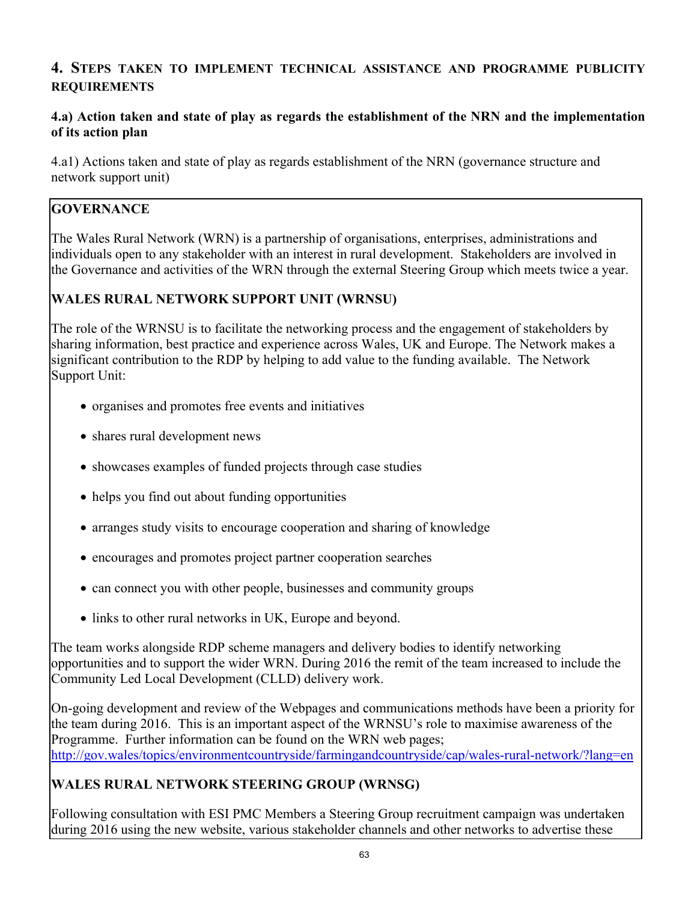## 4. Steps taken to implement technical assistance and programme publicity requirements

### 4.a) Action taken and state of play as regards the establishment of the NRN and the implementation of its action plan

4.a1) Actions taken and state of play as regards establishment of the NRN (governance structure and network support unit)

**GOVERNANCE**

The Wales Rural Network (WRN) is a partnership of organisations, enterprises, administrations and individuals open to any stakeholder with an interest in rural development. Stakeholders are involved in the Governance and activities of the WRN through the external Steering Group which meets twice a year.

**WALES RURAL NETWORK SUPPORT UNIT (WRNSU)**

The role of the WRNSU is to facilitate the networking process and the engagement of stakeholders by sharing information, best practice and experience across Wales, UK and Europe. The Network makes a significant contribution to the RDP by helping to add value to the funding available. The Network Support Unit:

- organises and promotes free events and initiatives
- shares rural development news
- showcases examples of funded projects through case studies
- helps you find out about funding opportunities
- arranges study visits to encourage cooperation and sharing of knowledge
- encourages and promotes project partner cooperation searches
- can connect you with other people, businesses and community groups
- links to other rural networks in UK, Europe and beyond.

The team works alongside RDP scheme managers and delivery bodies to identify networking opportunities and to support the wider WRN. During 2016 the remit of the team increased to include the Community Led Local Development (CLLD) delivery work.

On-going development and review of the Webpages and communications methods have been a priority for the team during 2016. This is an important aspect of the WRNSU's role to maximise awareness of the Programme. Further information can be found on the WRN web pages; http://gov.wales/topics/environmentcountryside/farmingandcountryside/cap/wales-rural-network/?lang=en

**WALES RURAL NETWORK STEERING GROUP (WRNSG)**

Following consultation with ESI PMC Members a Steering Group recruitment campaign was undertaken during 2016 using the new website, various stakeholder channels and other networks to advertise these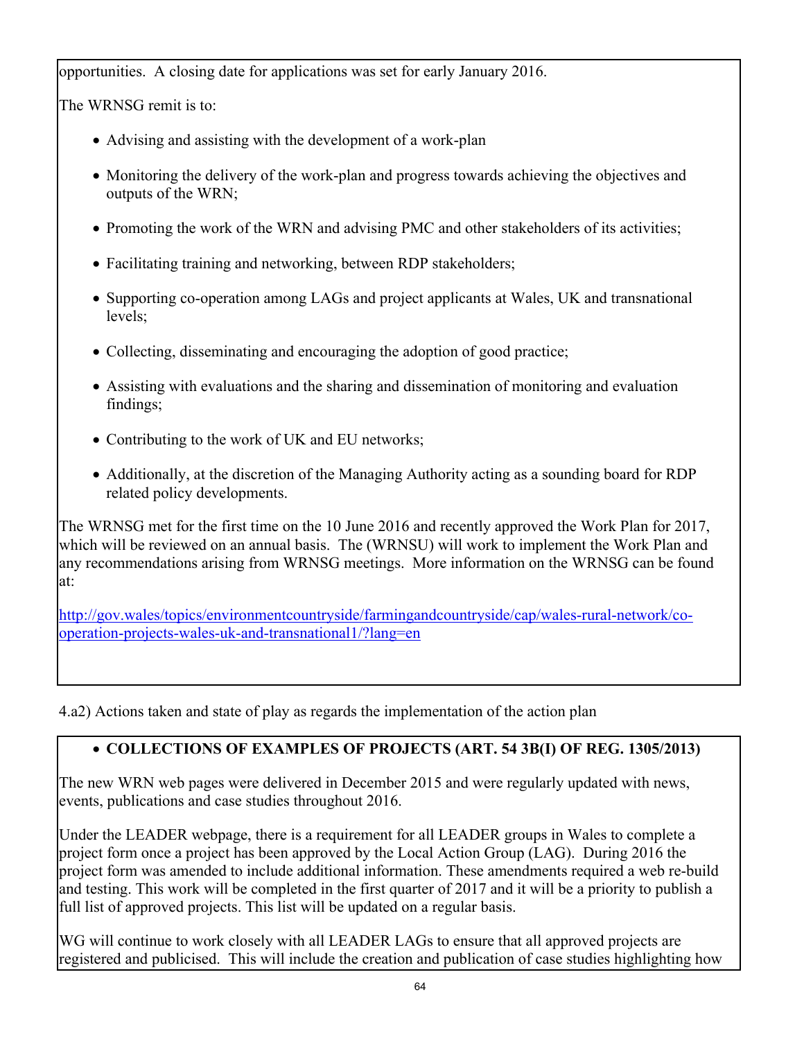opportunities. A closing date for applications was set for early January 2016.

The WRNSG remit is to:

- Advising and assisting with the development of a work-plan
- Monitoring the delivery of the work-plan and progress towards achieving the objectives and outputs of the WRN;
- Promoting the work of the WRN and advising PMC and other stakeholders of its activities;
- Facilitating training and networking, between RDP stakeholders;
- Supporting co-operation among LAGs and project applicants at Wales, UK and transnational levels;
- Collecting, disseminating and encouraging the adoption of good practice;
- Assisting with evaluations and the sharing and dissemination of monitoring and evaluation findings;
- Contributing to the work of UK and EU networks;
- Additionally, at the discretion of the Managing Authority acting as a sounding board for RDP related policy developments.

The WRNSG met for the first time on the 10 June 2016 and recently approved the Work Plan for 2017, which will be reviewed on an annual basis. The (WRNSU) will work to implement the Work Plan and any recommendations arising from WRNSG meetings. More information on the WRNSG can be found at:

http://gov.wales/topics/environmentcountryside/farmingandcountryside/cap/wales-rural-network/co-operation-projects-wales-uk-and-transnational1/?lang=en

4.a2) Actions taken and state of play as regards the implementation of the action plan

- **COLLECTIONS OF EXAMPLES OF PROJECTS (ART. 54 3B(I) OF REG. 1305/2013)**

The new WRN web pages were delivered in December 2015 and were regularly updated with news, events, publications and case studies throughout 2016.

Under the LEADER webpage, there is a requirement for all LEADER groups in Wales to complete a project form once a project has been approved by the Local Action Group (LAG). During 2016 the project form was amended to include additional information. These amendments required a web re-build and testing. This work will be completed in the first quarter of 2017 and it will be a priority to publish a full list of approved projects. This list will be updated on a regular basis.

WG will continue to work closely with all LEADER LAGs to ensure that all approved projects are registered and publicised. This will include the creation and publication of case studies highlighting how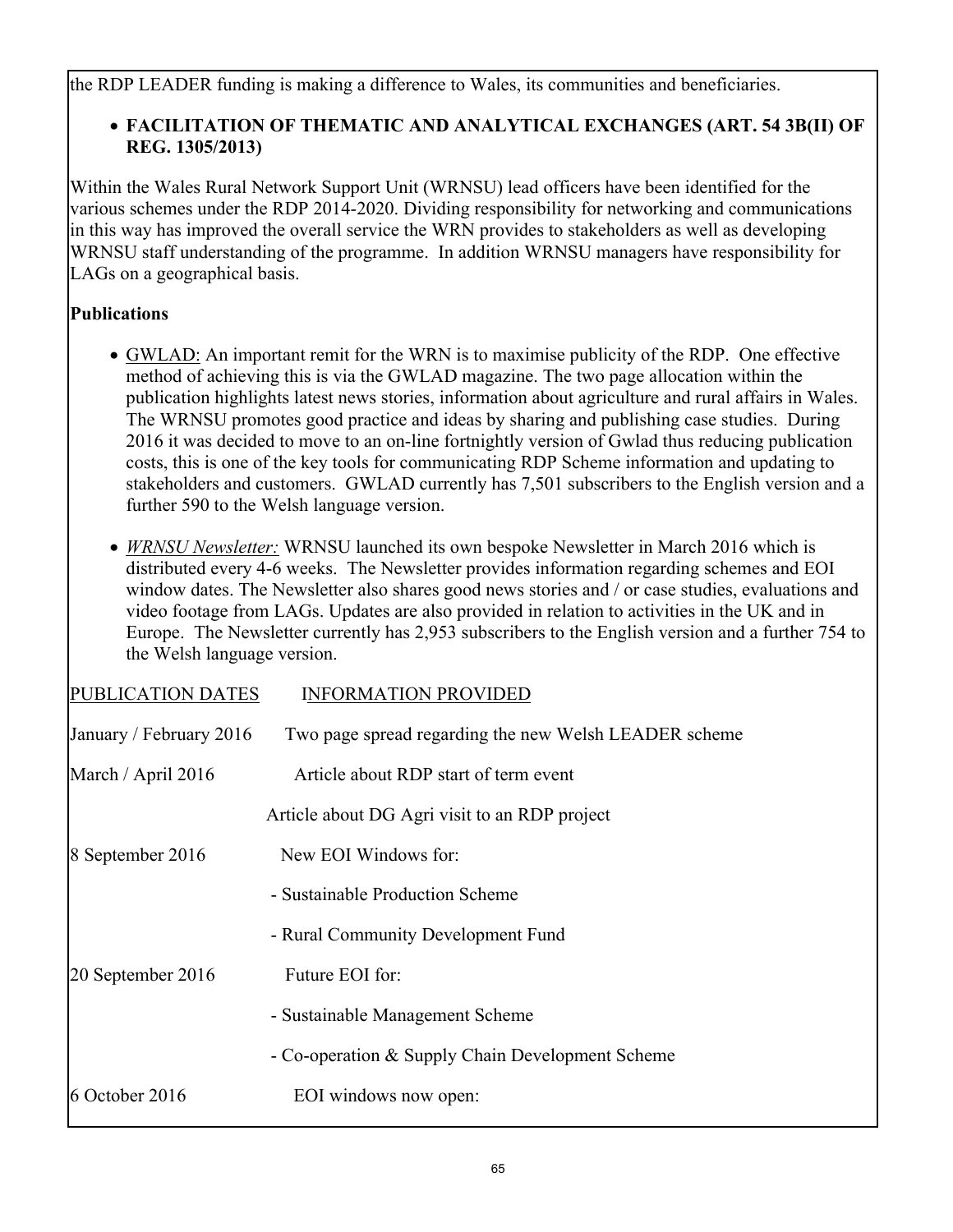the RDP LEADER funding is making a difference to Wales, its communities and beneficiaries.

- **FACILITATION OF THEMATIC AND ANALYTICAL EXCHANGES (ART. 54 3B(II) OF REG. 1305/2013)**

Within the Wales Rural Network Support Unit (WRNSU) lead officers have been identified for the various schemes under the RDP 2014-2020. Dividing responsibility for networking and communications in this way has improved the overall service the WRN provides to stakeholders as well as developing WRNSU staff understanding of the programme. In addition WRNSU managers have responsibility for LAGs on a geographical basis.

**Publications**

- GWLAD: An important remit for the WRN is to maximise publicity of the RDP. One effective method of achieving this is via the GWLAD magazine. The two page allocation within the publication highlights latest news stories, information about agriculture and rural affairs in Wales. The WRNSU promotes good practice and ideas by sharing and publishing case studies. During 2016 it was decided to move to an on-line fortnightly version of Gwlad thus reducing publication costs, this is one of the key tools for communicating RDP Scheme information and updating to stakeholders and customers. GWLAD currently has 7,501 subscribers to the English version and a further 590 to the Welsh language version.

- *WRNSU Newsletter:* WRNSU launched its own bespoke Newsletter in March 2016 which is distributed every 4-6 weeks. The Newsletter provides information regarding schemes and EOI window dates. The Newsletter also shares good news stories and / or case studies, evaluations and video footage from LAGs. Updates are also provided in relation to activities in the UK and in Europe. The Newsletter currently has 2,953 subscribers to the English version and a further 754 to the Welsh language version.

| PUBLICATION DATES | INFORMATION PROVIDED |
|---|---|
| January / February 2016 | Two page spread regarding the new Welsh LEADER scheme |
| March / April 2016 | Article about RDP start of term event |
| | Article about DG Agri visit to an RDP project |
| 8 September 2016 | New EOI Windows for: |
| | - Sustainable Production Scheme |
| | - Rural Community Development Fund |
| 20 September 2016 | Future EOI for: |
| | - Sustainable Management Scheme |
| | - Co-operation & Supply Chain Development Scheme |
| 6 October 2016 | EOI windows now open: |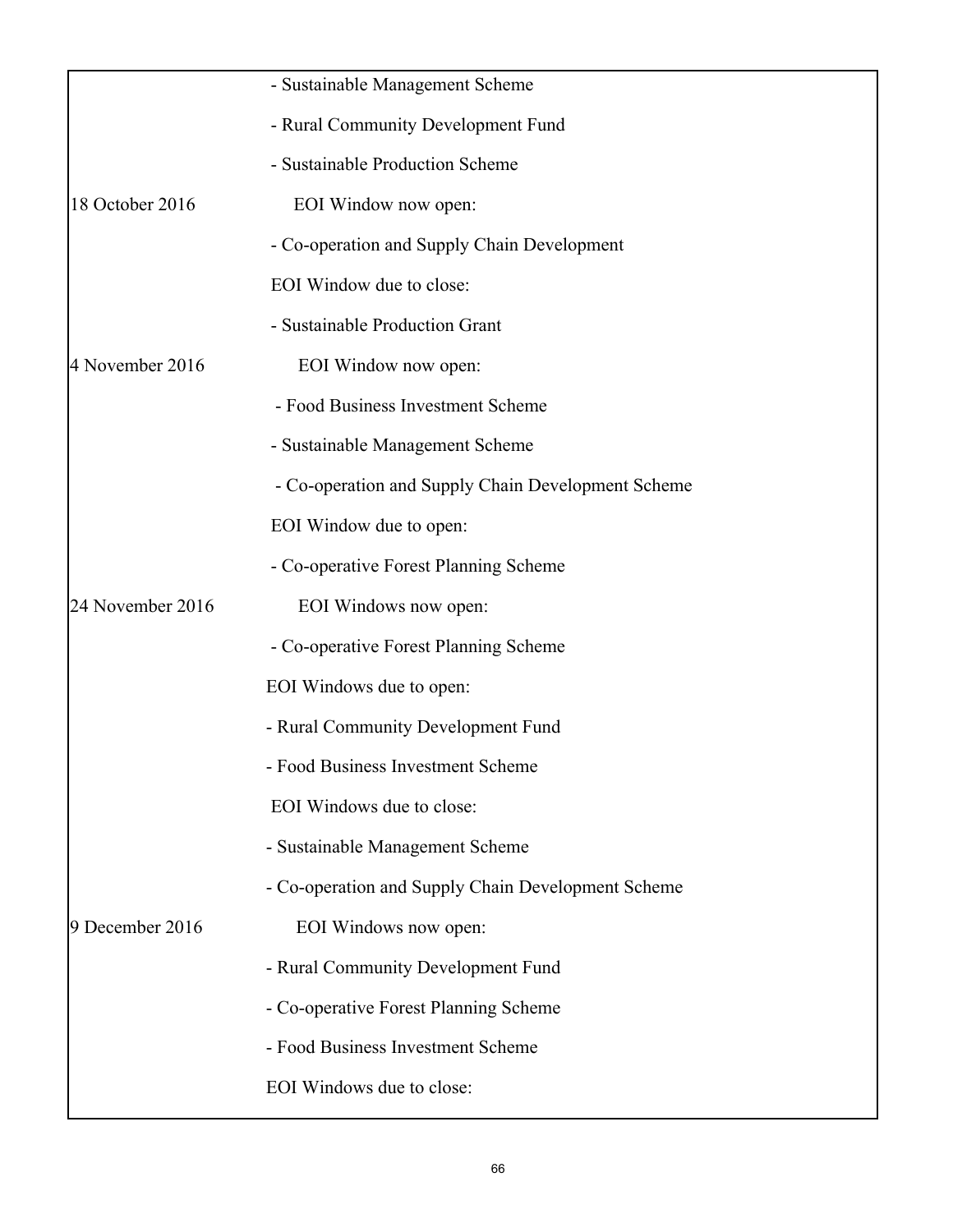| | |
|---|---|
| | - Sustainable Management Scheme |
| | - Rural Community Development Fund |
| | - Sustainable Production Scheme |
| 18 October 2016 | EOI Window now open: |
| | - Co-operation and Supply Chain Development |
| | EOI Window due to close: |
| | - Sustainable Production Grant |
| 4 November 2016 | EOI Window now open: |
| | - Food Business Investment Scheme |
| | - Sustainable Management Scheme |
| | - Co-operation and Supply Chain Development Scheme |
| | EOI Window due to open: |
| | - Co-operative Forest Planning Scheme |
| 24 November 2016 | EOI Windows now open: |
| | - Co-operative Forest Planning Scheme |
| | EOI Windows due to open: |
| | - Rural Community Development Fund |
| | - Food Business Investment Scheme |
| | EOI Windows due to close: |
| | - Sustainable Management Scheme |
| | - Co-operation and Supply Chain Development Scheme |
| 9 December 2016 | EOI Windows now open: |
| | - Rural Community Development Fund |
| | - Co-operative Forest Planning Scheme |
| | - Food Business Investment Scheme |
| | EOI Windows due to close: |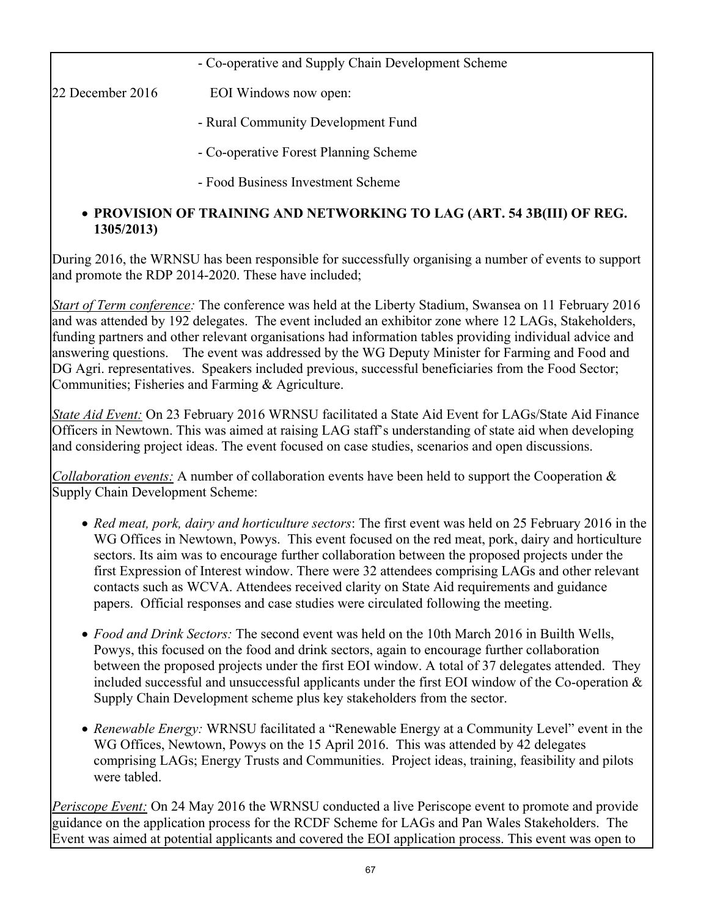- Co-operative and Supply Chain Development Scheme

22 December 2016 EOI Windows now open:

- Rural Community Development Fund
- Co-operative Forest Planning Scheme
- Food Business Investment Scheme

- **PROVISION OF TRAINING AND NETWORKING TO LAG (ART. 54 3B(III) OF REG. 1305/2013)**

During 2016, the WRNSU has been responsible for successfully organising a number of events to support and promote the RDP 2014-2020. These have included;

*Start of Term conference:* The conference was held at the Liberty Stadium, Swansea on 11 February 2016 and was attended by 192 delegates. The event included an exhibitor zone where 12 LAGs, Stakeholders, funding partners and other relevant organisations had information tables providing individual advice and answering questions. The event was addressed by the WG Deputy Minister for Farming and Food and DG Agri. representatives. Speakers included previous, successful beneficiaries from the Food Sector; Communities; Fisheries and Farming & Agriculture.

*State Aid Event:* On 23 February 2016 WRNSU facilitated a State Aid Event for LAGs/State Aid Finance Officers in Newtown. This was aimed at raising LAG staff's understanding of state aid when developing and considering project ideas. The event focused on case studies, scenarios and open discussions.

*Collaboration events:* A number of collaboration events have been held to support the Cooperation & Supply Chain Development Scheme:

- *Red meat, pork, dairy and horticulture sectors*: The first event was held on 25 February 2016 in the WG Offices in Newtown, Powys. This event focused on the red meat, pork, dairy and horticulture sectors. Its aim was to encourage further collaboration between the proposed projects under the first Expression of Interest window. There were 32 attendees comprising LAGs and other relevant contacts such as WCVA. Attendees received clarity on State Aid requirements and guidance papers. Official responses and case studies were circulated following the meeting.
- *Food and Drink Sectors:* The second event was held on the 10th March 2016 in Builth Wells, Powys, this focused on the food and drink sectors, again to encourage further collaboration between the proposed projects under the first EOI window. A total of 37 delegates attended. They included successful and unsuccessful applicants under the first EOI window of the Co-operation & Supply Chain Development scheme plus key stakeholders from the sector.
- *Renewable Energy:* WRNSU facilitated a "Renewable Energy at a Community Level" event in the WG Offices, Newtown, Powys on the 15 April 2016. This was attended by 42 delegates comprising LAGs; Energy Trusts and Communities. Project ideas, training, feasibility and pilots were tabled.

*Periscope Event:* On 24 May 2016 the WRNSU conducted a live Periscope event to promote and provide guidance on the application process for the RCDF Scheme for LAGs and Pan Wales Stakeholders. The Event was aimed at potential applicants and covered the EOI application process. This event was open to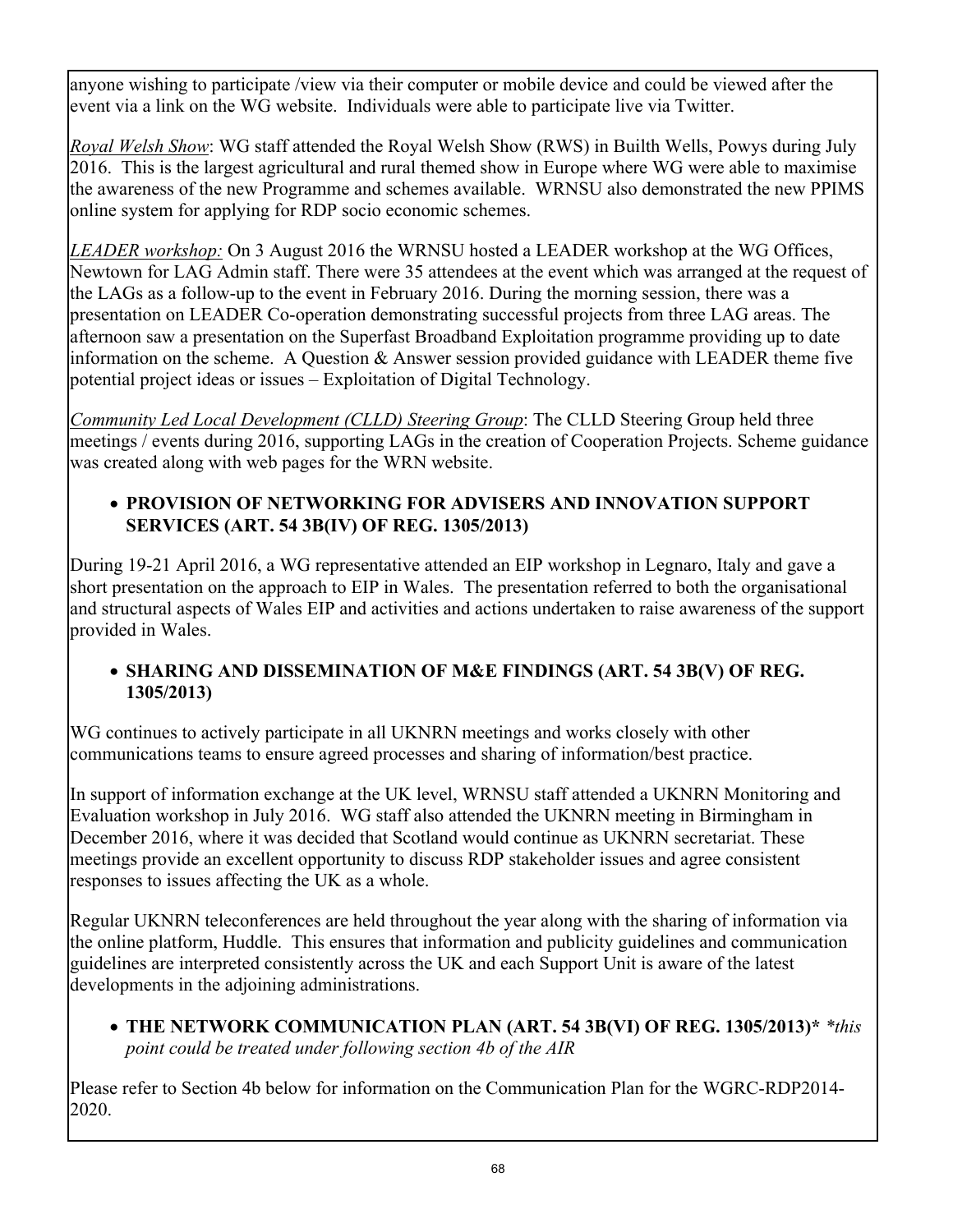anyone wishing to participate /view via their computer or mobile device and could be viewed after the event via a link on the WG website. Individuals were able to participate live via Twitter.

*Royal Welsh Show*: WG staff attended the Royal Welsh Show (RWS) in Builth Wells, Powys during July 2016. This is the largest agricultural and rural themed show in Europe where WG were able to maximise the awareness of the new Programme and schemes available. WRNSU also demonstrated the new PPIMS online system for applying for RDP socio economic schemes.

*LEADER workshop:* On 3 August 2016 the WRNSU hosted a LEADER workshop at the WG Offices, Newtown for LAG Admin staff. There were 35 attendees at the event which was arranged at the request of the LAGs as a follow-up to the event in February 2016. During the morning session, there was a presentation on LEADER Co-operation demonstrating successful projects from three LAG areas. The afternoon saw a presentation on the Superfast Broadband Exploitation programme providing up to date information on the scheme. A Question & Answer session provided guidance with LEADER theme five potential project ideas or issues – Exploitation of Digital Technology.

*Community Led Local Development (CLLD) Steering Group*: The CLLD Steering Group held three meetings / events during 2016, supporting LAGs in the creation of Cooperation Projects. Scheme guidance was created along with web pages for the WRN website.

- **PROVISION OF NETWORKING FOR ADVISERS AND INNOVATION SUPPORT SERVICES (ART. 54 3B(IV) OF REG. 1305/2013)**

During 19-21 April 2016, a WG representative attended an EIP workshop in Legnaro, Italy and gave a short presentation on the approach to EIP in Wales. The presentation referred to both the organisational and structural aspects of Wales EIP and activities and actions undertaken to raise awareness of the support provided in Wales.

- **SHARING AND DISSEMINATION OF M&E FINDINGS (ART. 54 3B(V) OF REG. 1305/2013)**

WG continues to actively participate in all UKNRN meetings and works closely with other communications teams to ensure agreed processes and sharing of information/best practice.

In support of information exchange at the UK level, WRNSU staff attended a UKNRN Monitoring and Evaluation workshop in July 2016. WG staff also attended the UKNRN meeting in Birmingham in December 2016, where it was decided that Scotland would continue as UKNRN secretariat. These meetings provide an excellent opportunity to discuss RDP stakeholder issues and agree consistent responses to issues affecting the UK as a whole.

Regular UKNRN teleconferences are held throughout the year along with the sharing of information via the online platform, Huddle. This ensures that information and publicity guidelines and communication guidelines are interpreted consistently across the UK and each Support Unit is aware of the latest developments in the adjoining administrations.

- **THE NETWORK COMMUNICATION PLAN (ART. 54 3B(VI) OF REG. 1305/2013)*** **this point could be treated under following section 4b of the AIR*

Please refer to Section 4b below for information on the Communication Plan for the WGRC-RDP2014-2020.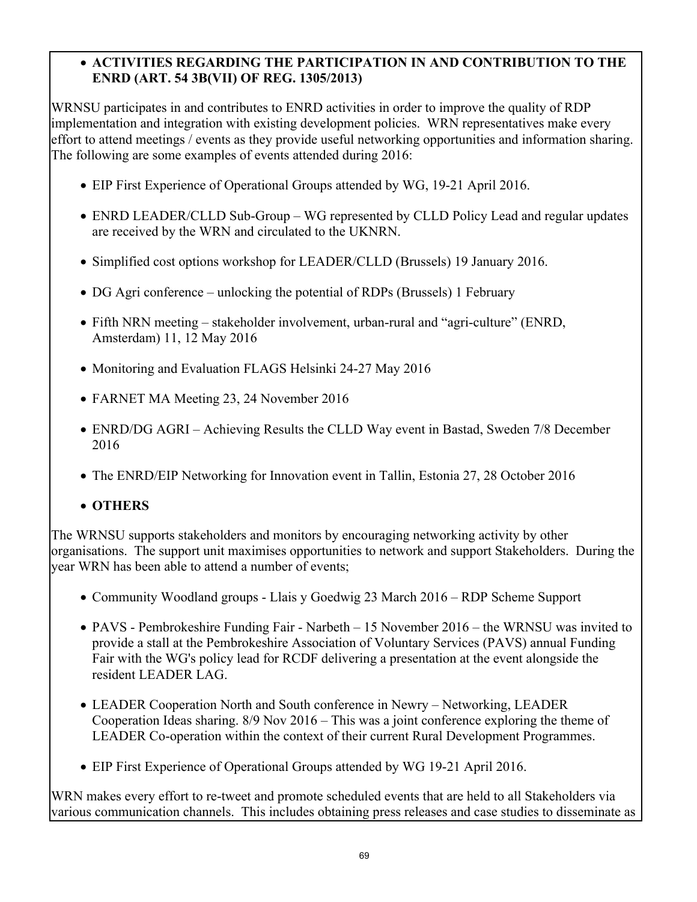- **ACTIVITIES REGARDING THE PARTICIPATION IN AND CONTRIBUTION TO THE ENRD (ART. 54 3B(VII) OF REG. 1305/2013)**

WRNSU participates in and contributes to ENRD activities in order to improve the quality of RDP implementation and integration with existing development policies. WRN representatives make every effort to attend meetings / events as they provide useful networking opportunities and information sharing. The following are some examples of events attended during 2016:

- EIP First Experience of Operational Groups attended by WG, 19-21 April 2016.
- ENRD LEADER/CLLD Sub-Group – WG represented by CLLD Policy Lead and regular updates are received by the WRN and circulated to the UKNRN.
- Simplified cost options workshop for LEADER/CLLD (Brussels) 19 January 2016.
- DG Agri conference – unlocking the potential of RDPs (Brussels) 1 February
- Fifth NRN meeting – stakeholder involvement, urban-rural and "agri-culture" (ENRD, Amsterdam) 11, 12 May 2016
- Monitoring and Evaluation FLAGS Helsinki 24-27 May 2016
- FARNET MA Meeting 23, 24 November 2016
- ENRD/DG AGRI – Achieving Results the CLLD Way event in Bastad, Sweden 7/8 December 2016
- The ENRD/EIP Networking for Innovation event in Tallin, Estonia 27, 28 October 2016

- **OTHERS**

The WRNSU supports stakeholders and monitors by encouraging networking activity by other organisations. The support unit maximises opportunities to network and support Stakeholders. During the year WRN has been able to attend a number of events;

- Community Woodland groups - Llais y Goedwig 23 March 2016 – RDP Scheme Support
- PAVS - Pembrokeshire Funding Fair - Narbeth – 15 November 2016 – the WRNSU was invited to provide a stall at the Pembrokeshire Association of Voluntary Services (PAVS) annual Funding Fair with the WG's policy lead for RCDF delivering a presentation at the event alongside the resident LEADER LAG.
- LEADER Cooperation North and South conference in Newry – Networking, LEADER Cooperation Ideas sharing. 8/9 Nov 2016 – This was a joint conference exploring the theme of LEADER Co-operation within the context of their current Rural Development Programmes.
- EIP First Experience of Operational Groups attended by WG 19-21 April 2016.

WRN makes every effort to re-tweet and promote scheduled events that are held to all Stakeholders via various communication channels. This includes obtaining press releases and case studies to disseminate as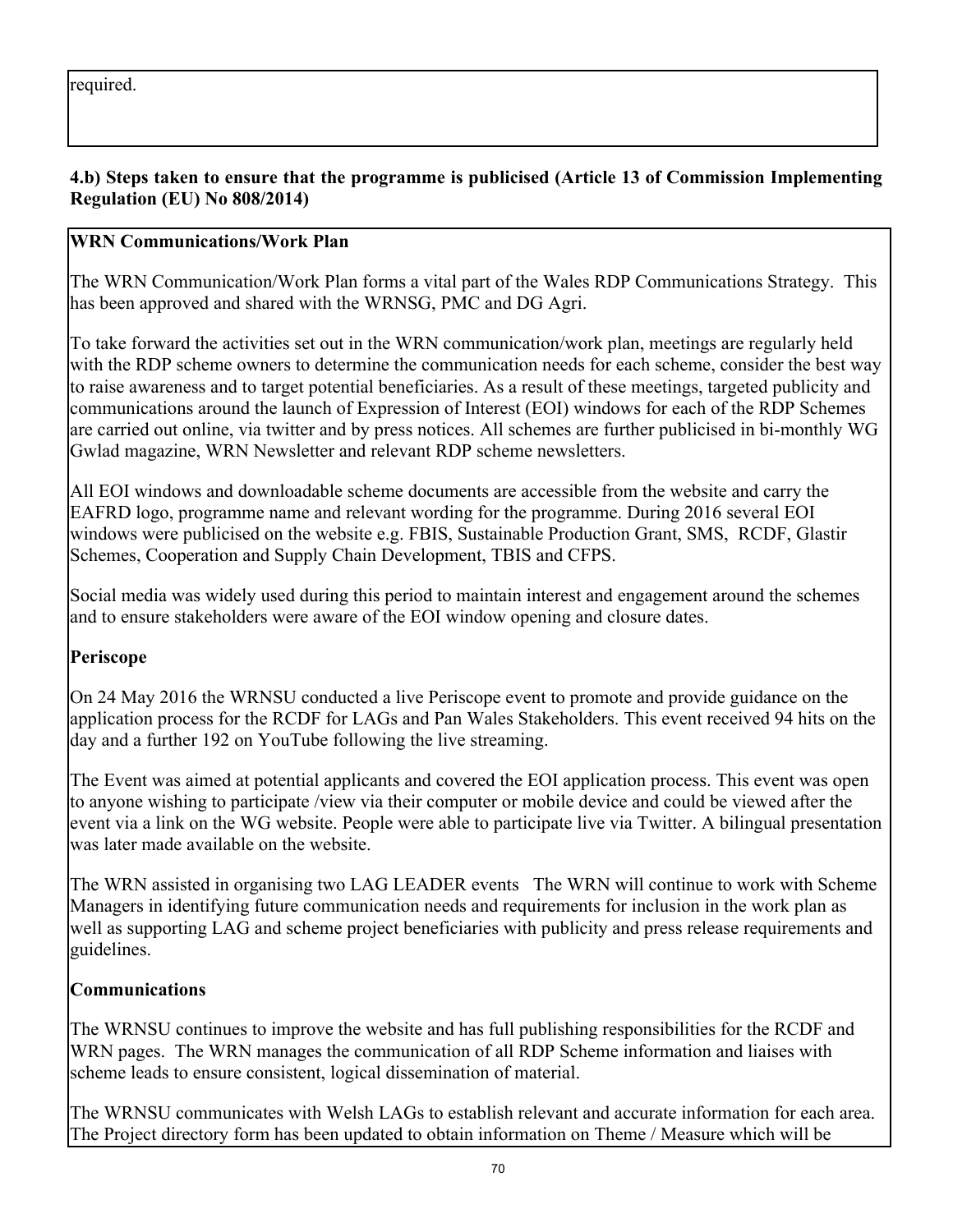required.

**4.b) Steps taken to ensure that the programme is publicised (Article 13 of Commission Implementing Regulation (EU) No 808/2014)**

**WRN Communications/Work Plan**

The WRN Communication/Work Plan forms a vital part of the Wales RDP Communications Strategy. This has been approved and shared with the WRNSG, PMC and DG Agri.

To take forward the activities set out in the WRN communication/work plan, meetings are regularly held with the RDP scheme owners to determine the communication needs for each scheme, consider the best way to raise awareness and to target potential beneficiaries. As a result of these meetings, targeted publicity and communications around the launch of Expression of Interest (EOI) windows for each of the RDP Schemes are carried out online, via twitter and by press notices. All schemes are further publicised in bi-monthly WG Gwlad magazine, WRN Newsletter and relevant RDP scheme newsletters.

All EOI windows and downloadable scheme documents are accessible from the website and carry the EAFRD logo, programme name and relevant wording for the programme. During 2016 several EOI windows were publicised on the website e.g. FBIS, Sustainable Production Grant, SMS, RCDF, Glastir Schemes, Cooperation and Supply Chain Development, TBIS and CFPS.

Social media was widely used during this period to maintain interest and engagement around the schemes and to ensure stakeholders were aware of the EOI window opening and closure dates.

**Periscope**

On 24 May 2016 the WRNSU conducted a live Periscope event to promote and provide guidance on the application process for the RCDF for LAGs and Pan Wales Stakeholders. This event received 94 hits on the day and a further 192 on YouTube following the live streaming.

The Event was aimed at potential applicants and covered the EOI application process. This event was open to anyone wishing to participate /view via their computer or mobile device and could be viewed after the event via a link on the WG website. People were able to participate live via Twitter. A bilingual presentation was later made available on the website.

The WRN assisted in organising two LAG LEADER events The WRN will continue to work with Scheme Managers in identifying future communication needs and requirements for inclusion in the work plan as well as supporting LAG and scheme project beneficiaries with publicity and press release requirements and guidelines.

**Communications**

The WRNSU continues to improve the website and has full publishing responsibilities for the RCDF and WRN pages. The WRN manages the communication of all RDP Scheme information and liaises with scheme leads to ensure consistent, logical dissemination of material.

The WRNSU communicates with Welsh LAGs to establish relevant and accurate information for each area. The Project directory form has been updated to obtain information on Theme / Measure which will be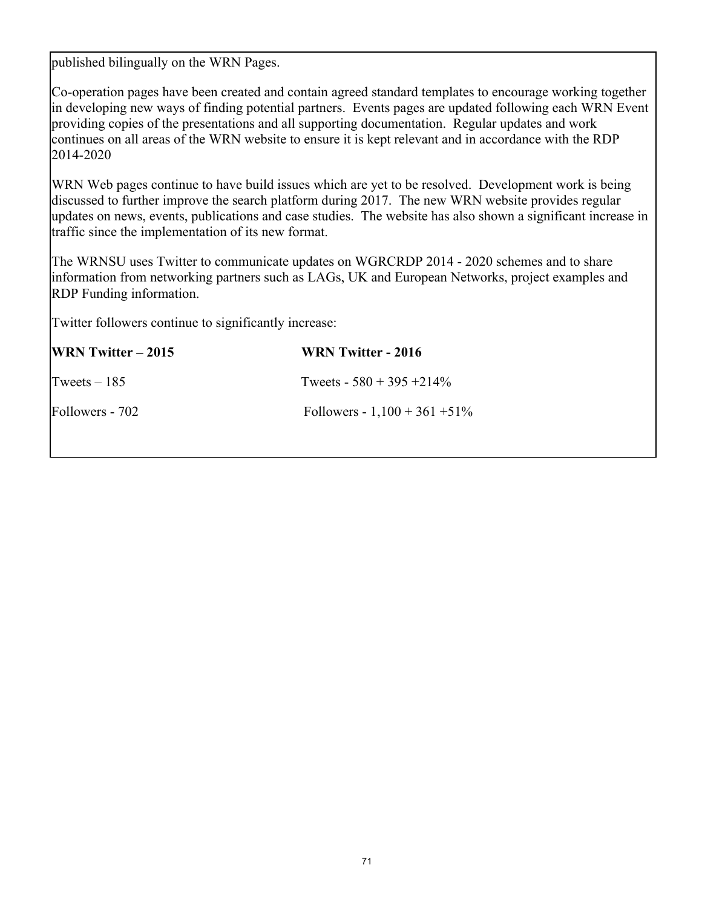published bilingually on the WRN Pages.

Co-operation pages have been created and contain agreed standard templates to encourage working together in developing new ways of finding potential partners. Events pages are updated following each WRN Event providing copies of the presentations and all supporting documentation. Regular updates and work continues on all areas of the WRN website to ensure it is kept relevant and in accordance with the RDP 2014-2020

WRN Web pages continue to have build issues which are yet to be resolved. Development work is being discussed to further improve the search platform during 2017. The new WRN website provides regular updates on news, events, publications and case studies. The website has also shown a significant increase in traffic since the implementation of its new format.

The WRNSU uses Twitter to communicate updates on WGRCRDP 2014 - 2020 schemes and to share information from networking partners such as LAGs, UK and European Networks, project examples and RDP Funding information.

Twitter followers continue to significantly increase:

| **WRN Twitter – 2015** | **WRN Twitter - 2016** |
|---|---|
| Tweets – 185 | Tweets - 580 + 395 +214% |
| Followers - 702 | Followers - 1,100 + 361 +51% |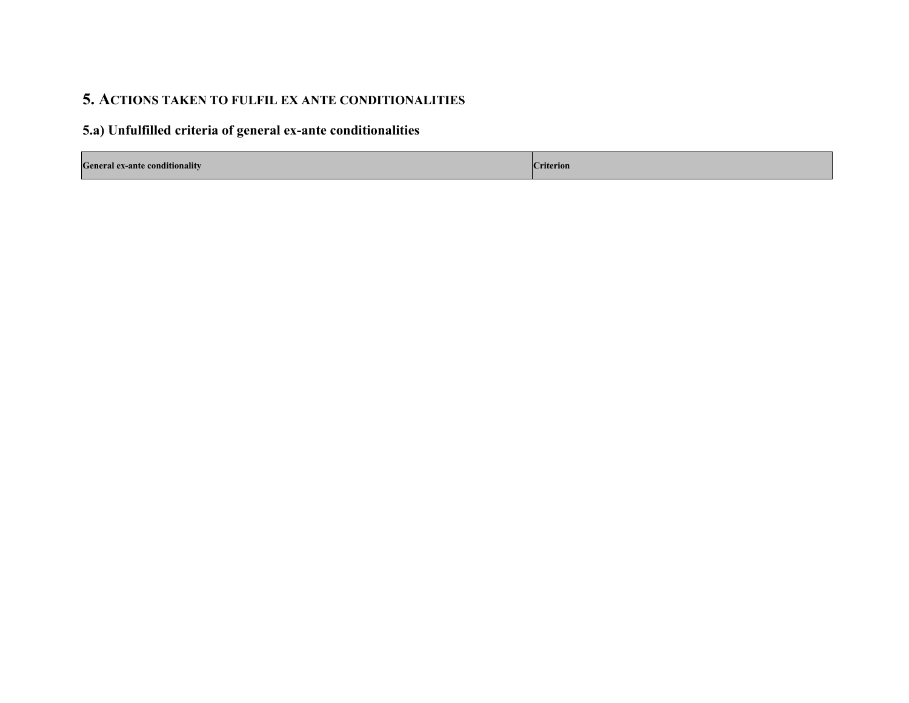## 5. Actions taken to fulfil ex ante conditionalities

### 5.a) Unfulfilled criteria of general ex-ante conditionalities

| General ex-ante conditionality | Criterion |
|---|---|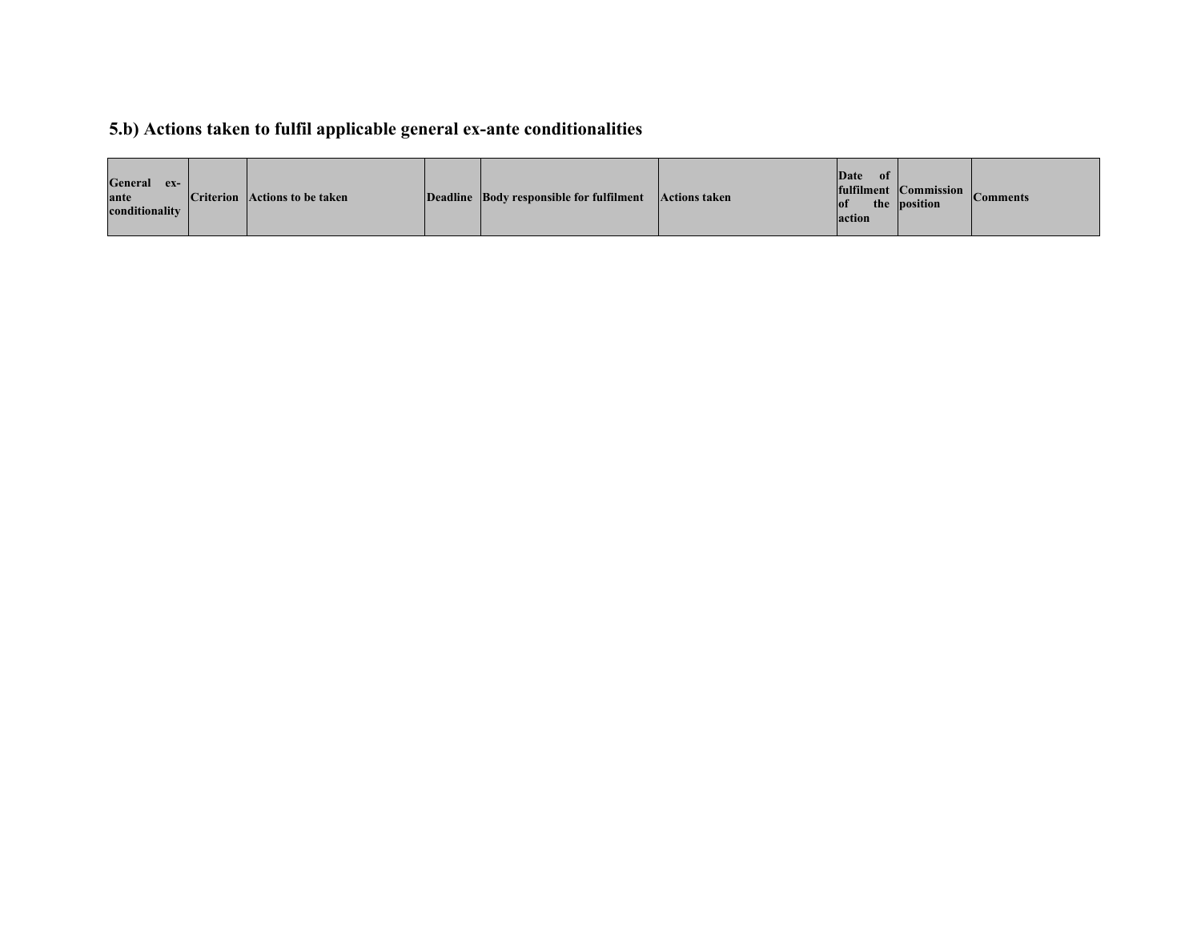### 5.b) Actions taken to fulfil applicable general ex-ante conditionalities

| General ex-ante conditionality | Criterion | Actions to be taken | Deadline | Body responsible for fulfilment | Actions taken | Date of fulfilment of the action | Commission position | Comments |
| --- | --- | --- | --- | --- | --- | --- | --- | --- |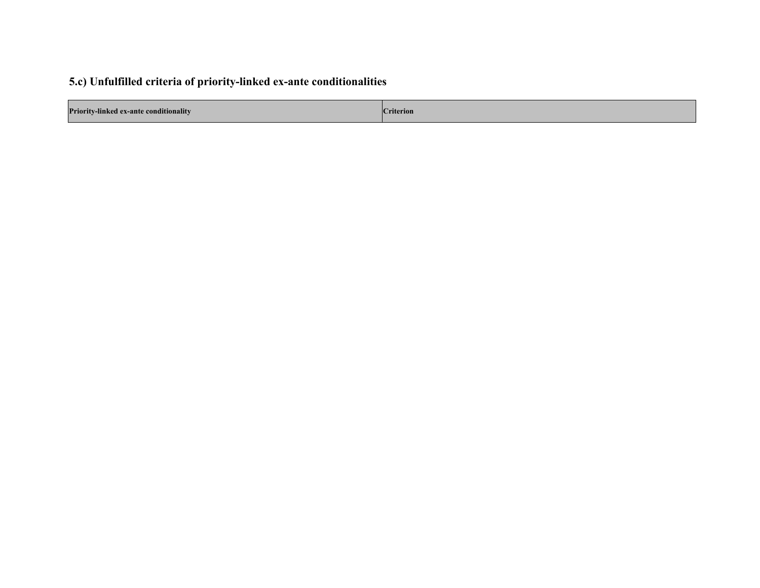### 5.c) Unfulfilled criteria of priority-linked ex-ante conditionalities

| Priority-linked ex-ante conditionality | Criterion |
| --- | --- |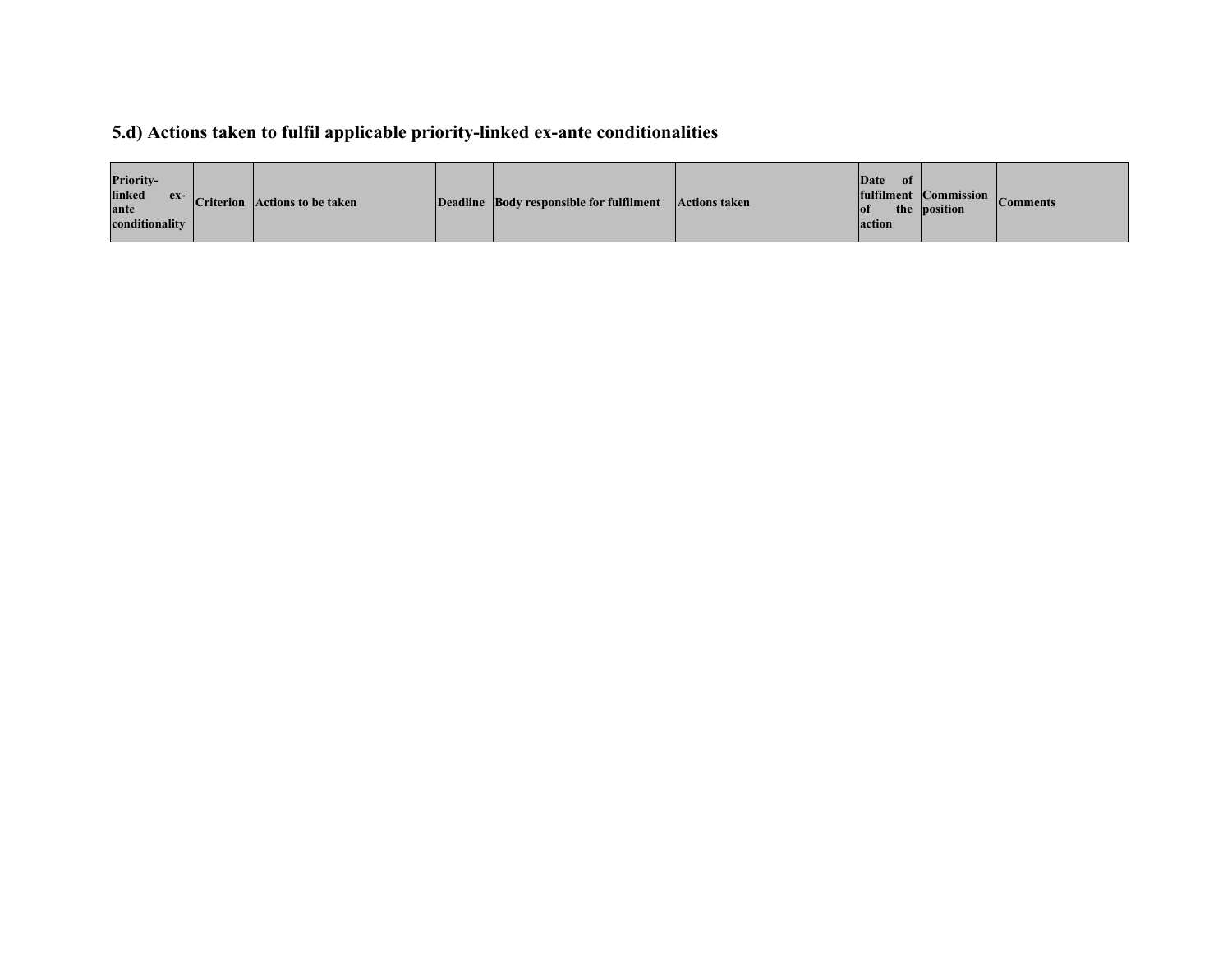## 5.d) Actions taken to fulfil applicable priority-linked ex-ante conditionalities

| Priority-linked ex-ante conditionality | Criterion | Actions to be taken | Deadline | Body responsible for fulfilment | Actions taken | Date of fulfilment of the action | Commission position | Comments |
|---|---|---|---|---|---|---|---|---|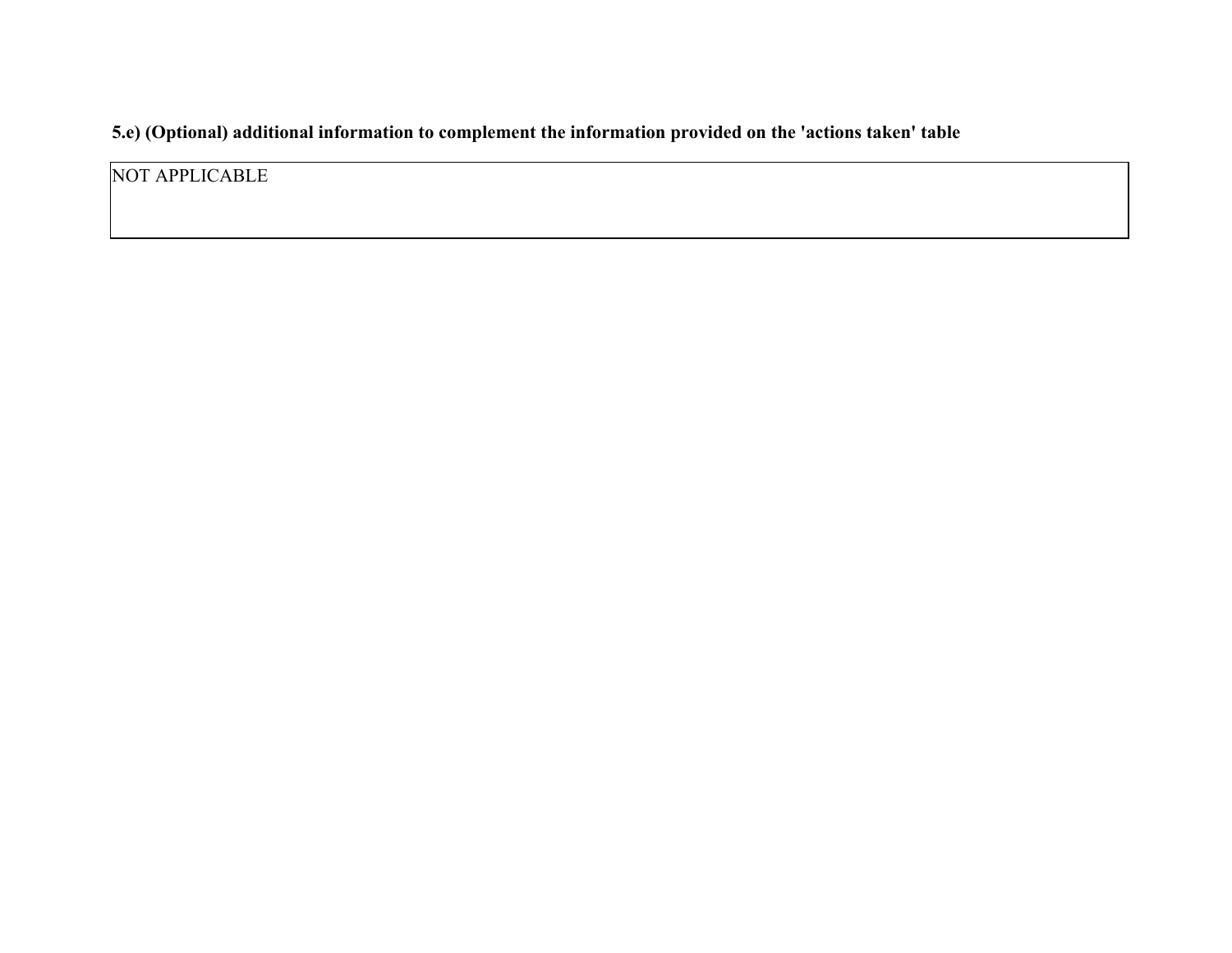**5.e) (Optional) additional information to complement the information provided on the 'actions taken' table**

| NOT APPLICABLE |
|---|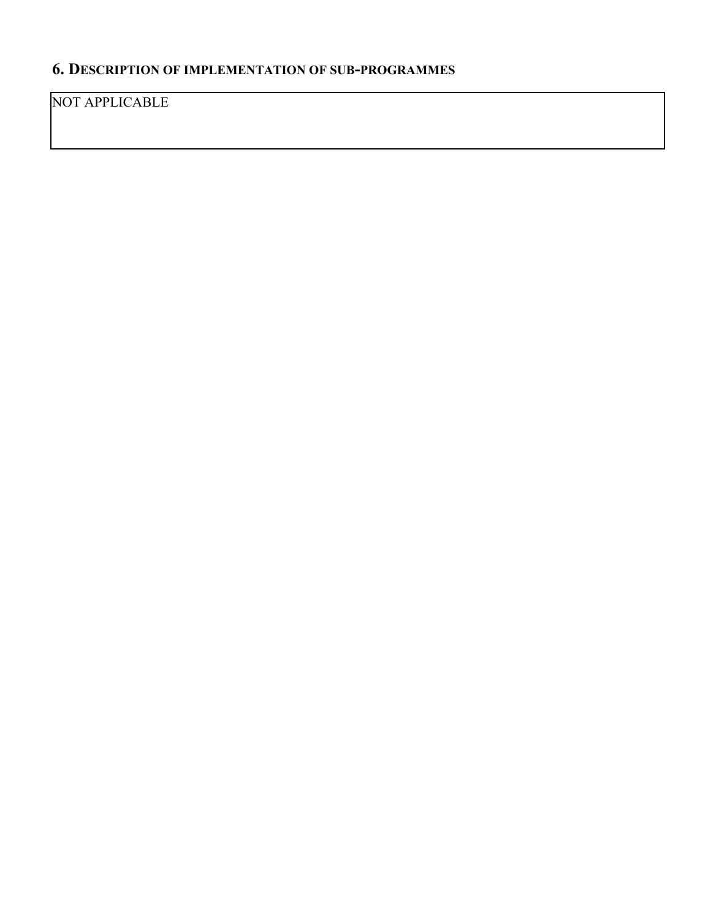## 6. Description of implementation of sub-programmes

NOT APPLICABLE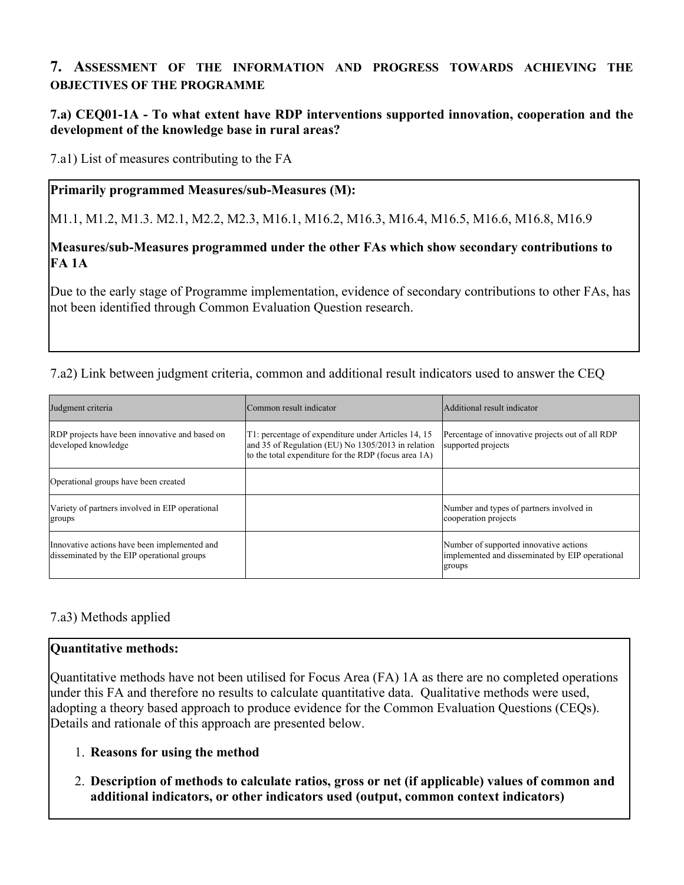## 7. ASSESSMENT OF THE INFORMATION AND PROGRESS TOWARDS ACHIEVING THE OBJECTIVES OF THE PROGRAMME

### 7.a) CEQ01-1A - To what extent have RDP interventions supported innovation, cooperation and the development of the knowledge base in rural areas?

7.a1) List of measures contributing to the FA

**Primarily programmed Measures/sub-Measures (M):**

M1.1, M1.2, M1.3. M2.1, M2.2, M2.3, M16.1, M16.2, M16.3, M16.4, M16.5, M16.6, M16.8, M16.9

**Measures/sub-Measures programmed under the other FAs which show secondary contributions to FA 1A**

Due to the early stage of Programme implementation, evidence of secondary contributions to other FAs, has not been identified through Common Evaluation Question research.

7.a2) Link between judgment criteria, common and additional result indicators used to answer the CEQ

| Judgment criteria | Common result indicator | Additional result indicator |
|---|---|---|
| RDP projects have been innovative and based on developed knowledge | T1: percentage of expenditure under Articles 14, 15 and 35 of Regulation (EU) No 1305/2013 in relation to the total expenditure for the RDP (focus area 1A) | Percentage of innovative projects out of all RDP supported projects |
| Operational groups have been created | | |
| Variety of partners involved in EIP operational groups | | Number and types of partners involved in cooperation projects |
| Innovative actions have been implemented and disseminated by the EIP operational groups | | Number of supported innovative actions implemented and disseminated by EIP operational groups |

7.a3) Methods applied

**Quantitative methods:**

Quantitative methods have not been utilised for Focus Area (FA) 1A as there are no completed operations under this FA and therefore no results to calculate quantitative data. Qualitative methods were used, adopting a theory based approach to produce evidence for the Common Evaluation Questions (CEQs). Details and rationale of this approach are presented below.

1. **Reasons for using the method**
2. **Description of methods to calculate ratios, gross or net (if applicable) values of common and additional indicators, or other indicators used (output, common context indicators)**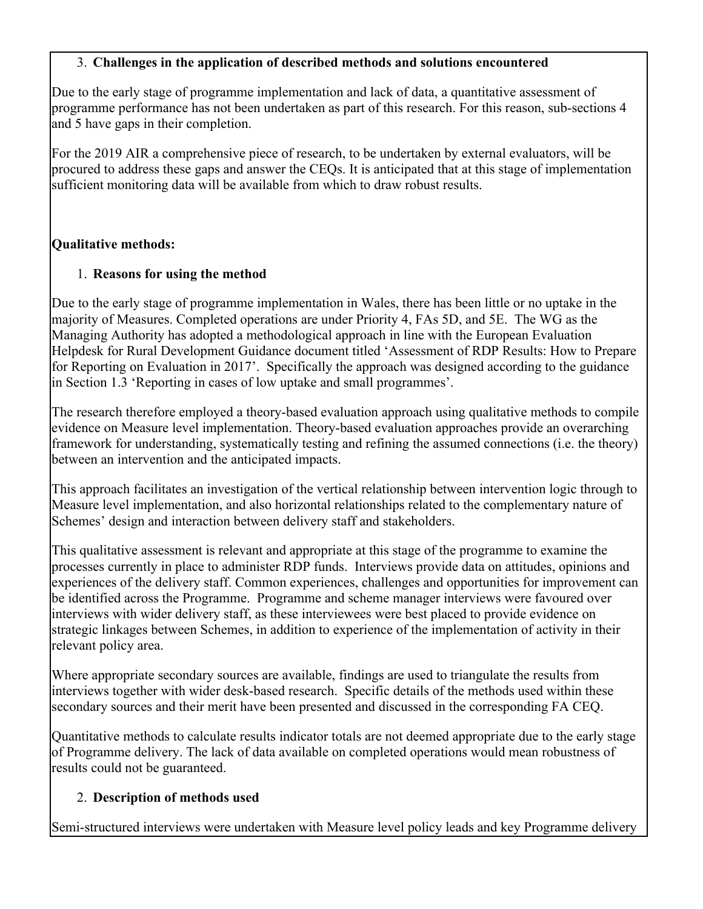3. **Challenges in the application of described methods and solutions encountered**

Due to the early stage of programme implementation and lack of data, a quantitative assessment of programme performance has not been undertaken as part of this research. For this reason, sub-sections 4 and 5 have gaps in their completion.

For the 2019 AIR a comprehensive piece of research, to be undertaken by external evaluators, will be procured to address these gaps and answer the CEQs. It is anticipated that at this stage of implementation sufficient monitoring data will be available from which to draw robust results.

**Qualitative methods:**

1. **Reasons for using the method**

Due to the early stage of programme implementation in Wales, there has been little or no uptake in the majority of Measures. Completed operations are under Priority 4, FAs 5D, and 5E. The WG as the Managing Authority has adopted a methodological approach in line with the European Evaluation Helpdesk for Rural Development Guidance document titled 'Assessment of RDP Results: How to Prepare for Reporting on Evaluation in 2017'. Specifically the approach was designed according to the guidance in Section 1.3 'Reporting in cases of low uptake and small programmes'.

The research therefore employed a theory-based evaluation approach using qualitative methods to compile evidence on Measure level implementation. Theory-based evaluation approaches provide an overarching framework for understanding, systematically testing and refining the assumed connections (i.e. the theory) between an intervention and the anticipated impacts.

This approach facilitates an investigation of the vertical relationship between intervention logic through to Measure level implementation, and also horizontal relationships related to the complementary nature of Schemes' design and interaction between delivery staff and stakeholders.

This qualitative assessment is relevant and appropriate at this stage of the programme to examine the processes currently in place to administer RDP funds. Interviews provide data on attitudes, opinions and experiences of the delivery staff. Common experiences, challenges and opportunities for improvement can be identified across the Programme. Programme and scheme manager interviews were favoured over interviews with wider delivery staff, as these interviewees were best placed to provide evidence on strategic linkages between Schemes, in addition to experience of the implementation of activity in their relevant policy area.

Where appropriate secondary sources are available, findings are used to triangulate the results from interviews together with wider desk-based research. Specific details of the methods used within these secondary sources and their merit have been presented and discussed in the corresponding FA CEQ.

Quantitative methods to calculate results indicator totals are not deemed appropriate due to the early stage of Programme delivery. The lack of data available on completed operations would mean robustness of results could not be guaranteed.

2. **Description of methods used**

Semi-structured interviews were undertaken with Measure level policy leads and key Programme delivery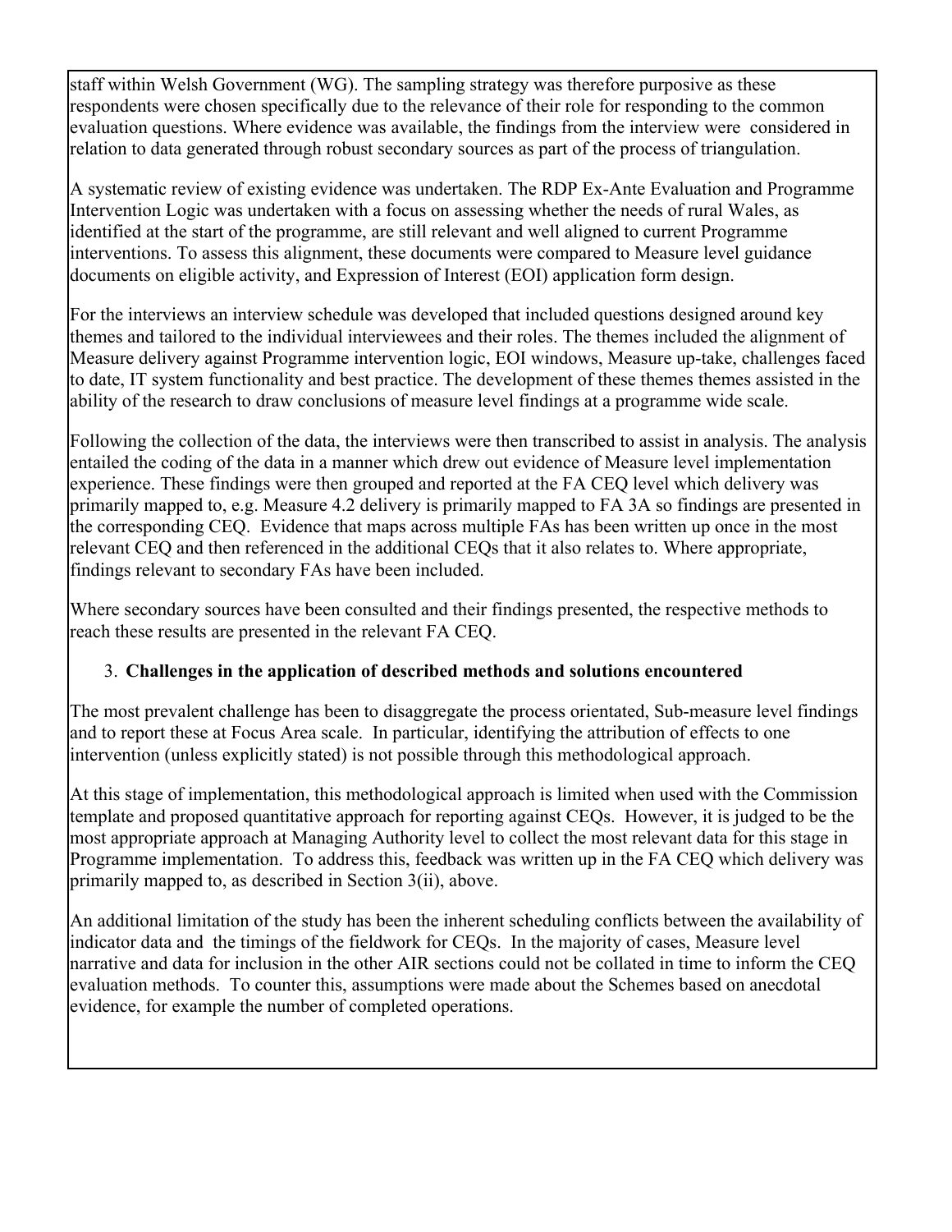staff within Welsh Government (WG). The sampling strategy was therefore purposive as these respondents were chosen specifically due to the relevance of their role for responding to the common evaluation questions. Where evidence was available, the findings from the interview were considered in relation to data generated through robust secondary sources as part of the process of triangulation.

A systematic review of existing evidence was undertaken. The RDP Ex-Ante Evaluation and Programme Intervention Logic was undertaken with a focus on assessing whether the needs of rural Wales, as identified at the start of the programme, are still relevant and well aligned to current Programme interventions. To assess this alignment, these documents were compared to Measure level guidance documents on eligible activity, and Expression of Interest (EOI) application form design.

For the interviews an interview schedule was developed that included questions designed around key themes and tailored to the individual interviewees and their roles. The themes included the alignment of Measure delivery against Programme intervention logic, EOI windows, Measure up-take, challenges faced to date, IT system functionality and best practice. The development of these themes themes assisted in the ability of the research to draw conclusions of measure level findings at a programme wide scale.

Following the collection of the data, the interviews were then transcribed to assist in analysis. The analysis entailed the coding of the data in a manner which drew out evidence of Measure level implementation experience. These findings were then grouped and reported at the FA CEQ level which delivery was primarily mapped to, e.g. Measure 4.2 delivery is primarily mapped to FA 3A so findings are presented in the corresponding CEQ. Evidence that maps across multiple FAs has been written up once in the most relevant CEQ and then referenced in the additional CEQs that it also relates to. Where appropriate, findings relevant to secondary FAs have been included.

Where secondary sources have been consulted and their findings presented, the respective methods to reach these results are presented in the relevant FA CEQ.

3. **Challenges in the application of described methods and solutions encountered**

The most prevalent challenge has been to disaggregate the process orientated, Sub-measure level findings and to report these at Focus Area scale. In particular, identifying the attribution of effects to one intervention (unless explicitly stated) is not possible through this methodological approach.

At this stage of implementation, this methodological approach is limited when used with the Commission template and proposed quantitative approach for reporting against CEQs. However, it is judged to be the most appropriate approach at Managing Authority level to collect the most relevant data for this stage in Programme implementation. To address this, feedback was written up in the FA CEQ which delivery was primarily mapped to, as described in Section 3(ii), above.

An additional limitation of the study has been the inherent scheduling conflicts between the availability of indicator data and the timings of the fieldwork for CEQs. In the majority of cases, Measure level narrative and data for inclusion in the other AIR sections could not be collated in time to inform the CEQ evaluation methods. To counter this, assumptions were made about the Schemes based on anecdotal evidence, for example the number of completed operations.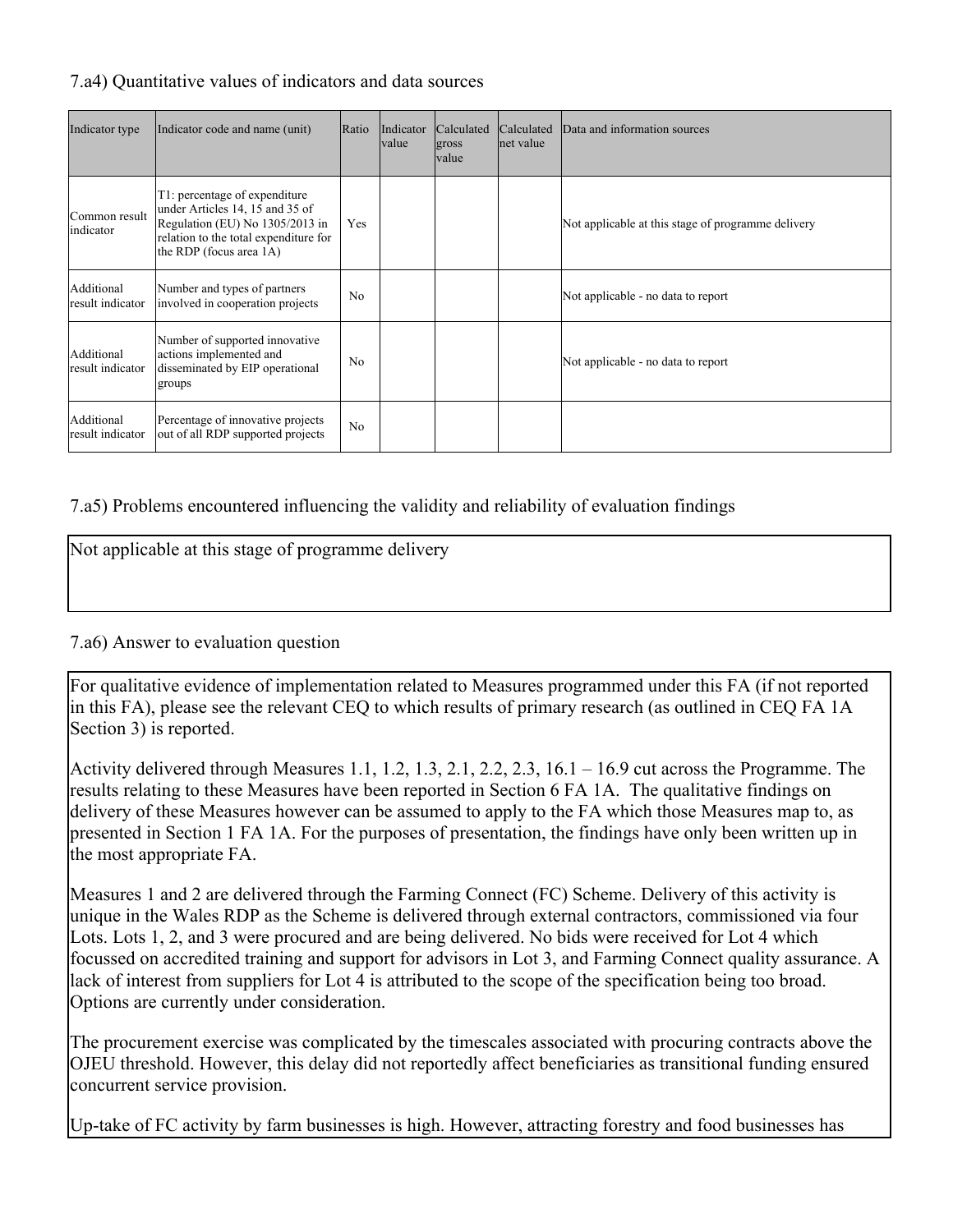## 7.a4) Quantitative values of indicators and data sources

| Indicator type | Indicator code and name (unit) | Ratio | Indicator value | Calculated gross value | Calculated net value | Data and information sources |
|---|---|---|---|---|---|---|
| Common result indicator | T1: percentage of expenditure under Articles 14, 15 and 35 of Regulation (EU) No 1305/2013 in relation to the total expenditure for the RDP (focus area 1A) | Yes | | | | Not applicable at this stage of programme delivery |
| Additional result indicator | Number and types of partners involved in cooperation projects | No | | | | Not applicable - no data to report |
| Additional result indicator | Number of supported innovative actions implemented and disseminated by EIP operational groups | No | | | | Not applicable - no data to report |
| Additional result indicator | Percentage of innovative projects out of all RDP supported projects | No | | | | |

## 7.a5) Problems encountered influencing the validity and reliability of evaluation findings

Not applicable at this stage of programme delivery

## 7.a6) Answer to evaluation question

For qualitative evidence of implementation related to Measures programmed under this FA (if not reported in this FA), please see the relevant CEQ to which results of primary research (as outlined in CEQ FA 1A Section 3) is reported.

Activity delivered through Measures 1.1, 1.2, 1.3, 2.1, 2.2, 2.3, 16.1 – 16.9 cut across the Programme. The results relating to these Measures have been reported in Section 6 FA 1A. The qualitative findings on delivery of these Measures however can be assumed to apply to the FA which those Measures map to, as presented in Section 1 FA 1A. For the purposes of presentation, the findings have only been written up in the most appropriate FA.

Measures 1 and 2 are delivered through the Farming Connect (FC) Scheme. Delivery of this activity is unique in the Wales RDP as the Scheme is delivered through external contractors, commissioned via four Lots. Lots 1, 2, and 3 were procured and are being delivered. No bids were received for Lot 4 which focussed on accredited training and support for advisors in Lot 3, and Farming Connect quality assurance. A lack of interest from suppliers for Lot 4 is attributed to the scope of the specification being too broad. Options are currently under consideration.

The procurement exercise was complicated by the timescales associated with procuring contracts above the OJEU threshold. However, this delay did not reportedly affect beneficiaries as transitional funding ensured concurrent service provision.

Up-take of FC activity by farm businesses is high. However, attracting forestry and food businesses has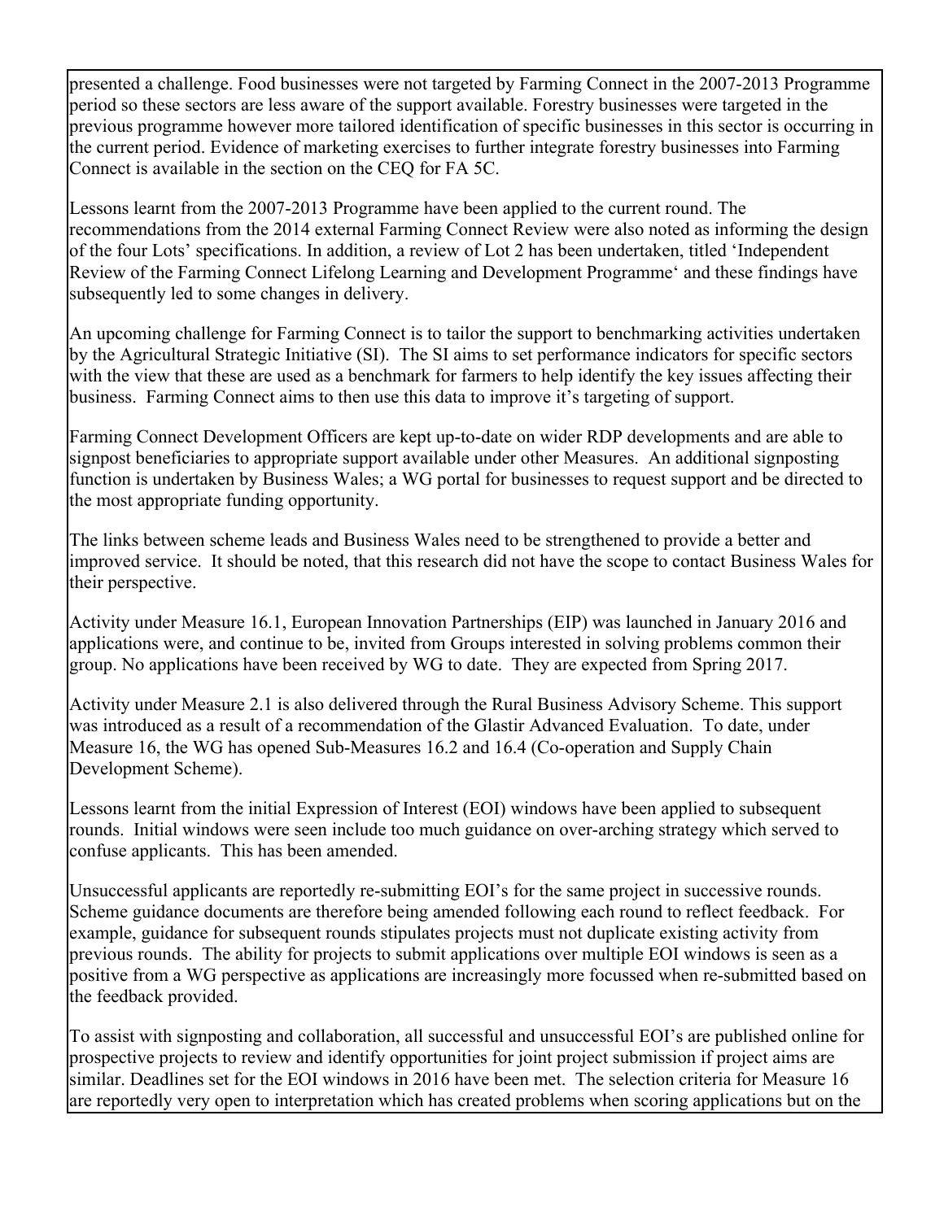presented a challenge. Food businesses were not targeted by Farming Connect in the 2007-2013 Programme period so these sectors are less aware of the support available. Forestry businesses were targeted in the previous programme however more tailored identification of specific businesses in this sector is occurring in the current period. Evidence of marketing exercises to further integrate forestry businesses into Farming Connect is available in the section on the CEQ for FA 5C.

Lessons learnt from the 2007-2013 Programme have been applied to the current round. The recommendations from the 2014 external Farming Connect Review were also noted as informing the design of the four Lots' specifications. In addition, a review of Lot 2 has been undertaken, titled 'Independent Review of the Farming Connect Lifelong Learning and Development Programme' and these findings have subsequently led to some changes in delivery.

An upcoming challenge for Farming Connect is to tailor the support to benchmarking activities undertaken by the Agricultural Strategic Initiative (SI). The SI aims to set performance indicators for specific sectors with the view that these are used as a benchmark for farmers to help identify the key issues affecting their business. Farming Connect aims to then use this data to improve it's targeting of support.

Farming Connect Development Officers are kept up-to-date on wider RDP developments and are able to signpost beneficiaries to appropriate support available under other Measures. An additional signposting function is undertaken by Business Wales; a WG portal for businesses to request support and be directed to the most appropriate funding opportunity.

The links between scheme leads and Business Wales need to be strengthened to provide a better and improved service. It should be noted, that this research did not have the scope to contact Business Wales for their perspective.

Activity under Measure 16.1, European Innovation Partnerships (EIP) was launched in January 2016 and applications were, and continue to be, invited from Groups interested in solving problems common their group. No applications have been received by WG to date. They are expected from Spring 2017.

Activity under Measure 2.1 is also delivered through the Rural Business Advisory Scheme. This support was introduced as a result of a recommendation of the Glastir Advanced Evaluation. To date, under Measure 16, the WG has opened Sub-Measures 16.2 and 16.4 (Co-operation and Supply Chain Development Scheme).

Lessons learnt from the initial Expression of Interest (EOI) windows have been applied to subsequent rounds. Initial windows were seen include too much guidance on over-arching strategy which served to confuse applicants. This has been amended.

Unsuccessful applicants are reportedly re-submitting EOI's for the same project in successive rounds. Scheme guidance documents are therefore being amended following each round to reflect feedback. For example, guidance for subsequent rounds stipulates projects must not duplicate existing activity from previous rounds. The ability for projects to submit applications over multiple EOI windows is seen as a positive from a WG perspective as applications are increasingly more focussed when re-submitted based on the feedback provided.

To assist with signposting and collaboration, all successful and unsuccessful EOI's are published online for prospective projects to review and identify opportunities for joint project submission if project aims are similar. Deadlines set for the EOI windows in 2016 have been met. The selection criteria for Measure 16 are reportedly very open to interpretation which has created problems when scoring applications but on the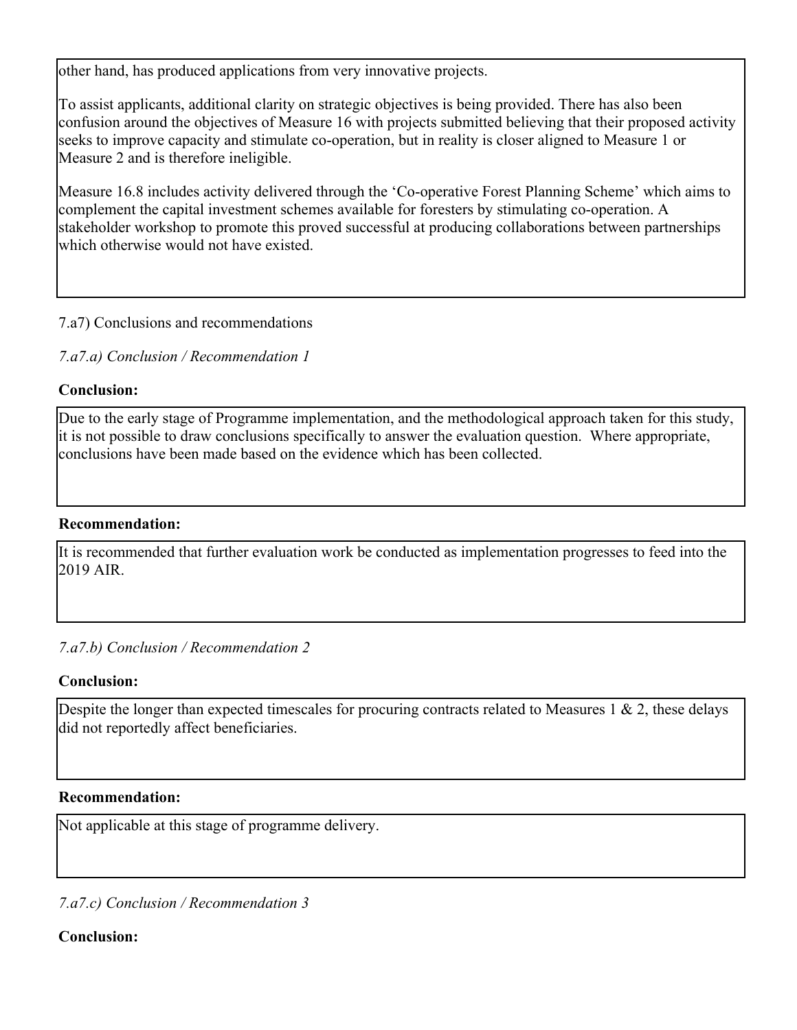other hand, has produced applications from very innovative projects.

To assist applicants, additional clarity on strategic objectives is being provided. There has also been confusion around the objectives of Measure 16 with projects submitted believing that their proposed activity seeks to improve capacity and stimulate co-operation, but in reality is closer aligned to Measure 1 or Measure 2 and is therefore ineligible.

Measure 16.8 includes activity delivered through the 'Co-operative Forest Planning Scheme' which aims to complement the capital investment schemes available for foresters by stimulating co-operation. A stakeholder workshop to promote this proved successful at producing collaborations between partnerships which otherwise would not have existed.

7.a7) Conclusions and recommendations

*7.a7.a) Conclusion / Recommendation 1*

**Conclusion:**

Due to the early stage of Programme implementation, and the methodological approach taken for this study, it is not possible to draw conclusions specifically to answer the evaluation question. Where appropriate, conclusions have been made based on the evidence which has been collected.

**Recommendation:**

It is recommended that further evaluation work be conducted as implementation progresses to feed into the 2019 AIR.

*7.a7.b) Conclusion / Recommendation 2*

**Conclusion:**

Despite the longer than expected timescales for procuring contracts related to Measures 1 & 2, these delays did not reportedly affect beneficiaries.

**Recommendation:**

Not applicable at this stage of programme delivery.

*7.a7.c) Conclusion / Recommendation 3*

**Conclusion:**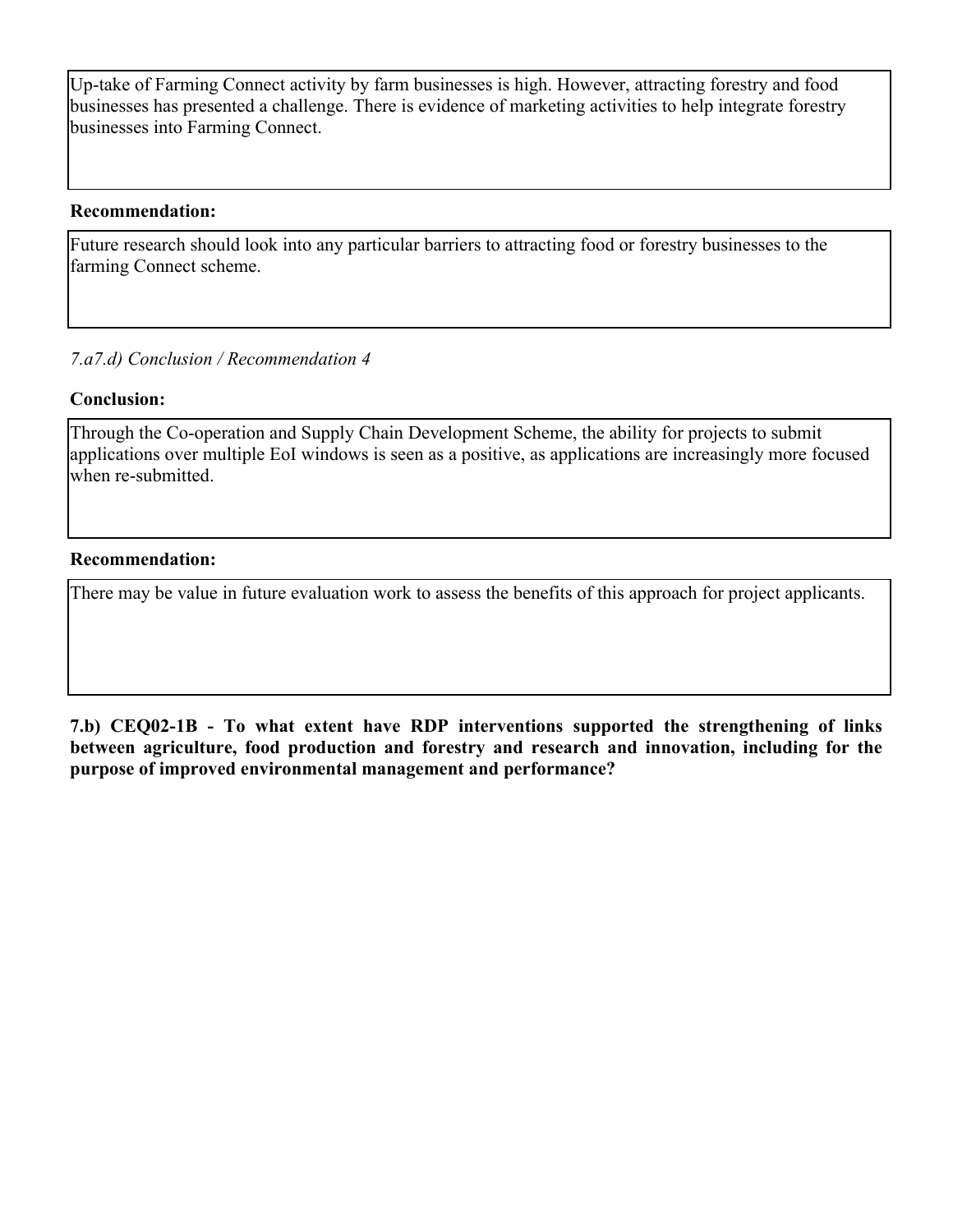Up-take of Farming Connect activity by farm businesses is high. However, attracting forestry and food businesses has presented a challenge. There is evidence of marketing activities to help integrate forestry businesses into Farming Connect.

**Recommendation:**

Future research should look into any particular barriers to attracting food or forestry businesses to the farming Connect scheme.

*7.a7.d) Conclusion / Recommendation 4*

**Conclusion:**

Through the Co-operation and Supply Chain Development Scheme, the ability for projects to submit applications over multiple EoI windows is seen as a positive, as applications are increasingly more focused when re-submitted.

**Recommendation:**

There may be value in future evaluation work to assess the benefits of this approach for project applicants.

**7.b) CEQ02-1B - To what extent have RDP interventions supported the strengthening of links between agriculture, food production and forestry and research and innovation, including for the purpose of improved environmental management and performance?**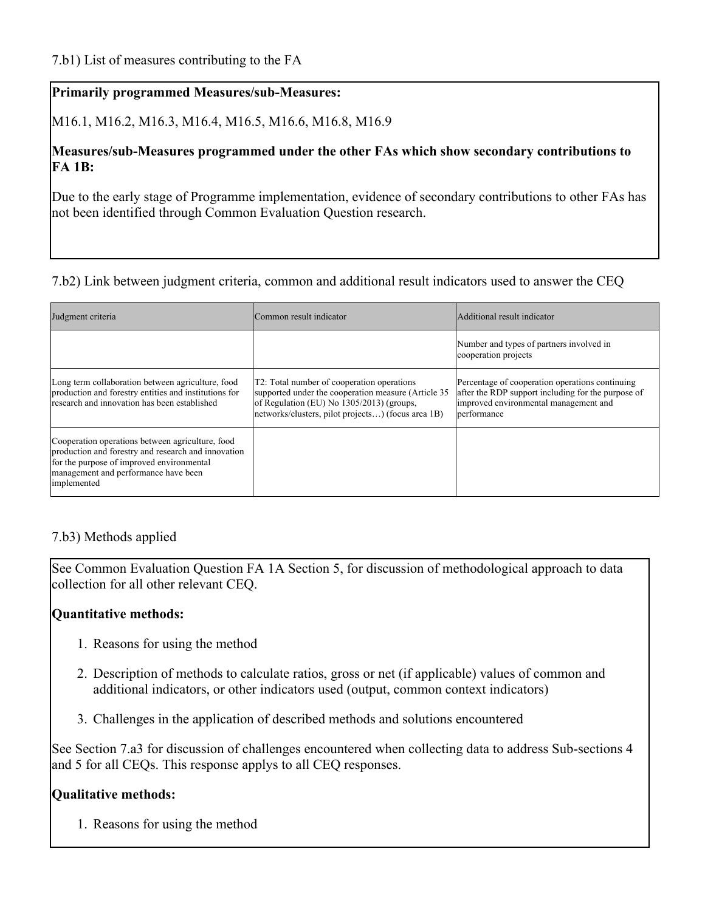7.b1) List of measures contributing to the FA

**Primarily programmed Measures/sub-Measures:**

M16.1, M16.2, M16.3, M16.4, M16.5, M16.6, M16.8, M16.9

**Measures/sub-Measures programmed under the other FAs which show secondary contributions to FA 1B:**

Due to the early stage of Programme implementation, evidence of secondary contributions to other FAs has not been identified through Common Evaluation Question research.

7.b2) Link between judgment criteria, common and additional result indicators used to answer the CEQ

| Judgment criteria | Common result indicator | Additional result indicator |
|---|---|---|
| | | Number and types of partners involved in cooperation projects |
| Long term collaboration between agriculture, food production and forestry entities and institutions for research and innovation has been established | T2: Total number of cooperation operations supported under the cooperation measure (Article 35 of Regulation (EU) No 1305/2013) (groups, networks/clusters, pilot projects…) (focus area 1B) | Percentage of cooperation operations continuing after the RDP support including for the purpose of improved environmental management and performance |
| Cooperation operations between agriculture, food production and forestry and research and innovation for the purpose of improved environmental management and performance have been implemented | | |

7.b3) Methods applied

See Common Evaluation Question FA 1A Section 5, for discussion of methodological approach to data collection for all other relevant CEQ.

**Quantitative methods:**

1. Reasons for using the method
2. Description of methods to calculate ratios, gross or net (if applicable) values of common and additional indicators, or other indicators used (output, common context indicators)
3. Challenges in the application of described methods and solutions encountered

See Section 7.a3 for discussion of challenges encountered when collecting data to address Sub-sections 4 and 5 for all CEQs. This response applys to all CEQ responses.

**Qualitative methods:**

1. Reasons for using the method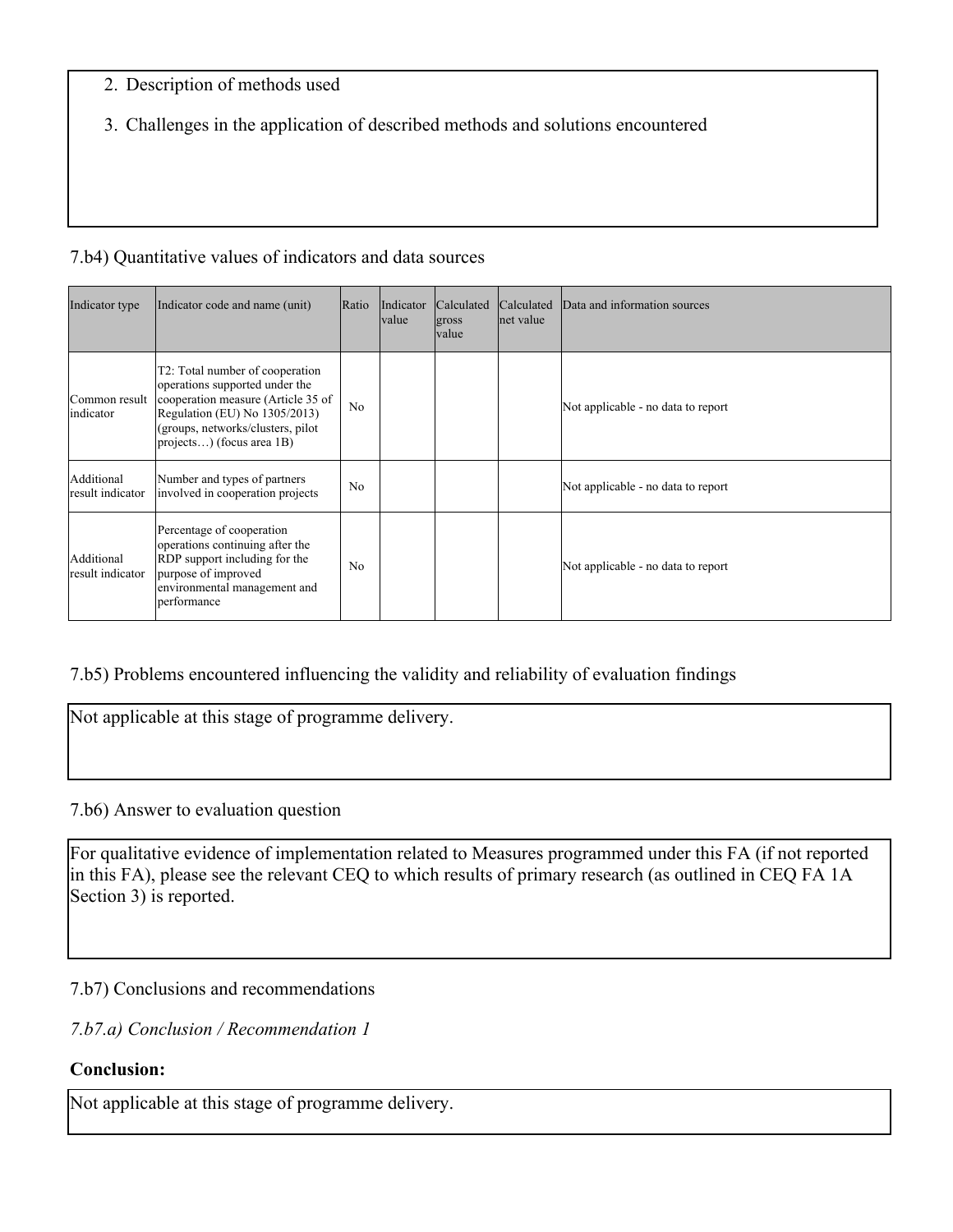2. Description of methods used
3. Challenges in the application of described methods and solutions encountered

7.b4) Quantitative values of indicators and data sources

| Indicator type | Indicator code and name (unit) | Ratio | Indicator value | Calculated gross value | Calculated net value | Data and information sources |
|---|---|---|---|---|---|---|
| Common result indicator | T2: Total number of cooperation operations supported under the cooperation measure (Article 35 of Regulation (EU) No 1305/2013) (groups, networks/clusters, pilot projects…) (focus area 1B) | No | | | | Not applicable - no data to report |
| Additional result indicator | Number and types of partners involved in cooperation projects | No | | | | Not applicable - no data to report |
| Additional result indicator | Percentage of cooperation operations continuing after the RDP support including for the purpose of improved environmental management and performance | No | | | | Not applicable - no data to report |

7.b5) Problems encountered influencing the validity and reliability of evaluation findings

Not applicable at this stage of programme delivery.

7.b6) Answer to evaluation question

For qualitative evidence of implementation related to Measures programmed under this FA (if not reported in this FA), please see the relevant CEQ to which results of primary research (as outlined in CEQ FA 1A Section 3) is reported.

7.b7) Conclusions and recommendations

*7.b7.a) Conclusion / Recommendation 1*

**Conclusion:**

Not applicable at this stage of programme delivery.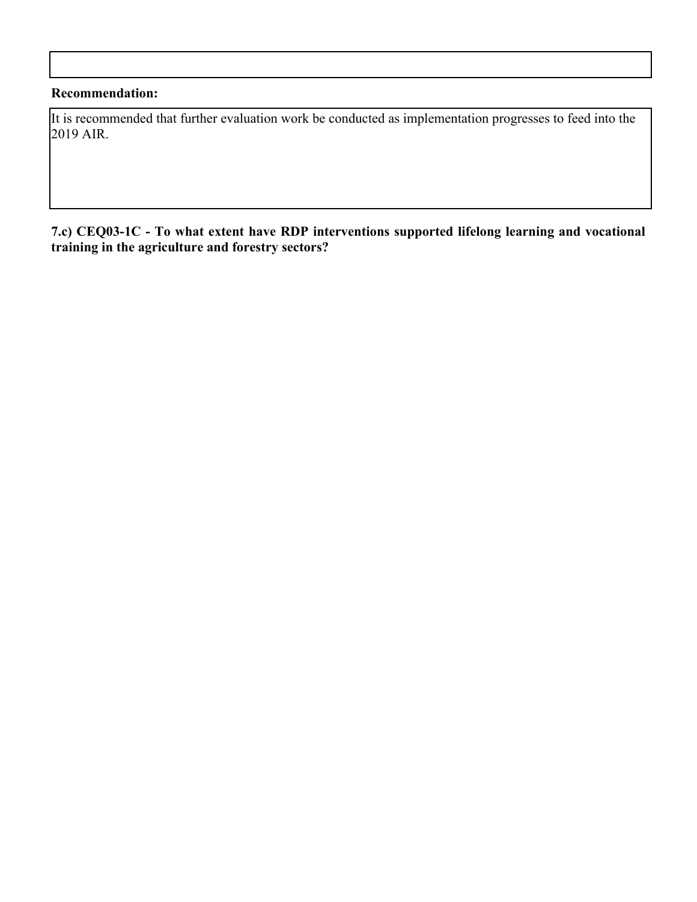**Recommendation:**

It is recommended that further evaluation work be conducted as implementation progresses to feed into the 2019 AIR.

**7.c) CEQ03-1C - To what extent have RDP interventions supported lifelong learning and vocational training in the agriculture and forestry sectors?**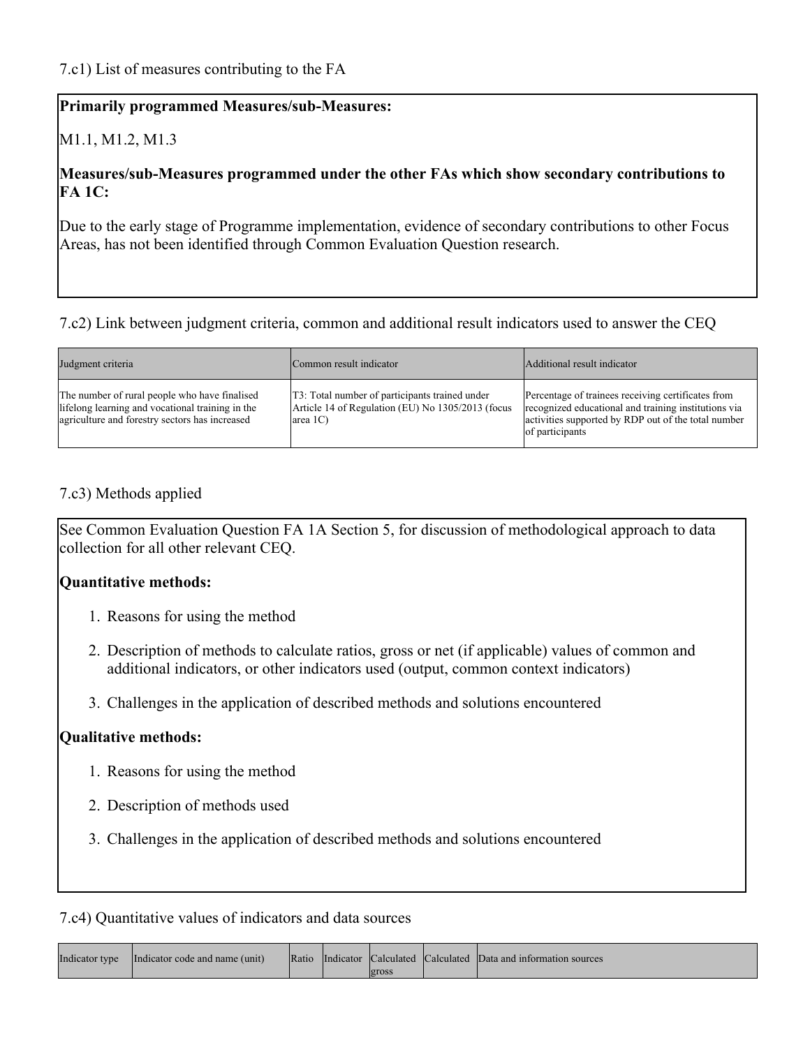7.c1) List of measures contributing to the FA

**Primarily programmed Measures/sub-Measures:**

M1.1, M1.2, M1.3

**Measures/sub-Measures programmed under the other FAs which show secondary contributions to FA 1C:**

Due to the early stage of Programme implementation, evidence of secondary contributions to other Focus Areas, has not been identified through Common Evaluation Question research.

7.c2) Link between judgment criteria, common and additional result indicators used to answer the CEQ

| Judgment criteria | Common result indicator | Additional result indicator |
|---|---|---|
| The number of rural people who have finalised lifelong learning and vocational training in the agriculture and forestry sectors has increased | T3: Total number of participants trained under Article 14 of Regulation (EU) No 1305/2013 (focus area 1C) | Percentage of trainees receiving certificates from recognized educational and training institutions via activities supported by RDP out of the total number of participants |

7.c3) Methods applied

See Common Evaluation Question FA 1A Section 5, for discussion of methodological approach to data collection for all other relevant CEQ.

**Quantitative methods:**

1. Reasons for using the method
2. Description of methods to calculate ratios, gross or net (if applicable) values of common and additional indicators, or other indicators used (output, common context indicators)
3. Challenges in the application of described methods and solutions encountered

**Qualitative methods:**

1. Reasons for using the method
2. Description of methods used
3. Challenges in the application of described methods and solutions encountered

7.c4) Quantitative values of indicators and data sources

| Indicator type | Indicator code and name (unit) | Ratio | Indicator | Calculated gross | Calculated | Data and information sources |
|---|---|---|---|---|---|---|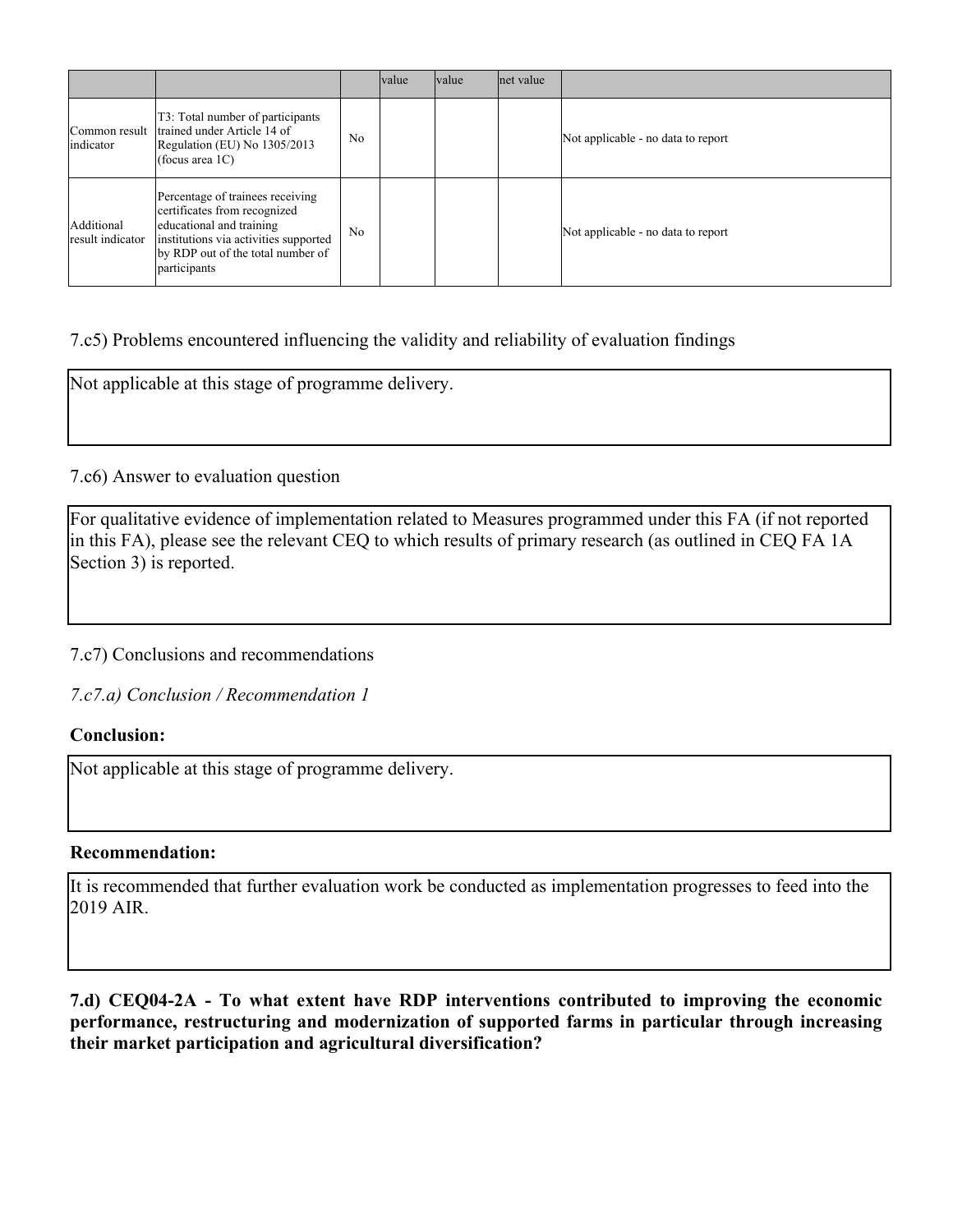| | | | value | value | net value | |
|---|---|---|---|---|---|---|
| Common result indicator | T3: Total number of participants trained under Article 14 of Regulation (EU) No 1305/2013 (focus area 1C) | No | | | | Not applicable - no data to report |
| Additional result indicator | Percentage of trainees receiving certificates from recognized educational and training institutions via activities supported by RDP out of the total number of participants | No | | | | Not applicable - no data to report |

### 7.c5) Problems encountered influencing the validity and reliability of evaluation findings

Not applicable at this stage of programme delivery.

### 7.c6) Answer to evaluation question

For qualitative evidence of implementation related to Measures programmed under this FA (if not reported in this FA), please see the relevant CEQ to which results of primary research (as outlined in CEQ FA 1A Section 3) is reported.

### 7.c7) Conclusions and recommendations

*7.c7.a) Conclusion / Recommendation 1*

**Conclusion:**

Not applicable at this stage of programme delivery.

**Recommendation:**

It is recommended that further evaluation work be conducted as implementation progresses to feed into the 2019 AIR.

## 7.d) CEQ04-2A - To what extent have RDP interventions contributed to improving the economic performance, restructuring and modernization of supported farms in particular through increasing their market participation and agricultural diversification?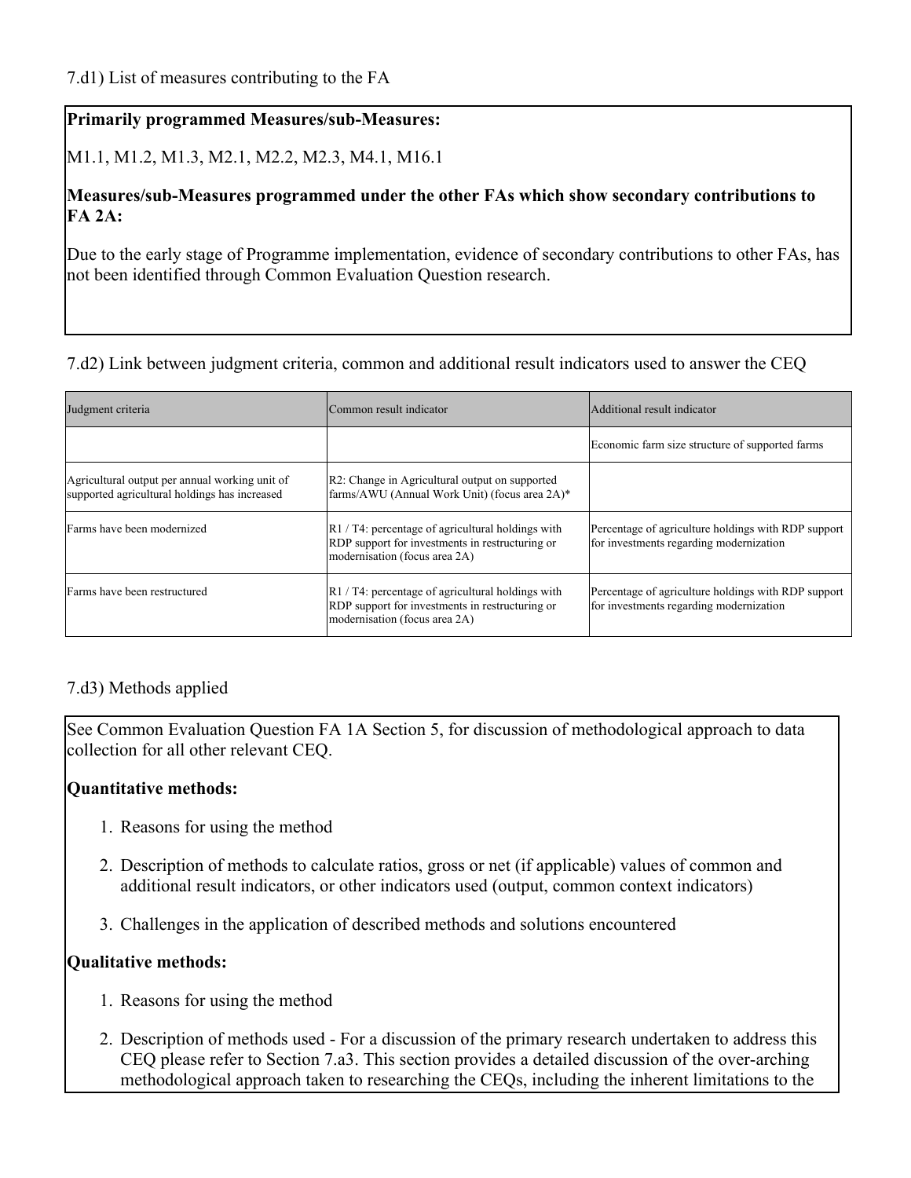7.d1) List of measures contributing to the FA

**Primarily programmed Measures/sub-Measures:**

M1.1, M1.2, M1.3, M2.1, M2.2, M2.3, M4.1, M16.1

**Measures/sub-Measures programmed under the other FAs which show secondary contributions to FA 2A:**

Due to the early stage of Programme implementation, evidence of secondary contributions to other FAs, has not been identified through Common Evaluation Question research.

7.d2) Link between judgment criteria, common and additional result indicators used to answer the CEQ

| Judgment criteria | Common result indicator | Additional result indicator |
| --- | --- | --- |
| | | Economic farm size structure of supported farms |
| Agricultural output per annual working unit of supported agricultural holdings has increased | R2: Change in Agricultural output on supported farms/AWU (Annual Work Unit) (focus area 2A)* | |
| Farms have been modernized | R1 / T4: percentage of agricultural holdings with RDP support for investments in restructuring or modernisation (focus area 2A) | Percentage of agriculture holdings with RDP support for investments regarding modernization |
| Farms have been restructured | R1 / T4: percentage of agricultural holdings with RDP support for investments in restructuring or modernisation (focus area 2A) | Percentage of agriculture holdings with RDP support for investments regarding modernization |

7.d3) Methods applied

See Common Evaluation Question FA 1A Section 5, for discussion of methodological approach to data collection for all other relevant CEQ.

**Quantitative methods:**

1. Reasons for using the method
2. Description of methods to calculate ratios, gross or net (if applicable) values of common and additional result indicators, or other indicators used (output, common context indicators)
3. Challenges in the application of described methods and solutions encountered

**Qualitative methods:**

1. Reasons for using the method
2. Description of methods used - For a discussion of the primary research undertaken to address this CEQ please refer to Section 7.a3. This section provides a detailed discussion of the over-arching methodological approach taken to researching the CEQs, including the inherent limitations to the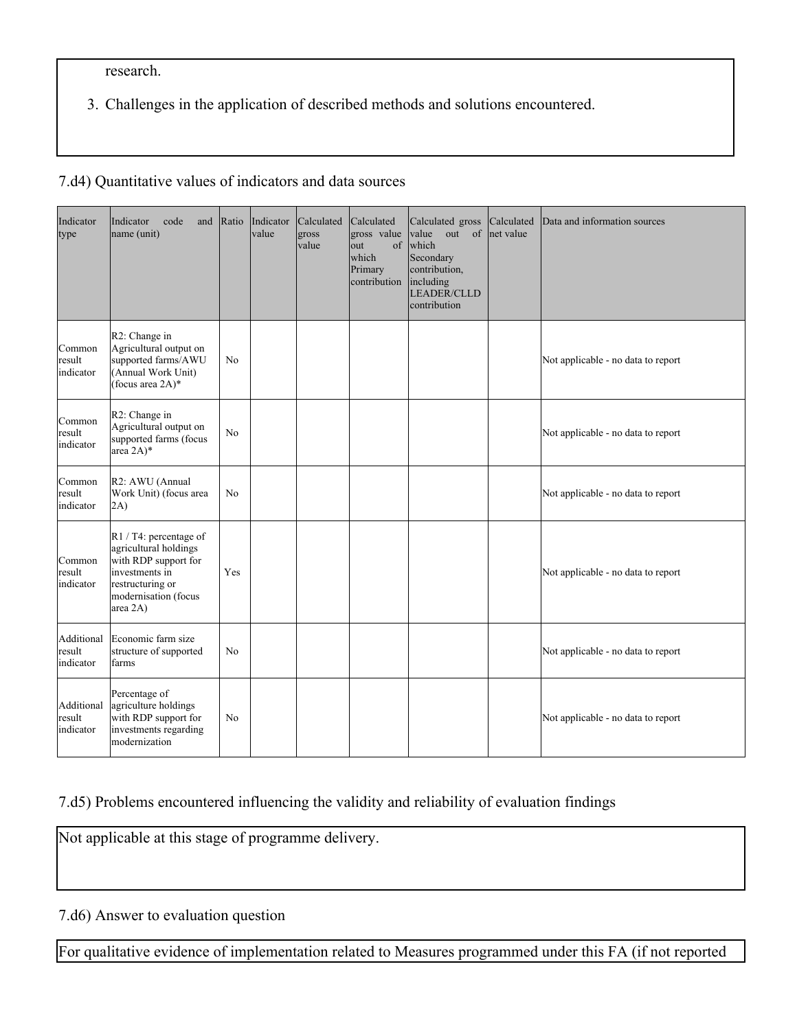research.

3. Challenges in the application of described methods and solutions encountered.

7.d4) Quantitative values of indicators and data sources

| Indicator type | Indicator code and name (unit) | Ratio | Indicator value | Calculated gross value | Calculated gross value out of which Primary contribution | Calculated gross value out of which Secondary contribution, including LEADER/CLLD contribution | Calculated net value | Data and information sources |
|---|---|---|---|---|---|---|---|---|
| Common result indicator | R2: Change in Agricultural output on supported farms/AWU (Annual Work Unit) (focus area 2A)* | No | | | | | | Not applicable - no data to report |
| Common result indicator | R2: Change in Agricultural output on supported farms (focus area 2A)* | No | | | | | | Not applicable - no data to report |
| Common result indicator | R2: AWU (Annual Work Unit) (focus area 2A) | No | | | | | | Not applicable - no data to report |
| Common result indicator | R1 / T4: percentage of agricultural holdings with RDP support for investments in restructuring or modernisation (focus area 2A) | Yes | | | | | | Not applicable - no data to report |
| Additional result indicator | Economic farm size structure of supported farms | No | | | | | | Not applicable - no data to report |
| Additional result indicator | Percentage of agriculture holdings with RDP support for investments regarding modernization | No | | | | | | Not applicable - no data to report |

7.d5) Problems encountered influencing the validity and reliability of evaluation findings

Not applicable at this stage of programme delivery.

7.d6) Answer to evaluation question

For qualitative evidence of implementation related to Measures programmed under this FA (if not reported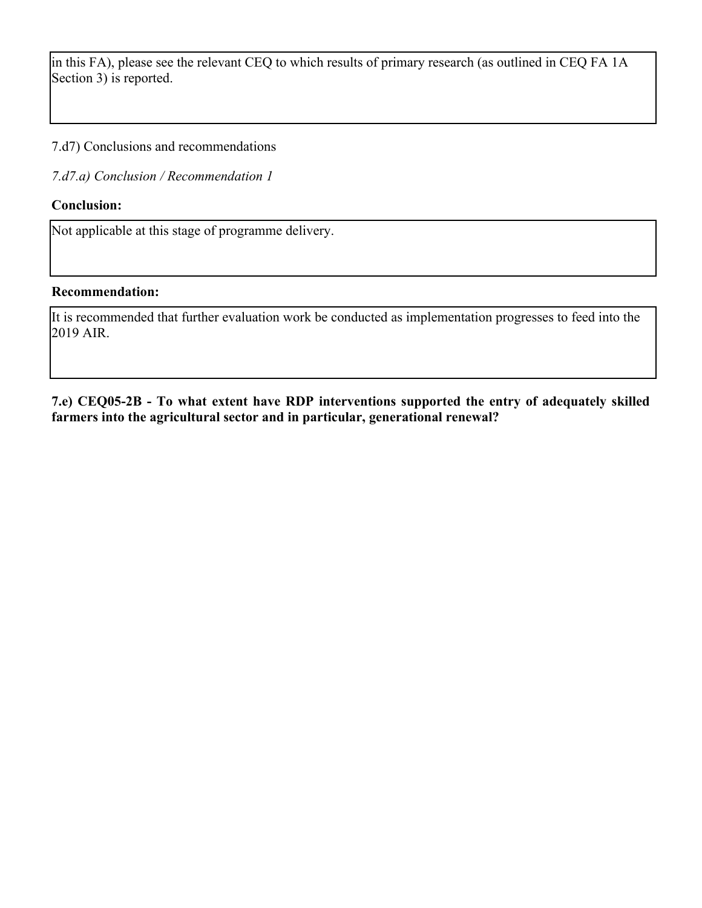in this FA), please see the relevant CEQ to which results of primary research (as outlined in CEQ FA 1A Section 3) is reported.

7.d7) Conclusions and recommendations

*7.d7.a) Conclusion / Recommendation 1*

**Conclusion:**

Not applicable at this stage of programme delivery.

**Recommendation:**

It is recommended that further evaluation work be conducted as implementation progresses to feed into the 2019 AIR.

**7.e) CEQ05-2B - To what extent have RDP interventions supported the entry of adequately skilled farmers into the agricultural sector and in particular, generational renewal?**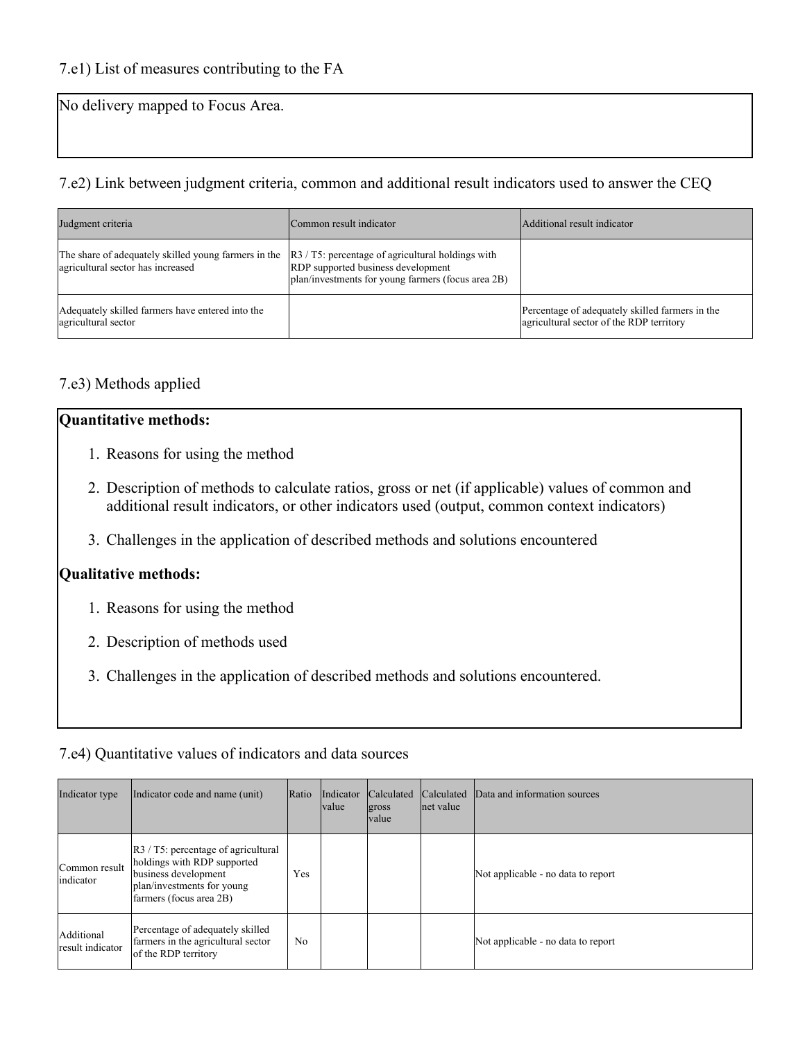### 7.e1) List of measures contributing to the FA

No delivery mapped to Focus Area.

### 7.e2) Link between judgment criteria, common and additional result indicators used to answer the CEQ

| Judgment criteria | Common result indicator | Additional result indicator |
| --- | --- | --- |
| The share of adequately skilled young farmers in the agricultural sector has increased | R3 / T5: percentage of agricultural holdings with RDP supported business development plan/investments for young farmers (focus area 2B) | |
| Adequately skilled farmers have entered into the agricultural sector | | Percentage of adequately skilled farmers in the agricultural sector of the RDP territory |

### 7.e3) Methods applied

**Quantitative methods:**

1. Reasons for using the method
2. Description of methods to calculate ratios, gross or net (if applicable) values of common and additional result indicators, or other indicators used (output, common context indicators)
3. Challenges in the application of described methods and solutions encountered

**Qualitative methods:**

1. Reasons for using the method
2. Description of methods used
3. Challenges in the application of described methods and solutions encountered.

### 7.e4) Quantitative values of indicators and data sources

| Indicator type | Indicator code and name (unit) | Ratio | Indicator value | Calculated gross value | Calculated net value | Data and information sources |
| --- | --- | --- | --- | --- | --- | --- |
| Common result indicator | R3 / T5: percentage of agricultural holdings with RDP supported business development plan/investments for young farmers (focus area 2B) | Yes | | | | Not applicable - no data to report |
| Additional result indicator | Percentage of adequately skilled farmers in the agricultural sector of the RDP territory | No | | | | Not applicable - no data to report |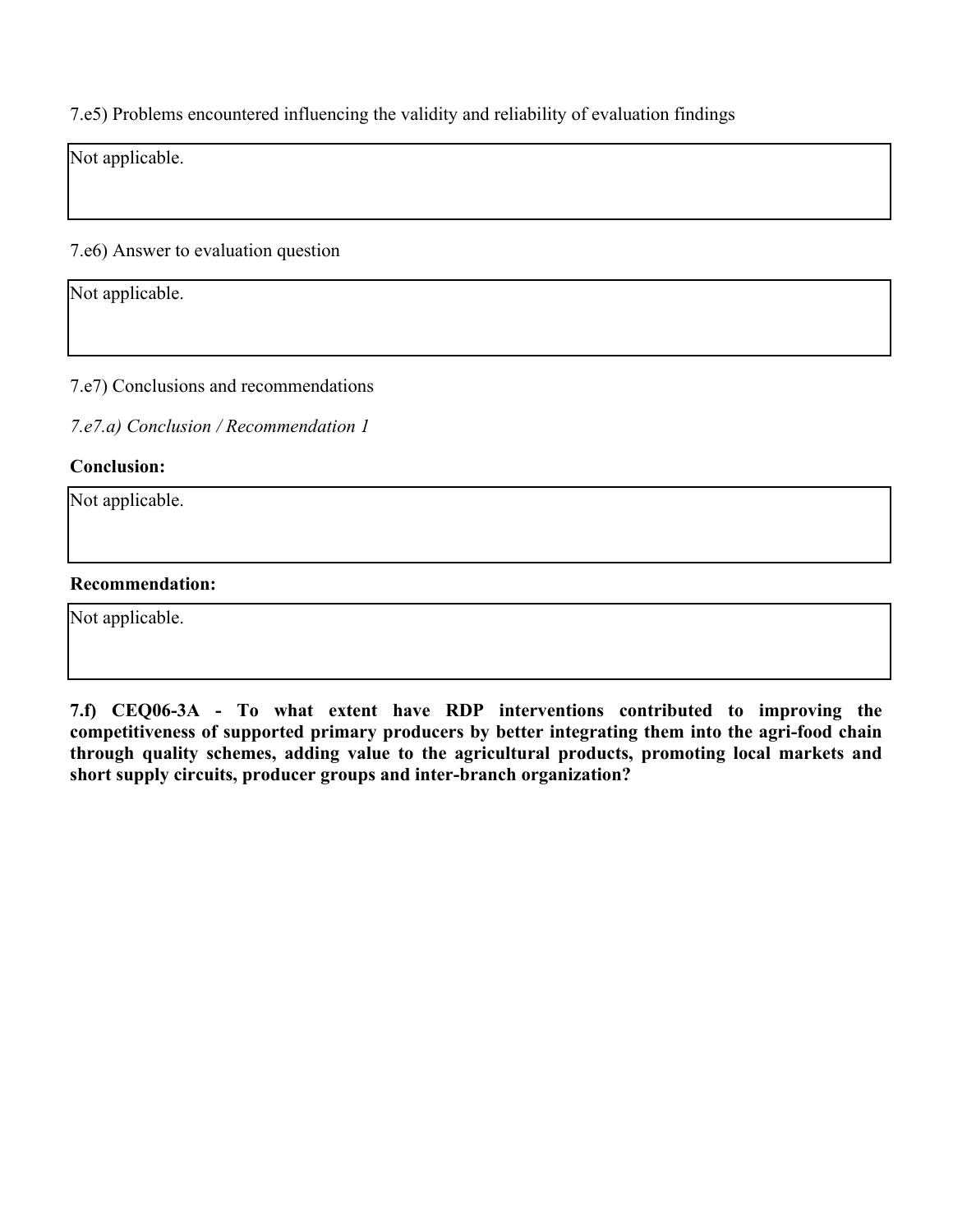7.e5) Problems encountered influencing the validity and reliability of evaluation findings

Not applicable.

7.e6) Answer to evaluation question

Not applicable.

7.e7) Conclusions and recommendations

*7.e7.a) Conclusion / Recommendation 1*

**Conclusion:**

Not applicable.

**Recommendation:**

Not applicable.

**7.f) CEQ06-3A - To what extent have RDP interventions contributed to improving the competitiveness of supported primary producers by better integrating them into the agri-food chain through quality schemes, adding value to the agricultural products, promoting local markets and short supply circuits, producer groups and inter-branch organization?**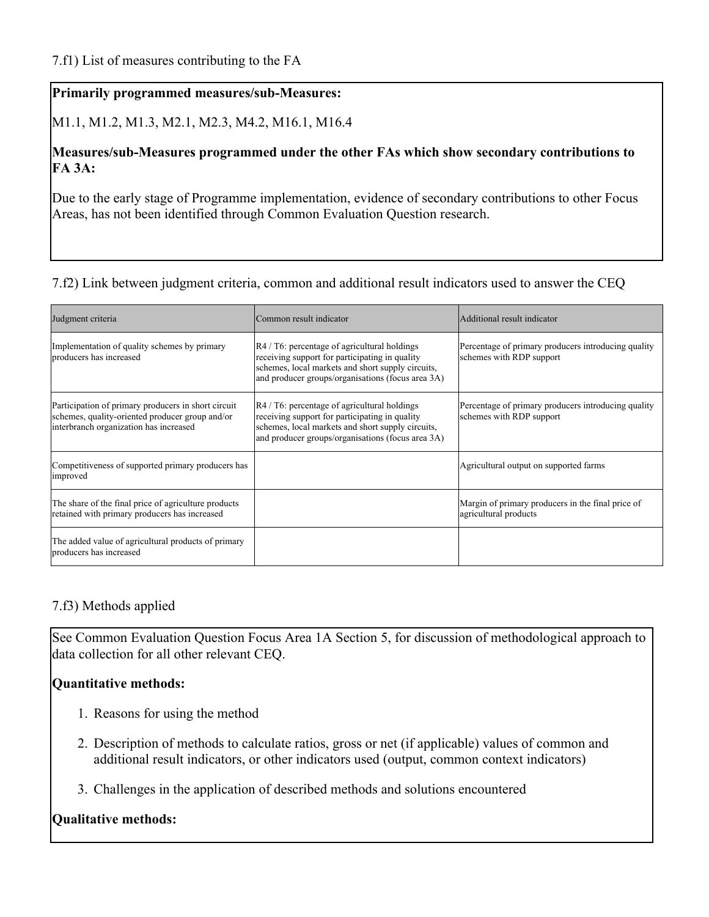7.f1) List of measures contributing to the FA

**Primarily programmed measures/sub-Measures:**

M1.1, M1.2, M1.3, M2.1, M2.3, M4.2, M16.1, M16.4

**Measures/sub-Measures programmed under the other FAs which show secondary contributions to FA 3A:**

Due to the early stage of Programme implementation, evidence of secondary contributions to other Focus Areas, has not been identified through Common Evaluation Question research.

7.f2) Link between judgment criteria, common and additional result indicators used to answer the CEQ

| Judgment criteria | Common result indicator | Additional result indicator |
|---|---|---|
| Implementation of quality schemes by primary producers has increased | R4 / T6: percentage of agricultural holdings receiving support for participating in quality schemes, local markets and short supply circuits, and producer groups/organisations (focus area 3A) | Percentage of primary producers introducing quality schemes with RDP support |
| Participation of primary producers in short circuit schemes, quality-oriented producer group and/or interbranch organization has increased | R4 / T6: percentage of agricultural holdings receiving support for participating in quality schemes, local markets and short supply circuits, and producer groups/organisations (focus area 3A) | Percentage of primary producers introducing quality schemes with RDP support |
| Competitiveness of supported primary producers has improved | | Agricultural output on supported farms |
| The share of the final price of agriculture products retained with primary producers has increased | | Margin of primary producers in the final price of agricultural products |
| The added value of agricultural products of primary producers has increased | | |

7.f3) Methods applied

See Common Evaluation Question Focus Area 1A Section 5, for discussion of methodological approach to data collection for all other relevant CEQ.

**Quantitative methods:**

1. Reasons for using the method
2. Description of methods to calculate ratios, gross or net (if applicable) values of common and additional result indicators, or other indicators used (output, common context indicators)
3. Challenges in the application of described methods and solutions encountered

**Qualitative methods:**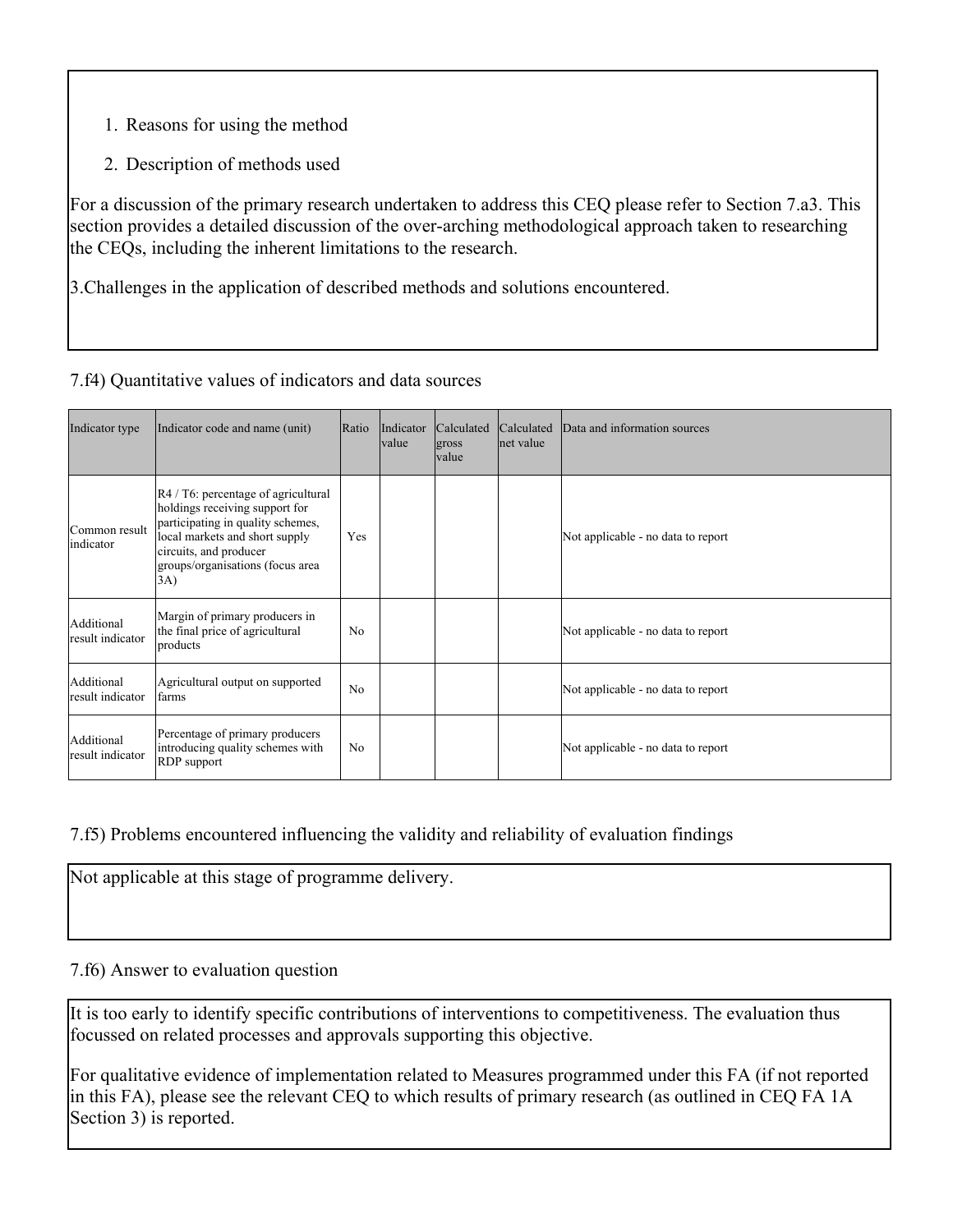1. Reasons for using the method
2. Description of methods used

For a discussion of the primary research undertaken to address this CEQ please refer to Section 7.a3. This section provides a detailed discussion of the over-arching methodological approach taken to researching the CEQs, including the inherent limitations to the research.

3.Challenges in the application of described methods and solutions encountered.

7.f4) Quantitative values of indicators and data sources

| Indicator type | Indicator code and name (unit) | Ratio | Indicator value | Calculated gross value | Calculated net value | Data and information sources |
|---|---|---|---|---|---|---|
| Common result indicator | R4 / T6: percentage of agricultural holdings receiving support for participating in quality schemes, local markets and short supply circuits, and producer groups/organisations (focus area 3A) | Yes | | | | Not applicable - no data to report |
| Additional result indicator | Margin of primary producers in the final price of agricultural products | No | | | | Not applicable - no data to report |
| Additional result indicator | Agricultural output on supported farms | No | | | | Not applicable - no data to report |
| Additional result indicator | Percentage of primary producers introducing quality schemes with RDP support | No | | | | Not applicable - no data to report |

7.f5) Problems encountered influencing the validity and reliability of evaluation findings

Not applicable at this stage of programme delivery.

7.f6) Answer to evaluation question

It is too early to identify specific contributions of interventions to competitiveness. The evaluation thus focussed on related processes and approvals supporting this objective.

For qualitative evidence of implementation related to Measures programmed under this FA (if not reported in this FA), please see the relevant CEQ to which results of primary research (as outlined in CEQ FA 1A Section 3) is reported.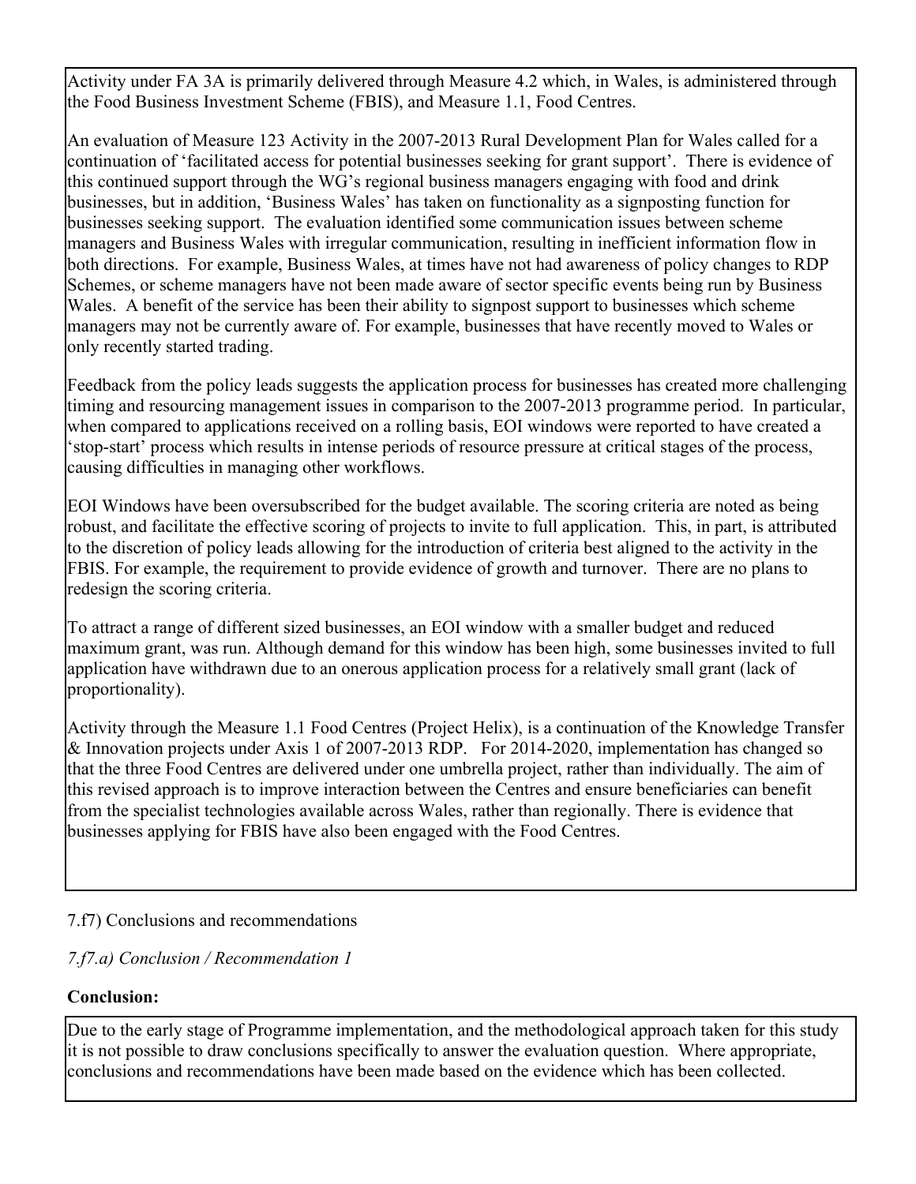Activity under FA 3A is primarily delivered through Measure 4.2 which, in Wales, is administered through the Food Business Investment Scheme (FBIS), and Measure 1.1, Food Centres.

An evaluation of Measure 123 Activity in the 2007-2013 Rural Development Plan for Wales called for a continuation of 'facilitated access for potential businesses seeking for grant support'. There is evidence of this continued support through the WG's regional business managers engaging with food and drink businesses, but in addition, 'Business Wales' has taken on functionality as a signposting function for businesses seeking support. The evaluation identified some communication issues between scheme managers and Business Wales with irregular communication, resulting in inefficient information flow in both directions. For example, Business Wales, at times have not had awareness of policy changes to RDP Schemes, or scheme managers have not been made aware of sector specific events being run by Business Wales. A benefit of the service has been their ability to signpost support to businesses which scheme managers may not be currently aware of. For example, businesses that have recently moved to Wales or only recently started trading.

Feedback from the policy leads suggests the application process for businesses has created more challenging timing and resourcing management issues in comparison to the 2007-2013 programme period. In particular, when compared to applications received on a rolling basis, EOI windows were reported to have created a 'stop-start' process which results in intense periods of resource pressure at critical stages of the process, causing difficulties in managing other workflows.

EOI Windows have been oversubscribed for the budget available. The scoring criteria are noted as being robust, and facilitate the effective scoring of projects to invite to full application. This, in part, is attributed to the discretion of policy leads allowing for the introduction of criteria best aligned to the activity in the FBIS. For example, the requirement to provide evidence of growth and turnover. There are no plans to redesign the scoring criteria.

To attract a range of different sized businesses, an EOI window with a smaller budget and reduced maximum grant, was run. Although demand for this window has been high, some businesses invited to full application have withdrawn due to an onerous application process for a relatively small grant (lack of proportionality).

Activity through the Measure 1.1 Food Centres (Project Helix), is a continuation of the Knowledge Transfer & Innovation projects under Axis 1 of 2007-2013 RDP. For 2014-2020, implementation has changed so that the three Food Centres are delivered under one umbrella project, rather than individually. The aim of this revised approach is to improve interaction between the Centres and ensure beneficiaries can benefit from the specialist technologies available across Wales, rather than regionally. There is evidence that businesses applying for FBIS have also been engaged with the Food Centres.

7.f7) Conclusions and recommendations

*7.f7.a) Conclusion / Recommendation 1*

**Conclusion:**

Due to the early stage of Programme implementation, and the methodological approach taken for this study it is not possible to draw conclusions specifically to answer the evaluation question. Where appropriate, conclusions and recommendations have been made based on the evidence which has been collected.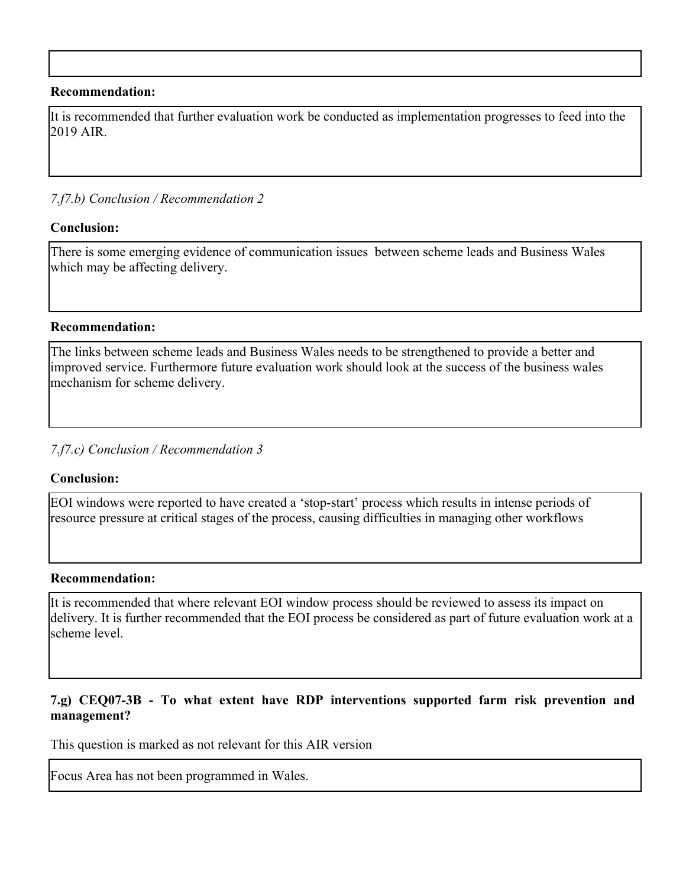**Recommendation:**

It is recommended that further evaluation work be conducted as implementation progresses to feed into the 2019 AIR.

*7.f7.b) Conclusion / Recommendation 2*

**Conclusion:**

There is some emerging evidence of communication issues between scheme leads and Business Wales which may be affecting delivery.

**Recommendation:**

The links between scheme leads and Business Wales needs to be strengthened to provide a better and improved service. Furthermore future evaluation work should look at the success of the business wales mechanism for scheme delivery.

*7.f7.c) Conclusion / Recommendation 3*

**Conclusion:**

EOI windows were reported to have created a 'stop-start' process which results in intense periods of resource pressure at critical stages of the process, causing difficulties in managing other workflows

**Recommendation:**

It is recommended that where relevant EOI window process should be reviewed to assess its impact on delivery. It is further recommended that the EOI process be considered as part of future evaluation work at a scheme level.

**7.g) CEQ07-3B - To what extent have RDP interventions supported farm risk prevention and management?**

This question is marked as not relevant for this AIR version

Focus Area has not been programmed in Wales.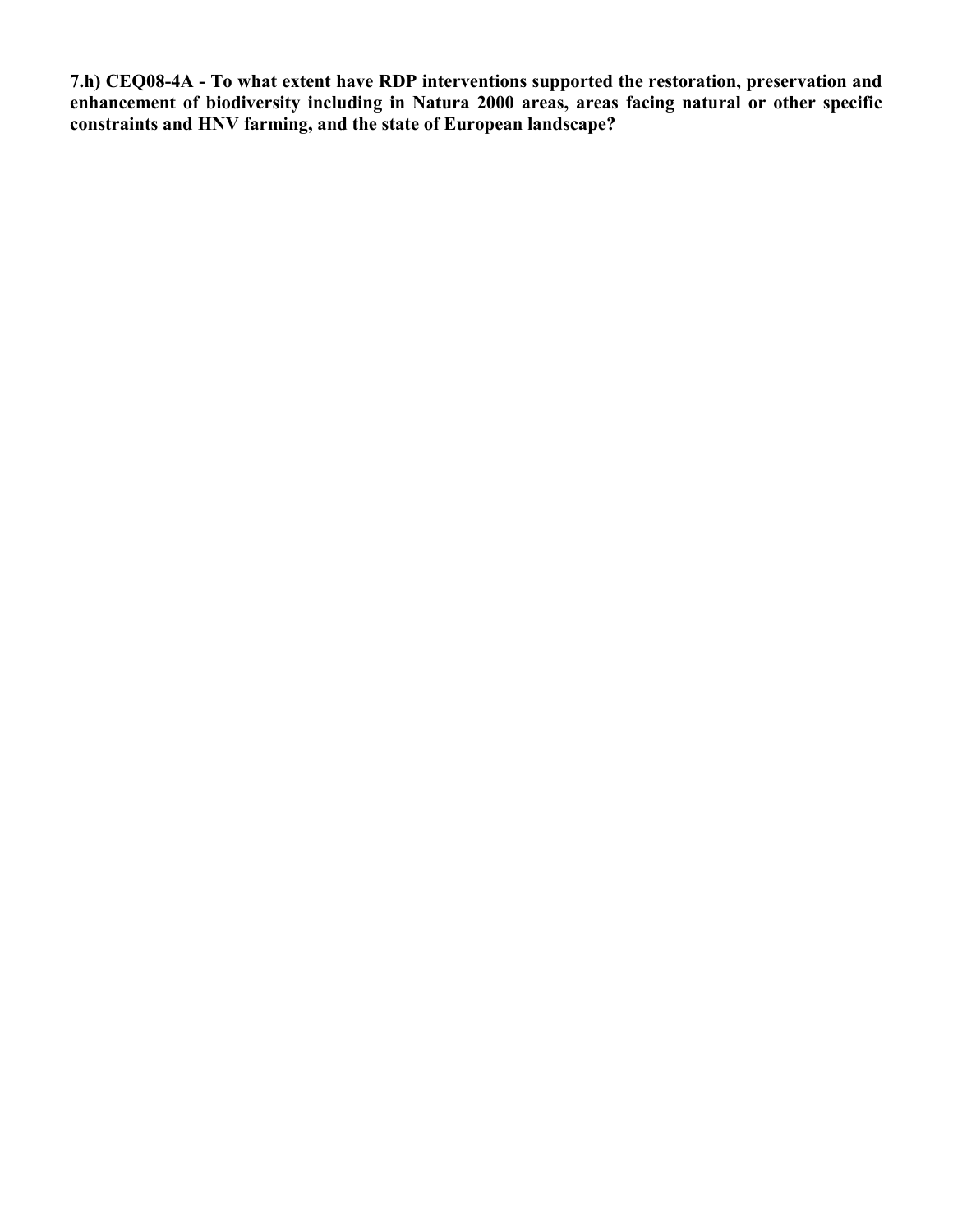**7.h) CEQ08-4A - To what extent have RDP interventions supported the restoration, preservation and enhancement of biodiversity including in Natura 2000 areas, areas facing natural or other specific constraints and HNV farming, and the state of European landscape?**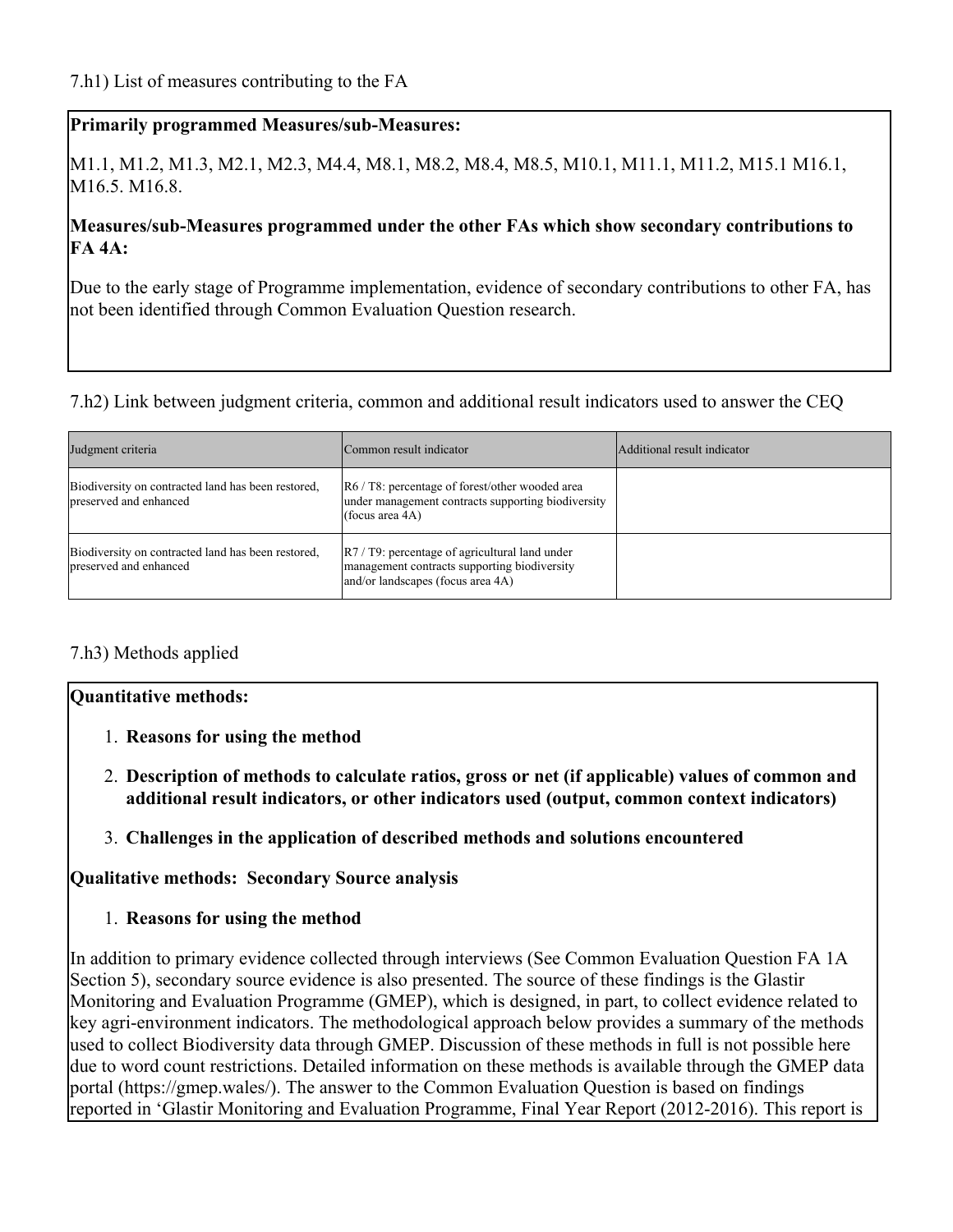7.h1) List of measures contributing to the FA

**Primarily programmed Measures/sub-Measures:**

M1.1, M1.2, M1.3, M2.1, M2.3, M4.4, M8.1, M8.2, M8.4, M8.5, M10.1, M11.1, M11.2, M15.1 M16.1, M16.5. M16.8.

**Measures/sub-Measures programmed under the other FAs which show secondary contributions to FA 4A:**

Due to the early stage of Programme implementation, evidence of secondary contributions to other FA, has not been identified through Common Evaluation Question research.

7.h2) Link between judgment criteria, common and additional result indicators used to answer the CEQ

| Judgment criteria | Common result indicator | Additional result indicator |
| --- | --- | --- |
| Biodiversity on contracted land has been restored, preserved and enhanced | R6 / T8: percentage of forest/other wooded area under management contracts supporting biodiversity (focus area 4A) | |
| Biodiversity on contracted land has been restored, preserved and enhanced | R7 / T9: percentage of agricultural land under management contracts supporting biodiversity and/or landscapes (focus area 4A) | |

7.h3) Methods applied

**Quantitative methods:**

1. **Reasons for using the method**
2. **Description of methods to calculate ratios, gross or net (if applicable) values of common and additional result indicators, or other indicators used (output, common context indicators)**
3. **Challenges in the application of described methods and solutions encountered**

**Qualitative methods: Secondary Source analysis**

1. **Reasons for using the method**

In addition to primary evidence collected through interviews (See Common Evaluation Question FA 1A Section 5), secondary source evidence is also presented. The source of these findings is the Glastir Monitoring and Evaluation Programme (GMEP), which is designed, in part, to collect evidence related to key agri-environment indicators. The methodological approach below provides a summary of the methods used to collect Biodiversity data through GMEP. Discussion of these methods in full is not possible here due to word count restrictions. Detailed information on these methods is available through the GMEP data portal (https://gmep.wales/). The answer to the Common Evaluation Question is based on findings reported in 'Glastir Monitoring and Evaluation Programme, Final Year Report (2012-2016). This report is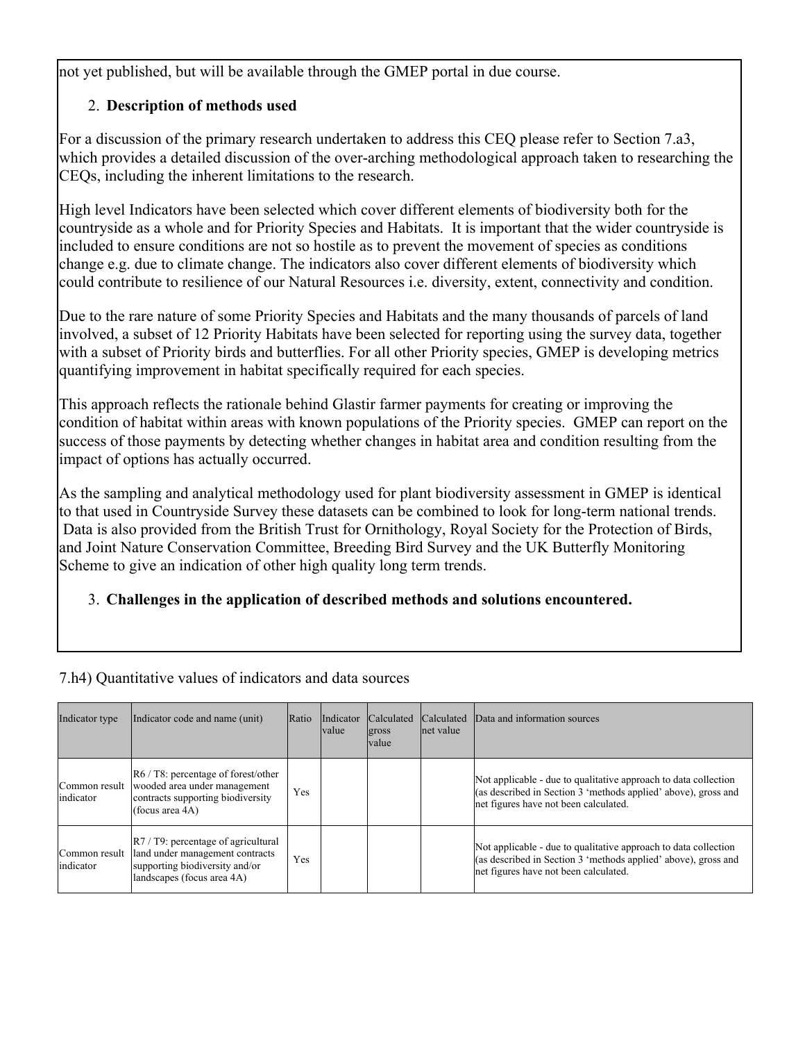not yet published, but will be available through the GMEP portal in due course.

2. **Description of methods used**

For a discussion of the primary research undertaken to address this CEQ please refer to Section 7.a3, which provides a detailed discussion of the over-arching methodological approach taken to researching the CEQs, including the inherent limitations to the research.

High level Indicators have been selected which cover different elements of biodiversity both for the countryside as a whole and for Priority Species and Habitats. It is important that the wider countryside is included to ensure conditions are not so hostile as to prevent the movement of species as conditions change e.g. due to climate change. The indicators also cover different elements of biodiversity which could contribute to resilience of our Natural Resources i.e. diversity, extent, connectivity and condition.

Due to the rare nature of some Priority Species and Habitats and the many thousands of parcels of land involved, a subset of 12 Priority Habitats have been selected for reporting using the survey data, together with a subset of Priority birds and butterflies. For all other Priority species, GMEP is developing metrics quantifying improvement in habitat specifically required for each species.

This approach reflects the rationale behind Glastir farmer payments for creating or improving the condition of habitat within areas with known populations of the Priority species. GMEP can report on the success of those payments by detecting whether changes in habitat area and condition resulting from the impact of options has actually occurred.

As the sampling and analytical methodology used for plant biodiversity assessment in GMEP is identical to that used in Countryside Survey these datasets can be combined to look for long-term national trends. Data is also provided from the British Trust for Ornithology, Royal Society for the Protection of Birds, and Joint Nature Conservation Committee, Breeding Bird Survey and the UK Butterfly Monitoring Scheme to give an indication of other high quality long term trends.

3. **Challenges in the application of described methods and solutions encountered.**

7.h4) Quantitative values of indicators and data sources

| Indicator type | Indicator code and name (unit) | Ratio | Indicator value | Calculated gross value | Calculated net value | Data and information sources |
|---|---|---|---|---|---|---|
| Common result indicator | R6 / T8: percentage of forest/other wooded area under management contracts supporting biodiversity (focus area 4A) | Yes | | | | Not applicable - due to qualitative approach to data collection (as described in Section 3 'methods applied' above), gross and net figures have not been calculated. |
| Common result indicator | R7 / T9: percentage of agricultural land under management contracts supporting biodiversity and/or landscapes (focus area 4A) | Yes | | | | Not applicable - due to qualitative approach to data collection (as described in Section 3 'methods applied' above), gross and net figures have not been calculated. |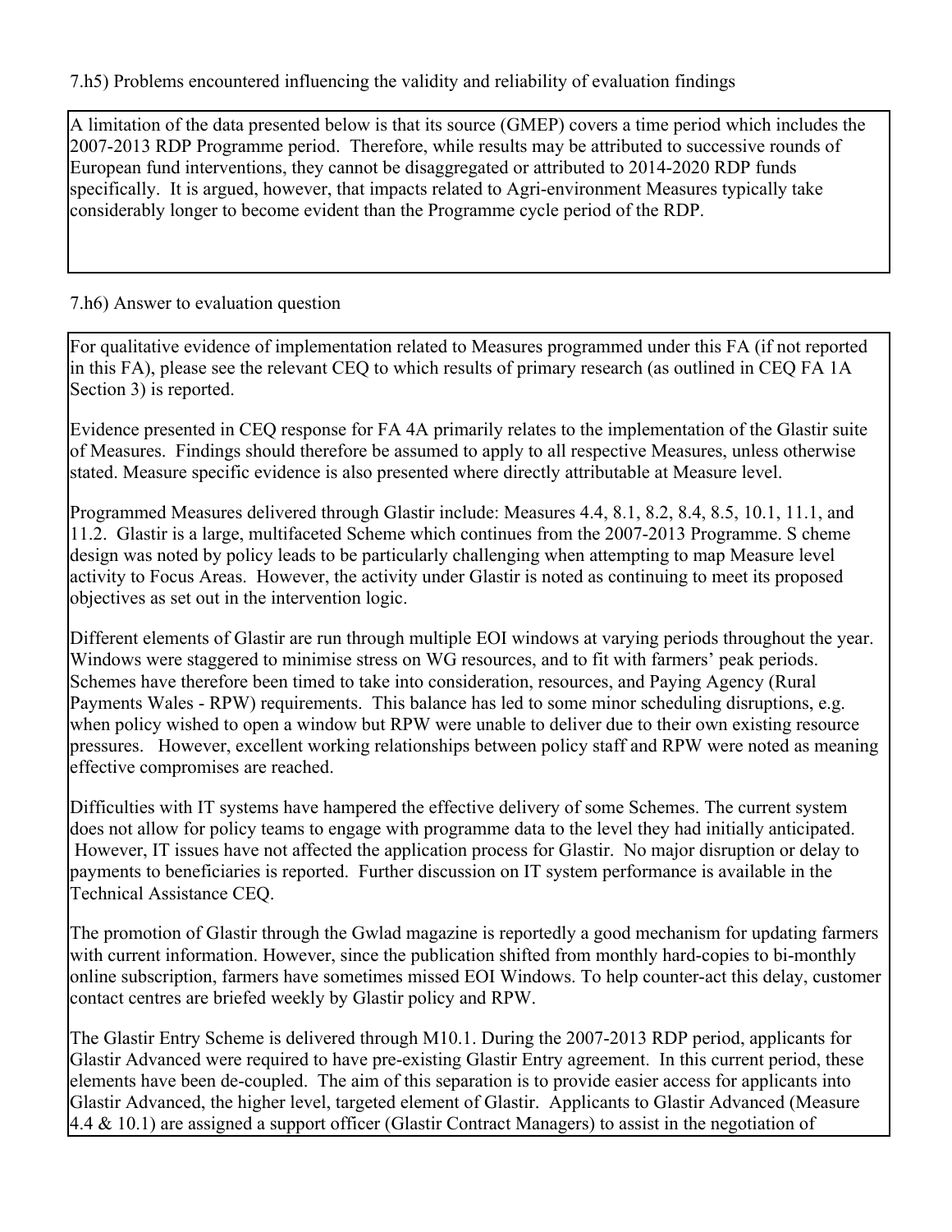7.h5) Problems encountered influencing the validity and reliability of evaluation findings

A limitation of the data presented below is that its source (GMEP) covers a time period which includes the 2007-2013 RDP Programme period. Therefore, while results may be attributed to successive rounds of European fund interventions, they cannot be disaggregated or attributed to 2014-2020 RDP funds specifically. It is argued, however, that impacts related to Agri-environment Measures typically take considerably longer to become evident than the Programme cycle period of the RDP.

7.h6) Answer to evaluation question

For qualitative evidence of implementation related to Measures programmed under this FA (if not reported in this FA), please see the relevant CEQ to which results of primary research (as outlined in CEQ FA 1A Section 3) is reported.

Evidence presented in CEQ response for FA 4A primarily relates to the implementation of the Glastir suite of Measures. Findings should therefore be assumed to apply to all respective Measures, unless otherwise stated. Measure specific evidence is also presented where directly attributable at Measure level.

Programmed Measures delivered through Glastir include: Measures 4.4, 8.1, 8.2, 8.4, 8.5, 10.1, 11.1, and 11.2. Glastir is a large, multifaceted Scheme which continues from the 2007-2013 Programme. S cheme design was noted by policy leads to be particularly challenging when attempting to map Measure level activity to Focus Areas. However, the activity under Glastir is noted as continuing to meet its proposed objectives as set out in the intervention logic.

Different elements of Glastir are run through multiple EOI windows at varying periods throughout the year. Windows were staggered to minimise stress on WG resources, and to fit with farmers' peak periods. Schemes have therefore been timed to take into consideration, resources, and Paying Agency (Rural Payments Wales - RPW) requirements. This balance has led to some minor scheduling disruptions, e.g. when policy wished to open a window but RPW were unable to deliver due to their own existing resource pressures. However, excellent working relationships between policy staff and RPW were noted as meaning effective compromises are reached.

Difficulties with IT systems have hampered the effective delivery of some Schemes. The current system does not allow for policy teams to engage with programme data to the level they had initially anticipated. However, IT issues have not affected the application process for Glastir. No major disruption or delay to payments to beneficiaries is reported. Further discussion on IT system performance is available in the Technical Assistance CEQ.

The promotion of Glastir through the Gwlad magazine is reportedly a good mechanism for updating farmers with current information. However, since the publication shifted from monthly hard-copies to bi-monthly online subscription, farmers have sometimes missed EOI Windows. To help counter-act this delay, customer contact centres are briefed weekly by Glastir policy and RPW.

The Glastir Entry Scheme is delivered through M10.1. During the 2007-2013 RDP period, applicants for Glastir Advanced were required to have pre-existing Glastir Entry agreement. In this current period, these elements have been de-coupled. The aim of this separation is to provide easier access for applicants into Glastir Advanced, the higher level, targeted element of Glastir. Applicants to Glastir Advanced (Measure 4.4 & 10.1) are assigned a support officer (Glastir Contract Managers) to assist in the negotiation of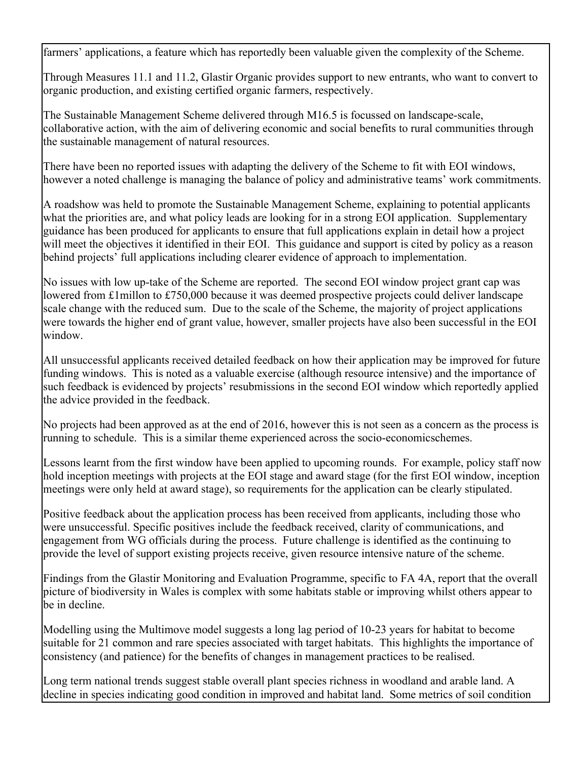farmers' applications, a feature which has reportedly been valuable given the complexity of the Scheme.

Through Measures 11.1 and 11.2, Glastir Organic provides support to new entrants, who want to convert to organic production, and existing certified organic farmers, respectively.

The Sustainable Management Scheme delivered through M16.5 is focussed on landscape-scale, collaborative action, with the aim of delivering economic and social benefits to rural communities through the sustainable management of natural resources.

There have been no reported issues with adapting the delivery of the Scheme to fit with EOI windows, however a noted challenge is managing the balance of policy and administrative teams' work commitments.

A roadshow was held to promote the Sustainable Management Scheme, explaining to potential applicants what the priorities are, and what policy leads are looking for in a strong EOI application. Supplementary guidance has been produced for applicants to ensure that full applications explain in detail how a project will meet the objectives it identified in their EOI. This guidance and support is cited by policy as a reason behind projects' full applications including clearer evidence of approach to implementation.

No issues with low up-take of the Scheme are reported. The second EOI window project grant cap was lowered from £1millon to £750,000 because it was deemed prospective projects could deliver landscape scale change with the reduced sum. Due to the scale of the Scheme, the majority of project applications were towards the higher end of grant value, however, smaller projects have also been successful in the EOI window.

All unsuccessful applicants received detailed feedback on how their application may be improved for future funding windows. This is noted as a valuable exercise (although resource intensive) and the importance of such feedback is evidenced by projects' resubmissions in the second EOI window which reportedly applied the advice provided in the feedback.

No projects had been approved as at the end of 2016, however this is not seen as a concern as the process is running to schedule. This is a similar theme experienced across the socio-economicschemes.

Lessons learnt from the first window have been applied to upcoming rounds. For example, policy staff now hold inception meetings with projects at the EOI stage and award stage (for the first EOI window, inception meetings were only held at award stage), so requirements for the application can be clearly stipulated.

Positive feedback about the application process has been received from applicants, including those who were unsuccessful. Specific positives include the feedback received, clarity of communications, and engagement from WG officials during the process. Future challenge is identified as the continuing to provide the level of support existing projects receive, given resource intensive nature of the scheme.

Findings from the Glastir Monitoring and Evaluation Programme, specific to FA 4A, report that the overall picture of biodiversity in Wales is complex with some habitats stable or improving whilst others appear to be in decline.

Modelling using the Multimove model suggests a long lag period of 10-23 years for habitat to become suitable for 21 common and rare species associated with target habitats. This highlights the importance of consistency (and patience) for the benefits of changes in management practices to be realised.

Long term national trends suggest stable overall plant species richness in woodland and arable land. A decline in species indicating good condition in improved and habitat land. Some metrics of soil condition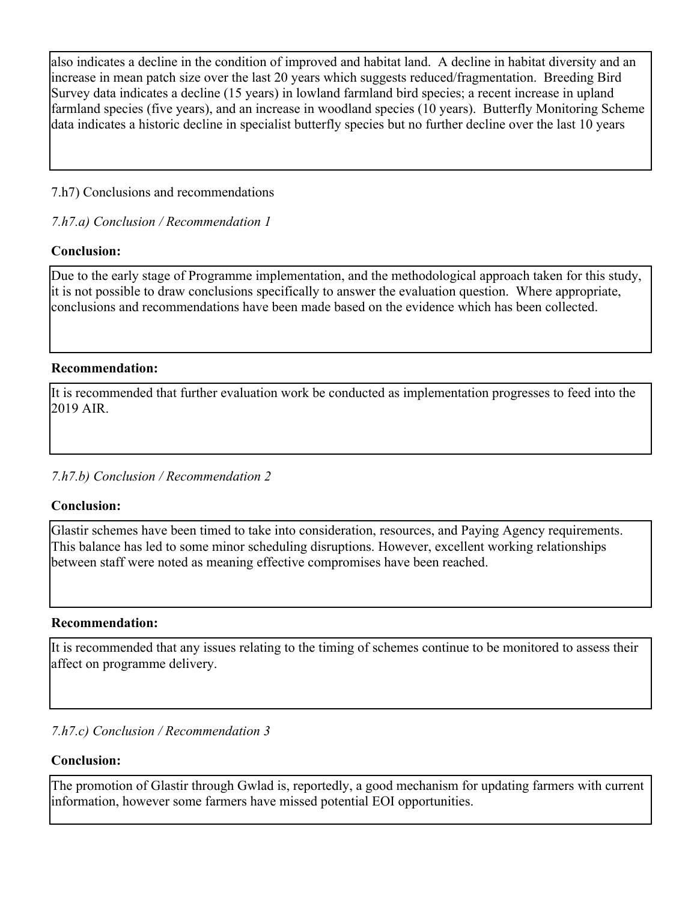also indicates a decline in the condition of improved and habitat land. A decline in habitat diversity and an increase in mean patch size over the last 20 years which suggests reduced/fragmentation. Breeding Bird Survey data indicates a decline (15 years) in lowland farmland bird species; a recent increase in upland farmland species (five years), and an increase in woodland species (10 years). Butterfly Monitoring Scheme data indicates a historic decline in specialist butterfly species but no further decline over the last 10 years

7.h7) Conclusions and recommendations

*7.h7.a) Conclusion / Recommendation 1*

**Conclusion:**

Due to the early stage of Programme implementation, and the methodological approach taken for this study, it is not possible to draw conclusions specifically to answer the evaluation question. Where appropriate, conclusions and recommendations have been made based on the evidence which has been collected.

**Recommendation:**

It is recommended that further evaluation work be conducted as implementation progresses to feed into the 2019 AIR.

*7.h7.b) Conclusion / Recommendation 2*

**Conclusion:**

Glastir schemes have been timed to take into consideration, resources, and Paying Agency requirements. This balance has led to some minor scheduling disruptions. However, excellent working relationships between staff were noted as meaning effective compromises have been reached.

**Recommendation:**

It is recommended that any issues relating to the timing of schemes continue to be monitored to assess their affect on programme delivery.

*7.h7.c) Conclusion / Recommendation 3*

**Conclusion:**

The promotion of Glastir through Gwlad is, reportedly, a good mechanism for updating farmers with current information, however some farmers have missed potential EOI opportunities.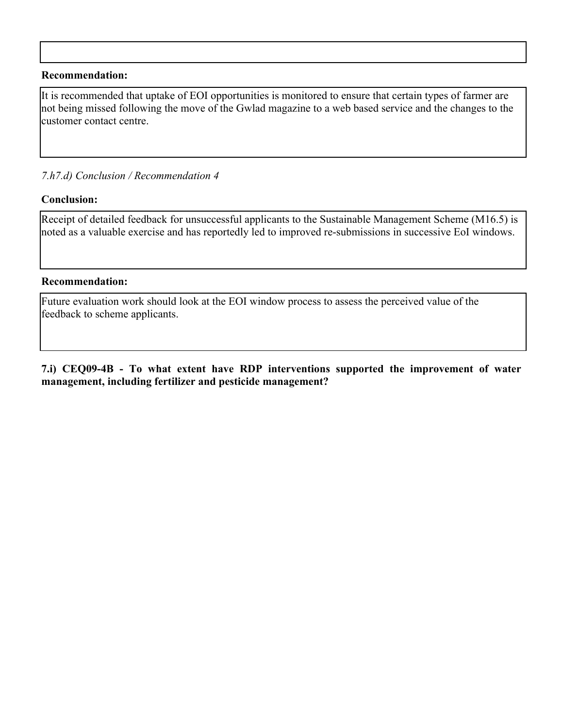**Recommendation:**

It is recommended that uptake of EOI opportunities is monitored to ensure that certain types of farmer are not being missed following the move of the Gwlad magazine to a web based service and the changes to the customer contact centre.

*7.h7.d) Conclusion / Recommendation 4*

**Conclusion:**

Receipt of detailed feedback for unsuccessful applicants to the Sustainable Management Scheme (M16.5) is noted as a valuable exercise and has reportedly led to improved re-submissions in successive EoI windows.

**Recommendation:**

Future evaluation work should look at the EOI window process to assess the perceived value of the feedback to scheme applicants.

**7.i) CEQ09-4B - To what extent have RDP interventions supported the improvement of water management, including fertilizer and pesticide management?**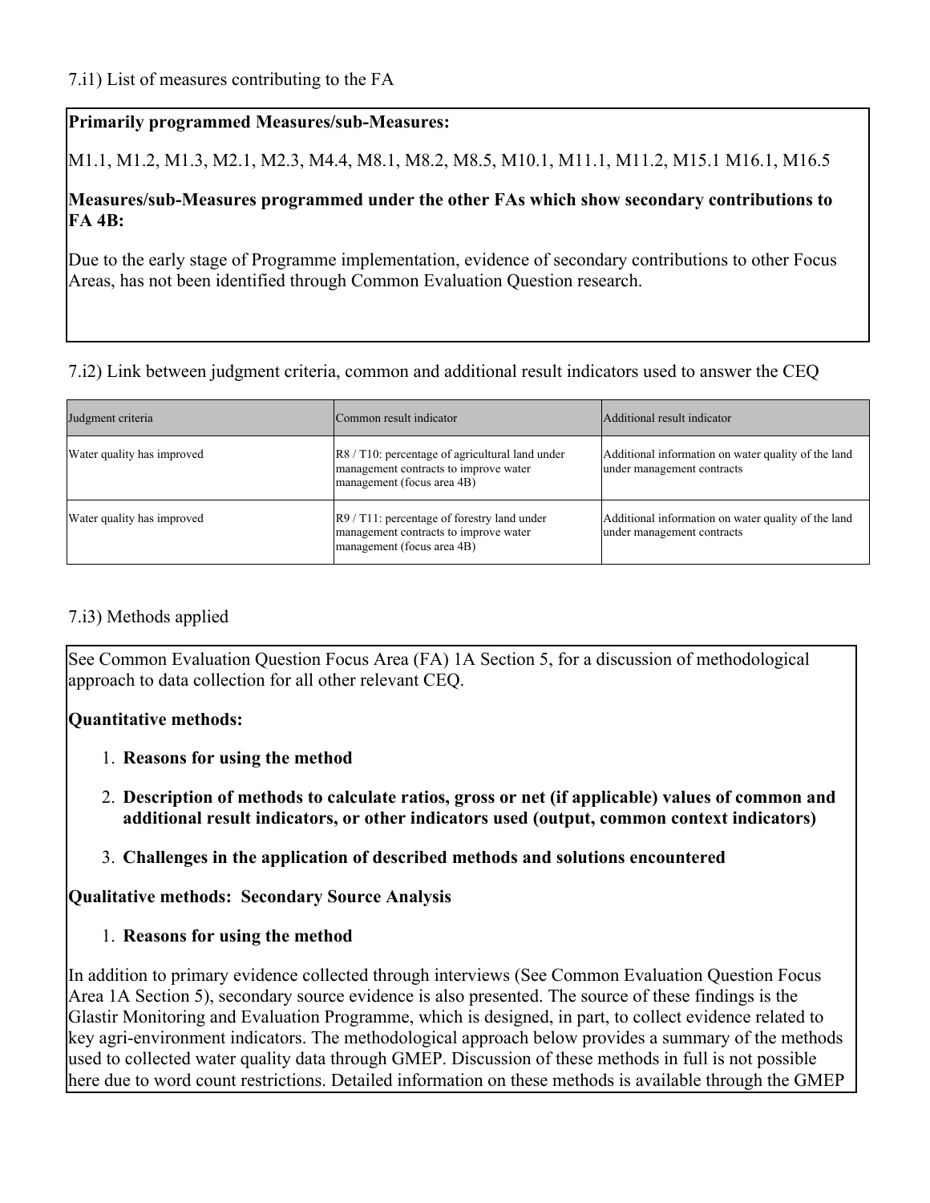7.i1) List of measures contributing to the FA

**Primarily programmed Measures/sub-Measures:**

M1.1, M1.2, M1.3, M2.1, M2.3, M4.4, M8.1, M8.2, M8.5, M10.1, M11.1, M11.2, M15.1 M16.1, M16.5

**Measures/sub-Measures programmed under the other FAs which show secondary contributions to FA 4B:**

Due to the early stage of Programme implementation, evidence of secondary contributions to other Focus Areas, has not been identified through Common Evaluation Question research.

7.i2) Link between judgment criteria, common and additional result indicators used to answer the CEQ

| Judgment criteria | Common result indicator | Additional result indicator |
|---|---|---|
| Water quality has improved | R8 / T10: percentage of agricultural land under management contracts to improve water management (focus area 4B) | Additional information on water quality of the land under management contracts |
| Water quality has improved | R9 / T11: percentage of forestry land under management contracts to improve water management (focus area 4B) | Additional information on water quality of the land under management contracts |

7.i3) Methods applied

See Common Evaluation Question Focus Area (FA) 1A Section 5, for a discussion of methodological approach to data collection for all other relevant CEQ.

**Quantitative methods:**

1. **Reasons for using the method**
2. **Description of methods to calculate ratios, gross or net (if applicable) values of common and additional result indicators, or other indicators used (output, common context indicators)**
3. **Challenges in the application of described methods and solutions encountered**

**Qualitative methods: Secondary Source Analysis**

1. **Reasons for using the method**

In addition to primary evidence collected through interviews (See Common Evaluation Question Focus Area 1A Section 5), secondary source evidence is also presented. The source of these findings is the Glastir Monitoring and Evaluation Programme, which is designed, in part, to collect evidence related to key agri-environment indicators. The methodological approach below provides a summary of the methods used to collected water quality data through GMEP. Discussion of these methods in full is not possible here due to word count restrictions. Detailed information on these methods is available through the GMEP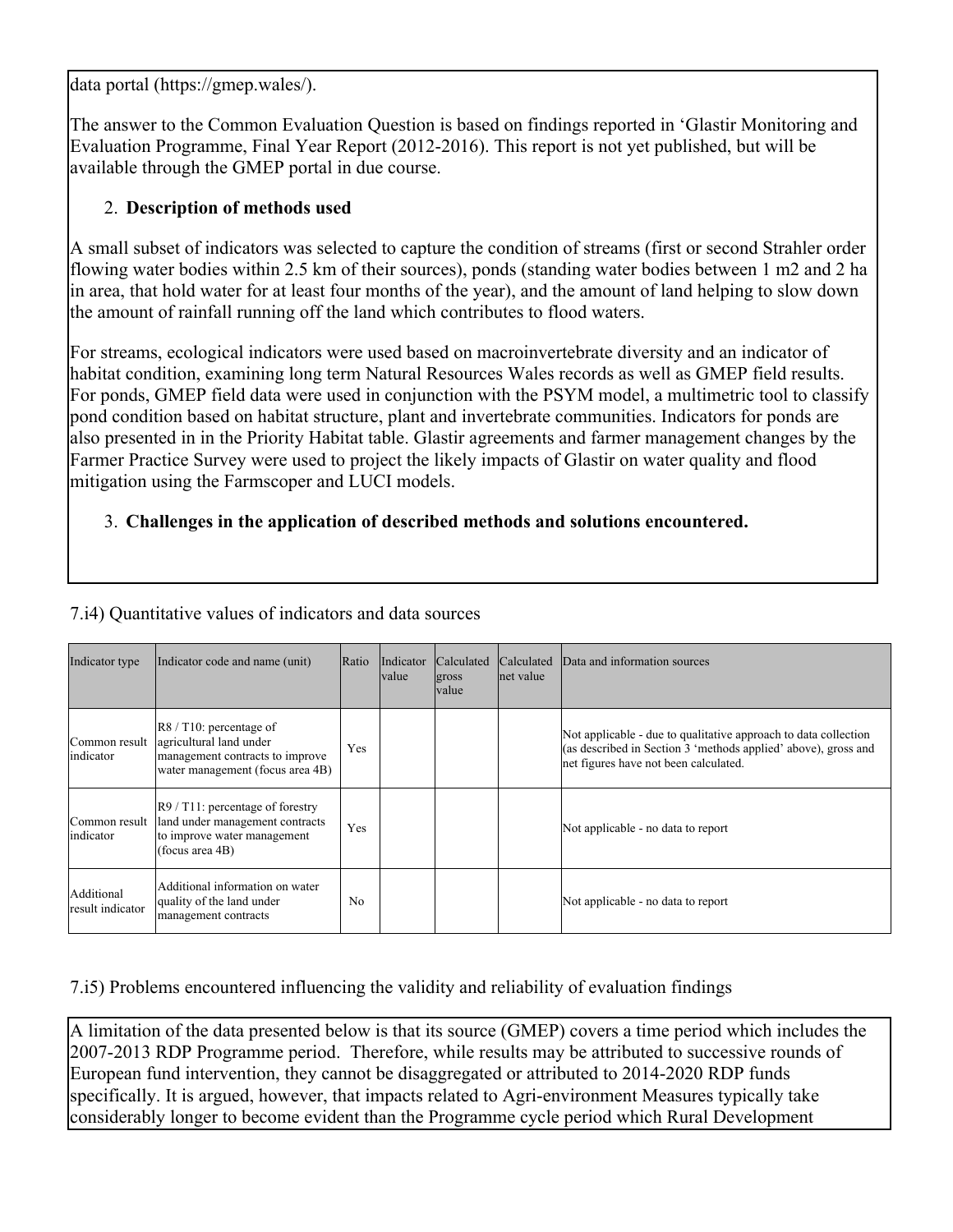data portal (https://gmep.wales/).

The answer to the Common Evaluation Question is based on findings reported in 'Glastir Monitoring and Evaluation Programme, Final Year Report (2012-2016). This report is not yet published, but will be available through the GMEP portal in due course.

2. **Description of methods used**

A small subset of indicators was selected to capture the condition of streams (first or second Strahler order flowing water bodies within 2.5 km of their sources), ponds (standing water bodies between 1 m2 and 2 ha in area, that hold water for at least four months of the year), and the amount of land helping to slow down the amount of rainfall running off the land which contributes to flood waters.

For streams, ecological indicators were used based on macroinvertebrate diversity and an indicator of habitat condition, examining long term Natural Resources Wales records as well as GMEP field results. For ponds, GMEP field data were used in conjunction with the PSYM model, a multimetric tool to classify pond condition based on habitat structure, plant and invertebrate communities. Indicators for ponds are also presented in in the Priority Habitat table. Glastir agreements and farmer management changes by the Farmer Practice Survey were used to project the likely impacts of Glastir on water quality and flood mitigation using the Farmscoper and LUCI models.

3. **Challenges in the application of described methods and solutions encountered.**

7.i4) Quantitative values of indicators and data sources

| Indicator type | Indicator code and name (unit) | Ratio | Indicator value | Calculated gross value | Calculated net value | Data and information sources |
|---|---|---|---|---|---|---|
| Common result indicator | R8 / T10: percentage of agricultural land under management contracts to improve water management (focus area 4B) | Yes | | | | Not applicable - due to qualitative approach to data collection (as described in Section 3 'methods applied' above), gross and net figures have not been calculated. |
| Common result indicator | R9 / T11: percentage of forestry land under management contracts to improve water management (focus area 4B) | Yes | | | | Not applicable - no data to report |
| Additional result indicator | Additional information on water quality of the land under management contracts | No | | | | Not applicable - no data to report |

7.i5) Problems encountered influencing the validity and reliability of evaluation findings

A limitation of the data presented below is that its source (GMEP) covers a time period which includes the 2007-2013 RDP Programme period. Therefore, while results may be attributed to successive rounds of European fund intervention, they cannot be disaggregated or attributed to 2014-2020 RDP funds specifically. It is argued, however, that impacts related to Agri-environment Measures typically take considerably longer to become evident than the Programme cycle period which Rural Development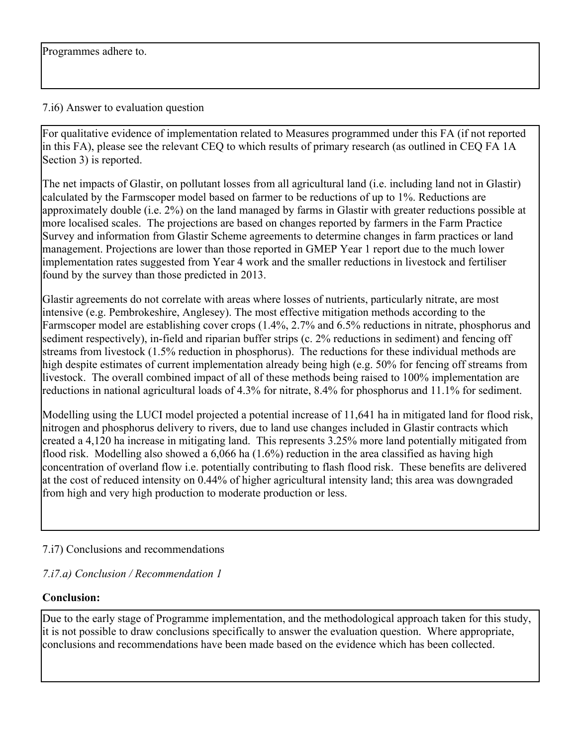Programmes adhere to.

7.i6) Answer to evaluation question

For qualitative evidence of implementation related to Measures programmed under this FA (if not reported in this FA), please see the relevant CEQ to which results of primary research (as outlined in CEQ FA 1A Section 3) is reported.

The net impacts of Glastir, on pollutant losses from all agricultural land (i.e. including land not in Glastir) calculated by the Farmscoper model based on farmer to be reductions of up to 1%. Reductions are approximately double (i.e. 2%) on the land managed by farms in Glastir with greater reductions possible at more localised scales. The projections are based on changes reported by farmers in the Farm Practice Survey and information from Glastir Scheme agreements to determine changes in farm practices or land management. Projections are lower than those reported in GMEP Year 1 report due to the much lower implementation rates suggested from Year 4 work and the smaller reductions in livestock and fertiliser found by the survey than those predicted in 2013.

Glastir agreements do not correlate with areas where losses of nutrients, particularly nitrate, are most intensive (e.g. Pembrokeshire, Anglesey). The most effective mitigation methods according to the Farmscoper model are establishing cover crops (1.4%, 2.7% and 6.5% reductions in nitrate, phosphorus and sediment respectively), in-field and riparian buffer strips (c. 2% reductions in sediment) and fencing off streams from livestock (1.5% reduction in phosphorus). The reductions for these individual methods are high despite estimates of current implementation already being high (e.g. 50% for fencing off streams from livestock. The overall combined impact of all of these methods being raised to 100% implementation are reductions in national agricultural loads of 4.3% for nitrate, 8.4% for phosphorus and 11.1% for sediment.

Modelling using the LUCI model projected a potential increase of 11,641 ha in mitigated land for flood risk, nitrogen and phosphorus delivery to rivers, due to land use changes included in Glastir contracts which created a 4,120 ha increase in mitigating land. This represents 3.25% more land potentially mitigated from flood risk. Modelling also showed a 6,066 ha (1.6%) reduction in the area classified as having high concentration of overland flow i.e. potentially contributing to flash flood risk. These benefits are delivered at the cost of reduced intensity on 0.44% of higher agricultural intensity land; this area was downgraded from high and very high production to moderate production or less.

7.i7) Conclusions and recommendations

*7.i7.a) Conclusion / Recommendation 1*

**Conclusion:**

Due to the early stage of Programme implementation, and the methodological approach taken for this study, it is not possible to draw conclusions specifically to answer the evaluation question. Where appropriate, conclusions and recommendations have been made based on the evidence which has been collected.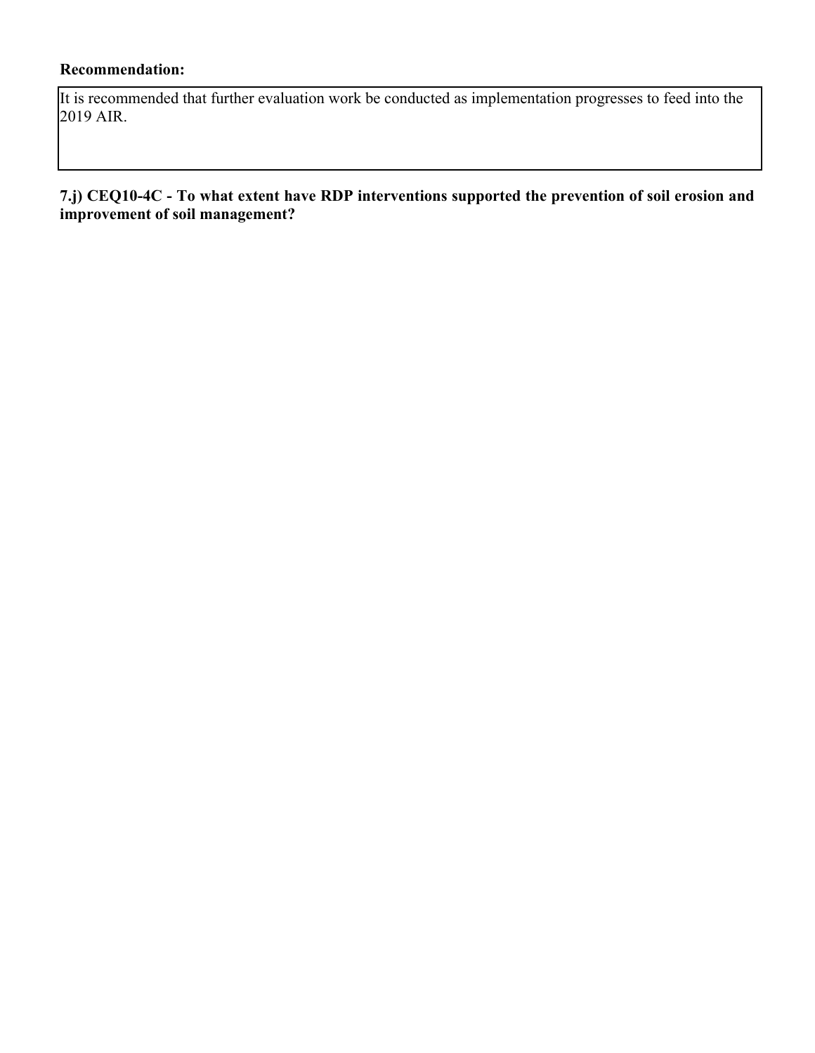**Recommendation:**

It is recommended that further evaluation work be conducted as implementation progresses to feed into the 2019 AIR.

### 7.j) CEQ10-4C - To what extent have RDP interventions supported the prevention of soil erosion and improvement of soil management?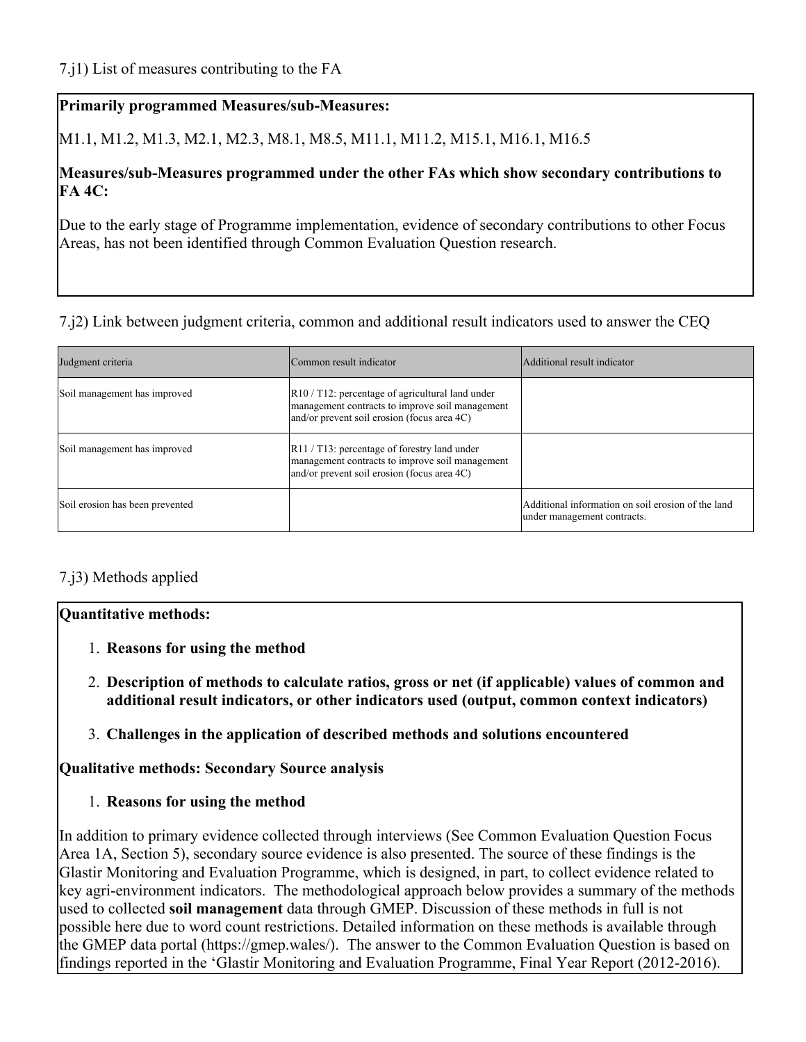7.j1) List of measures contributing to the FA

**Primarily programmed Measures/sub-Measures:**

M1.1, M1.2, M1.3, M2.1, M2.3, M8.1, M8.5, M11.1, M11.2, M15.1, M16.1, M16.5

**Measures/sub-Measures programmed under the other FAs which show secondary contributions to FA 4C:**

Due to the early stage of Programme implementation, evidence of secondary contributions to other Focus Areas, has not been identified through Common Evaluation Question research.

7.j2) Link between judgment criteria, common and additional result indicators used to answer the CEQ

| Judgment criteria | Common result indicator | Additional result indicator |
|---|---|---|
| Soil management has improved | R10 / T12: percentage of agricultural land under management contracts to improve soil management and/or prevent soil erosion (focus area 4C) | |
| Soil management has improved | R11 / T13: percentage of forestry land under management contracts to improve soil management and/or prevent soil erosion (focus area 4C) | |
| Soil erosion has been prevented | | Additional information on soil erosion of the land under management contracts. |

7.j3) Methods applied

**Quantitative methods:**

1. **Reasons for using the method**
2. **Description of methods to calculate ratios, gross or net (if applicable) values of common and additional result indicators, or other indicators used (output, common context indicators)**
3. **Challenges in the application of described methods and solutions encountered**

**Qualitative methods: Secondary Source analysis**

1. **Reasons for using the method**

In addition to primary evidence collected through interviews (See Common Evaluation Question Focus Area 1A, Section 5), secondary source evidence is also presented. The source of these findings is the Glastir Monitoring and Evaluation Programme, which is designed, in part, to collect evidence related to key agri-environment indicators. The methodological approach below provides a summary of the methods used to collected **soil management** data through GMEP. Discussion of these methods in full is not possible here due to word count restrictions. Detailed information on these methods is available through the GMEP data portal (https://gmep.wales/). The answer to the Common Evaluation Question is based on findings reported in the 'Glastir Monitoring and Evaluation Programme, Final Year Report (2012-2016).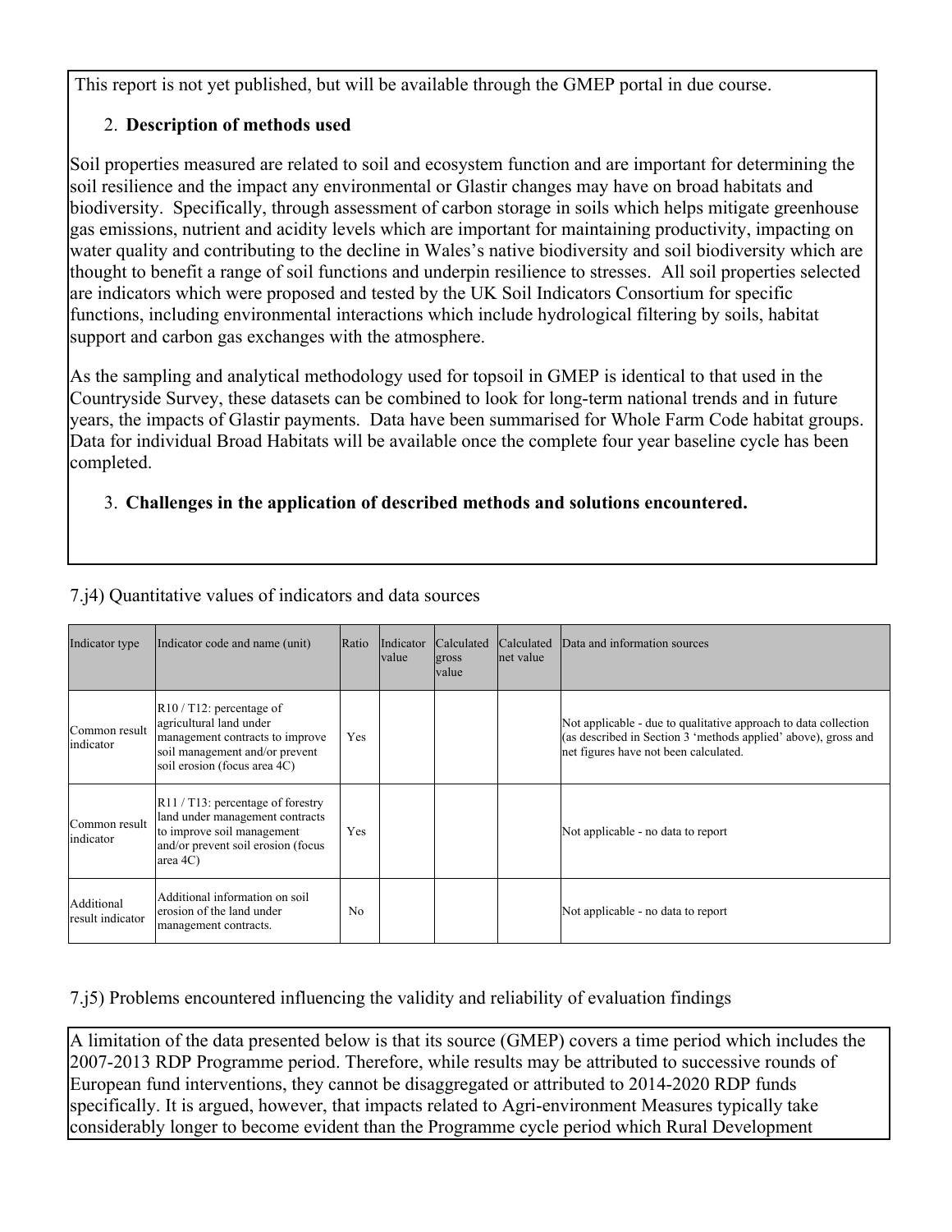This report is not yet published, but will be available through the GMEP portal in due course.

2. **Description of methods used**

Soil properties measured are related to soil and ecosystem function and are important for determining the soil resilience and the impact any environmental or Glastir changes may have on broad habitats and biodiversity. Specifically, through assessment of carbon storage in soils which helps mitigate greenhouse gas emissions, nutrient and acidity levels which are important for maintaining productivity, impacting on water quality and contributing to the decline in Wales's native biodiversity and soil biodiversity which are thought to benefit a range of soil functions and underpin resilience to stresses. All soil properties selected are indicators which were proposed and tested by the UK Soil Indicators Consortium for specific functions, including environmental interactions which include hydrological filtering by soils, habitat support and carbon gas exchanges with the atmosphere.

As the sampling and analytical methodology used for topsoil in GMEP is identical to that used in the Countryside Survey, these datasets can be combined to look for long-term national trends and in future years, the impacts of Glastir payments. Data have been summarised for Whole Farm Code habitat groups. Data for individual Broad Habitats will be available once the complete four year baseline cycle has been completed.

3. **Challenges in the application of described methods and solutions encountered.**

7.j4) Quantitative values of indicators and data sources

| Indicator type | Indicator code and name (unit) | Ratio | Indicator value | Calculated gross value | Calculated net value | Data and information sources |
|---|---|---|---|---|---|---|
| Common result indicator | R10 / T12: percentage of agricultural land under management contracts to improve soil management and/or prevent soil erosion (focus area 4C) | Yes | | | | Not applicable - due to qualitative approach to data collection (as described in Section 3 'methods applied' above), gross and net figures have not been calculated. |
| Common result indicator | R11 / T13: percentage of forestry land under management contracts to improve soil management and/or prevent soil erosion (focus area 4C) | Yes | | | | Not applicable - no data to report |
| Additional result indicator | Additional information on soil erosion of the land under management contracts. | No | | | | Not applicable - no data to report |

7.j5) Problems encountered influencing the validity and reliability of evaluation findings

A limitation of the data presented below is that its source (GMEP) covers a time period which includes the 2007-2013 RDP Programme period. Therefore, while results may be attributed to successive rounds of European fund interventions, they cannot be disaggregated or attributed to 2014-2020 RDP funds specifically. It is argued, however, that impacts related to Agri-environment Measures typically take considerably longer to become evident than the Programme cycle period which Rural Development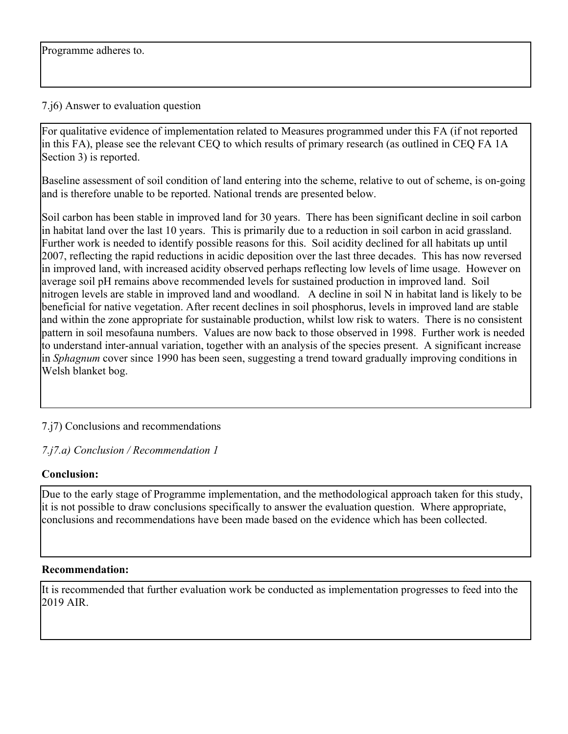Programme adheres to.

7.j6) Answer to evaluation question

For qualitative evidence of implementation related to Measures programmed under this FA (if not reported in this FA), please see the relevant CEQ to which results of primary research (as outlined in CEQ FA 1A Section 3) is reported.

Baseline assessment of soil condition of land entering into the scheme, relative to out of scheme, is on-going and is therefore unable to be reported. National trends are presented below.

Soil carbon has been stable in improved land for 30 years. There has been significant decline in soil carbon in habitat land over the last 10 years. This is primarily due to a reduction in soil carbon in acid grassland. Further work is needed to identify possible reasons for this. Soil acidity declined for all habitats up until 2007, reflecting the rapid reductions in acidic deposition over the last three decades. This has now reversed in improved land, with increased acidity observed perhaps reflecting low levels of lime usage. However on average soil pH remains above recommended levels for sustained production in improved land. Soil nitrogen levels are stable in improved land and woodland. A decline in soil N in habitat land is likely to be beneficial for native vegetation. After recent declines in soil phosphorus, levels in improved land are stable and within the zone appropriate for sustainable production, whilst low risk to waters. There is no consistent pattern in soil mesofauna numbers. Values are now back to those observed in 1998. Further work is needed to understand inter-annual variation, together with an analysis of the species present. A significant increase in *Sphagnum* cover since 1990 has been seen, suggesting a trend toward gradually improving conditions in Welsh blanket bog.

7.j7) Conclusions and recommendations

*7.j7.a) Conclusion / Recommendation 1*

**Conclusion:**

Due to the early stage of Programme implementation, and the methodological approach taken for this study, it is not possible to draw conclusions specifically to answer the evaluation question. Where appropriate, conclusions and recommendations have been made based on the evidence which has been collected.

**Recommendation:**

It is recommended that further evaluation work be conducted as implementation progresses to feed into the 2019 AIR.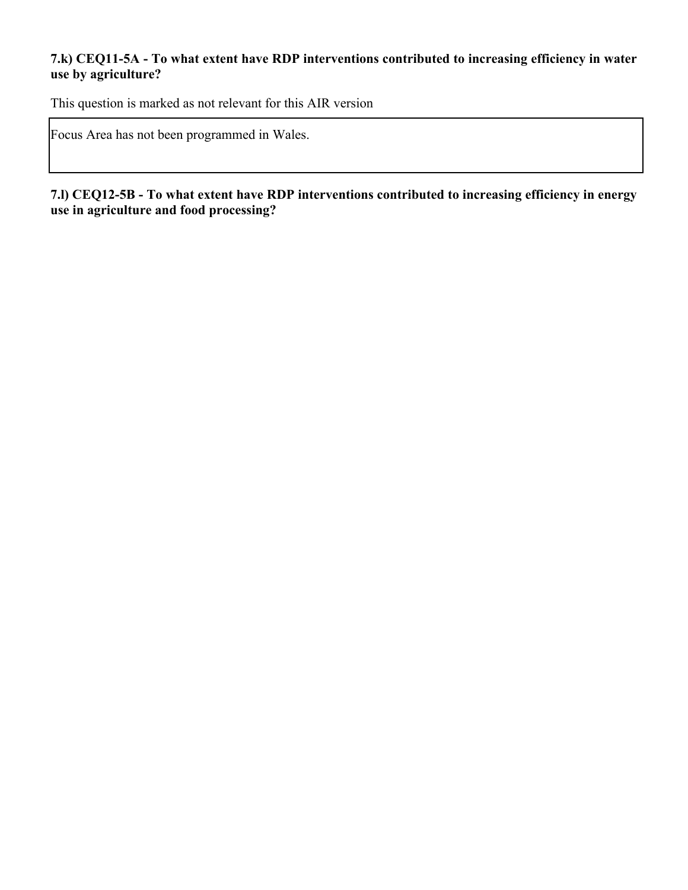### 7.k) CEQ11-5A - To what extent have RDP interventions contributed to increasing efficiency in water use by agriculture?

This question is marked as not relevant for this AIR version

| Focus Area has not been programmed in Wales. |
| --- |

### 7.l) CEQ12-5B - To what extent have RDP interventions contributed to increasing efficiency in energy use in agriculture and food processing?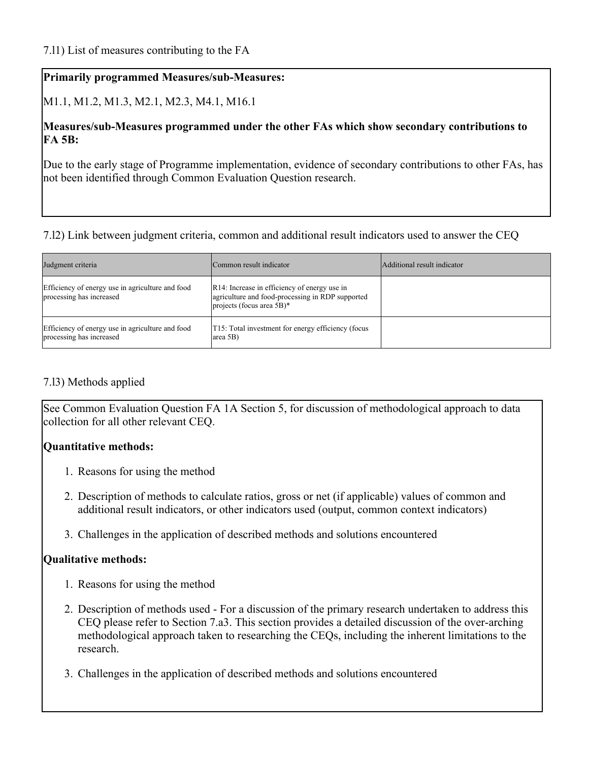7.l1) List of measures contributing to the FA

**Primarily programmed Measures/sub-Measures:**

M1.1, M1.2, M1.3, M2.1, M2.3, M4.1, M16.1

**Measures/sub-Measures programmed under the other FAs which show secondary contributions to FA 5B:**

Due to the early stage of Programme implementation, evidence of secondary contributions to other FAs, has not been identified through Common Evaluation Question research.

7.l2) Link between judgment criteria, common and additional result indicators used to answer the CEQ

| Judgment criteria | Common result indicator | Additional result indicator |
| --- | --- | --- |
| Efficiency of energy use in agriculture and food processing has increased | R14: Increase in efficiency of energy use in agriculture and food-processing in RDP supported projects (focus area 5B)* | |
| Efficiency of energy use in agriculture and food processing has increased | T15: Total investment for energy efficiency (focus area 5B) | |

7.l3) Methods applied

See Common Evaluation Question FA 1A Section 5, for discussion of methodological approach to data collection for all other relevant CEQ.

**Quantitative methods:**

1. Reasons for using the method
2. Description of methods to calculate ratios, gross or net (if applicable) values of common and additional result indicators, or other indicators used (output, common context indicators)
3. Challenges in the application of described methods and solutions encountered

**Qualitative methods:**

1. Reasons for using the method
2. Description of methods used - For a discussion of the primary research undertaken to address this CEQ please refer to Section 7.a3. This section provides a detailed discussion of the over-arching methodological approach taken to researching the CEQs, including the inherent limitations to the research.
3. Challenges in the application of described methods and solutions encountered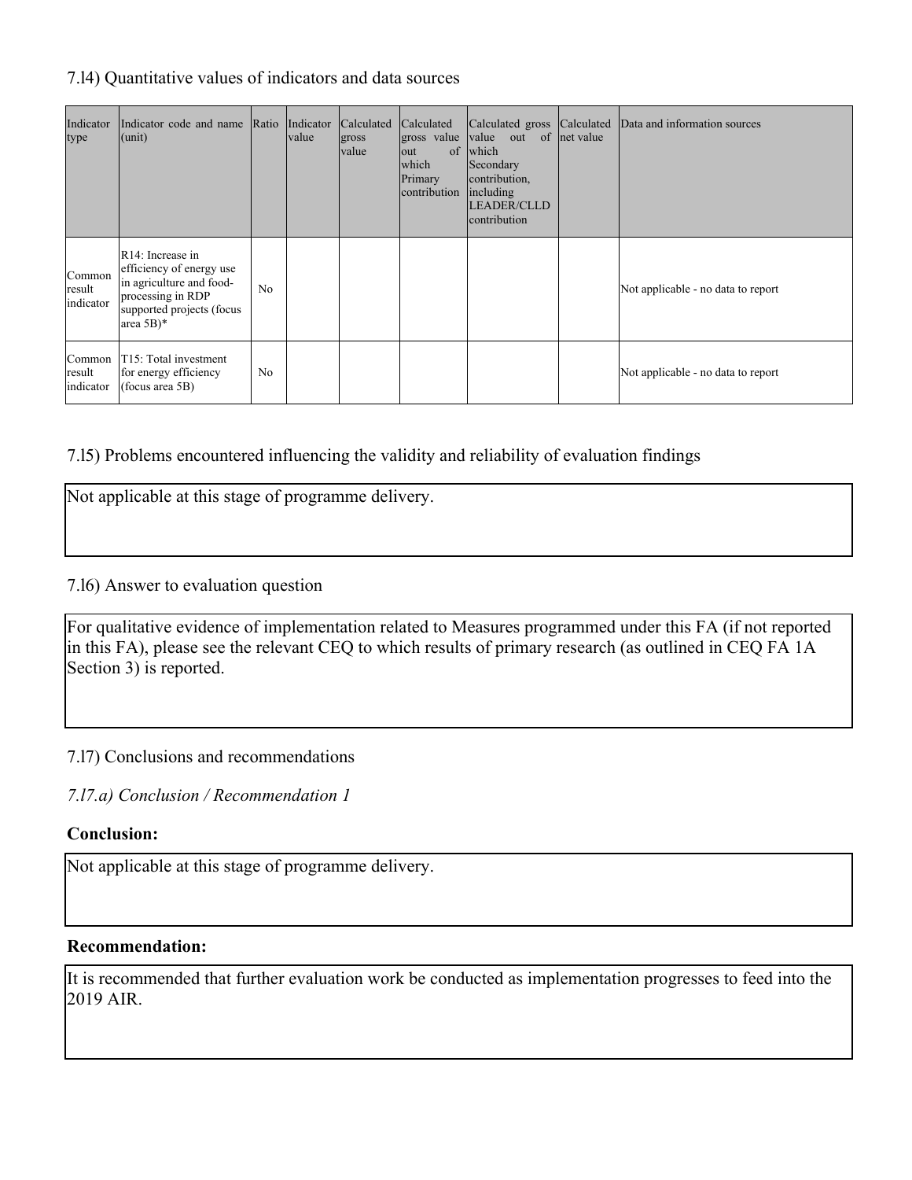## 7.l4) Quantitative values of indicators and data sources

| Indicator type | Indicator code and name (unit) | Ratio | Indicator value | Calculated gross value | Calculated gross value out of which Primary contribution | Calculated gross value out of which Secondary contribution, including LEADER/CLLD contribution | Calculated net value | Data and information sources |
|---|---|---|---|---|---|---|---|---|
| Common result indicator | R14: Increase in efficiency of energy use in agriculture and food-processing in RDP supported projects (focus area 5B)* | No | | | | | | Not applicable - no data to report |
| Common result indicator | T15: Total investment for energy efficiency (focus area 5B) | No | | | | | | Not applicable - no data to report |

## 7.l5) Problems encountered influencing the validity and reliability of evaluation findings

Not applicable at this stage of programme delivery.

## 7.l6) Answer to evaluation question

For qualitative evidence of implementation related to Measures programmed under this FA (if not reported in this FA), please see the relevant CEQ to which results of primary research (as outlined in CEQ FA 1A Section 3) is reported.

## 7.l7) Conclusions and recommendations

### *7.l7.a) Conclusion / Recommendation 1*

**Conclusion:**

Not applicable at this stage of programme delivery.

**Recommendation:**

It is recommended that further evaluation work be conducted as implementation progresses to feed into the 2019 AIR.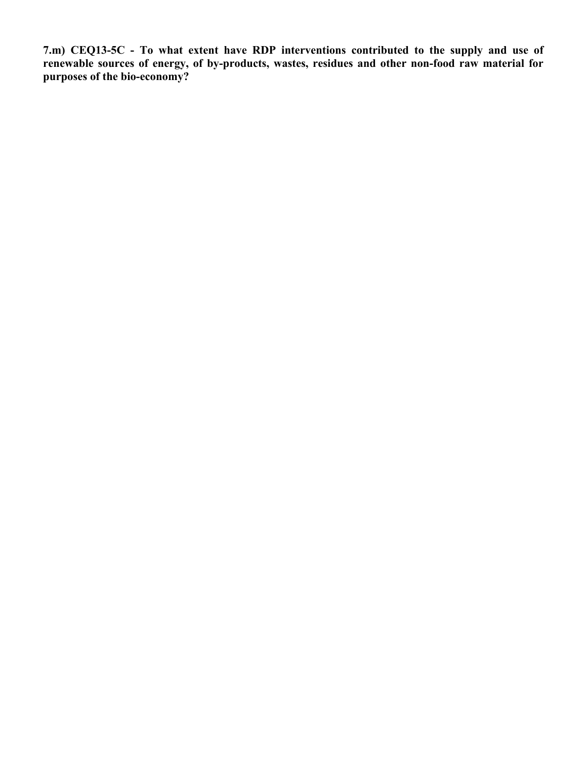**7.m) CEQ13-5C - To what extent have RDP interventions contributed to the supply and use of renewable sources of energy, of by-products, wastes, residues and other non-food raw material for purposes of the bio-economy?**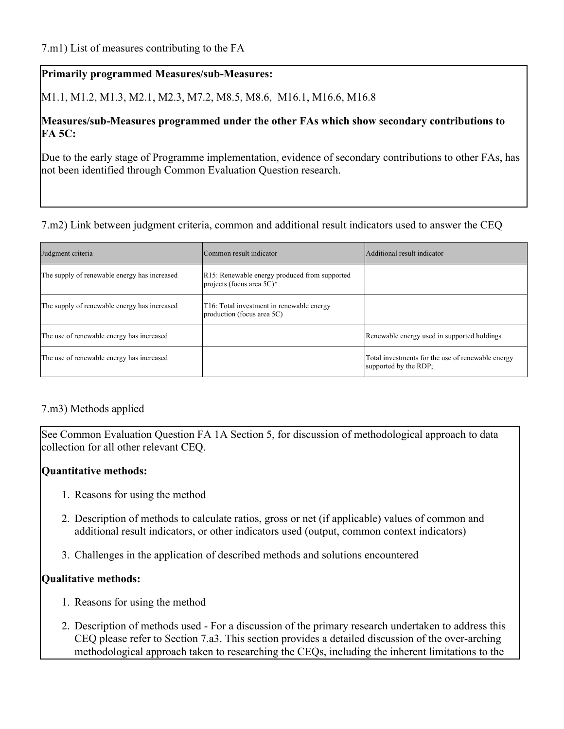7.m1) List of measures contributing to the FA

**Primarily programmed Measures/sub-Measures:**

M1.1, M1.2, M1.3, M2.1, M2.3, M7.2, M8.5, M8.6,  M16.1, M16.6, M16.8

**Measures/sub-Measures programmed under the other FAs which show secondary contributions to FA 5C:**

Due to the early stage of Programme implementation, evidence of secondary contributions to other FAs, has not been identified through Common Evaluation Question research.

7.m2) Link between judgment criteria, common and additional result indicators used to answer the CEQ

| Judgment criteria | Common result indicator | Additional result indicator |
|---|---|---|
| The supply of renewable energy has increased | R15: Renewable energy produced from supported projects (focus area 5C)* | |
| The supply of renewable energy has increased | T16: Total investment in renewable energy production (focus area 5C) | |
| The use of renewable energy has increased | | Renewable energy used in supported holdings |
| The use of renewable energy has increased | | Total investments for the use of renewable energy supported by the RDP; |

7.m3) Methods applied

See Common Evaluation Question FA 1A Section 5, for discussion of methodological approach to data collection for all other relevant CEQ.

**Quantitative methods:**

1. Reasons for using the method
2. Description of methods to calculate ratios, gross or net (if applicable) values of common and additional result indicators, or other indicators used (output, common context indicators)
3. Challenges in the application of described methods and solutions encountered

**Qualitative methods:**

1. Reasons for using the method
2. Description of methods used - For a discussion of the primary research undertaken to address this CEQ please refer to Section 7.a3. This section provides a detailed discussion of the over-arching methodological approach taken to researching the CEQs, including the inherent limitations to the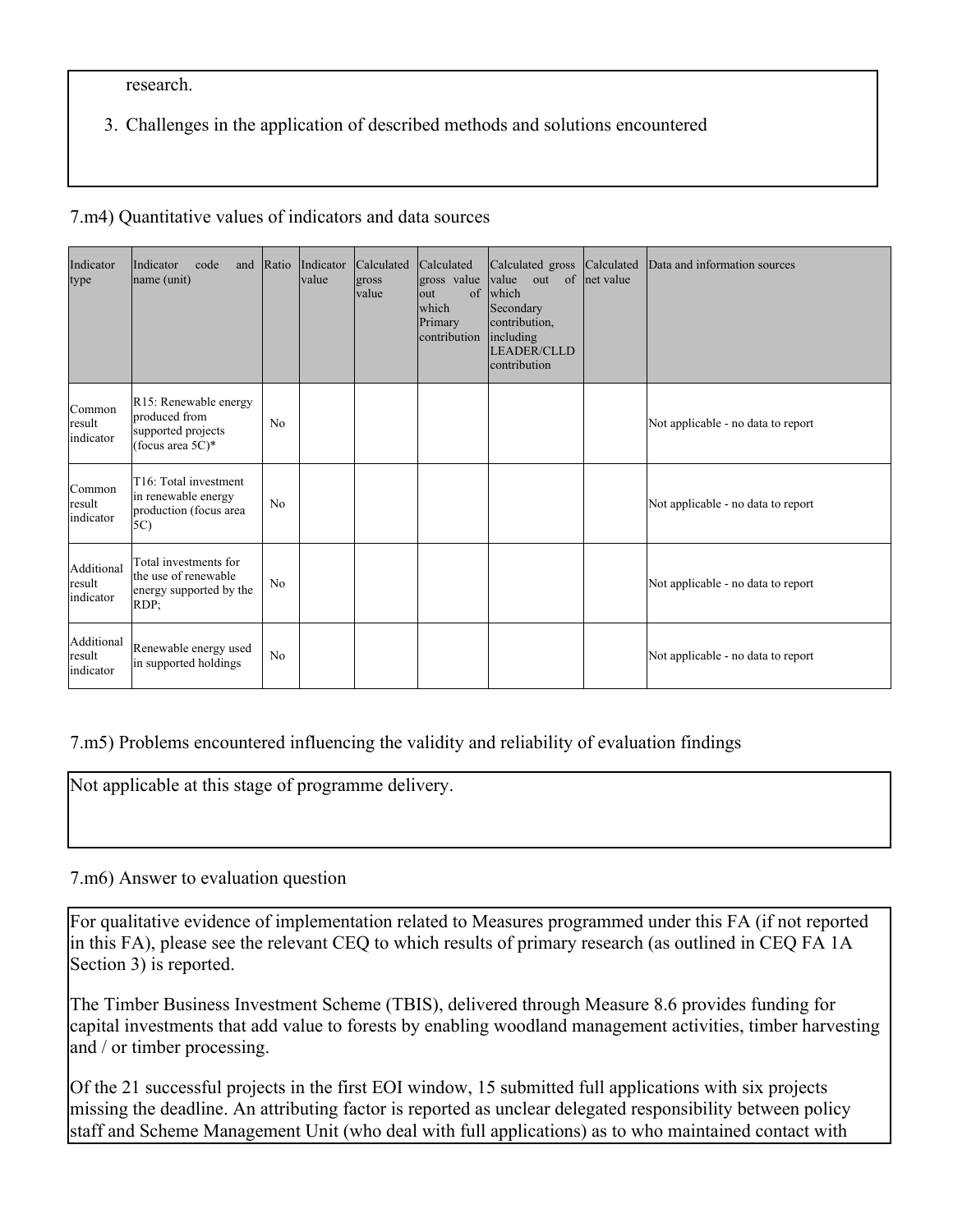research.

3. Challenges in the application of described methods and solutions encountered

7.m4) Quantitative values of indicators and data sources

| Indicator type | Indicator code and name (unit) | Ratio | Indicator value | Calculated gross value | Calculated gross value out of which Primary contribution | Calculated gross value out of which Secondary contribution, including LEADER/CLLD contribution | Calculated net value | Data and information sources |
|---|---|---|---|---|---|---|---|---|
| Common result indicator | R15: Renewable energy produced from supported projects (focus area 5C)* | No | | | | | | Not applicable - no data to report |
| Common result indicator | T16: Total investment in renewable energy production (focus area 5C) | No | | | | | | Not applicable - no data to report |
| Additional result indicator | Total investments for the use of renewable energy supported by the RDP; | No | | | | | | Not applicable - no data to report |
| Additional result indicator | Renewable energy used in supported holdings | No | | | | | | Not applicable - no data to report |

7.m5) Problems encountered influencing the validity and reliability of evaluation findings

Not applicable at this stage of programme delivery.

7.m6) Answer to evaluation question

For qualitative evidence of implementation related to Measures programmed under this FA (if not reported in this FA), please see the relevant CEQ to which results of primary research (as outlined in CEQ FA 1A Section 3) is reported.

The Timber Business Investment Scheme (TBIS), delivered through Measure 8.6 provides funding for capital investments that add value to forests by enabling woodland management activities, timber harvesting and / or timber processing.

Of the 21 successful projects in the first EOI window, 15 submitted full applications with six projects missing the deadline. An attributing factor is reported as unclear delegated responsibility between policy staff and Scheme Management Unit (who deal with full applications) as to who maintained contact with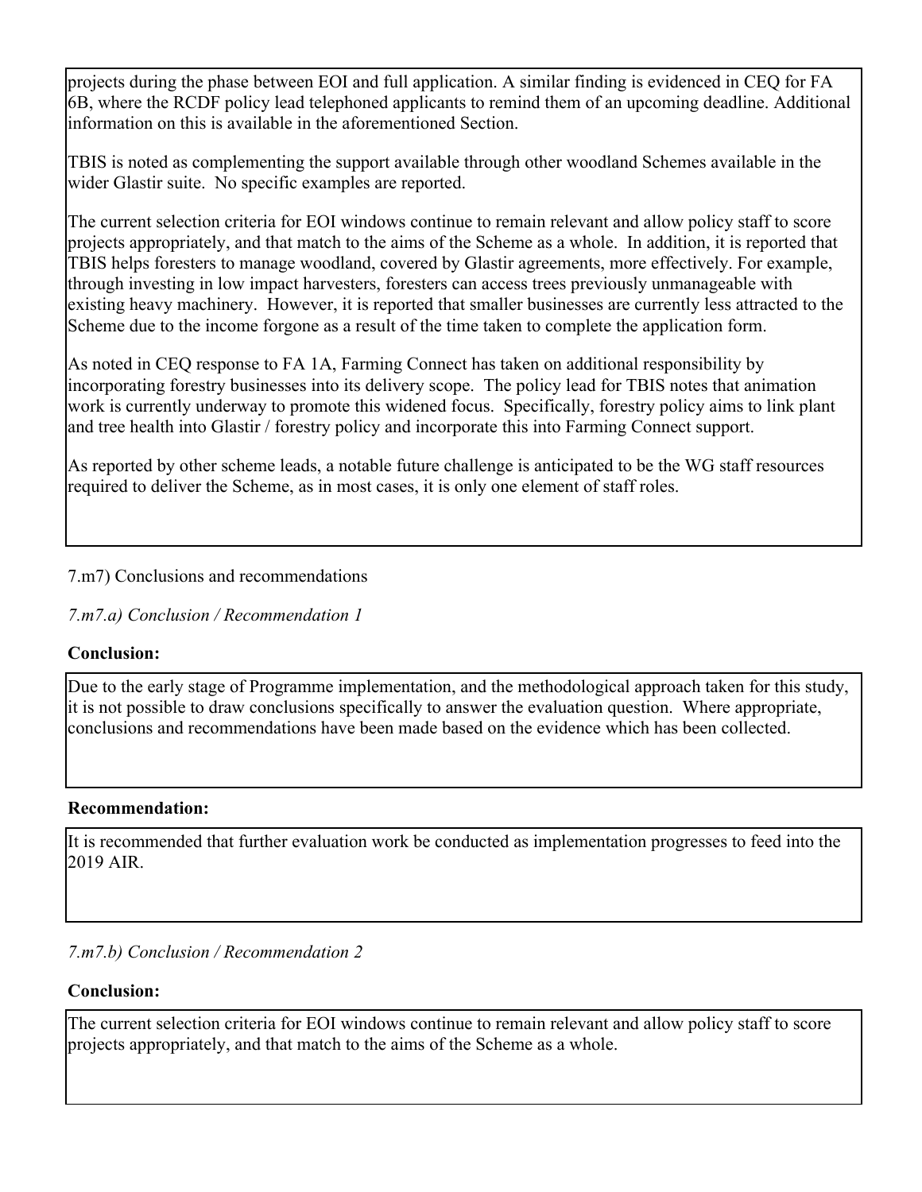projects during the phase between EOI and full application. A similar finding is evidenced in CEQ for FA 6B, where the RCDF policy lead telephoned applicants to remind them of an upcoming deadline. Additional information on this is available in the aforementioned Section.

TBIS is noted as complementing the support available through other woodland Schemes available in the wider Glastir suite. No specific examples are reported.

The current selection criteria for EOI windows continue to remain relevant and allow policy staff to score projects appropriately, and that match to the aims of the Scheme as a whole. In addition, it is reported that TBIS helps foresters to manage woodland, covered by Glastir agreements, more effectively. For example, through investing in low impact harvesters, foresters can access trees previously unmanageable with existing heavy machinery. However, it is reported that smaller businesses are currently less attracted to the Scheme due to the income forgone as a result of the time taken to complete the application form.

As noted in CEQ response to FA 1A, Farming Connect has taken on additional responsibility by incorporating forestry businesses into its delivery scope. The policy lead for TBIS notes that animation work is currently underway to promote this widened focus. Specifically, forestry policy aims to link plant and tree health into Glastir / forestry policy and incorporate this into Farming Connect support.

As reported by other scheme leads, a notable future challenge is anticipated to be the WG staff resources required to deliver the Scheme, as in most cases, it is only one element of staff roles.

7.m7) Conclusions and recommendations

*7.m7.a) Conclusion / Recommendation 1*

**Conclusion:**

Due to the early stage of Programme implementation, and the methodological approach taken for this study, it is not possible to draw conclusions specifically to answer the evaluation question. Where appropriate, conclusions and recommendations have been made based on the evidence which has been collected.

**Recommendation:**

It is recommended that further evaluation work be conducted as implementation progresses to feed into the 2019 AIR.

*7.m7.b) Conclusion / Recommendation 2*

**Conclusion:**

The current selection criteria for EOI windows continue to remain relevant and allow policy staff to score projects appropriately, and that match to the aims of the Scheme as a whole.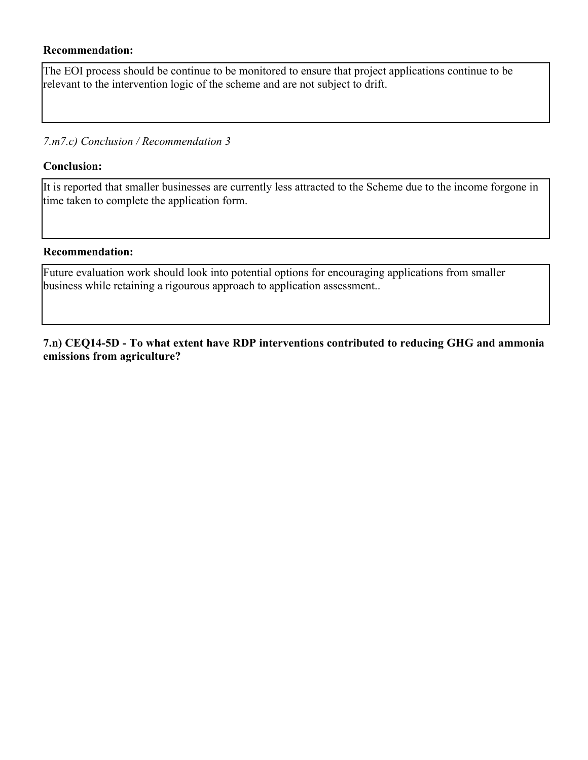**Recommendation:**

The EOI process should be continue to be monitored to ensure that project applications continue to be relevant to the intervention logic of the scheme and are not subject to drift.

*7.m7.c) Conclusion / Recommendation 3*

**Conclusion:**

It is reported that smaller businesses are currently less attracted to the Scheme due to the income forgone in time taken to complete the application form.

**Recommendation:**

Future evaluation work should look into potential options for encouraging applications from smaller business while retaining a rigourous approach to application assessment..

**7.n) CEQ14-5D - To what extent have RDP interventions contributed to reducing GHG and ammonia emissions from agriculture?**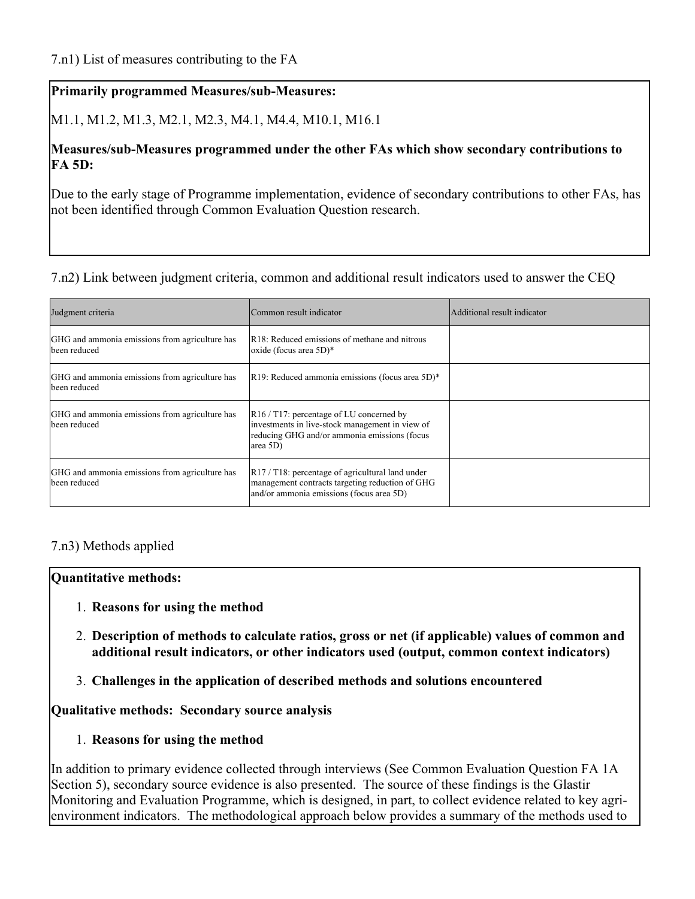7.n1) List of measures contributing to the FA

**Primarily programmed Measures/sub-Measures:**

M1.1, M1.2, M1.3, M2.1, M2.3, M4.1, M4.4, M10.1, M16.1

**Measures/sub-Measures programmed under the other FAs which show secondary contributions to FA 5D:**

Due to the early stage of Programme implementation, evidence of secondary contributions to other FAs, has not been identified through Common Evaluation Question research.

7.n2) Link between judgment criteria, common and additional result indicators used to answer the CEQ

| Judgment criteria | Common result indicator | Additional result indicator |
|---|---|---|
| GHG and ammonia emissions from agriculture has been reduced | R18: Reduced emissions of methane and nitrous oxide (focus area 5D)* | |
| GHG and ammonia emissions from agriculture has been reduced | R19: Reduced ammonia emissions (focus area 5D)* | |
| GHG and ammonia emissions from agriculture has been reduced | R16 / T17: percentage of LU concerned by investments in live-stock management in view of reducing GHG and/or ammonia emissions (focus area 5D) | |
| GHG and ammonia emissions from agriculture has been reduced | R17 / T18: percentage of agricultural land under management contracts targeting reduction of GHG and/or ammonia emissions (focus area 5D) | |

7.n3) Methods applied

**Quantitative methods:**

1. **Reasons for using the method**
2. **Description of methods to calculate ratios, gross or net (if applicable) values of common and additional result indicators, or other indicators used (output, common context indicators)**
3. **Challenges in the application of described methods and solutions encountered**

**Qualitative methods: Secondary source analysis**

1. **Reasons for using the method**

In addition to primary evidence collected through interviews (See Common Evaluation Question FA 1A Section 5), secondary source evidence is also presented. The source of these findings is the Glastir Monitoring and Evaluation Programme, which is designed, in part, to collect evidence related to key agri-environment indicators. The methodological approach below provides a summary of the methods used to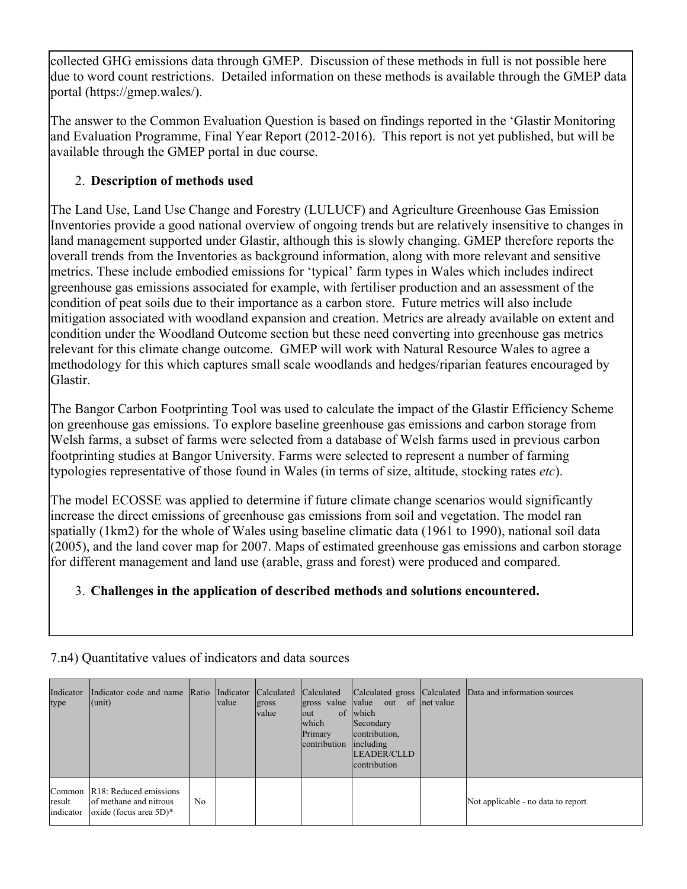collected GHG emissions data through GMEP. Discussion of these methods in full is not possible here due to word count restrictions. Detailed information on these methods is available through the GMEP data portal (https://gmep.wales/).

The answer to the Common Evaluation Question is based on findings reported in the 'Glastir Monitoring and Evaluation Programme, Final Year Report (2012-2016). This report is not yet published, but will be available through the GMEP portal in due course.

2. **Description of methods used**

The Land Use, Land Use Change and Forestry (LULUCF) and Agriculture Greenhouse Gas Emission Inventories provide a good national overview of ongoing trends but are relatively insensitive to changes in land management supported under Glastir, although this is slowly changing. GMEP therefore reports the overall trends from the Inventories as background information, along with more relevant and sensitive metrics. These include embodied emissions for 'typical' farm types in Wales which includes indirect greenhouse gas emissions associated for example, with fertiliser production and an assessment of the condition of peat soils due to their importance as a carbon store. Future metrics will also include mitigation associated with woodland expansion and creation. Metrics are already available on extent and condition under the Woodland Outcome section but these need converting into greenhouse gas metrics relevant for this climate change outcome. GMEP will work with Natural Resource Wales to agree a methodology for this which captures small scale woodlands and hedges/riparian features encouraged by Glastir.

The Bangor Carbon Footprinting Tool was used to calculate the impact of the Glastir Efficiency Scheme on greenhouse gas emissions. To explore baseline greenhouse gas emissions and carbon storage from Welsh farms, a subset of farms were selected from a database of Welsh farms used in previous carbon footprinting studies at Bangor University. Farms were selected to represent a number of farming typologies representative of those found in Wales (in terms of size, altitude, stocking rates *etc*).

The model ECOSSE was applied to determine if future climate change scenarios would significantly increase the direct emissions of greenhouse gas emissions from soil and vegetation. The model ran spatially (1km2) for the whole of Wales using baseline climatic data (1961 to 1990), national soil data (2005), and the land cover map for 2007. Maps of estimated greenhouse gas emissions and carbon storage for different management and land use (arable, grass and forest) were produced and compared.

3. **Challenges in the application of described methods and solutions encountered.**

7.n4) Quantitative values of indicators and data sources

| Indicator type | Indicator code and name (unit) | Ratio | Indicator value | Calculated gross value | Calculated gross value out of which Primary contribution | Calculated gross value out of which Secondary contribution, including LEADER/CLLD contribution | Calculated net value | Data and information sources |
|---|---|---|---|---|---|---|---|---|
| Common result indicator | R18: Reduced emissions of methane and nitrous oxide (focus area 5D)* | No | | | | | | Not applicable - no data to report |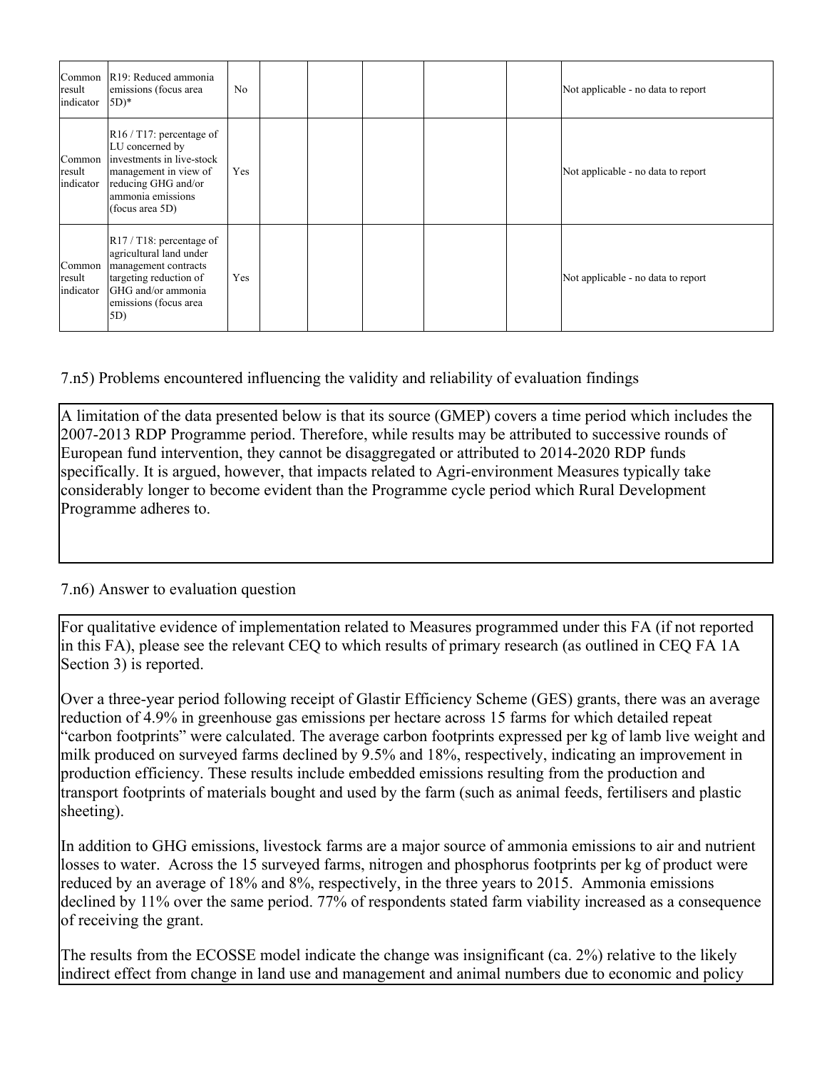| | | | | | | | | |
|---|---|---|---|---|---|---|---|---|
| Common result indicator | R19: Reduced ammonia emissions (focus area 5D)* | No | | | | | | Not applicable - no data to report |
| Common result indicator | R16 / T17: percentage of LU concerned by investments in live-stock management in view of reducing GHG and/or ammonia emissions (focus area 5D) | Yes | | | | | | Not applicable - no data to report |
| Common result indicator | R17 / T18: percentage of agricultural land under management contracts targeting reduction of GHG and/or ammonia emissions (focus area 5D) | Yes | | | | | | Not applicable - no data to report |

7.n5) Problems encountered influencing the validity and reliability of evaluation findings

A limitation of the data presented below is that its source (GMEP) covers a time period which includes the 2007-2013 RDP Programme period. Therefore, while results may be attributed to successive rounds of European fund intervention, they cannot be disaggregated or attributed to 2014-2020 RDP funds specifically. It is argued, however, that impacts related to Agri-environment Measures typically take considerably longer to become evident than the Programme cycle period which Rural Development Programme adheres to.

7.n6) Answer to evaluation question

For qualitative evidence of implementation related to Measures programmed under this FA (if not reported in this FA), please see the relevant CEQ to which results of primary research (as outlined in CEQ FA 1A Section 3) is reported.

Over a three-year period following receipt of Glastir Efficiency Scheme (GES) grants, there was an average reduction of 4.9% in greenhouse gas emissions per hectare across 15 farms for which detailed repeat "carbon footprints" were calculated. The average carbon footprints expressed per kg of lamb live weight and milk produced on surveyed farms declined by 9.5% and 18%, respectively, indicating an improvement in production efficiency. These results include embedded emissions resulting from the production and transport footprints of materials bought and used by the farm (such as animal feeds, fertilisers and plastic sheeting).

In addition to GHG emissions, livestock farms are a major source of ammonia emissions to air and nutrient losses to water. Across the 15 surveyed farms, nitrogen and phosphorus footprints per kg of product were reduced by an average of 18% and 8%, respectively, in the three years to 2015. Ammonia emissions declined by 11% over the same period. 77% of respondents stated farm viability increased as a consequence of receiving the grant.

The results from the ECOSSE model indicate the change was insignificant (ca. 2%) relative to the likely indirect effect from change in land use and management and animal numbers due to economic and policy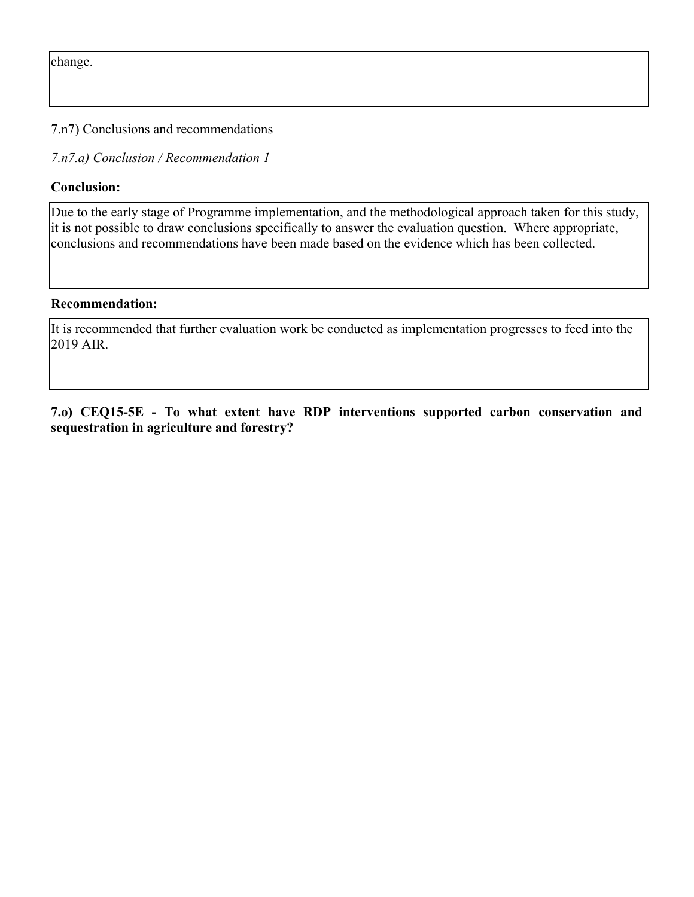change.

7.n7) Conclusions and recommendations

*7.n7.a) Conclusion / Recommendation 1*

**Conclusion:**

Due to the early stage of Programme implementation, and the methodological approach taken for this study, it is not possible to draw conclusions specifically to answer the evaluation question. Where appropriate, conclusions and recommendations have been made based on the evidence which has been collected.

**Recommendation:**

It is recommended that further evaluation work be conducted as implementation progresses to feed into the 2019 AIR.

**7.o) CEQ15-5E - To what extent have RDP interventions supported carbon conservation and sequestration in agriculture and forestry?**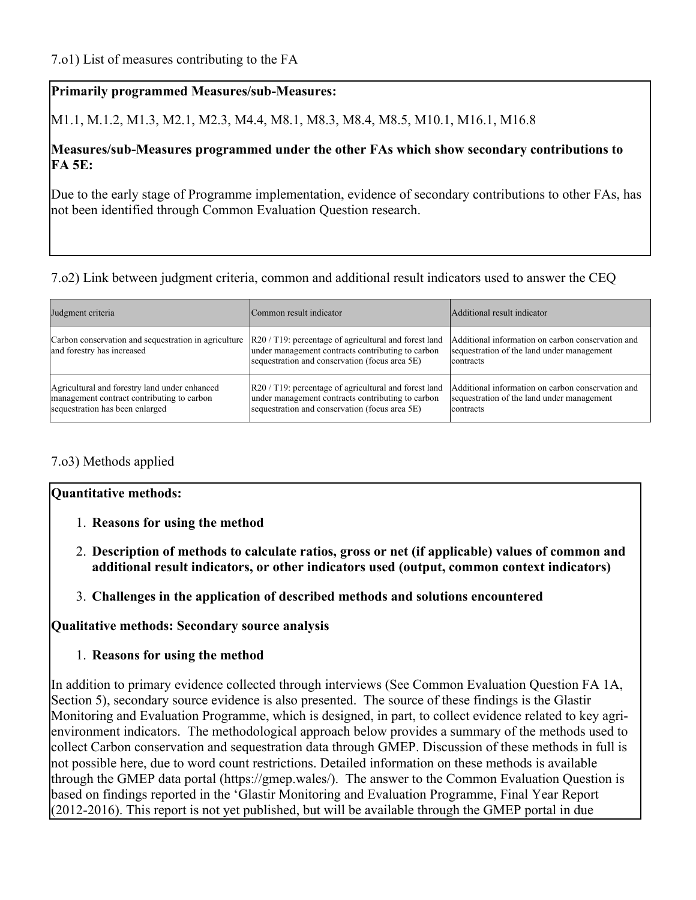7.o1) List of measures contributing to the FA

**Primarily programmed Measures/sub-Measures:**

M1.1, M.1.2, M1.3, M2.1, M2.3, M4.4, M8.1, M8.3, M8.4, M8.5, M10.1, M16.1, M16.8

**Measures/sub-Measures programmed under the other FAs which show secondary contributions to FA 5E:**

Due to the early stage of Programme implementation, evidence of secondary contributions to other FAs, has not been identified through Common Evaluation Question research.

7.o2) Link between judgment criteria, common and additional result indicators used to answer the CEQ

| Judgment criteria | Common result indicator | Additional result indicator |
|---|---|---|
| Carbon conservation and sequestration in agriculture and forestry has increased | R20 / T19: percentage of agricultural and forest land under management contracts contributing to carbon sequestration and conservation (focus area 5E) | Additional information on carbon conservation and sequestration of the land under management contracts |
| Agricultural and forestry land under enhanced management contract contributing to carbon sequestration has been enlarged | R20 / T19: percentage of agricultural and forest land under management contracts contributing to carbon sequestration and conservation (focus area 5E) | Additional information on carbon conservation and sequestration of the land under management contracts |

7.o3) Methods applied

**Quantitative methods:**

1. **Reasons for using the method**
2. **Description of methods to calculate ratios, gross or net (if applicable) values of common and additional result indicators, or other indicators used (output, common context indicators)**
3. **Challenges in the application of described methods and solutions encountered**

**Qualitative methods: Secondary source analysis**

1. **Reasons for using the method**

In addition to primary evidence collected through interviews (See Common Evaluation Question FA 1A, Section 5), secondary source evidence is also presented. The source of these findings is the Glastir Monitoring and Evaluation Programme, which is designed, in part, to collect evidence related to key agri-environment indicators. The methodological approach below provides a summary of the methods used to collect Carbon conservation and sequestration data through GMEP. Discussion of these methods in full is not possible here, due to word count restrictions. Detailed information on these methods is available through the GMEP data portal (https://gmep.wales/). The answer to the Common Evaluation Question is based on findings reported in the 'Glastir Monitoring and Evaluation Programme, Final Year Report (2012-2016). This report is not yet published, but will be available through the GMEP portal in due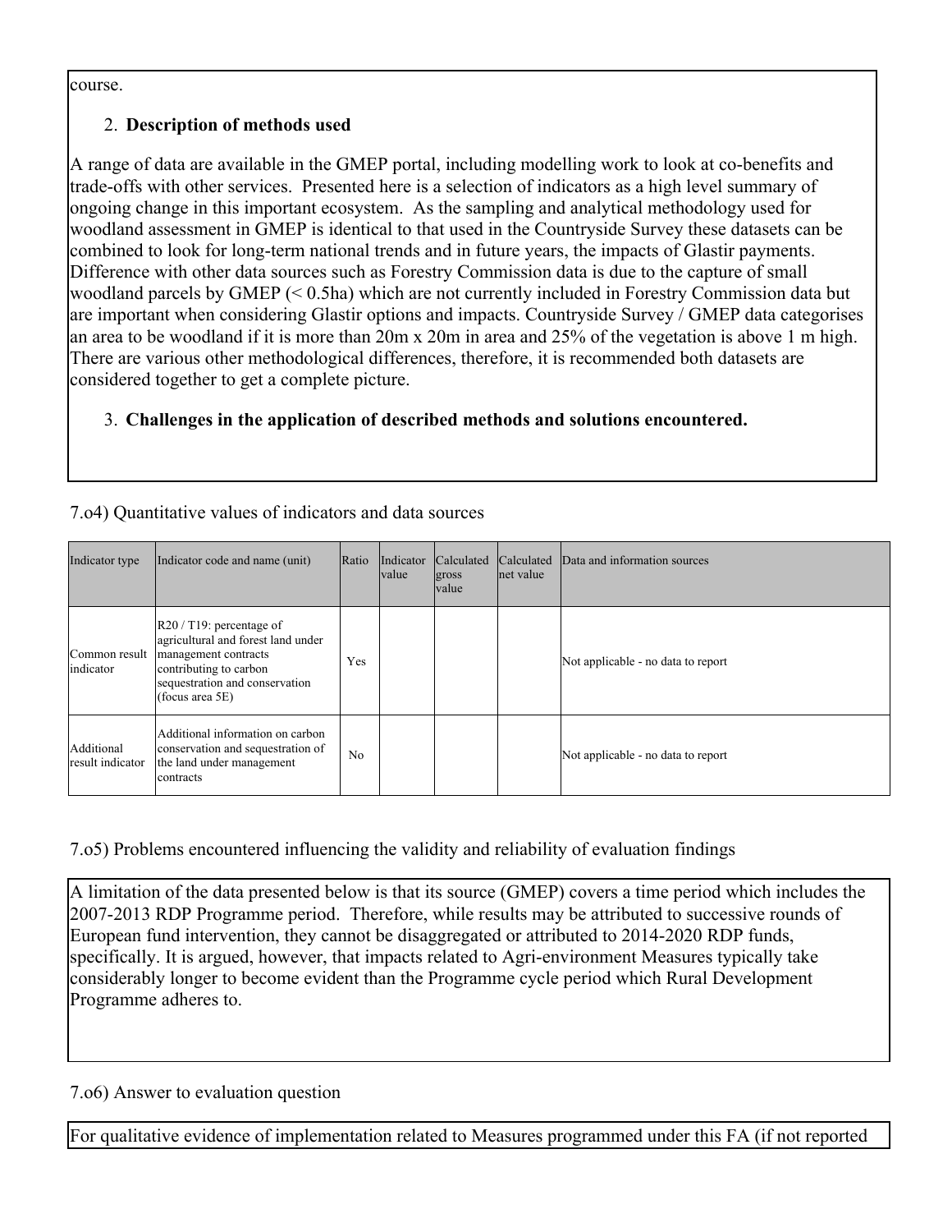course.

2. **Description of methods used**

A range of data are available in the GMEP portal, including modelling work to look at co-benefits and trade-offs with other services. Presented here is a selection of indicators as a high level summary of ongoing change in this important ecosystem. As the sampling and analytical methodology used for woodland assessment in GMEP is identical to that used in the Countryside Survey these datasets can be combined to look for long-term national trends and in future years, the impacts of Glastir payments. Difference with other data sources such as Forestry Commission data is due to the capture of small woodland parcels by GMEP (< 0.5ha) which are not currently included in Forestry Commission data but are important when considering Glastir options and impacts. Countryside Survey / GMEP data categorises an area to be woodland if it is more than 20m x 20m in area and 25% of the vegetation is above 1 m high. There are various other methodological differences, therefore, it is recommended both datasets are considered together to get a complete picture.

3. **Challenges in the application of described methods and solutions encountered.**

7.o4) Quantitative values of indicators and data sources

| Indicator type | Indicator code and name (unit) | Ratio | Indicator value | Calculated gross value | Calculated net value | Data and information sources |
|---|---|---|---|---|---|---|
| Common result indicator | R20 / T19: percentage of agricultural and forest land under management contracts contributing to carbon sequestration and conservation (focus area 5E) | Yes | | | | Not applicable - no data to report |
| Additional result indicator | Additional information on carbon conservation and sequestration of the land under management contracts | No | | | | Not applicable - no data to report |

7.o5) Problems encountered influencing the validity and reliability of evaluation findings

A limitation of the data presented below is that its source (GMEP) covers a time period which includes the 2007-2013 RDP Programme period. Therefore, while results may be attributed to successive rounds of European fund intervention, they cannot be disaggregated or attributed to 2014-2020 RDP funds, specifically. It is argued, however, that impacts related to Agri-environment Measures typically take considerably longer to become evident than the Programme cycle period which Rural Development Programme adheres to.

7.o6) Answer to evaluation question

For qualitative evidence of implementation related to Measures programmed under this FA (if not reported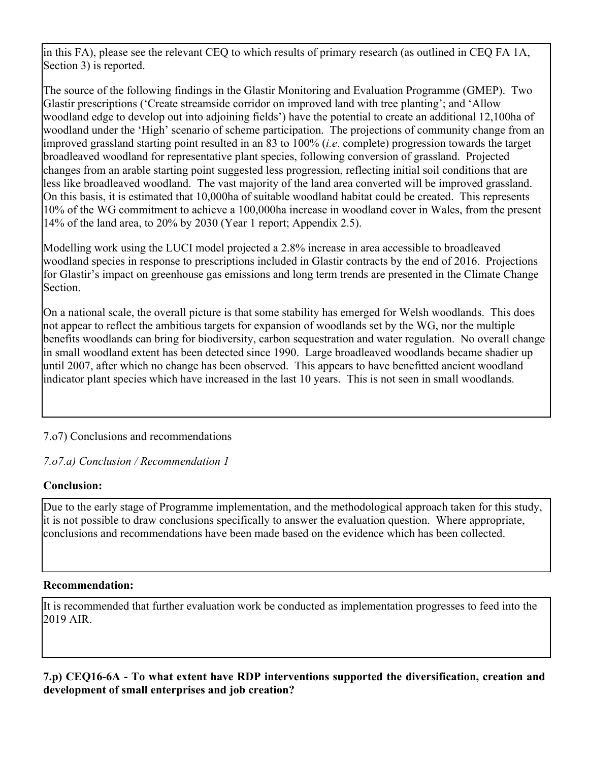in this FA), please see the relevant CEQ to which results of primary research (as outlined in CEQ FA 1A, Section 3) is reported.

The source of the following findings in the Glastir Monitoring and Evaluation Programme (GMEP). Two Glastir prescriptions ('Create streamside corridor on improved land with tree planting'; and 'Allow woodland edge to develop out into adjoining fields') have the potential to create an additional 12,100ha of woodland under the 'High' scenario of scheme participation. The projections of community change from an improved grassland starting point resulted in an 83 to 100% (*i.e*. complete) progression towards the target broadleaved woodland for representative plant species, following conversion of grassland. Projected changes from an arable starting point suggested less progression, reflecting initial soil conditions that are less like broadleaved woodland. The vast majority of the land area converted will be improved grassland. On this basis, it is estimated that 10,000ha of suitable woodland habitat could be created. This represents 10% of the WG commitment to achieve a 100,000ha increase in woodland cover in Wales, from the present 14% of the land area, to 20% by 2030 (Year 1 report; Appendix 2.5).

Modelling work using the LUCI model projected a 2.8% increase in area accessible to broadleaved woodland species in response to prescriptions included in Glastir contracts by the end of 2016. Projections for Glastir's impact on greenhouse gas emissions and long term trends are presented in the Climate Change Section.

On a national scale, the overall picture is that some stability has emerged for Welsh woodlands. This does not appear to reflect the ambitious targets for expansion of woodlands set by the WG, nor the multiple benefits woodlands can bring for biodiversity, carbon sequestration and water regulation. No overall change in small woodland extent has been detected since 1990. Large broadleaved woodlands became shadier up until 2007, after which no change has been observed. This appears to have benefitted ancient woodland indicator plant species which have increased in the last 10 years. This is not seen in small woodlands.

7.o7) Conclusions and recommendations

*7.o7.a) Conclusion / Recommendation 1*

**Conclusion:**

Due to the early stage of Programme implementation, and the methodological approach taken for this study, it is not possible to draw conclusions specifically to answer the evaluation question. Where appropriate, conclusions and recommendations have been made based on the evidence which has been collected.

**Recommendation:**

It is recommended that further evaluation work be conducted as implementation progresses to feed into the 2019 AIR.

**7.p) CEQ16-6A - To what extent have RDP interventions supported the diversification, creation and development of small enterprises and job creation?**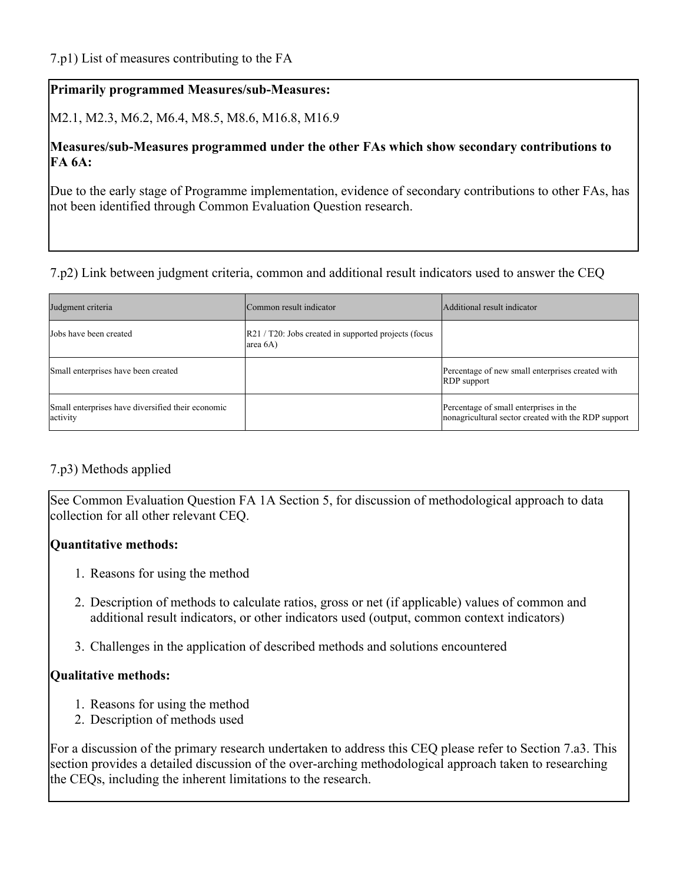7.p1) List of measures contributing to the FA

**Primarily programmed Measures/sub-Measures:**

M2.1, M2.3, M6.2, M6.4, M8.5, M8.6, M16.8, M16.9

**Measures/sub-Measures programmed under the other FAs which show secondary contributions to FA 6A:**

Due to the early stage of Programme implementation, evidence of secondary contributions to other FAs, has not been identified through Common Evaluation Question research.

7.p2) Link between judgment criteria, common and additional result indicators used to answer the CEQ

| Judgment criteria | Common result indicator | Additional result indicator |
| --- | --- | --- |
| Jobs have been created | R21 / T20: Jobs created in supported projects (focus area 6A) | |
| Small enterprises have been created | | Percentage of new small enterprises created with RDP support |
| Small enterprises have diversified their economic activity | | Percentage of small enterprises in the nonagricultural sector created with the RDP support |

7.p3) Methods applied

See Common Evaluation Question FA 1A Section 5, for discussion of methodological approach to data collection for all other relevant CEQ.

**Quantitative methods:**

1. Reasons for using the method
2. Description of methods to calculate ratios, gross or net (if applicable) values of common and additional result indicators, or other indicators used (output, common context indicators)
3. Challenges in the application of described methods and solutions encountered

**Qualitative methods:**

1. Reasons for using the method
2. Description of methods used

For a discussion of the primary research undertaken to address this CEQ please refer to Section 7.a3. This section provides a detailed discussion of the over-arching methodological approach taken to researching the CEQs, including the inherent limitations to the research.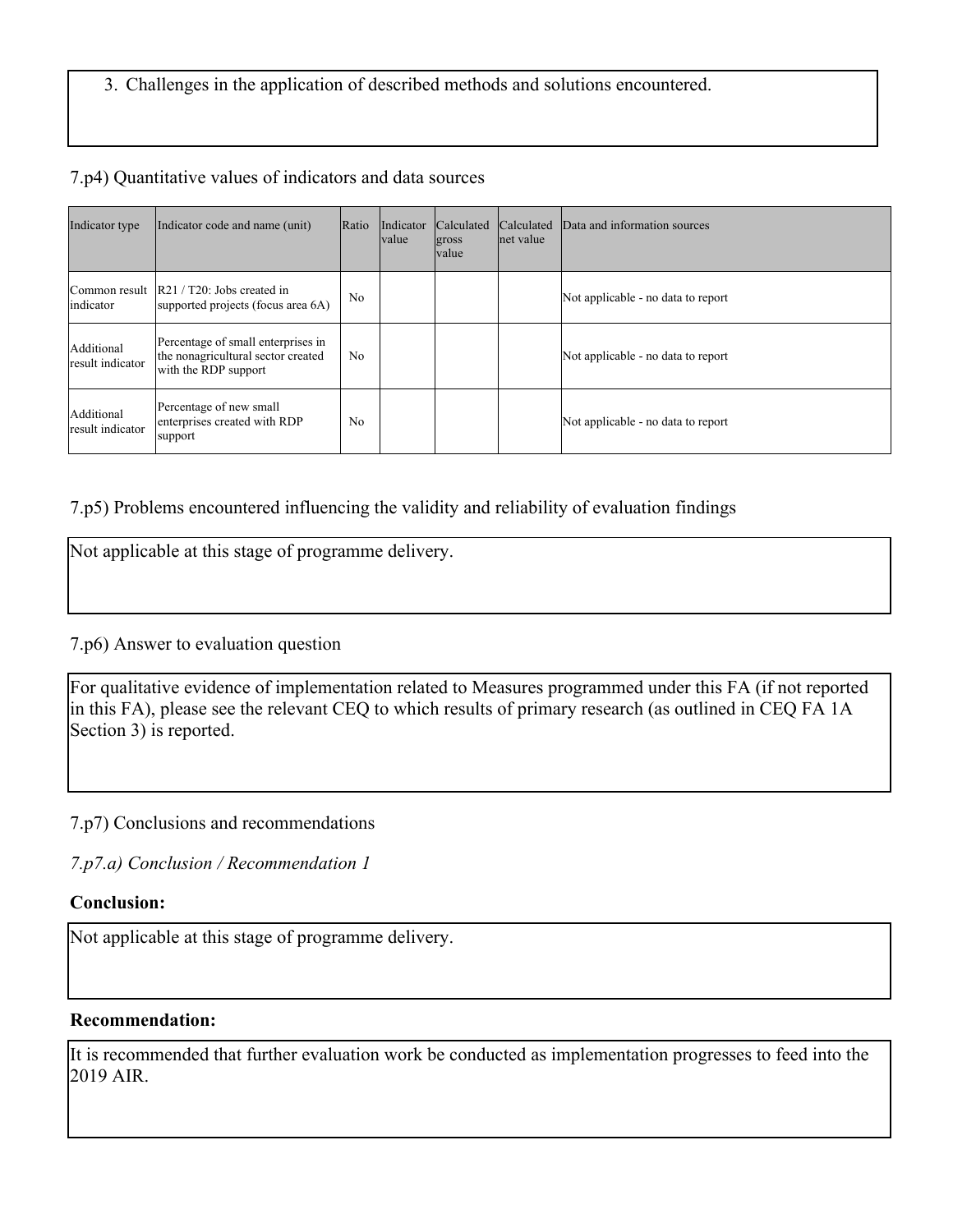3. Challenges in the application of described methods and solutions encountered.

7.p4) Quantitative values of indicators and data sources

| Indicator type | Indicator code and name (unit) | Ratio | Indicator value | Calculated gross value | Calculated net value | Data and information sources |
|---|---|---|---|---|---|---|
| Common result indicator | R21 / T20: Jobs created in supported projects (focus area 6A) | No | | | | Not applicable - no data to report |
| Additional result indicator | Percentage of small enterprises in the nonagricultural sector created with the RDP support | No | | | | Not applicable - no data to report |
| Additional result indicator | Percentage of new small enterprises created with RDP support | No | | | | Not applicable - no data to report |

7.p5) Problems encountered influencing the validity and reliability of evaluation findings

Not applicable at this stage of programme delivery.

7.p6) Answer to evaluation question

For qualitative evidence of implementation related to Measures programmed under this FA (if not reported in this FA), please see the relevant CEQ to which results of primary research (as outlined in CEQ FA 1A Section 3) is reported.

7.p7) Conclusions and recommendations

*7.p7.a) Conclusion / Recommendation 1*

**Conclusion:**

Not applicable at this stage of programme delivery.

**Recommendation:**

It is recommended that further evaluation work be conducted as implementation progresses to feed into the 2019 AIR.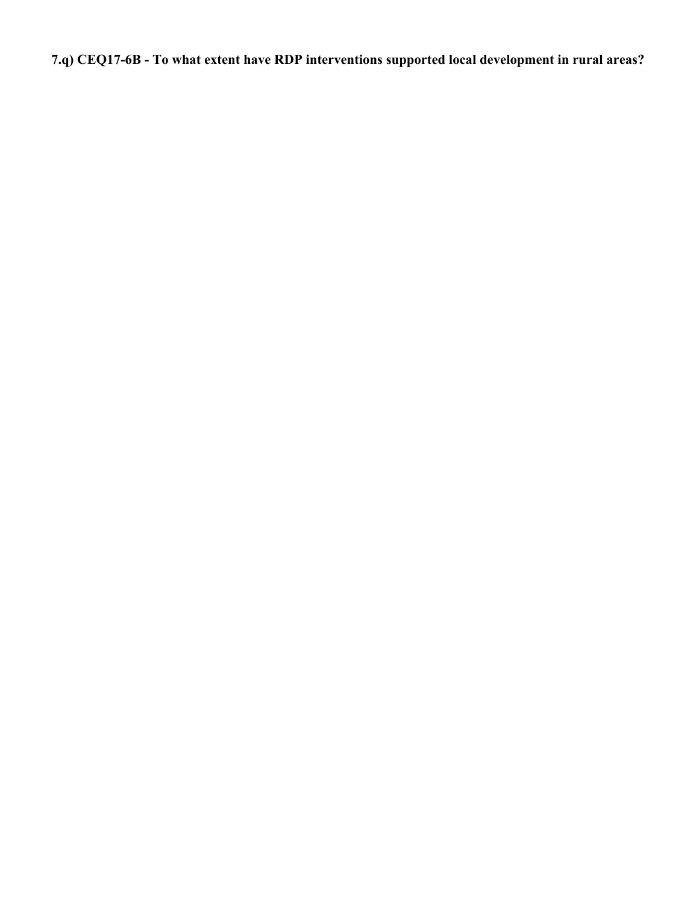**7.q) CEQ17-6B - To what extent have RDP interventions supported local development in rural areas?**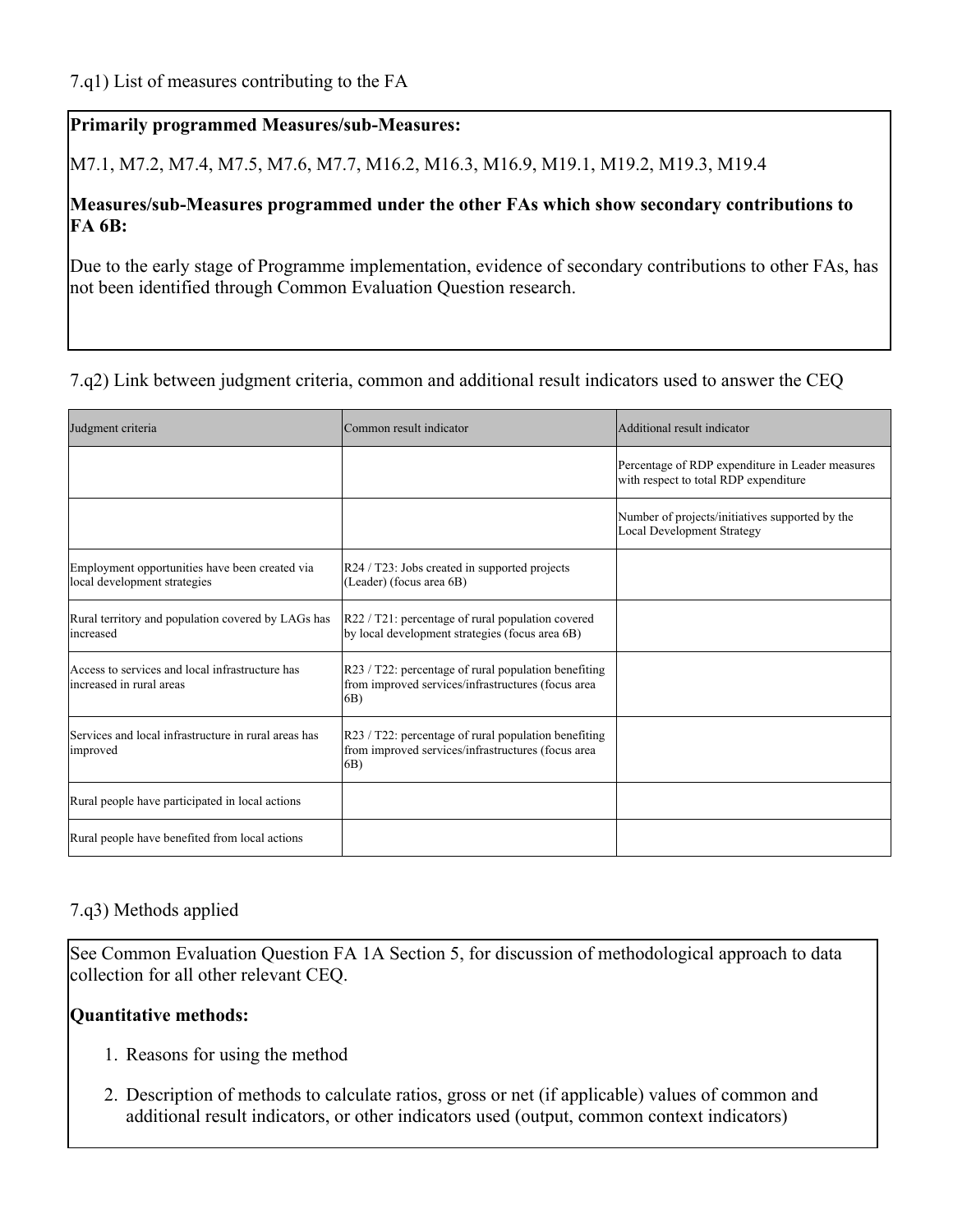7.q1) List of measures contributing to the FA

**Primarily programmed Measures/sub-Measures:**

M7.1, M7.2, M7.4, M7.5, M7.6, M7.7, M16.2, M16.3, M16.9, M19.1, M19.2, M19.3, M19.4

**Measures/sub-Measures programmed under the other FAs which show secondary contributions to FA 6B:**

Due to the early stage of Programme implementation, evidence of secondary contributions to other FAs, has not been identified through Common Evaluation Question research.

7.q2) Link between judgment criteria, common and additional result indicators used to answer the CEQ

| Judgment criteria | Common result indicator | Additional result indicator |
| --- | --- | --- |
| | | Percentage of RDP expenditure in Leader measures with respect to total RDP expenditure |
| | | Number of projects/initiatives supported by the Local Development Strategy |
| Employment opportunities have been created via local development strategies | R24 / T23: Jobs created in supported projects (Leader) (focus area 6B) | |
| Rural territory and population covered by LAGs has increased | R22 / T21: percentage of rural population covered by local development strategies (focus area 6B) | |
| Access to services and local infrastructure has increased in rural areas | R23 / T22: percentage of rural population benefiting from improved services/infrastructures (focus area 6B) | |
| Services and local infrastructure in rural areas has improved | R23 / T22: percentage of rural population benefiting from improved services/infrastructures (focus area 6B) | |
| Rural people have participated in local actions | | |
| Rural people have benefited from local actions | | |

7.q3) Methods applied

See Common Evaluation Question FA 1A Section 5, for discussion of methodological approach to data collection for all other relevant CEQ.

**Quantitative methods:**

1. Reasons for using the method
2. Description of methods to calculate ratios, gross or net (if applicable) values of common and additional result indicators, or other indicators used (output, common context indicators)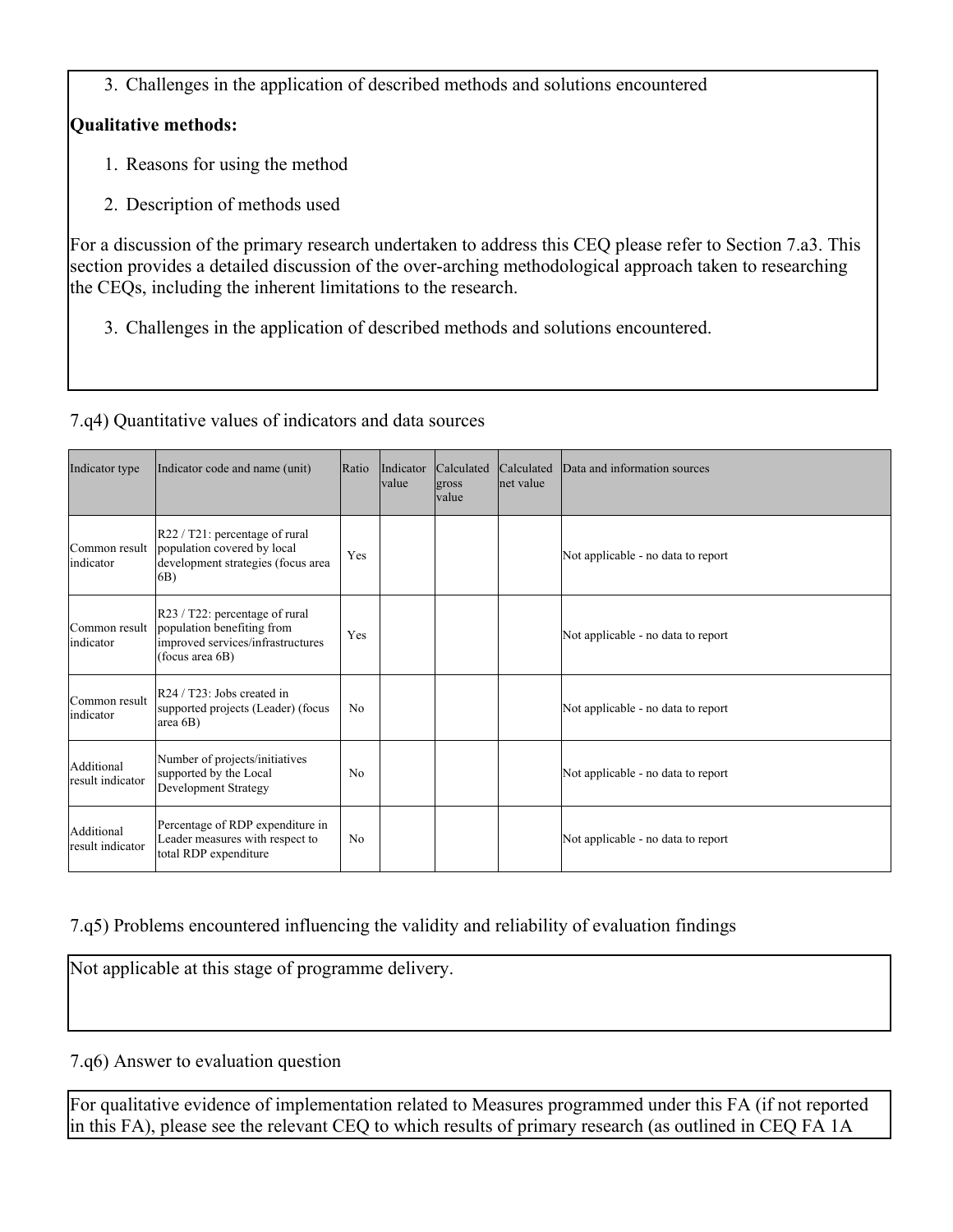3. Challenges in the application of described methods and solutions encountered

**Qualitative methods:**

1. Reasons for using the method
2. Description of methods used

For a discussion of the primary research undertaken to address this CEQ please refer to Section 7.a3. This section provides a detailed discussion of the over-arching methodological approach taken to researching the CEQs, including the inherent limitations to the research.

3. Challenges in the application of described methods and solutions encountered.

7.q4) Quantitative values of indicators and data sources

| Indicator type | Indicator code and name (unit) | Ratio | Indicator value | Calculated gross value | Calculated net value | Data and information sources |
|---|---|---|---|---|---|---|
| Common result indicator | R22 / T21: percentage of rural population covered by local development strategies (focus area 6B) | Yes | | | | Not applicable - no data to report |
| Common result indicator | R23 / T22: percentage of rural population benefiting from improved services/infrastructures (focus area 6B) | Yes | | | | Not applicable - no data to report |
| Common result indicator | R24 / T23: Jobs created in supported projects (Leader) (focus area 6B) | No | | | | Not applicable - no data to report |
| Additional result indicator | Number of projects/initiatives supported by the Local Development Strategy | No | | | | Not applicable - no data to report |
| Additional result indicator | Percentage of RDP expenditure in Leader measures with respect to total RDP expenditure | No | | | | Not applicable - no data to report |

7.q5) Problems encountered influencing the validity and reliability of evaluation findings

Not applicable at this stage of programme delivery.

7.q6) Answer to evaluation question

For qualitative evidence of implementation related to Measures programmed under this FA (if not reported in this FA), please see the relevant CEQ to which results of primary research (as outlined in CEQ FA 1A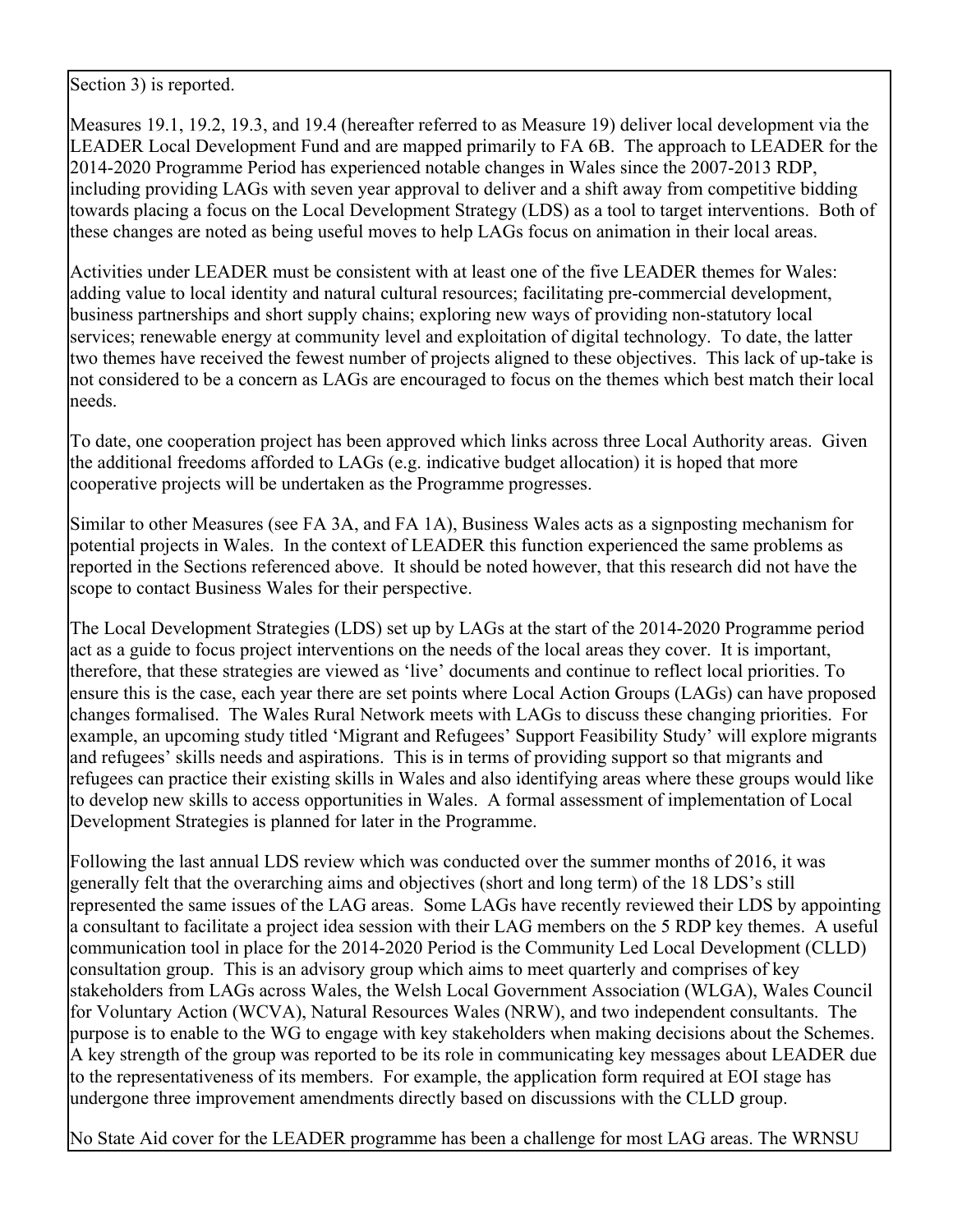Section 3) is reported.

Measures 19.1, 19.2, 19.3, and 19.4 (hereafter referred to as Measure 19) deliver local development via the LEADER Local Development Fund and are mapped primarily to FA 6B. The approach to LEADER for the 2014-2020 Programme Period has experienced notable changes in Wales since the 2007-2013 RDP, including providing LAGs with seven year approval to deliver and a shift away from competitive bidding towards placing a focus on the Local Development Strategy (LDS) as a tool to target interventions. Both of these changes are noted as being useful moves to help LAGs focus on animation in their local areas.

Activities under LEADER must be consistent with at least one of the five LEADER themes for Wales: adding value to local identity and natural cultural resources; facilitating pre-commercial development, business partnerships and short supply chains; exploring new ways of providing non-statutory local services; renewable energy at community level and exploitation of digital technology. To date, the latter two themes have received the fewest number of projects aligned to these objectives. This lack of up-take is not considered to be a concern as LAGs are encouraged to focus on the themes which best match their local needs.

To date, one cooperation project has been approved which links across three Local Authority areas. Given the additional freedoms afforded to LAGs (e.g. indicative budget allocation) it is hoped that more cooperative projects will be undertaken as the Programme progresses.

Similar to other Measures (see FA 3A, and FA 1A), Business Wales acts as a signposting mechanism for potential projects in Wales. In the context of LEADER this function experienced the same problems as reported in the Sections referenced above. It should be noted however, that this research did not have the scope to contact Business Wales for their perspective.

The Local Development Strategies (LDS) set up by LAGs at the start of the 2014-2020 Programme period act as a guide to focus project interventions on the needs of the local areas they cover. It is important, therefore, that these strategies are viewed as 'live' documents and continue to reflect local priorities. To ensure this is the case, each year there are set points where Local Action Groups (LAGs) can have proposed changes formalised. The Wales Rural Network meets with LAGs to discuss these changing priorities. For example, an upcoming study titled 'Migrant and Refugees' Support Feasibility Study' will explore migrants and refugees' skills needs and aspirations. This is in terms of providing support so that migrants and refugees can practice their existing skills in Wales and also identifying areas where these groups would like to develop new skills to access opportunities in Wales. A formal assessment of implementation of Local Development Strategies is planned for later in the Programme.

Following the last annual LDS review which was conducted over the summer months of 2016, it was generally felt that the overarching aims and objectives (short and long term) of the 18 LDS's still represented the same issues of the LAG areas. Some LAGs have recently reviewed their LDS by appointing a consultant to facilitate a project idea session with their LAG members on the 5 RDP key themes. A useful communication tool in place for the 2014-2020 Period is the Community Led Local Development (CLLD) consultation group. This is an advisory group which aims to meet quarterly and comprises of key stakeholders from LAGs across Wales, the Welsh Local Government Association (WLGA), Wales Council for Voluntary Action (WCVA), Natural Resources Wales (NRW), and two independent consultants. The purpose is to enable to the WG to engage with key stakeholders when making decisions about the Schemes. A key strength of the group was reported to be its role in communicating key messages about LEADER due to the representativeness of its members. For example, the application form required at EOI stage has undergone three improvement amendments directly based on discussions with the CLLD group.

No State Aid cover for the LEADER programme has been a challenge for most LAG areas. The WRNSU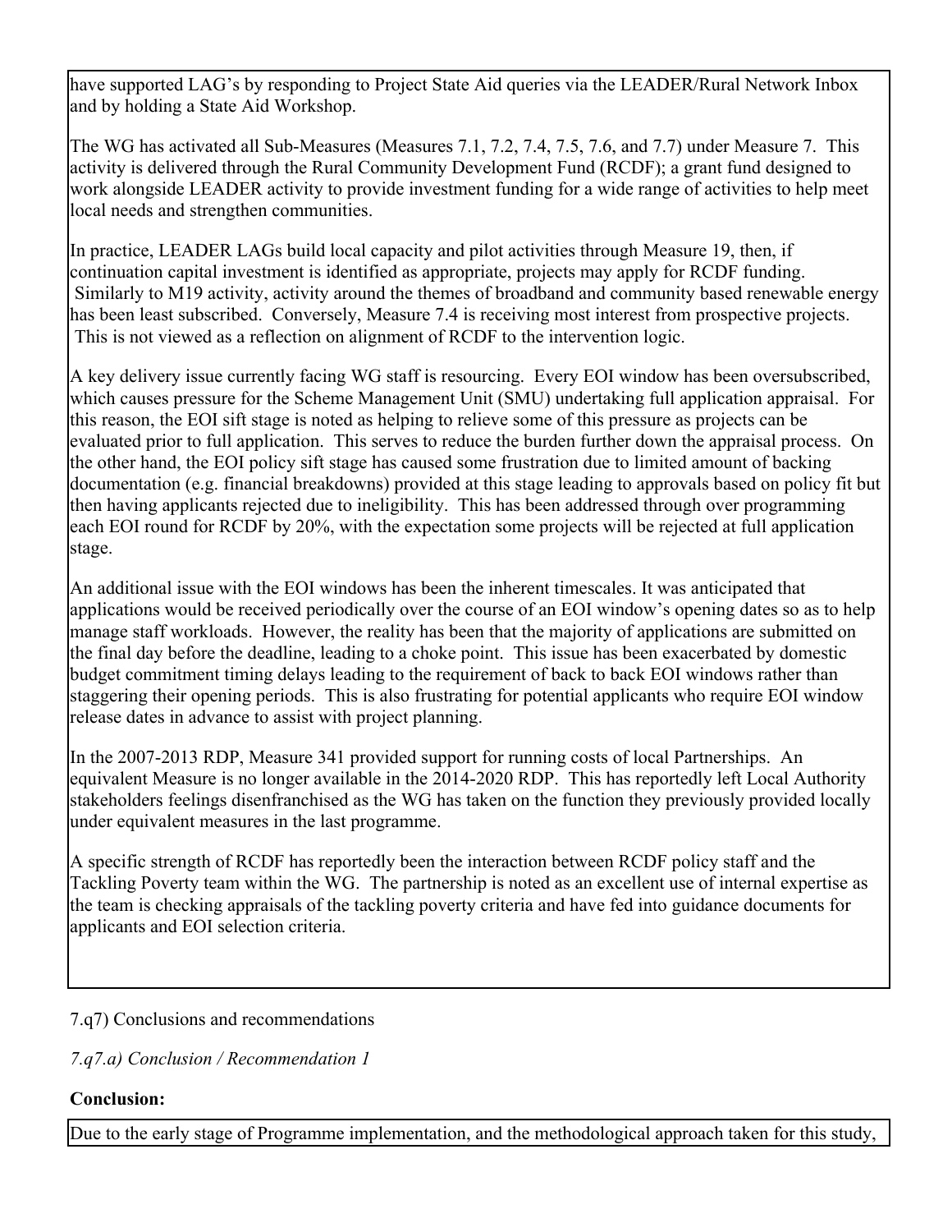have supported LAG's by responding to Project State Aid queries via the LEADER/Rural Network Inbox and by holding a State Aid Workshop.

The WG has activated all Sub-Measures (Measures 7.1, 7.2, 7.4, 7.5, 7.6, and 7.7) under Measure 7. This activity is delivered through the Rural Community Development Fund (RCDF); a grant fund designed to work alongside LEADER activity to provide investment funding for a wide range of activities to help meet local needs and strengthen communities.

In practice, LEADER LAGs build local capacity and pilot activities through Measure 19, then, if continuation capital investment is identified as appropriate, projects may apply for RCDF funding. Similarly to M19 activity, activity around the themes of broadband and community based renewable energy has been least subscribed. Conversely, Measure 7.4 is receiving most interest from prospective projects. This is not viewed as a reflection on alignment of RCDF to the intervention logic.

A key delivery issue currently facing WG staff is resourcing. Every EOI window has been oversubscribed, which causes pressure for the Scheme Management Unit (SMU) undertaking full application appraisal. For this reason, the EOI sift stage is noted as helping to relieve some of this pressure as projects can be evaluated prior to full application. This serves to reduce the burden further down the appraisal process. On the other hand, the EOI policy sift stage has caused some frustration due to limited amount of backing documentation (e.g. financial breakdowns) provided at this stage leading to approvals based on policy fit but then having applicants rejected due to ineligibility. This has been addressed through over programming each EOI round for RCDF by 20%, with the expectation some projects will be rejected at full application stage.

An additional issue with the EOI windows has been the inherent timescales. It was anticipated that applications would be received periodically over the course of an EOI window's opening dates so as to help manage staff workloads. However, the reality has been that the majority of applications are submitted on the final day before the deadline, leading to a choke point. This issue has been exacerbated by domestic budget commitment timing delays leading to the requirement of back to back EOI windows rather than staggering their opening periods. This is also frustrating for potential applicants who require EOI window release dates in advance to assist with project planning.

In the 2007-2013 RDP, Measure 341 provided support for running costs of local Partnerships. An equivalent Measure is no longer available in the 2014-2020 RDP. This has reportedly left Local Authority stakeholders feelings disenfranchised as the WG has taken on the function they previously provided locally under equivalent measures in the last programme.

A specific strength of RCDF has reportedly been the interaction between RCDF policy staff and the Tackling Poverty team within the WG. The partnership is noted as an excellent use of internal expertise as the team is checking appraisals of the tackling poverty criteria and have fed into guidance documents for applicants and EOI selection criteria.

7.q7) Conclusions and recommendations

*7.q7.a) Conclusion / Recommendation 1*

**Conclusion:**

Due to the early stage of Programme implementation, and the methodological approach taken for this study,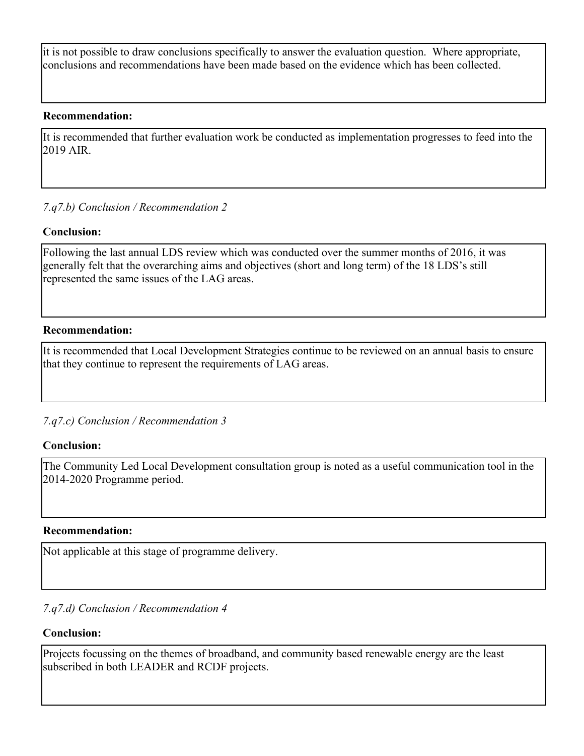it is not possible to draw conclusions specifically to answer the evaluation question. Where appropriate, conclusions and recommendations have been made based on the evidence which has been collected.

**Recommendation:**

It is recommended that further evaluation work be conducted as implementation progresses to feed into the 2019 AIR.

*7.q7.b) Conclusion / Recommendation 2*

**Conclusion:**

Following the last annual LDS review which was conducted over the summer months of 2016, it was generally felt that the overarching aims and objectives (short and long term) of the 18 LDS's still represented the same issues of the LAG areas.

**Recommendation:**

It is recommended that Local Development Strategies continue to be reviewed on an annual basis to ensure that they continue to represent the requirements of LAG areas.

*7.q7.c) Conclusion / Recommendation 3*

**Conclusion:**

The Community Led Local Development consultation group is noted as a useful communication tool in the 2014-2020 Programme period.

**Recommendation:**

Not applicable at this stage of programme delivery.

*7.q7.d) Conclusion / Recommendation 4*

**Conclusion:**

Projects focussing on the themes of broadband, and community based renewable energy are the least subscribed in both LEADER and RCDF projects.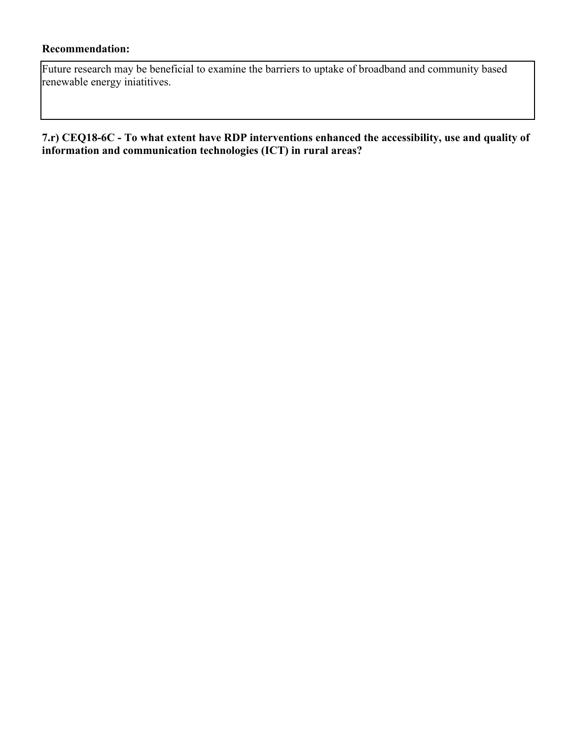**Recommendation:**

Future research may be beneficial to examine the barriers to uptake of broadband and community based renewable energy iniatitives.

**7.r) CEQ18-6C - To what extent have RDP interventions enhanced the accessibility, use and quality of information and communication technologies (ICT) in rural areas?**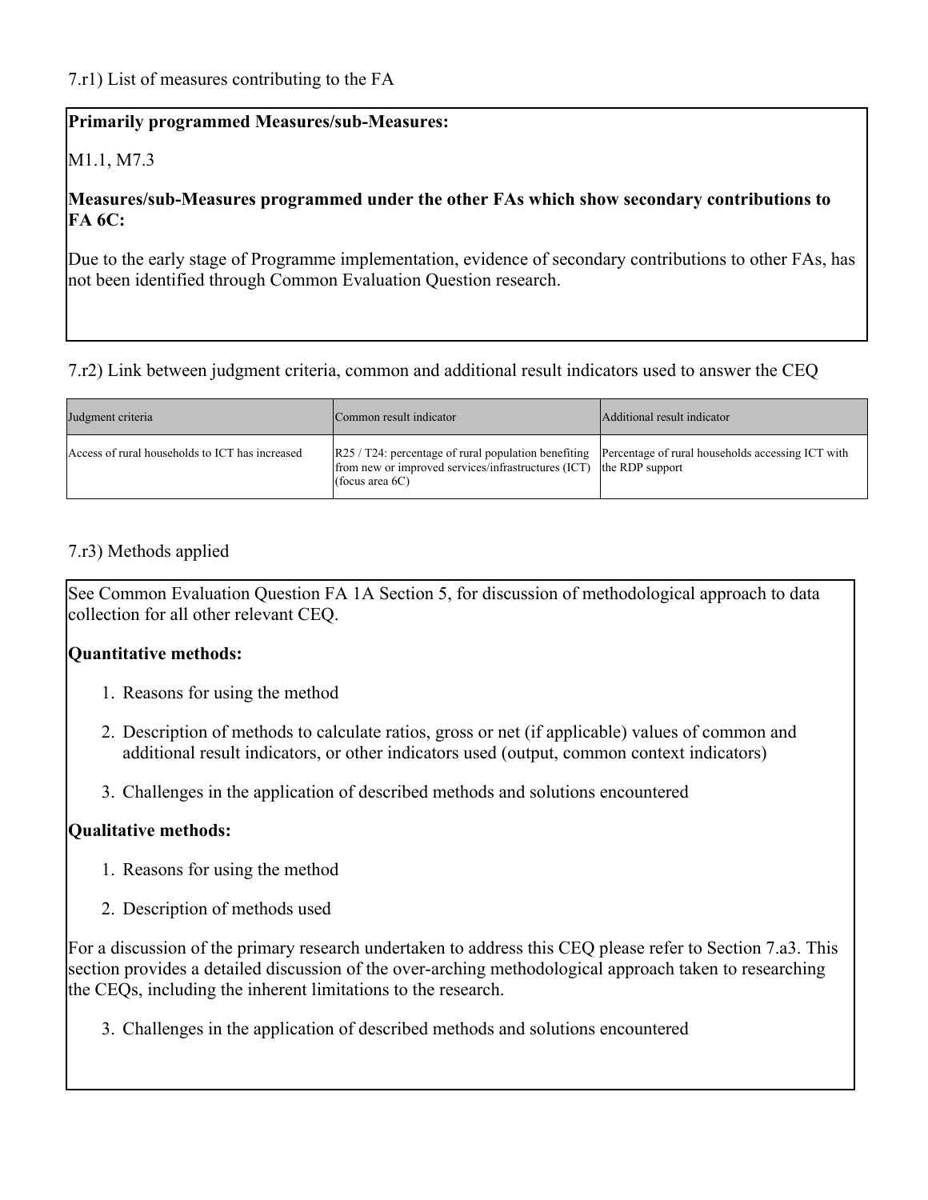7.r1) List of measures contributing to the FA

**Primarily programmed Measures/sub-Measures:**

M1.1, M7.3

**Measures/sub-Measures programmed under the other FAs which show secondary contributions to FA 6C:**

Due to the early stage of Programme implementation, evidence of secondary contributions to other FAs, has not been identified through Common Evaluation Question research.

7.r2) Link between judgment criteria, common and additional result indicators used to answer the CEQ

| Judgment criteria | Common result indicator | Additional result indicator |
|---|---|---|
| Access of rural households to ICT has increased | R25 / T24: percentage of rural population benefiting from new or improved services/infrastructures (ICT) (focus area 6C) | Percentage of rural households accessing ICT with the RDP support |

7.r3) Methods applied

See Common Evaluation Question FA 1A Section 5, for discussion of methodological approach to data collection for all other relevant CEQ.

**Quantitative methods:**

1. Reasons for using the method
2. Description of methods to calculate ratios, gross or net (if applicable) values of common and additional result indicators, or other indicators used (output, common context indicators)
3. Challenges in the application of described methods and solutions encountered

**Qualitative methods:**

1. Reasons for using the method
2. Description of methods used

For a discussion of the primary research undertaken to address this CEQ please refer to Section 7.a3. This section provides a detailed discussion of the over-arching methodological approach taken to researching the CEQs, including the inherent limitations to the research.

3. Challenges in the application of described methods and solutions encountered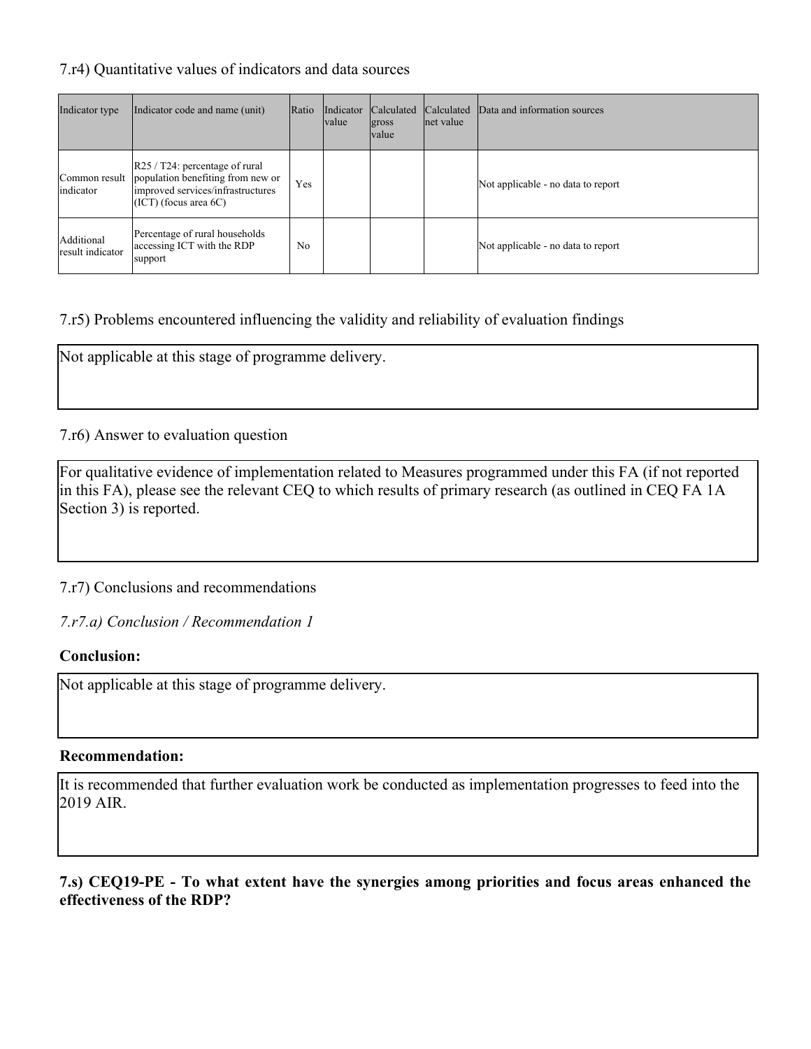### 7.r4) Quantitative values of indicators and data sources

| Indicator type | Indicator code and name (unit) | Ratio | Indicator value | Calculated gross value | Calculated net value | Data and information sources |
|---|---|---|---|---|---|---|
| Common result indicator | R25 / T24: percentage of rural population benefiting from new or improved services/infrastructures (ICT) (focus area 6C) | Yes | | | | Not applicable - no data to report |
| Additional result indicator | Percentage of rural households accessing ICT with the RDP support | No | | | | Not applicable - no data to report |

### 7.r5) Problems encountered influencing the validity and reliability of evaluation findings

Not applicable at this stage of programme delivery.

### 7.r6) Answer to evaluation question

For qualitative evidence of implementation related to Measures programmed under this FA (if not reported in this FA), please see the relevant CEQ to which results of primary research (as outlined in CEQ FA 1A Section 3) is reported.

### 7.r7) Conclusions and recommendations

*7.r7.a) Conclusion / Recommendation 1*

**Conclusion:**

Not applicable at this stage of programme delivery.

**Recommendation:**

It is recommended that further evaluation work be conducted as implementation progresses to feed into the 2019 AIR.

**7.s) CEQ19-PE - To what extent have the synergies among priorities and focus areas enhanced the effectiveness of the RDP?**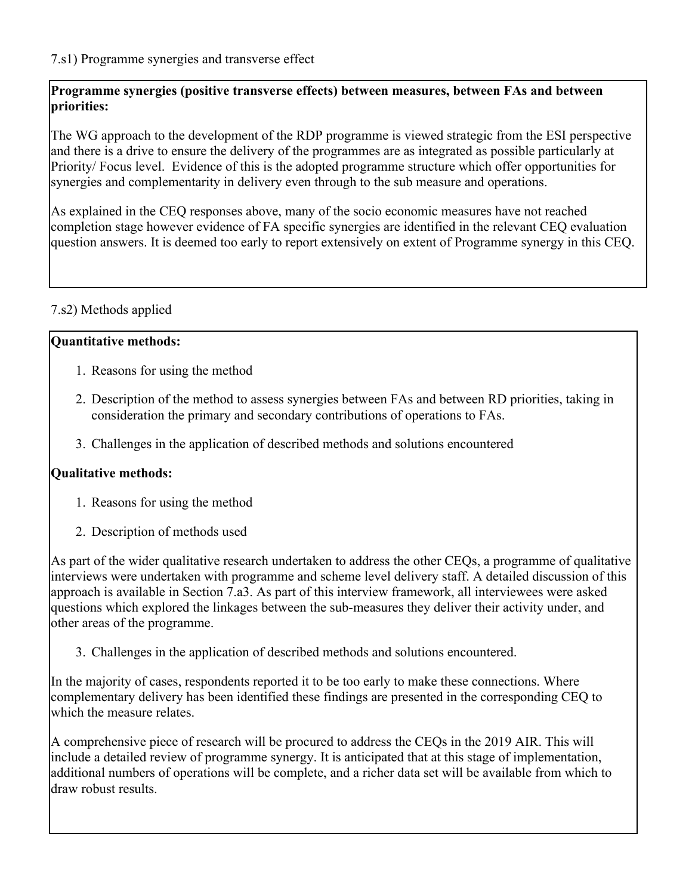7.s1) Programme synergies and transverse effect

**Programme synergies (positive transverse effects) between measures, between FAs and between priorities:**

The WG approach to the development of the RDP programme is viewed strategic from the ESI perspective and there is a drive to ensure the delivery of the programmes are as integrated as possible particularly at Priority/ Focus level. Evidence of this is the adopted programme structure which offer opportunities for synergies and complementarity in delivery even through to the sub measure and operations.

As explained in the CEQ responses above, many of the socio economic measures have not reached completion stage however evidence of FA specific synergies are identified in the relevant CEQ evaluation question answers. It is deemed too early to report extensively on extent of Programme synergy in this CEQ.

7.s2) Methods applied

**Quantitative methods:**

1. Reasons for using the method
2. Description of the method to assess synergies between FAs and between RD priorities, taking in consideration the primary and secondary contributions of operations to FAs.
3. Challenges in the application of described methods and solutions encountered

**Qualitative methods:**

1. Reasons for using the method
2. Description of methods used

As part of the wider qualitative research undertaken to address the other CEQs, a programme of qualitative interviews were undertaken with programme and scheme level delivery staff. A detailed discussion of this approach is available in Section 7.a3. As part of this interview framework, all interviewees were asked questions which explored the linkages between the sub-measures they deliver their activity under, and other areas of the programme.

3. Challenges in the application of described methods and solutions encountered.

In the majority of cases, respondents reported it to be too early to make these connections. Where complementary delivery has been identified these findings are presented in the corresponding CEQ to which the measure relates.

A comprehensive piece of research will be procured to address the CEQs in the 2019 AIR. This will include a detailed review of programme synergy. It is anticipated that at this stage of implementation, additional numbers of operations will be complete, and a richer data set will be available from which to draw robust results.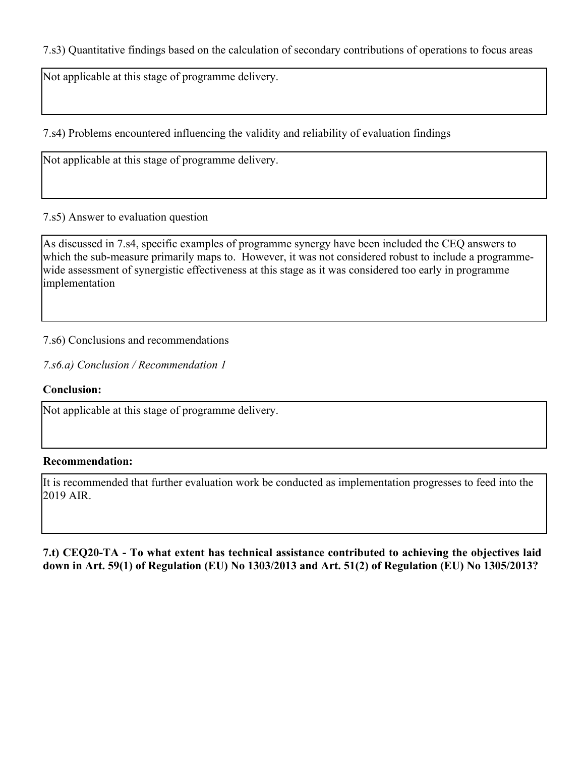7.s3) Quantitative findings based on the calculation of secondary contributions of operations to focus areas

Not applicable at this stage of programme delivery.

7.s4) Problems encountered influencing the validity and reliability of evaluation findings

Not applicable at this stage of programme delivery.

7.s5) Answer to evaluation question

As discussed in 7.s4, specific examples of programme synergy have been included the CEQ answers to which the sub-measure primarily maps to. However, it was not considered robust to include a programme-wide assessment of synergistic effectiveness at this stage as it was considered too early in programme implementation

7.s6) Conclusions and recommendations

*7.s6.a) Conclusion / Recommendation 1*

**Conclusion:**

Not applicable at this stage of programme delivery.

**Recommendation:**

It is recommended that further evaluation work be conducted as implementation progresses to feed into the 2019 AIR.

**7.t) CEQ20-TA - To what extent has technical assistance contributed to achieving the objectives laid down in Art. 59(1) of Regulation (EU) No 1303/2013 and Art. 51(2) of Regulation (EU) No 1305/2013?**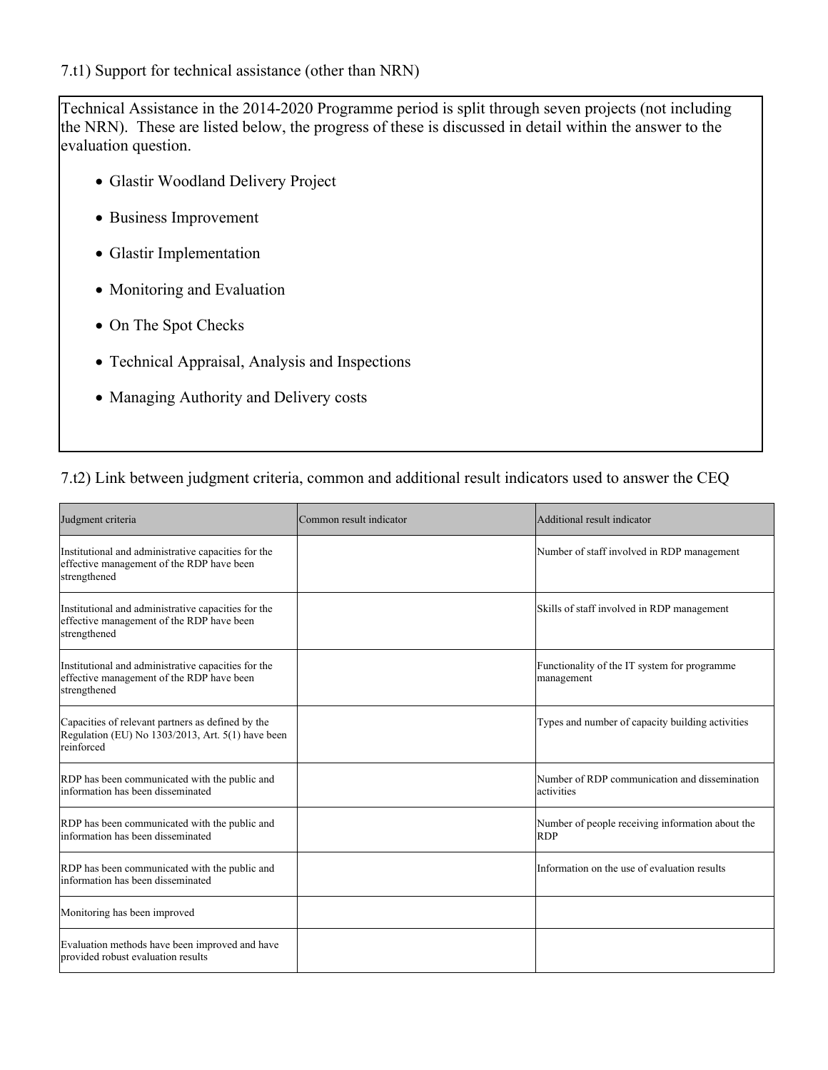7.t1) Support for technical assistance (other than NRN)

Technical Assistance in the 2014-2020 Programme period is split through seven projects (not including the NRN). These are listed below, the progress of these is discussed in detail within the answer to the evaluation question.

- Glastir Woodland Delivery Project
- Business Improvement
- Glastir Implementation
- Monitoring and Evaluation
- On The Spot Checks
- Technical Appraisal, Analysis and Inspections
- Managing Authority and Delivery costs

7.t2) Link between judgment criteria, common and additional result indicators used to answer the CEQ

| Judgment criteria | Common result indicator | Additional result indicator |
|---|---|---|
| Institutional and administrative capacities for the effective management of the RDP have been strengthened | | Number of staff involved in RDP management |
| Institutional and administrative capacities for the effective management of the RDP have been strengthened | | Skills of staff involved in RDP management |
| Institutional and administrative capacities for the effective management of the RDP have been strengthened | | Functionality of the IT system for programme management |
| Capacities of relevant partners as defined by the Regulation (EU) No 1303/2013, Art. 5(1) have been reinforced | | Types and number of capacity building activities |
| RDP has been communicated with the public and information has been disseminated | | Number of RDP communication and dissemination activities |
| RDP has been communicated with the public and information has been disseminated | | Number of people receiving information about the RDP |
| RDP has been communicated with the public and information has been disseminated | | Information on the use of evaluation results |
| Monitoring has been improved | | |
| Evaluation methods have been improved and have provided robust evaluation results | | |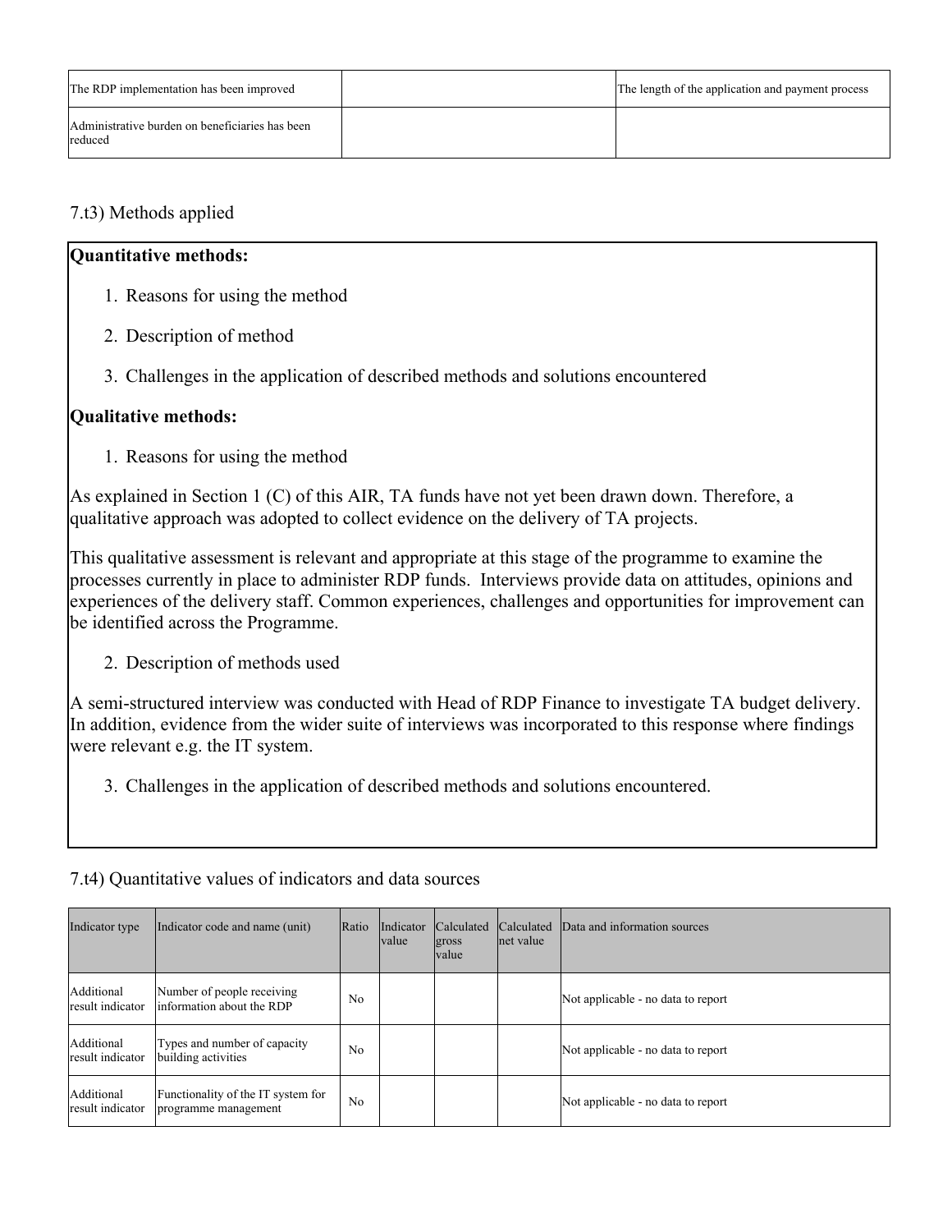| The RDP implementation has been improved | | The length of the application and payment process |
|---|---|---|
| Administrative burden on beneficiaries has been reduced | | |

7.t3) Methods applied

**Quantitative methods:**

1. Reasons for using the method
2. Description of method
3. Challenges in the application of described methods and solutions encountered

**Qualitative methods:**

1. Reasons for using the method

As explained in Section 1 (C) of this AIR, TA funds have not yet been drawn down. Therefore, a qualitative approach was adopted to collect evidence on the delivery of TA projects.

This qualitative assessment is relevant and appropriate at this stage of the programme to examine the processes currently in place to administer RDP funds. Interviews provide data on attitudes, opinions and experiences of the delivery staff. Common experiences, challenges and opportunities for improvement can be identified across the Programme.

2. Description of methods used

A semi-structured interview was conducted with Head of RDP Finance to investigate TA budget delivery. In addition, evidence from the wider suite of interviews was incorporated to this response where findings were relevant e.g. the IT system.

3. Challenges in the application of described methods and solutions encountered.

7.t4) Quantitative values of indicators and data sources

| Indicator type | Indicator code and name (unit) | Ratio | Indicator value | Calculated gross value | Calculated net value | Data and information sources |
|---|---|---|---|---|---|---|
| Additional result indicator | Number of people receiving information about the RDP | No | | | | Not applicable - no data to report |
| Additional result indicator | Types and number of capacity building activities | No | | | | Not applicable - no data to report |
| Additional result indicator | Functionality of the IT system for programme management | No | | | | Not applicable - no data to report |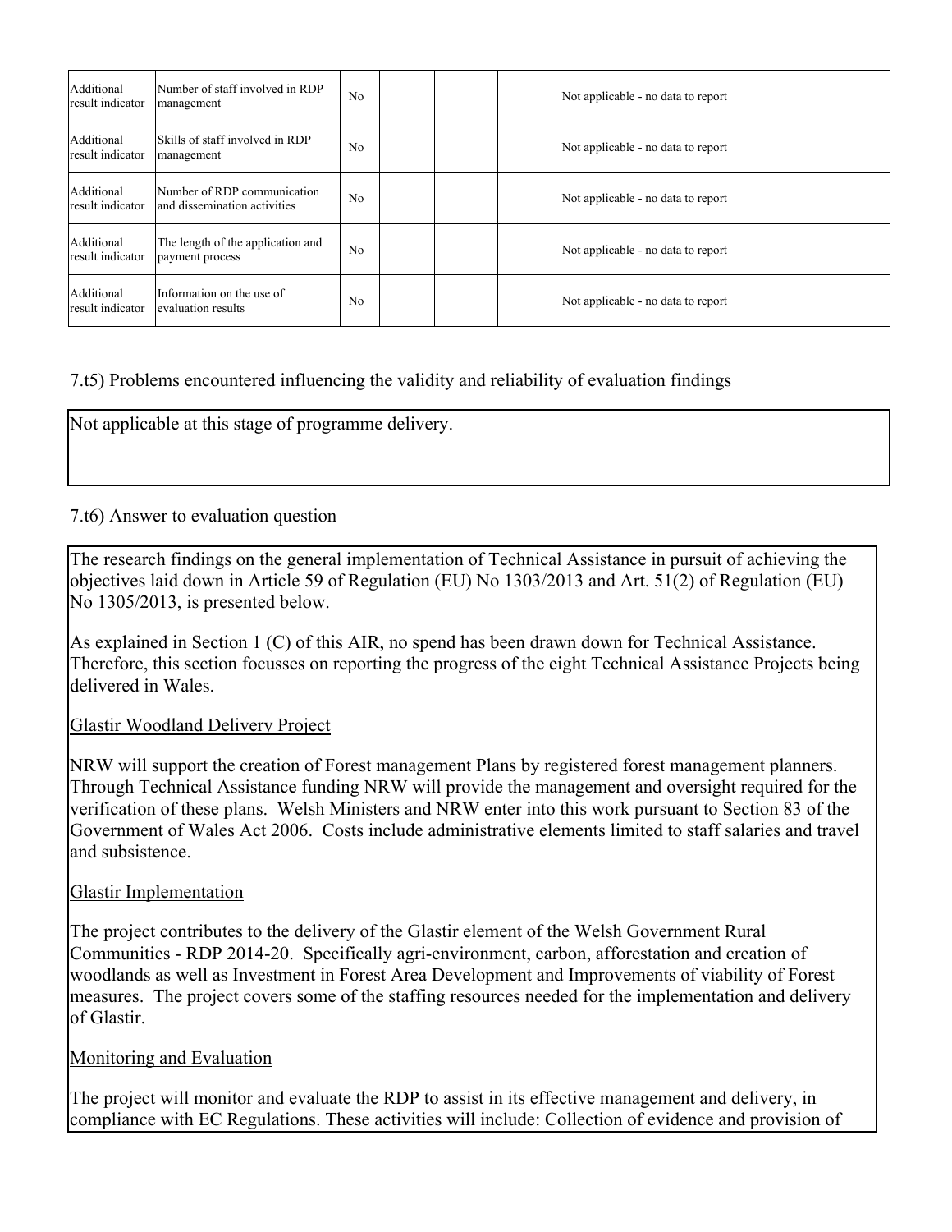| | | | | | | |
|---|---|---|---|---|---|---|
| Additional result indicator | Number of staff involved in RDP management | No | | | | Not applicable - no data to report |
| Additional result indicator | Skills of staff involved in RDP management | No | | | | Not applicable - no data to report |
| Additional result indicator | Number of RDP communication and dissemination activities | No | | | | Not applicable - no data to report |
| Additional result indicator | The length of the application and payment process | No | | | | Not applicable - no data to report |
| Additional result indicator | Information on the use of evaluation results | No | | | | Not applicable - no data to report |

7.t5) Problems encountered influencing the validity and reliability of evaluation findings

Not applicable at this stage of programme delivery.

7.t6) Answer to evaluation question

The research findings on the general implementation of Technical Assistance in pursuit of achieving the objectives laid down in Article 59 of Regulation (EU) No 1303/2013 and Art. 51(2) of Regulation (EU) No 1305/2013, is presented below.

As explained in Section 1 (C) of this AIR, no spend has been drawn down for Technical Assistance. Therefore, this section focusses on reporting the progress of the eight Technical Assistance Projects being delivered in Wales.

Glastir Woodland Delivery Project

NRW will support the creation of Forest management Plans by registered forest management planners. Through Technical Assistance funding NRW will provide the management and oversight required for the verification of these plans. Welsh Ministers and NRW enter into this work pursuant to Section 83 of the Government of Wales Act 2006. Costs include administrative elements limited to staff salaries and travel and subsistence.

Glastir Implementation

The project contributes to the delivery of the Glastir element of the Welsh Government Rural Communities - RDP 2014-20. Specifically agri-environment, carbon, afforestation and creation of woodlands as well as Investment in Forest Area Development and Improvements of viability of Forest measures. The project covers some of the staffing resources needed for the implementation and delivery of Glastir.

Monitoring and Evaluation

The project will monitor and evaluate the RDP to assist in its effective management and delivery, in compliance with EC Regulations. These activities will include: Collection of evidence and provision of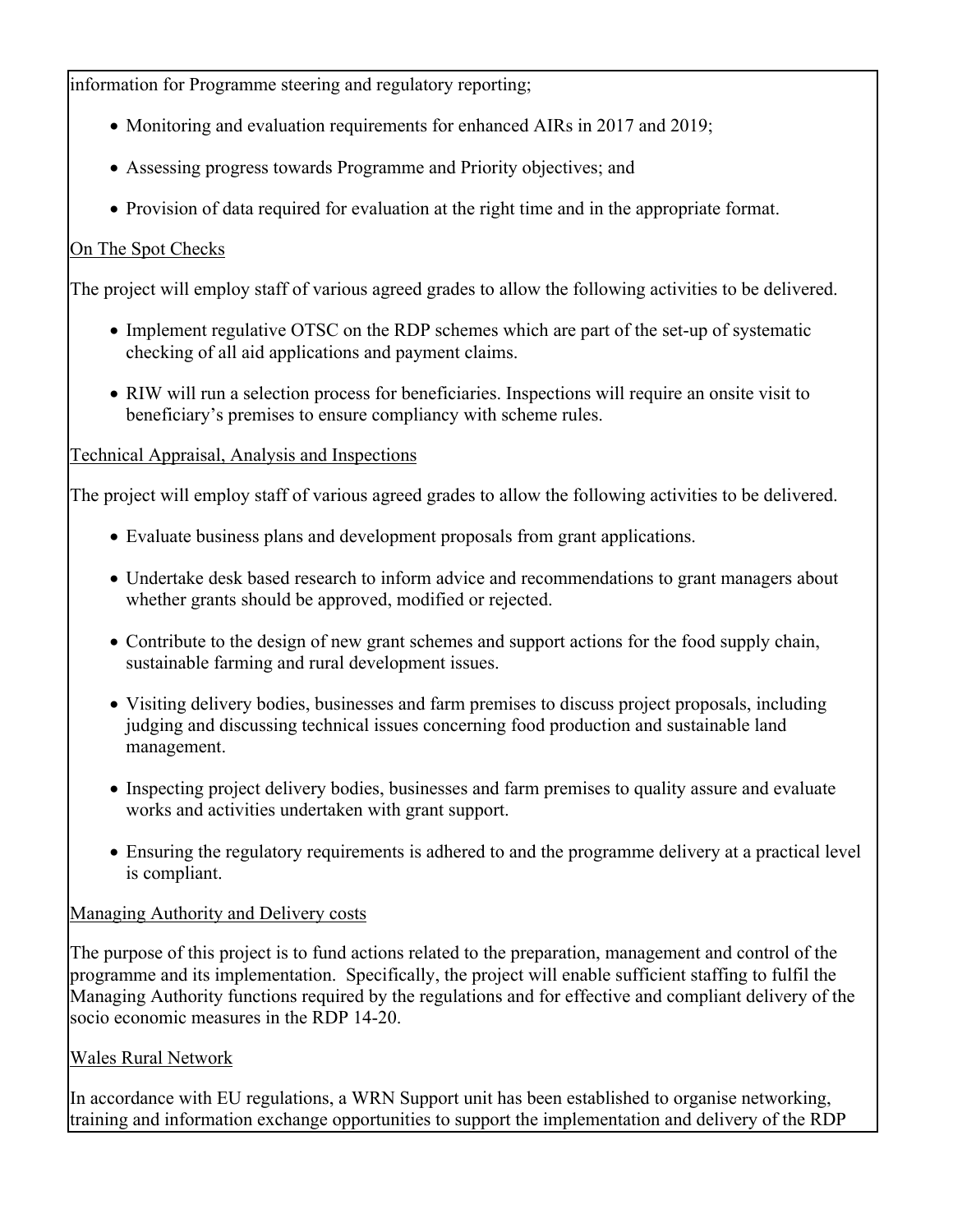information for Programme steering and regulatory reporting;

- Monitoring and evaluation requirements for enhanced AIRs in 2017 and 2019;
- Assessing progress towards Programme and Priority objectives; and
- Provision of data required for evaluation at the right time and in the appropriate format.

On The Spot Checks

The project will employ staff of various agreed grades to allow the following activities to be delivered.

- Implement regulative OTSC on the RDP schemes which are part of the set-up of systematic checking of all aid applications and payment claims.
- RIW will run a selection process for beneficiaries. Inspections will require an onsite visit to beneficiary's premises to ensure compliancy with scheme rules.

Technical Appraisal, Analysis and Inspections

The project will employ staff of various agreed grades to allow the following activities to be delivered.

- Evaluate business plans and development proposals from grant applications.
- Undertake desk based research to inform advice and recommendations to grant managers about whether grants should be approved, modified or rejected.
- Contribute to the design of new grant schemes and support actions for the food supply chain, sustainable farming and rural development issues.
- Visiting delivery bodies, businesses and farm premises to discuss project proposals, including judging and discussing technical issues concerning food production and sustainable land management.
- Inspecting project delivery bodies, businesses and farm premises to quality assure and evaluate works and activities undertaken with grant support.
- Ensuring the regulatory requirements is adhered to and the programme delivery at a practical level is compliant.

Managing Authority and Delivery costs

The purpose of this project is to fund actions related to the preparation, management and control of the programme and its implementation. Specifically, the project will enable sufficient staffing to fulfil the Managing Authority functions required by the regulations and for effective and compliant delivery of the socio economic measures in the RDP 14-20.

Wales Rural Network

In accordance with EU regulations, a WRN Support unit has been established to organise networking, training and information exchange opportunities to support the implementation and delivery of the RDP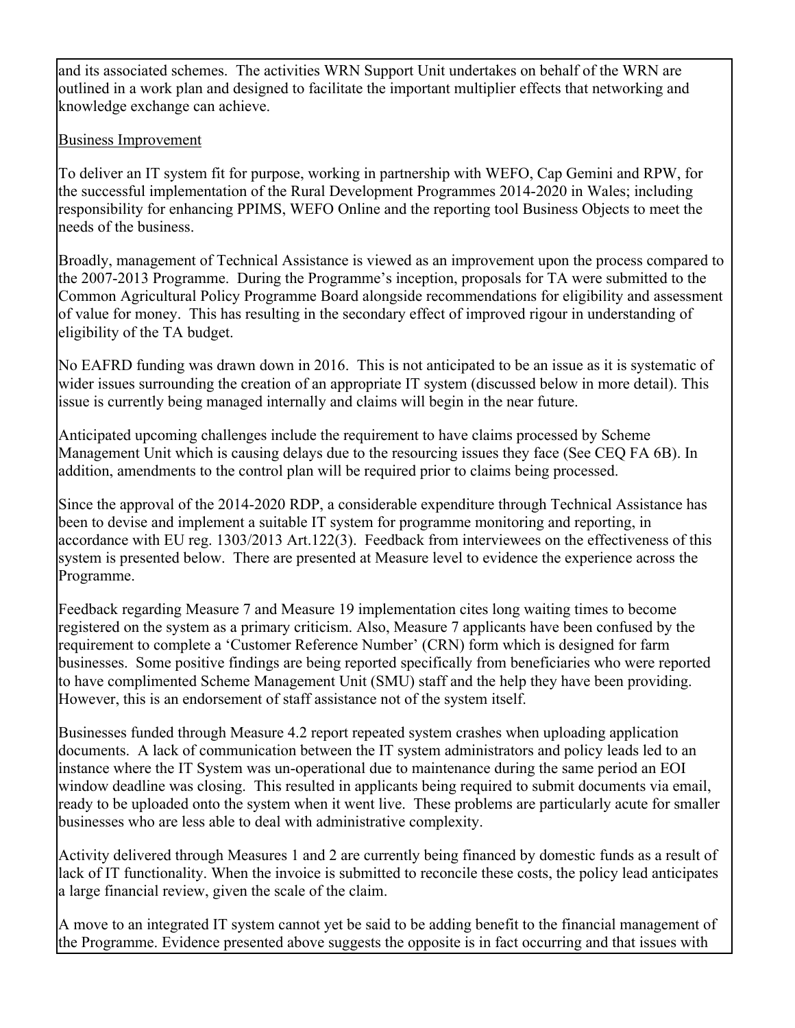and its associated schemes. The activities WRN Support Unit undertakes on behalf of the WRN are outlined in a work plan and designed to facilitate the important multiplier effects that networking and knowledge exchange can achieve.

Business Improvement

To deliver an IT system fit for purpose, working in partnership with WEFO, Cap Gemini and RPW, for the successful implementation of the Rural Development Programmes 2014-2020 in Wales; including responsibility for enhancing PPIMS, WEFO Online and the reporting tool Business Objects to meet the needs of the business.

Broadly, management of Technical Assistance is viewed as an improvement upon the process compared to the 2007-2013 Programme. During the Programme's inception, proposals for TA were submitted to the Common Agricultural Policy Programme Board alongside recommendations for eligibility and assessment of value for money. This has resulting in the secondary effect of improved rigour in understanding of eligibility of the TA budget.

No EAFRD funding was drawn down in 2016. This is not anticipated to be an issue as it is systematic of wider issues surrounding the creation of an appropriate IT system (discussed below in more detail). This issue is currently being managed internally and claims will begin in the near future.

Anticipated upcoming challenges include the requirement to have claims processed by Scheme Management Unit which is causing delays due to the resourcing issues they face (See CEQ FA 6B). In addition, amendments to the control plan will be required prior to claims being processed.

Since the approval of the 2014-2020 RDP, a considerable expenditure through Technical Assistance has been to devise and implement a suitable IT system for programme monitoring and reporting, in accordance with EU reg. 1303/2013 Art.122(3). Feedback from interviewees on the effectiveness of this system is presented below. There are presented at Measure level to evidence the experience across the Programme.

Feedback regarding Measure 7 and Measure 19 implementation cites long waiting times to become registered on the system as a primary criticism. Also, Measure 7 applicants have been confused by the requirement to complete a 'Customer Reference Number' (CRN) form which is designed for farm businesses. Some positive findings are being reported specifically from beneficiaries who were reported to have complimented Scheme Management Unit (SMU) staff and the help they have been providing. However, this is an endorsement of staff assistance not of the system itself.

Businesses funded through Measure 4.2 report repeated system crashes when uploading application documents. A lack of communication between the IT system administrators and policy leads led to an instance where the IT System was un-operational due to maintenance during the same period an EOI window deadline was closing. This resulted in applicants being required to submit documents via email, ready to be uploaded onto the system when it went live. These problems are particularly acute for smaller businesses who are less able to deal with administrative complexity.

Activity delivered through Measures 1 and 2 are currently being financed by domestic funds as a result of lack of IT functionality. When the invoice is submitted to reconcile these costs, the policy lead anticipates a large financial review, given the scale of the claim.

A move to an integrated IT system cannot yet be said to be adding benefit to the financial management of the Programme. Evidence presented above suggests the opposite is in fact occurring and that issues with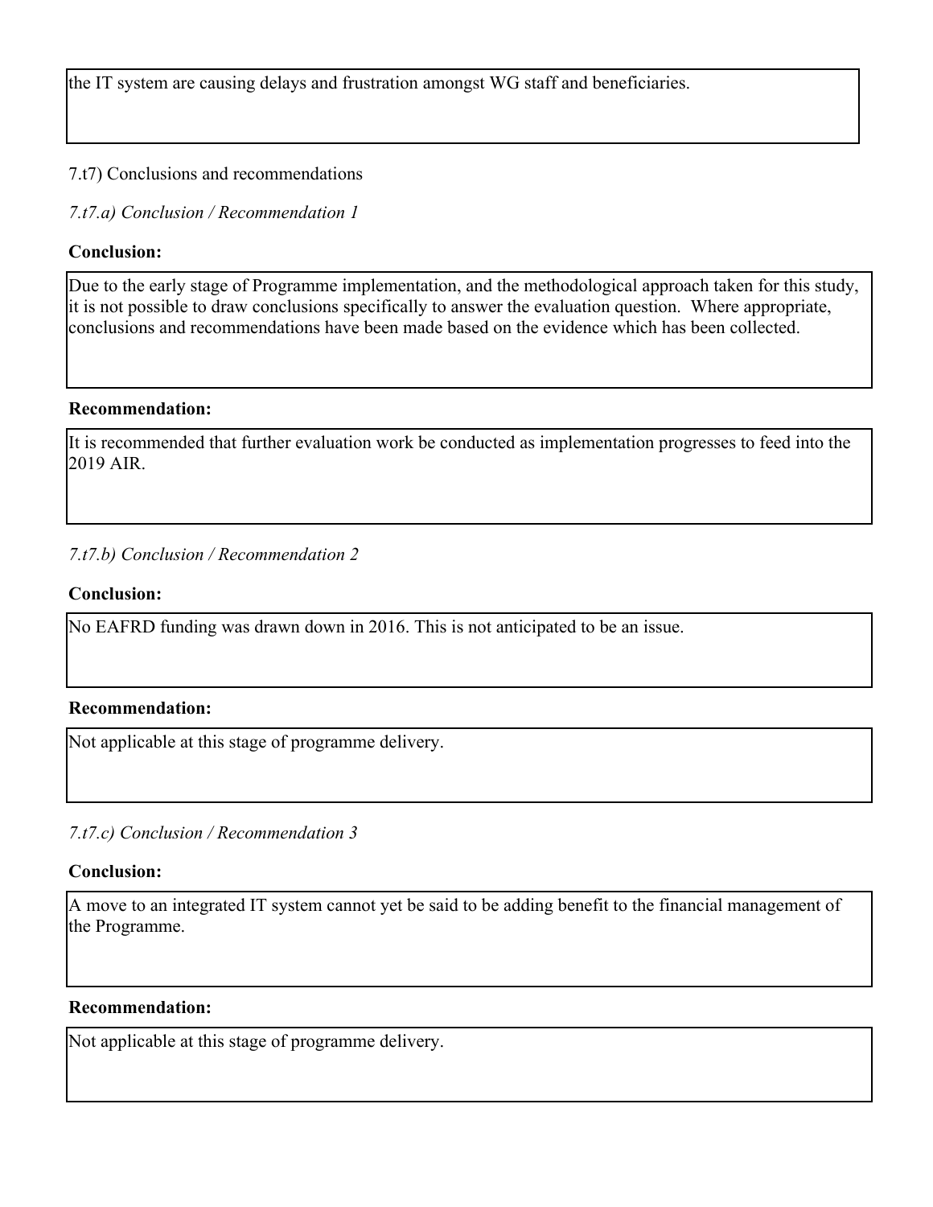the IT system are causing delays and frustration amongst WG staff and beneficiaries.

7.t7) Conclusions and recommendations

*7.t7.a) Conclusion / Recommendation 1*

**Conclusion:**

Due to the early stage of Programme implementation, and the methodological approach taken for this study, it is not possible to draw conclusions specifically to answer the evaluation question. Where appropriate, conclusions and recommendations have been made based on the evidence which has been collected.

**Recommendation:**

It is recommended that further evaluation work be conducted as implementation progresses to feed into the 2019 AIR.

*7.t7.b) Conclusion / Recommendation 2*

**Conclusion:**

No EAFRD funding was drawn down in 2016. This is not anticipated to be an issue.

**Recommendation:**

Not applicable at this stage of programme delivery.

*7.t7.c) Conclusion / Recommendation 3*

**Conclusion:**

A move to an integrated IT system cannot yet be said to be adding benefit to the financial management of the Programme.

**Recommendation:**

Not applicable at this stage of programme delivery.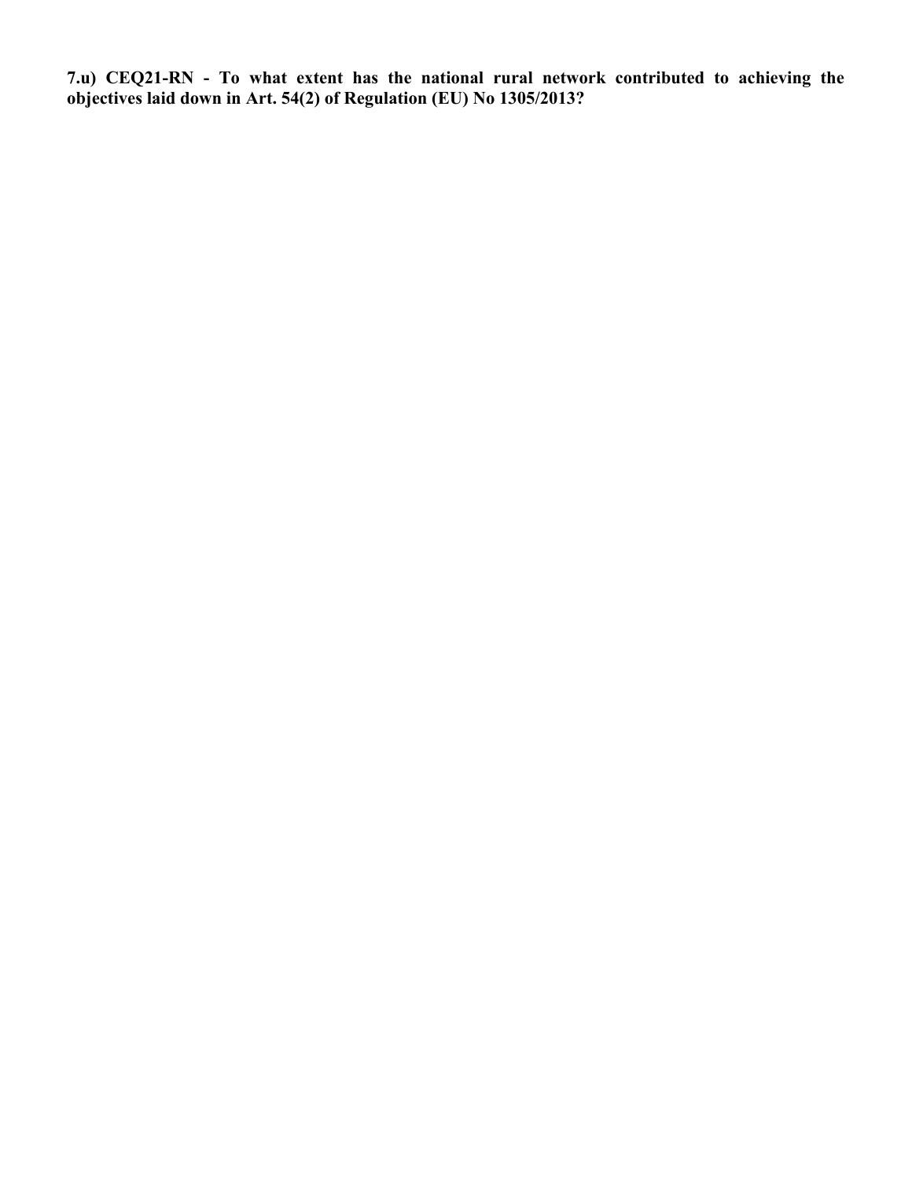**7.u) CEQ21-RN - To what extent has the national rural network contributed to achieving the objectives laid down in Art. 54(2) of Regulation (EU) No 1305/2013?**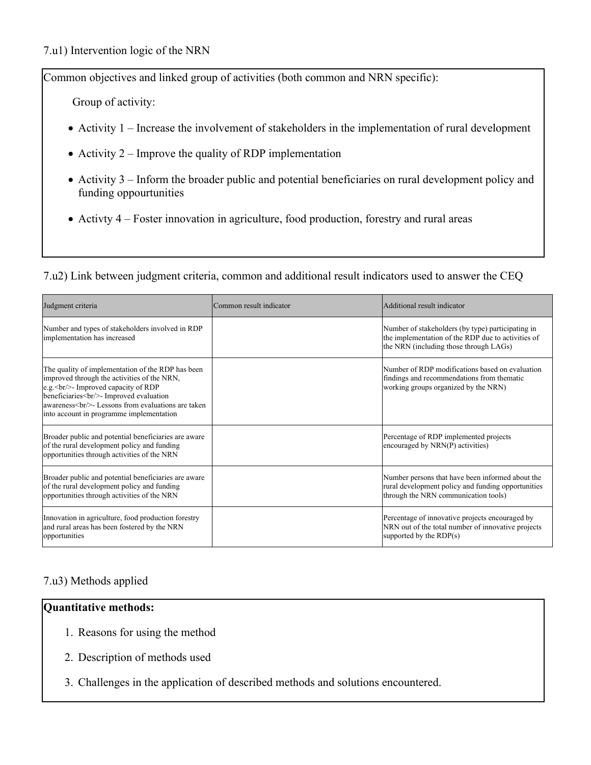7.u1) Intervention logic of the NRN

Common objectives and linked group of activities (both common and NRN specific):

Group of activity:

- Activity 1 – Increase the involvement of stakeholders in the implementation of rural development
- Activity 2 – Improve the quality of RDP implementation
- Activity 3 – Inform the broader public and potential beneficiaries on rural development policy and funding oppourtunities
- Activty 4 – Foster innovation in agriculture, food production, forestry and rural areas

7.u2) Link between judgment criteria, common and additional result indicators used to answer the CEQ

| Judgment criteria | Common result indicator | Additional result indicator |
|---|---|---|
| Number and types of stakeholders involved in RDP implementation has increased | | Number of stakeholders (by type) participating in the implementation of the RDP due to activities of the NRN (including those through LAGs) |
| The quality of implementation of the RDP has been improved through the activities of the NRN, e.g.<br/>- Improved capacity of RDP beneficiaries<br/>- Improved evaluation awareness<br/>- Lessons from evaluations are taken into account in programme implementation | | Number of RDP modifications based on evaluation findings and recommendations from thematic working groups organized by the NRN) |
| Broader public and potential beneficiaries are aware of the rural development policy and funding opportunities through activities of the NRN | | Percentage of RDP implemented projects encouraged by NRN(P) activities) |
| Broader public and potential beneficiaries are aware of the rural development policy and funding opportunities through activities of the NRN | | Number persons that have been informed about the rural development policy and funding opportunities through the NRN communication tools) |
| Innovation in agriculture, food production forestry and rural areas has been fostered by the NRN opportunities | | Percentage of innovative projects encouraged by NRN out of the total number of innovative projects supported by the RDP(s) |

7.u3) Methods applied

**Quantitative methods:**

1. Reasons for using the method
2. Description of methods used
3. Challenges in the application of described methods and solutions encountered.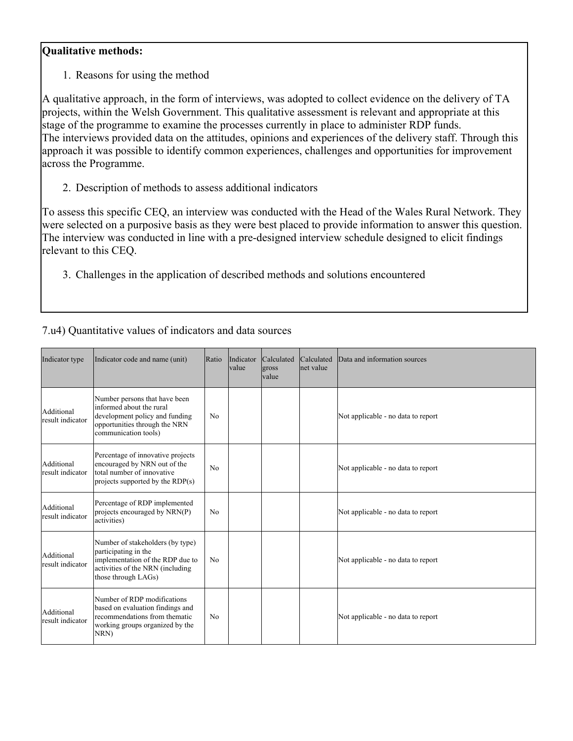**Qualitative methods:**

1. Reasons for using the method

A qualitative approach, in the form of interviews, was adopted to collect evidence on the delivery of TA projects, within the Welsh Government. This qualitative assessment is relevant and appropriate at this stage of the programme to examine the processes currently in place to administer RDP funds.
The interviews provided data on the attitudes, opinions and experiences of the delivery staff. Through this approach it was possible to identify common experiences, challenges and opportunities for improvement across the Programme.

2. Description of methods to assess additional indicators

To assess this specific CEQ, an interview was conducted with the Head of the Wales Rural Network. They were selected on a purposive basis as they were best placed to provide information to answer this question. The interview was conducted in line with a pre-designed interview schedule designed to elicit findings relevant to this CEQ.

3. Challenges in the application of described methods and solutions encountered

7.u4) Quantitative values of indicators and data sources

| Indicator type | Indicator code and name (unit) | Ratio | Indicator value | Calculated gross value | Calculated net value | Data and information sources |
|---|---|---|---|---|---|---|
| Additional result indicator | Number persons that have been informed about the rural development policy and funding opportunities through the NRN communication tools) | No | | | | Not applicable - no data to report |
| Additional result indicator | Percentage of innovative projects encouraged by NRN out of the total number of innovative projects supported by the RDP(s) | No | | | | Not applicable - no data to report |
| Additional result indicator | Percentage of RDP implemented projects encouraged by NRN(P) activities) | No | | | | Not applicable - no data to report |
| Additional result indicator | Number of stakeholders (by type) participating in the implementation of the RDP due to activities of the NRN (including those through LAGs) | No | | | | Not applicable - no data to report |
| Additional result indicator | Number of RDP modifications based on evaluation findings and recommendations from thematic working groups organized by the NRN) | No | | | | Not applicable - no data to report |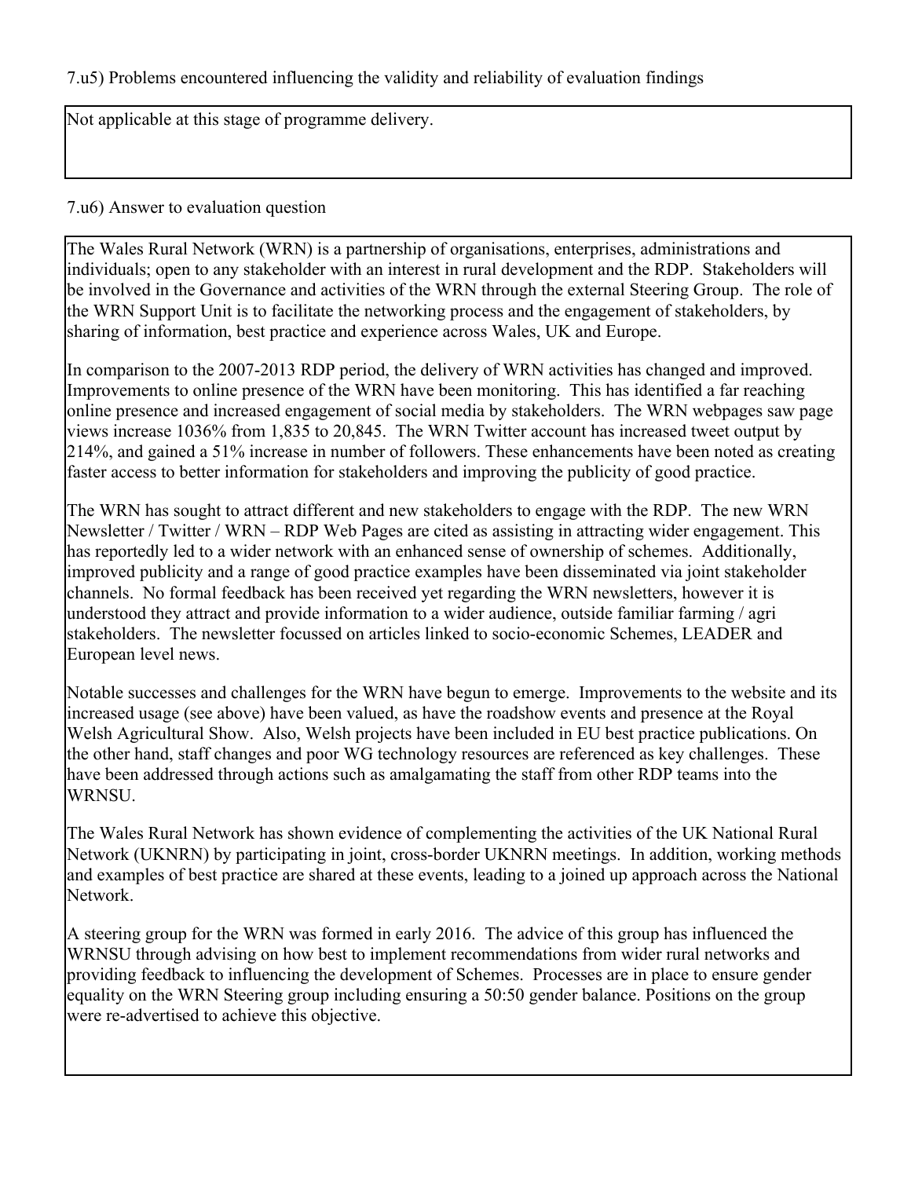7.u5) Problems encountered influencing the validity and reliability of evaluation findings

Not applicable at this stage of programme delivery.

7.u6) Answer to evaluation question

The Wales Rural Network (WRN) is a partnership of organisations, enterprises, administrations and individuals; open to any stakeholder with an interest in rural development and the RDP. Stakeholders will be involved in the Governance and activities of the WRN through the external Steering Group. The role of the WRN Support Unit is to facilitate the networking process and the engagement of stakeholders, by sharing of information, best practice and experience across Wales, UK and Europe.

In comparison to the 2007-2013 RDP period, the delivery of WRN activities has changed and improved. Improvements to online presence of the WRN have been monitoring. This has identified a far reaching online presence and increased engagement of social media by stakeholders. The WRN webpages saw page views increase 1036% from 1,835 to 20,845. The WRN Twitter account has increased tweet output by 214%, and gained a 51% increase in number of followers. These enhancements have been noted as creating faster access to better information for stakeholders and improving the publicity of good practice.

The WRN has sought to attract different and new stakeholders to engage with the RDP. The new WRN Newsletter / Twitter / WRN – RDP Web Pages are cited as assisting in attracting wider engagement. This has reportedly led to a wider network with an enhanced sense of ownership of schemes. Additionally, improved publicity and a range of good practice examples have been disseminated via joint stakeholder channels. No formal feedback has been received yet regarding the WRN newsletters, however it is understood they attract and provide information to a wider audience, outside familiar farming / agri stakeholders. The newsletter focussed on articles linked to socio-economic Schemes, LEADER and European level news.

Notable successes and challenges for the WRN have begun to emerge. Improvements to the website and its increased usage (see above) have been valued, as have the roadshow events and presence at the Royal Welsh Agricultural Show. Also, Welsh projects have been included in EU best practice publications. On the other hand, staff changes and poor WG technology resources are referenced as key challenges. These have been addressed through actions such as amalgamating the staff from other RDP teams into the WRNSU.

The Wales Rural Network has shown evidence of complementing the activities of the UK National Rural Network (UKNRN) by participating in joint, cross-border UKNRN meetings. In addition, working methods and examples of best practice are shared at these events, leading to a joined up approach across the National Network.

A steering group for the WRN was formed in early 2016. The advice of this group has influenced the WRNSU through advising on how best to implement recommendations from wider rural networks and providing feedback to influencing the development of Schemes. Processes are in place to ensure gender equality on the WRN Steering group including ensuring a 50:50 gender balance. Positions on the group were re-advertised to achieve this objective.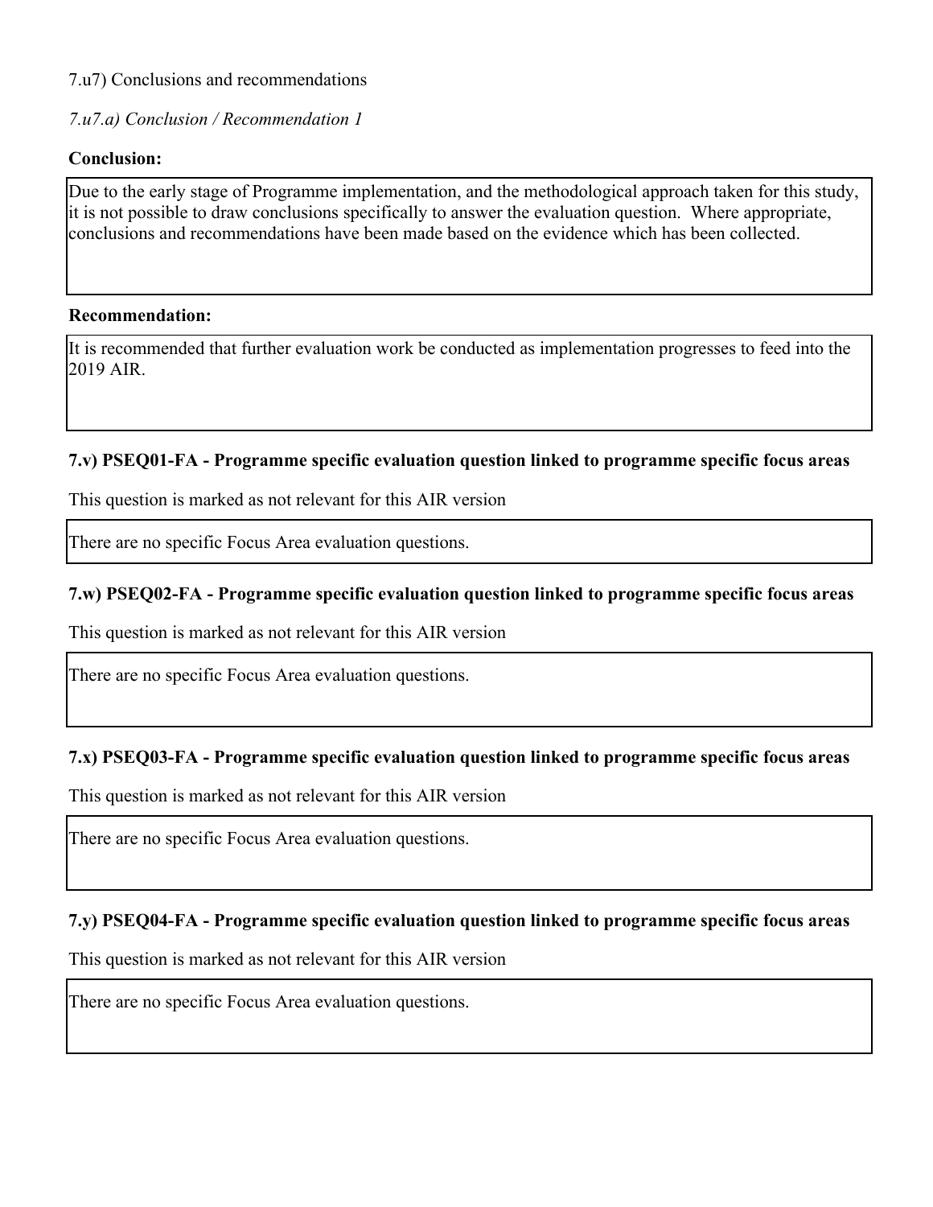7.u7) Conclusions and recommendations

*7.u7.a) Conclusion / Recommendation 1*

**Conclusion:**

Due to the early stage of Programme implementation, and the methodological approach taken for this study, it is not possible to draw conclusions specifically to answer the evaluation question. Where appropriate, conclusions and recommendations have been made based on the evidence which has been collected.

**Recommendation:**

It is recommended that further evaluation work be conducted as implementation progresses to feed into the 2019 AIR.

### 7.v) PSEQ01-FA - Programme specific evaluation question linked to programme specific focus areas

This question is marked as not relevant for this AIR version

There are no specific Focus Area evaluation questions.

### 7.w) PSEQ02-FA - Programme specific evaluation question linked to programme specific focus areas

This question is marked as not relevant for this AIR version

There are no specific Focus Area evaluation questions.

### 7.x) PSEQ03-FA - Programme specific evaluation question linked to programme specific focus areas

This question is marked as not relevant for this AIR version

There are no specific Focus Area evaluation questions.

### 7.y) PSEQ04-FA - Programme specific evaluation question linked to programme specific focus areas

This question is marked as not relevant for this AIR version

There are no specific Focus Area evaluation questions.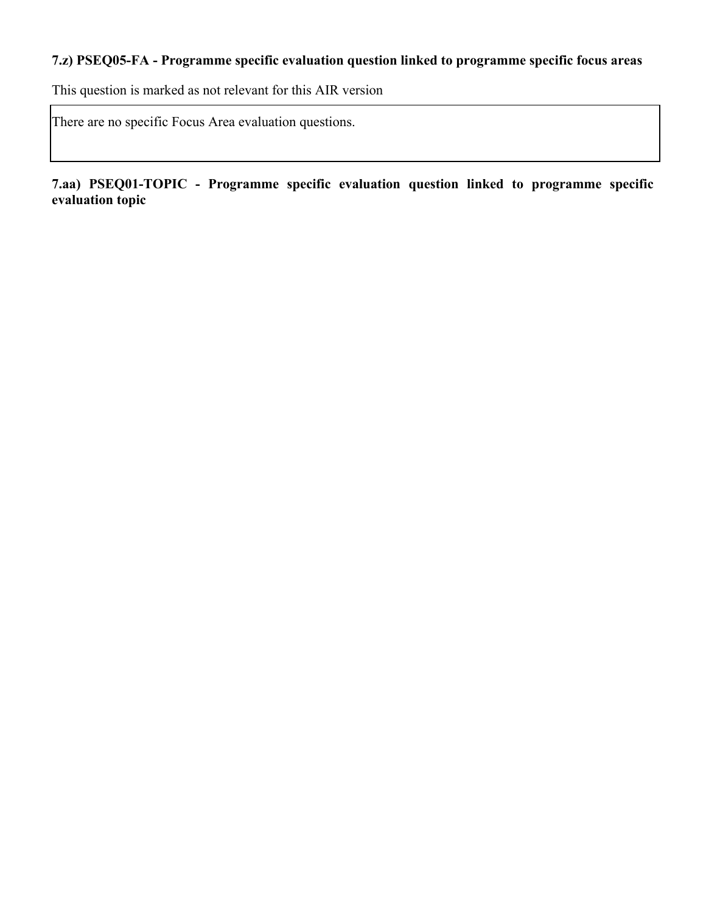### 7.z) PSEQ05-FA - Programme specific evaluation question linked to programme specific focus areas

This question is marked as not relevant for this AIR version

There are no specific Focus Area evaluation questions.

### 7.aa) PSEQ01-TOPIC - Programme specific evaluation question linked to programme specific evaluation topic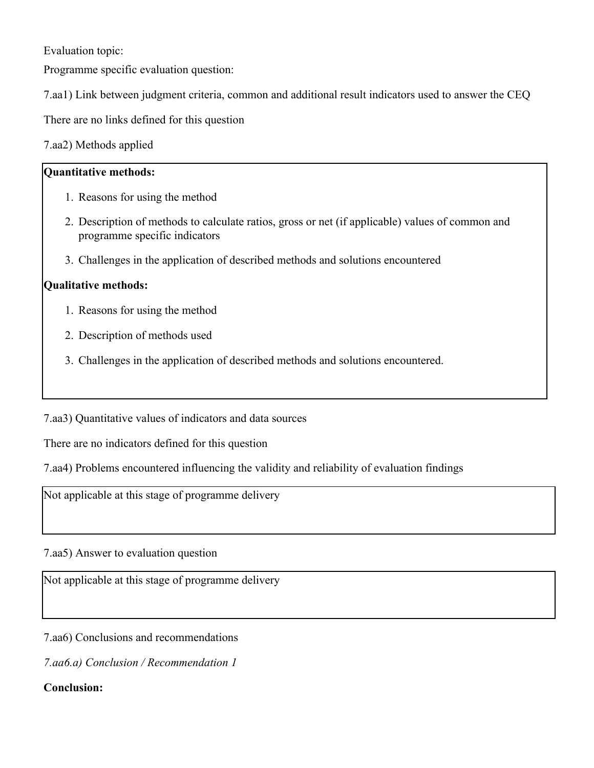Evaluation topic:

Programme specific evaluation question:

7.aa1) Link between judgment criteria, common and additional result indicators used to answer the CEQ

There are no links defined for this question

7.aa2) Methods applied

**Quantitative methods:**

1. Reasons for using the method
2. Description of methods to calculate ratios, gross or net (if applicable) values of common and programme specific indicators
3. Challenges in the application of described methods and solutions encountered

**Qualitative methods:**

1. Reasons for using the method
2. Description of methods used
3. Challenges in the application of described methods and solutions encountered.

7.aa3) Quantitative values of indicators and data sources

There are no indicators defined for this question

7.aa4) Problems encountered influencing the validity and reliability of evaluation findings

Not applicable at this stage of programme delivery

7.aa5) Answer to evaluation question

Not applicable at this stage of programme delivery

7.aa6) Conclusions and recommendations

*7.aa6.a) Conclusion / Recommendation 1*

**Conclusion:**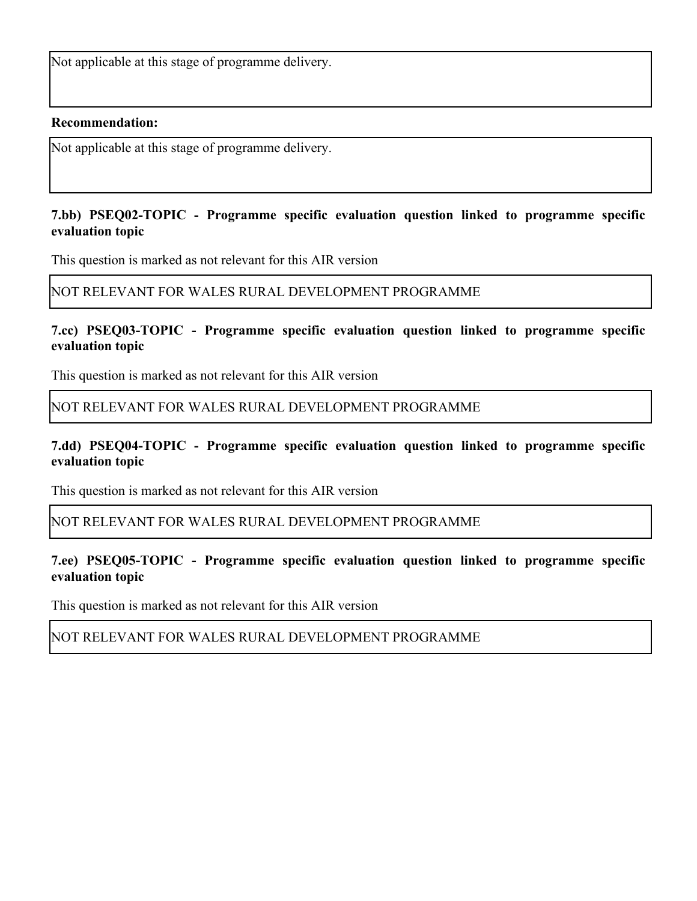Not applicable at this stage of programme delivery.

**Recommendation:**

Not applicable at this stage of programme delivery.

### 7.bb) PSEQ02-TOPIC - Programme specific evaluation question linked to programme specific evaluation topic

This question is marked as not relevant for this AIR version

NOT RELEVANT FOR WALES RURAL DEVELOPMENT PROGRAMME

### 7.cc) PSEQ03-TOPIC - Programme specific evaluation question linked to programme specific evaluation topic

This question is marked as not relevant for this AIR version

NOT RELEVANT FOR WALES RURAL DEVELOPMENT PROGRAMME

### 7.dd) PSEQ04-TOPIC - Programme specific evaluation question linked to programme specific evaluation topic

This question is marked as not relevant for this AIR version

NOT RELEVANT FOR WALES RURAL DEVELOPMENT PROGRAMME

### 7.ee) PSEQ05-TOPIC - Programme specific evaluation question linked to programme specific evaluation topic

This question is marked as not relevant for this AIR version

NOT RELEVANT FOR WALES RURAL DEVELOPMENT PROGRAMME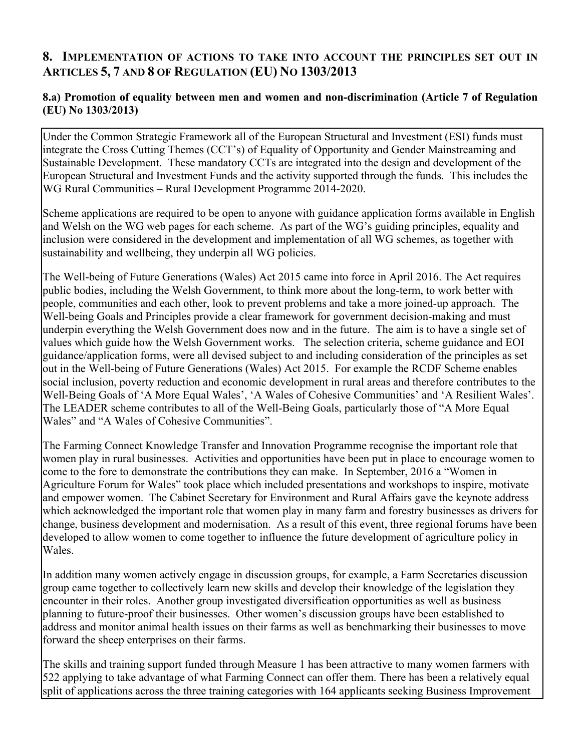## 8. Implementation of actions to take into account the principles set out in Articles 5, 7 and 8 of Regulation (EU) No 1303/2013

### 8.a) Promotion of equality between men and women and non-discrimination (Article 7 of Regulation (EU) No 1303/2013)

Under the Common Strategic Framework all of the European Structural and Investment (ESI) funds must integrate the Cross Cutting Themes (CCT's) of Equality of Opportunity and Gender Mainstreaming and Sustainable Development. These mandatory CCTs are integrated into the design and development of the European Structural and Investment Funds and the activity supported through the funds. This includes the WG Rural Communities – Rural Development Programme 2014-2020.

Scheme applications are required to be open to anyone with guidance application forms available in English and Welsh on the WG web pages for each scheme. As part of the WG's guiding principles, equality and inclusion were considered in the development and implementation of all WG schemes, as together with sustainability and wellbeing, they underpin all WG policies.

The Well-being of Future Generations (Wales) Act 2015 came into force in April 2016. The Act requires public bodies, including the Welsh Government, to think more about the long-term, to work better with people, communities and each other, look to prevent problems and take a more joined-up approach. The Well-being Goals and Principles provide a clear framework for government decision-making and must underpin everything the Welsh Government does now and in the future. The aim is to have a single set of values which guide how the Welsh Government works. The selection criteria, scheme guidance and EOI guidance/application forms, were all devised subject to and including consideration of the principles as set out in the Well-being of Future Generations (Wales) Act 2015. For example the RCDF Scheme enables social inclusion, poverty reduction and economic development in rural areas and therefore contributes to the Well-Being Goals of 'A More Equal Wales', 'A Wales of Cohesive Communities' and 'A Resilient Wales'. The LEADER scheme contributes to all of the Well-Being Goals, particularly those of "A More Equal Wales" and "A Wales of Cohesive Communities".

The Farming Connect Knowledge Transfer and Innovation Programme recognise the important role that women play in rural businesses. Activities and opportunities have been put in place to encourage women to come to the fore to demonstrate the contributions they can make. In September, 2016 a "Women in Agriculture Forum for Wales" took place which included presentations and workshops to inspire, motivate and empower women. The Cabinet Secretary for Environment and Rural Affairs gave the keynote address which acknowledged the important role that women play in many farm and forestry businesses as drivers for change, business development and modernisation. As a result of this event, three regional forums have been developed to allow women to come together to influence the future development of agriculture policy in Wales.

In addition many women actively engage in discussion groups, for example, a Farm Secretaries discussion group came together to collectively learn new skills and develop their knowledge of the legislation they encounter in their roles. Another group investigated diversification opportunities as well as business planning to future-proof their businesses. Other women's discussion groups have been established to address and monitor animal health issues on their farms as well as benchmarking their businesses to move forward the sheep enterprises on their farms.

The skills and training support funded through Measure 1 has been attractive to many women farmers with 522 applying to take advantage of what Farming Connect can offer them. There has been a relatively equal split of applications across the three training categories with 164 applicants seeking Business Improvement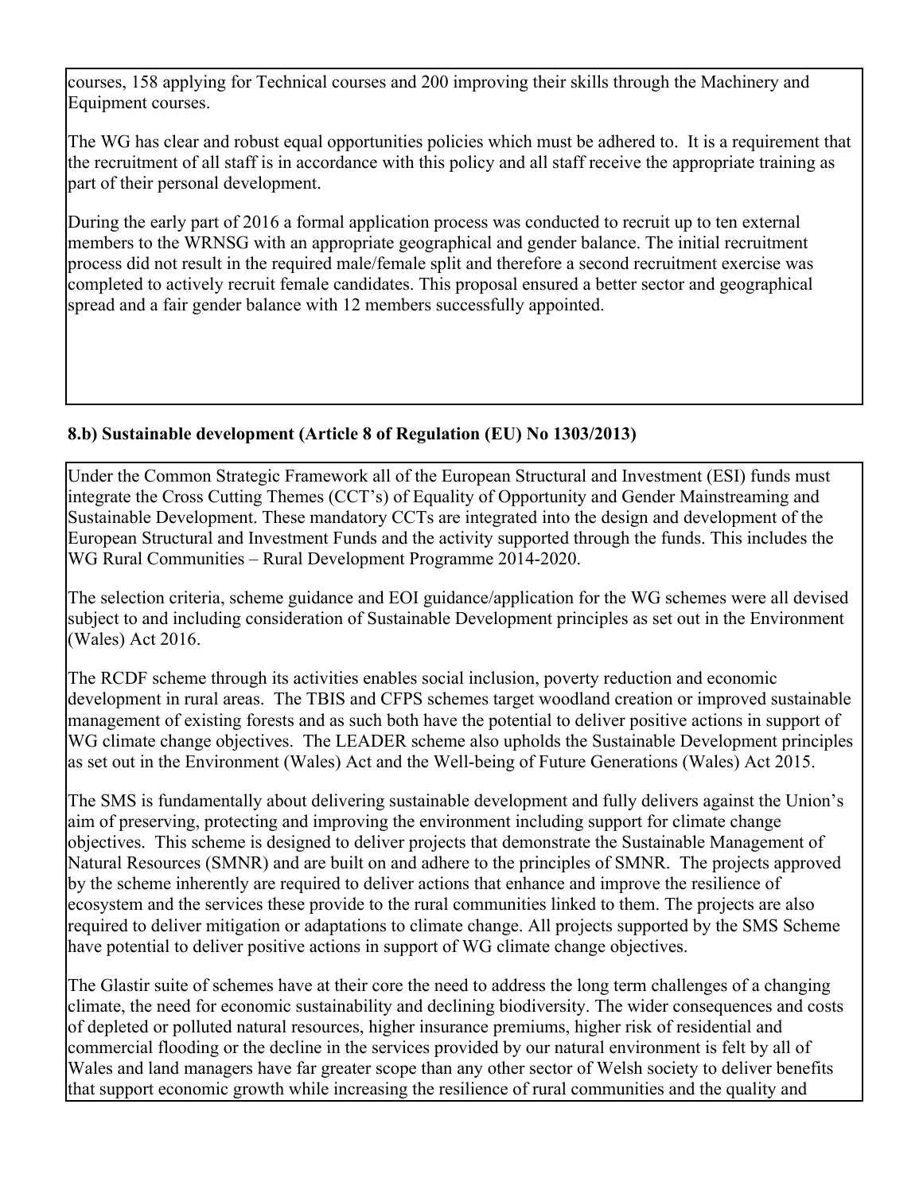courses, 158 applying for Technical courses and 200 improving their skills through the Machinery and Equipment courses.

The WG has clear and robust equal opportunities policies which must be adhered to. It is a requirement that the recruitment of all staff is in accordance with this policy and all staff receive the appropriate training as part of their personal development.

During the early part of 2016 a formal application process was conducted to recruit up to ten external members to the WRNSG with an appropriate geographical and gender balance. The initial recruitment process did not result in the required male/female split and therefore a second recruitment exercise was completed to actively recruit female candidates. This proposal ensured a better sector and geographical spread and a fair gender balance with 12 members successfully appointed.

#### 8.b) Sustainable development (Article 8 of Regulation (EU) No 1303/2013)

Under the Common Strategic Framework all of the European Structural and Investment (ESI) funds must integrate the Cross Cutting Themes (CCT's) of Equality of Opportunity and Gender Mainstreaming and Sustainable Development. These mandatory CCTs are integrated into the design and development of the European Structural and Investment Funds and the activity supported through the funds. This includes the WG Rural Communities – Rural Development Programme 2014-2020.

The selection criteria, scheme guidance and EOI guidance/application for the WG schemes were all devised subject to and including consideration of Sustainable Development principles as set out in the Environment (Wales) Act 2016.

The RCDF scheme through its activities enables social inclusion, poverty reduction and economic development in rural areas. The TBIS and CFPS schemes target woodland creation or improved sustainable management of existing forests and as such both have the potential to deliver positive actions in support of WG climate change objectives. The LEADER scheme also upholds the Sustainable Development principles as set out in the Environment (Wales) Act and the Well-being of Future Generations (Wales) Act 2015.

The SMS is fundamentally about delivering sustainable development and fully delivers against the Union's aim of preserving, protecting and improving the environment including support for climate change objectives. This scheme is designed to deliver projects that demonstrate the Sustainable Management of Natural Resources (SMNR) and are built on and adhere to the principles of SMNR. The projects approved by the scheme inherently are required to deliver actions that enhance and improve the resilience of ecosystem and the services these provide to the rural communities linked to them. The projects are also required to deliver mitigation or adaptations to climate change. All projects supported by the SMS Scheme have potential to deliver positive actions in support of WG climate change objectives.

The Glastir suite of schemes have at their core the need to address the long term challenges of a changing climate, the need for economic sustainability and declining biodiversity. The wider consequences and costs of depleted or polluted natural resources, higher insurance premiums, higher risk of residential and commercial flooding or the decline in the services provided by our natural environment is felt by all of Wales and land managers have far greater scope than any other sector of Welsh society to deliver benefits that support economic growth while increasing the resilience of rural communities and the quality and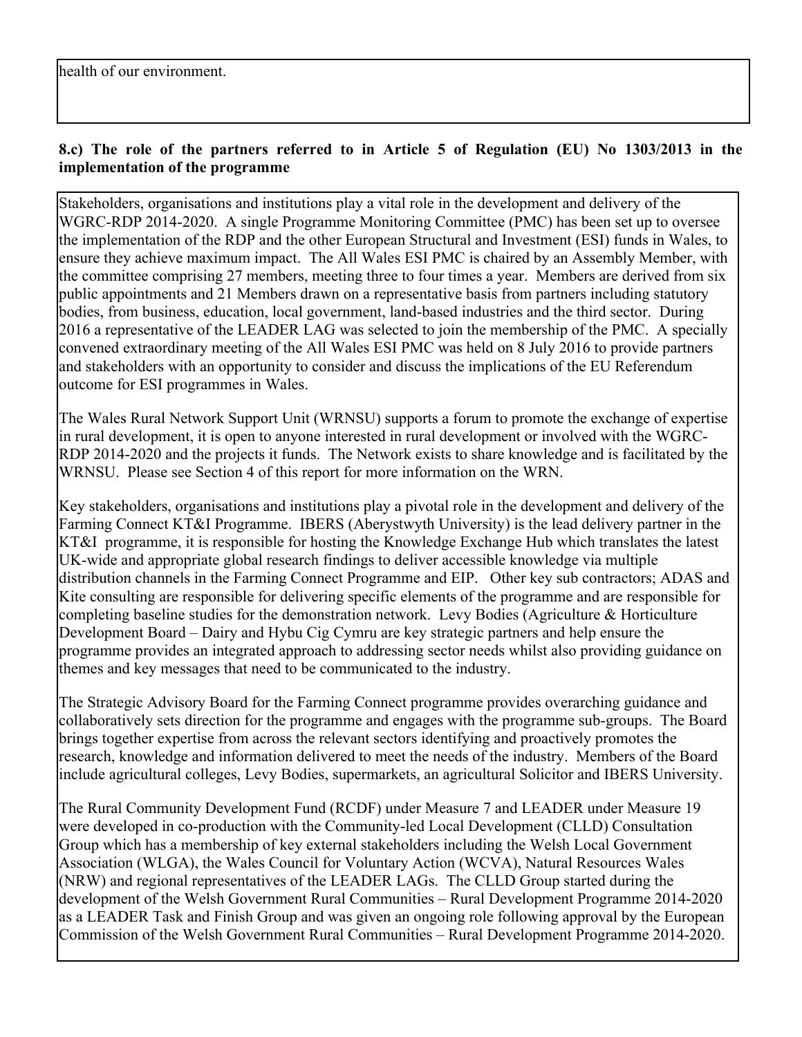health of our environment.

**8.c) The role of the partners referred to in Article 5 of Regulation (EU) No 1303/2013 in the implementation of the programme**

Stakeholders, organisations and institutions play a vital role in the development and delivery of the WGRC-RDP 2014-2020. A single Programme Monitoring Committee (PMC) has been set up to oversee the implementation of the RDP and the other European Structural and Investment (ESI) funds in Wales, to ensure they achieve maximum impact. The All Wales ESI PMC is chaired by an Assembly Member, with the committee comprising 27 members, meeting three to four times a year. Members are derived from six public appointments and 21 Members drawn on a representative basis from partners including statutory bodies, from business, education, local government, land-based industries and the third sector. During 2016 a representative of the LEADER LAG was selected to join the membership of the PMC. A specially convened extraordinary meeting of the All Wales ESI PMC was held on 8 July 2016 to provide partners and stakeholders with an opportunity to consider and discuss the implications of the EU Referendum outcome for ESI programmes in Wales.

The Wales Rural Network Support Unit (WRNSU) supports a forum to promote the exchange of expertise in rural development, it is open to anyone interested in rural development or involved with the WGRC-RDP 2014-2020 and the projects it funds. The Network exists to share knowledge and is facilitated by the WRNSU. Please see Section 4 of this report for more information on the WRN.

Key stakeholders, organisations and institutions play a pivotal role in the development and delivery of the Farming Connect KT&I Programme. IBERS (Aberystwyth University) is the lead delivery partner in the KT&I programme, it is responsible for hosting the Knowledge Exchange Hub which translates the latest UK-wide and appropriate global research findings to deliver accessible knowledge via multiple distribution channels in the Farming Connect Programme and EIP. Other key sub contractors; ADAS and Kite consulting are responsible for delivering specific elements of the programme and are responsible for completing baseline studies for the demonstration network. Levy Bodies (Agriculture & Horticulture Development Board – Dairy and Hybu Cig Cymru are key strategic partners and help ensure the programme provides an integrated approach to addressing sector needs whilst also providing guidance on themes and key messages that need to be communicated to the industry.

The Strategic Advisory Board for the Farming Connect programme provides overarching guidance and collaboratively sets direction for the programme and engages with the programme sub-groups. The Board brings together expertise from across the relevant sectors identifying and proactively promotes the research, knowledge and information delivered to meet the needs of the industry. Members of the Board include agricultural colleges, Levy Bodies, supermarkets, an agricultural Solicitor and IBERS University.

The Rural Community Development Fund (RCDF) under Measure 7 and LEADER under Measure 19 were developed in co-production with the Community-led Local Development (CLLD) Consultation Group which has a membership of key external stakeholders including the Welsh Local Government Association (WLGA), the Wales Council for Voluntary Action (WCVA), Natural Resources Wales (NRW) and regional representatives of the LEADER LAGs. The CLLD Group started during the development of the Welsh Government Rural Communities – Rural Development Programme 2014-2020 as a LEADER Task and Finish Group and was given an ongoing role following approval by the European Commission of the Welsh Government Rural Communities – Rural Development Programme 2014-2020.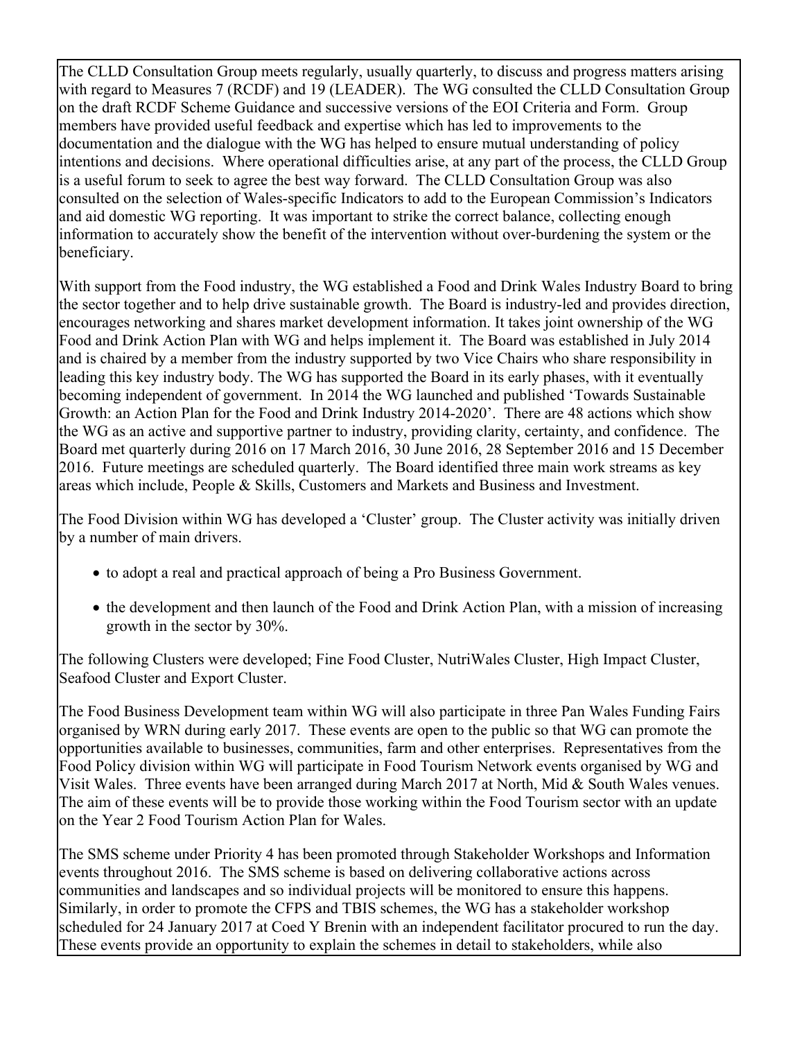The CLLD Consultation Group meets regularly, usually quarterly, to discuss and progress matters arising with regard to Measures 7 (RCDF) and 19 (LEADER). The WG consulted the CLLD Consultation Group on the draft RCDF Scheme Guidance and successive versions of the EOI Criteria and Form. Group members have provided useful feedback and expertise which has led to improvements to the documentation and the dialogue with the WG has helped to ensure mutual understanding of policy intentions and decisions. Where operational difficulties arise, at any part of the process, the CLLD Group is a useful forum to seek to agree the best way forward. The CLLD Consultation Group was also consulted on the selection of Wales-specific Indicators to add to the European Commission's Indicators and aid domestic WG reporting. It was important to strike the correct balance, collecting enough information to accurately show the benefit of the intervention without over-burdening the system or the beneficiary.

With support from the Food industry, the WG established a Food and Drink Wales Industry Board to bring the sector together and to help drive sustainable growth. The Board is industry-led and provides direction, encourages networking and shares market development information. It takes joint ownership of the WG Food and Drink Action Plan with WG and helps implement it. The Board was established in July 2014 and is chaired by a member from the industry supported by two Vice Chairs who share responsibility in leading this key industry body. The WG has supported the Board in its early phases, with it eventually becoming independent of government. In 2014 the WG launched and published 'Towards Sustainable Growth: an Action Plan for the Food and Drink Industry 2014-2020'. There are 48 actions which show the WG as an active and supportive partner to industry, providing clarity, certainty, and confidence. The Board met quarterly during 2016 on 17 March 2016, 30 June 2016, 28 September 2016 and 15 December 2016. Future meetings are scheduled quarterly. The Board identified three main work streams as key areas which include, People & Skills, Customers and Markets and Business and Investment.

The Food Division within WG has developed a 'Cluster' group. The Cluster activity was initially driven by a number of main drivers.

- to adopt a real and practical approach of being a Pro Business Government.
- the development and then launch of the Food and Drink Action Plan, with a mission of increasing growth in the sector by 30%.

The following Clusters were developed; Fine Food Cluster, NutriWales Cluster, High Impact Cluster, Seafood Cluster and Export Cluster.

The Food Business Development team within WG will also participate in three Pan Wales Funding Fairs organised by WRN during early 2017. These events are open to the public so that WG can promote the opportunities available to businesses, communities, farm and other enterprises. Representatives from the Food Policy division within WG will participate in Food Tourism Network events organised by WG and Visit Wales. Three events have been arranged during March 2017 at North, Mid & South Wales venues. The aim of these events will be to provide those working within the Food Tourism sector with an update on the Year 2 Food Tourism Action Plan for Wales.

The SMS scheme under Priority 4 has been promoted through Stakeholder Workshops and Information events throughout 2016. The SMS scheme is based on delivering collaborative actions across communities and landscapes and so individual projects will be monitored to ensure this happens. Similarly, in order to promote the CFPS and TBIS schemes, the WG has a stakeholder workshop scheduled for 24 January 2017 at Coed Y Brenin with an independent facilitator procured to run the day. These events provide an opportunity to explain the schemes in detail to stakeholders, while also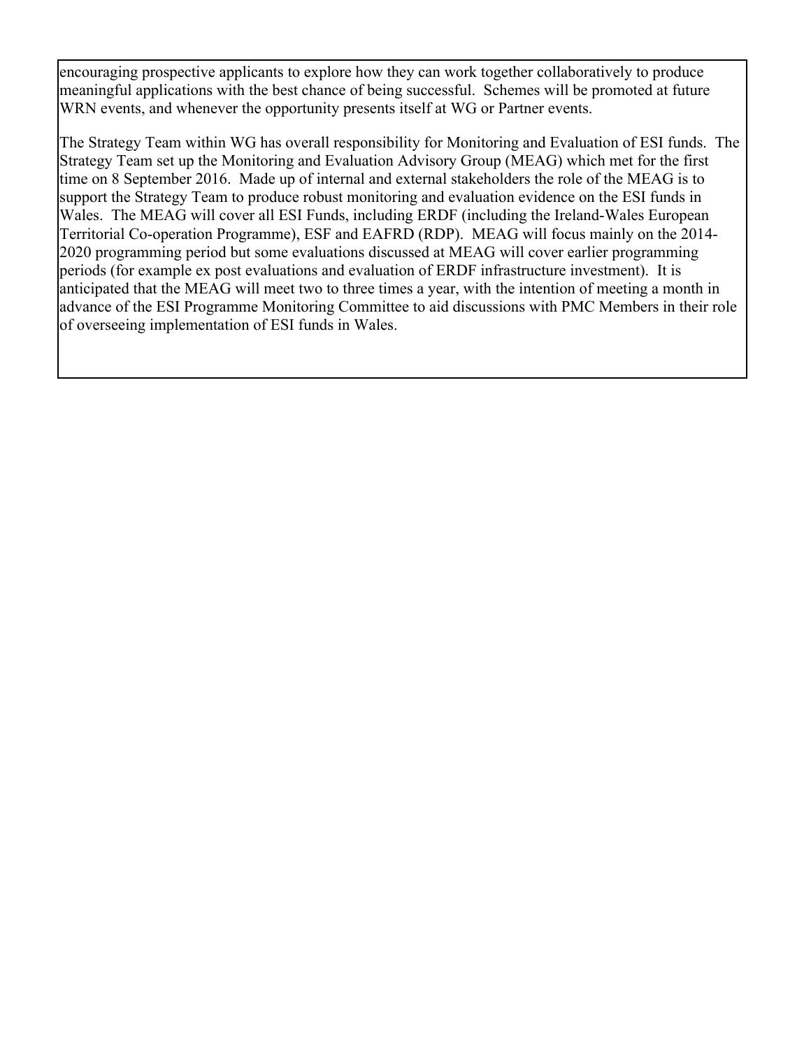encouraging prospective applicants to explore how they can work together collaboratively to produce meaningful applications with the best chance of being successful. Schemes will be promoted at future WRN events, and whenever the opportunity presents itself at WG or Partner events.

The Strategy Team within WG has overall responsibility for Monitoring and Evaluation of ESI funds. The Strategy Team set up the Monitoring and Evaluation Advisory Group (MEAG) which met for the first time on 8 September 2016. Made up of internal and external stakeholders the role of the MEAG is to support the Strategy Team to produce robust monitoring and evaluation evidence on the ESI funds in Wales. The MEAG will cover all ESI Funds, including ERDF (including the Ireland-Wales European Territorial Co-operation Programme), ESF and EAFRD (RDP). MEAG will focus mainly on the 2014-2020 programming period but some evaluations discussed at MEAG will cover earlier programming periods (for example ex post evaluations and evaluation of ERDF infrastructure investment). It is anticipated that the MEAG will meet two to three times a year, with the intention of meeting a month in advance of the ESI Programme Monitoring Committee to aid discussions with PMC Members in their role of overseeing implementation of ESI funds in Wales.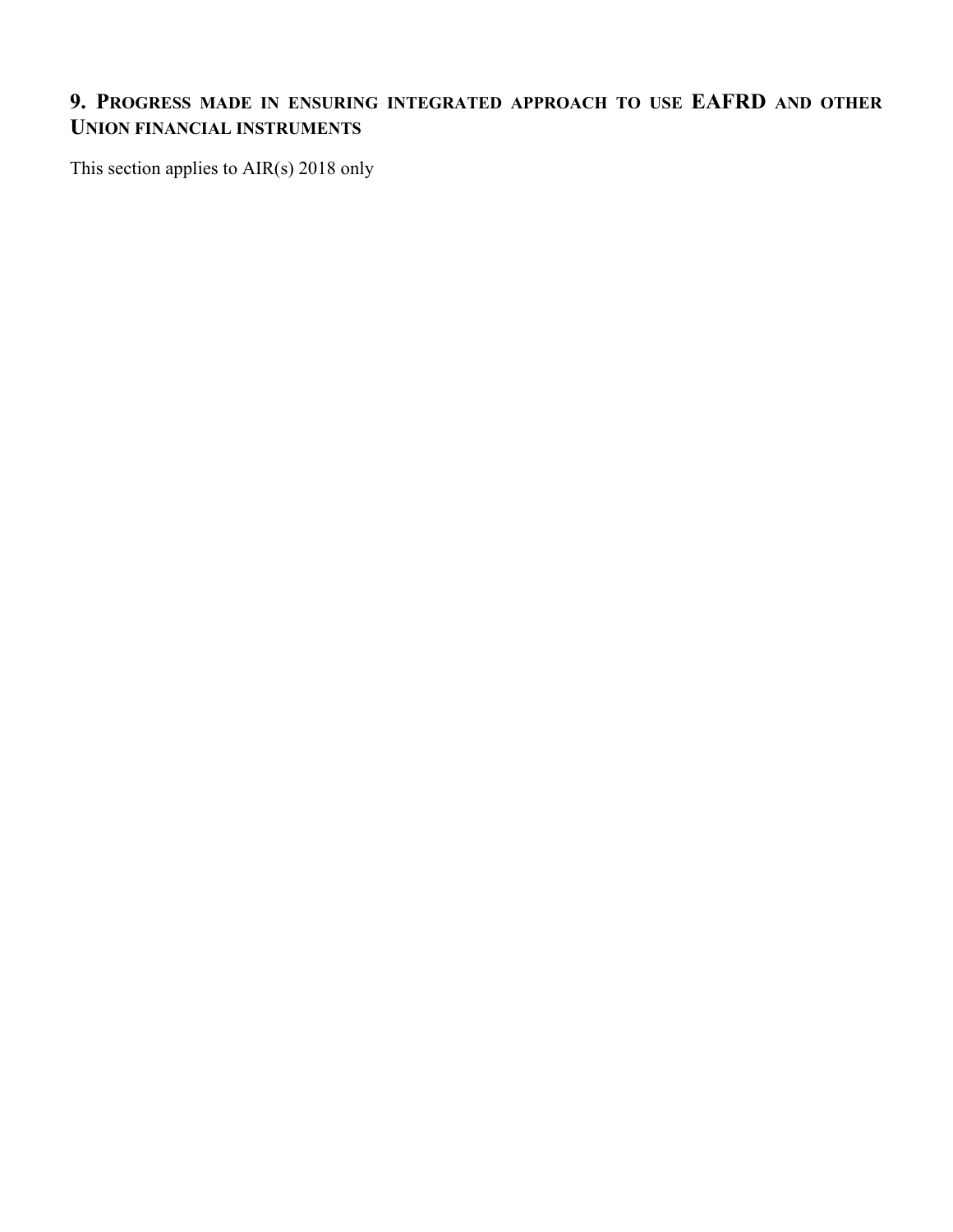## 9. Progress made in ensuring integrated approach to use EAFRD and other Union financial instruments

This section applies to AIR(s) 2018 only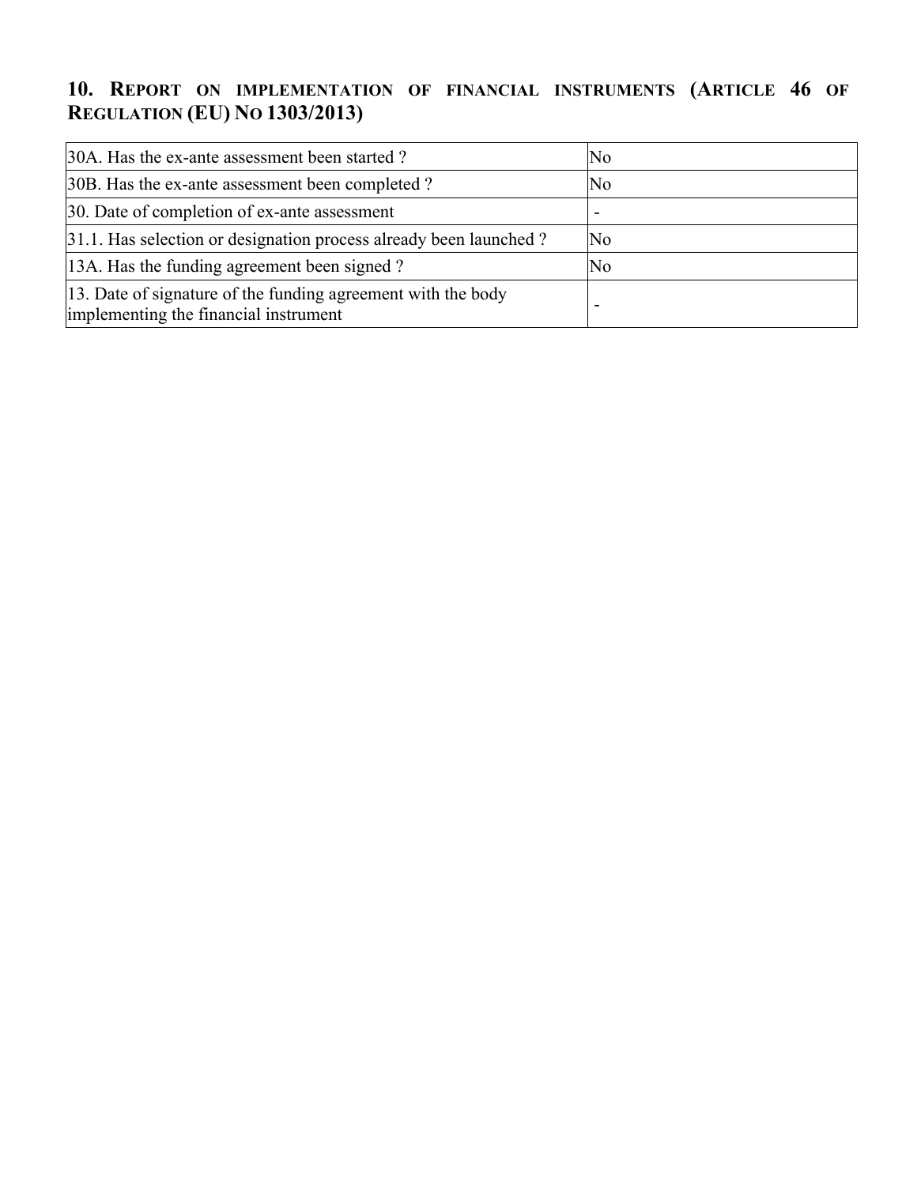## 10. REPORT ON IMPLEMENTATION OF FINANCIAL INSTRUMENTS (ARTICLE 46 OF REGULATION (EU) NO 1303/2013)

| | |
|---|---|
| 30A. Has the ex-ante assessment been started ? | No |
| 30B. Has the ex-ante assessment been completed ? | No |
| 30. Date of completion of ex-ante assessment | - |
| 31.1. Has selection or designation process already been launched ? | No |
| 13A. Has the funding agreement been signed ? | No |
| 13. Date of signature of the funding agreement with the body implementing the financial instrument | - |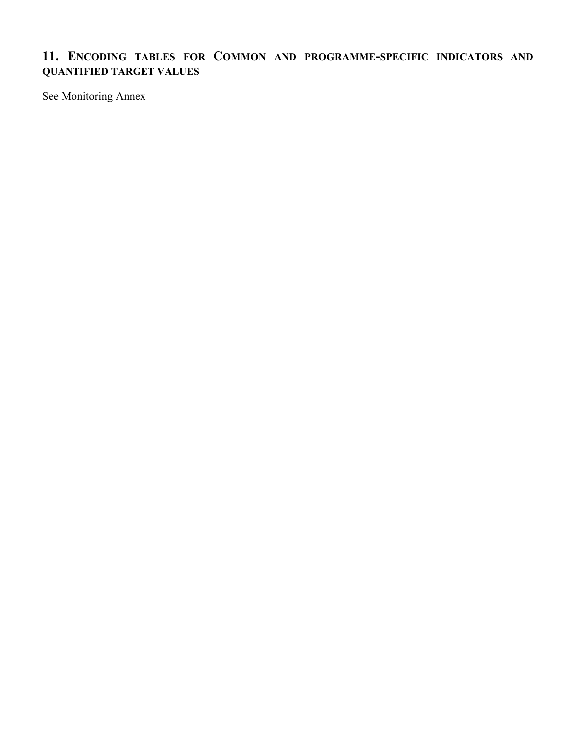## 11. Encoding tables for Common and programme-specific indicators and quantified target values

See Monitoring Annex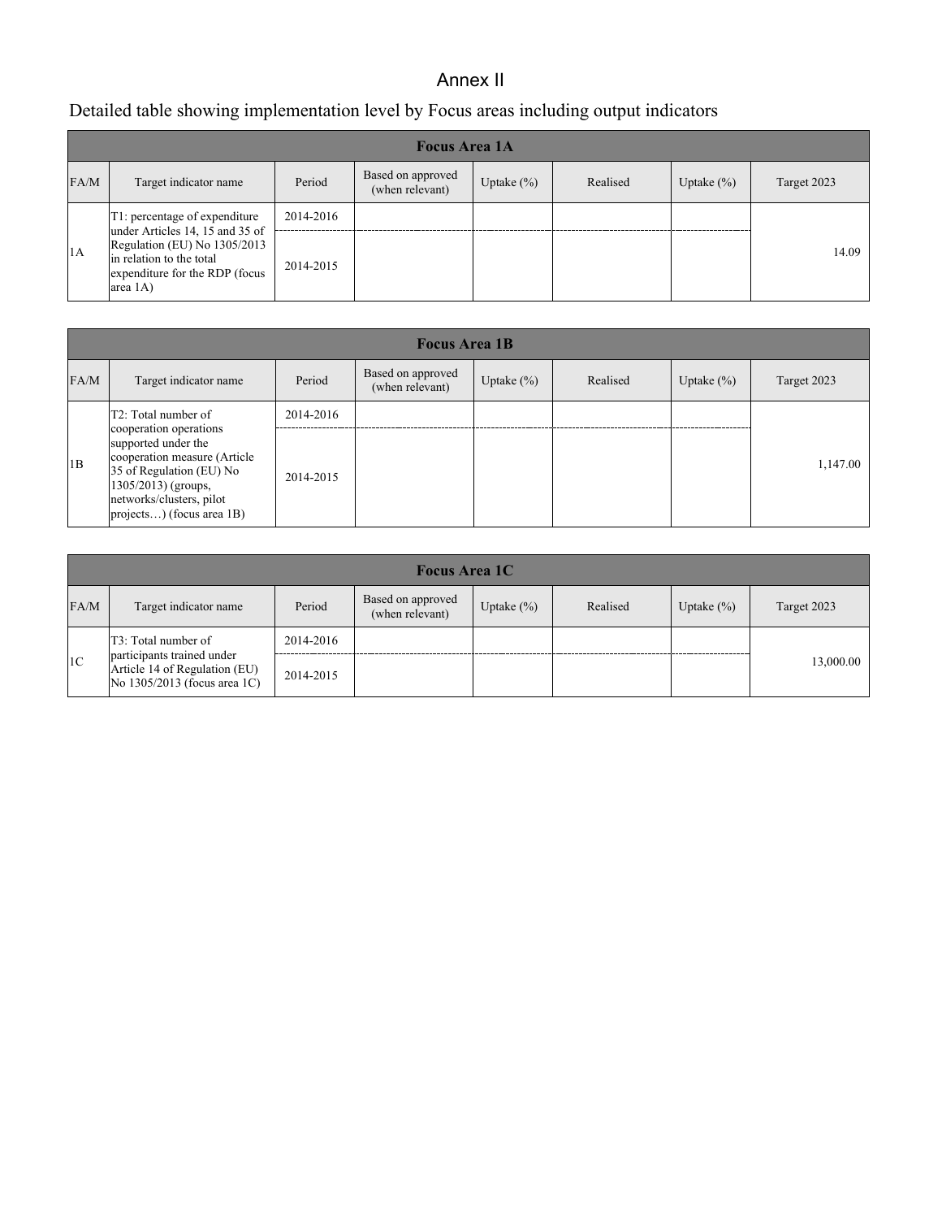# Annex II

## Detailed table showing implementation level by Focus areas including output indicators

| Focus Area 1A | | | | | | | |
|---|---|---|---|---|---|---|---|
| FA/M | Target indicator name | Period | Based on approved (when relevant) | Uptake (%) | Realised | Uptake (%) | Target 2023 |
| 1A | T1: percentage of expenditure under Articles 14, 15 and 35 of Regulation (EU) No 1305/2013 in relation to the total expenditure for the RDP (focus area 1A) | 2014-2016 | | | | | 14.09 |
| | | 2014-2015 | | | | | |

| Focus Area 1B | | | | | | | |
|---|---|---|---|---|---|---|---|
| FA/M | Target indicator name | Period | Based on approved (when relevant) | Uptake (%) | Realised | Uptake (%) | Target 2023 |
| 1B | T2: Total number of cooperation operations supported under the cooperation measure (Article 35 of Regulation (EU) No 1305/2013) (groups, networks/clusters, pilot projects…) (focus area 1B) | 2014-2016 | | | | | 1,147.00 |
| | | 2014-2015 | | | | | |

| Focus Area 1C | | | | | | | |
|---|---|---|---|---|---|---|---|
| FA/M | Target indicator name | Period | Based on approved (when relevant) | Uptake (%) | Realised | Uptake (%) | Target 2023 |
| 1C | T3: Total number of participants trained under Article 14 of Regulation (EU) No 1305/2013 (focus area 1C) | 2014-2016 | | | | | 13,000.00 |
| | | 2014-2015 | | | | | |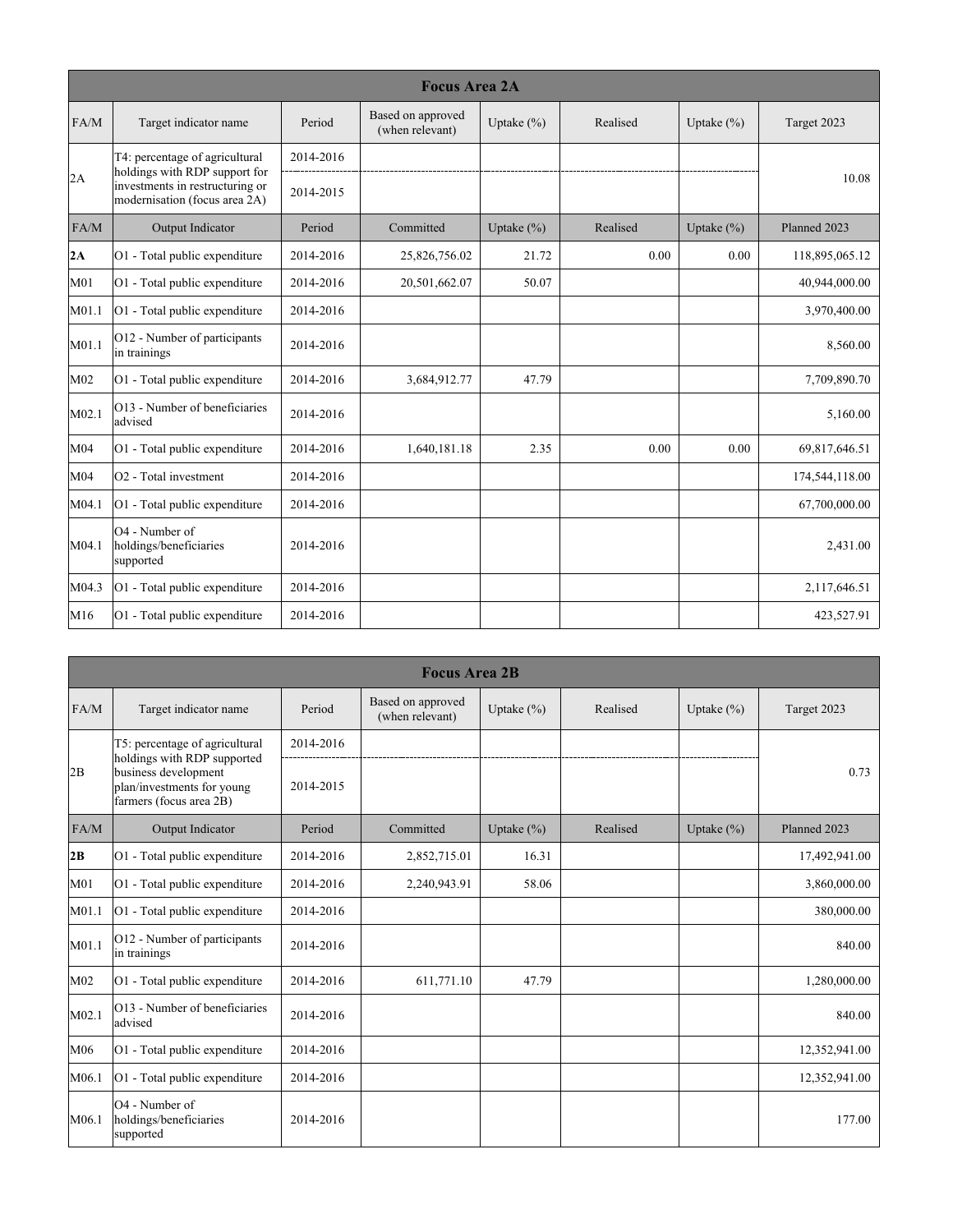| Focus Area 2A | | | | | | | |
|---|---|---|---|---|---|---|---|
| FA/M | Target indicator name | Period | Based on approved (when relevant) | Uptake (%) | Realised | Uptake (%) | Target 2023 |
| 2A | T4: percentage of agricultural holdings with RDP support for investments in restructuring or modernisation (focus area 2A) | 2014-2016 | | | | | 10.08 |
| | | 2014-2015 | | | | | |
| FA/M | Output Indicator | Period | Committed | Uptake (%) | Realised | Uptake (%) | Planned 2023 |
| **2A** | O1 - Total public expenditure | 2014-2016 | 25,826,756.02 | 21.72 | 0.00 | 0.00 | 118,895,065.12 |
| M01 | O1 - Total public expenditure | 2014-2016 | 20,501,662.07 | 50.07 | | | 40,944,000.00 |
| M01.1 | O1 - Total public expenditure | 2014-2016 | | | | | 3,970,400.00 |
| M01.1 | O12 - Number of participants in trainings | 2014-2016 | | | | | 8,560.00 |
| M02 | O1 - Total public expenditure | 2014-2016 | 3,684,912.77 | 47.79 | | | 7,709,890.70 |
| M02.1 | O13 - Number of beneficiaries advised | 2014-2016 | | | | | 5,160.00 |
| M04 | O1 - Total public expenditure | 2014-2016 | 1,640,181.18 | 2.35 | 0.00 | 0.00 | 69,817,646.51 |
| M04 | O2 - Total investment | 2014-2016 | | | | | 174,544,118.00 |
| M04.1 | O1 - Total public expenditure | 2014-2016 | | | | | 67,700,000.00 |
| M04.1 | O4 - Number of holdings/beneficiaries supported | 2014-2016 | | | | | 2,431.00 |
| M04.3 | O1 - Total public expenditure | 2014-2016 | | | | | 2,117,646.51 |
| M16 | O1 - Total public expenditure | 2014-2016 | | | | | 423,527.91 |

| Focus Area 2B | | | | | | | |
|---|---|---|---|---|---|---|---|
| FA/M | Target indicator name | Period | Based on approved (when relevant) | Uptake (%) | Realised | Uptake (%) | Target 2023 |
| 2B | T5: percentage of agricultural holdings with RDP supported business development plan/investments for young farmers (focus area 2B) | 2014-2016 | | | | | 0.73 |
| | | 2014-2015 | | | | | |
| FA/M | Output Indicator | Period | Committed | Uptake (%) | Realised | Uptake (%) | Planned 2023 |
| **2B** | O1 - Total public expenditure | 2014-2016 | 2,852,715.01 | 16.31 | | | 17,492,941.00 |
| M01 | O1 - Total public expenditure | 2014-2016 | 2,240,943.91 | 58.06 | | | 3,860,000.00 |
| M01.1 | O1 - Total public expenditure | 2014-2016 | | | | | 380,000.00 |
| M01.1 | O12 - Number of participants in trainings | 2014-2016 | | | | | 840.00 |
| M02 | O1 - Total public expenditure | 2014-2016 | 611,771.10 | 47.79 | | | 1,280,000.00 |
| M02.1 | O13 - Number of beneficiaries advised | 2014-2016 | | | | | 840.00 |
| M06 | O1 - Total public expenditure | 2014-2016 | | | | | 12,352,941.00 |
| M06.1 | O1 - Total public expenditure | 2014-2016 | | | | | 12,352,941.00 |
| M06.1 | O4 - Number of holdings/beneficiaries supported | 2014-2016 | | | | | 177.00 |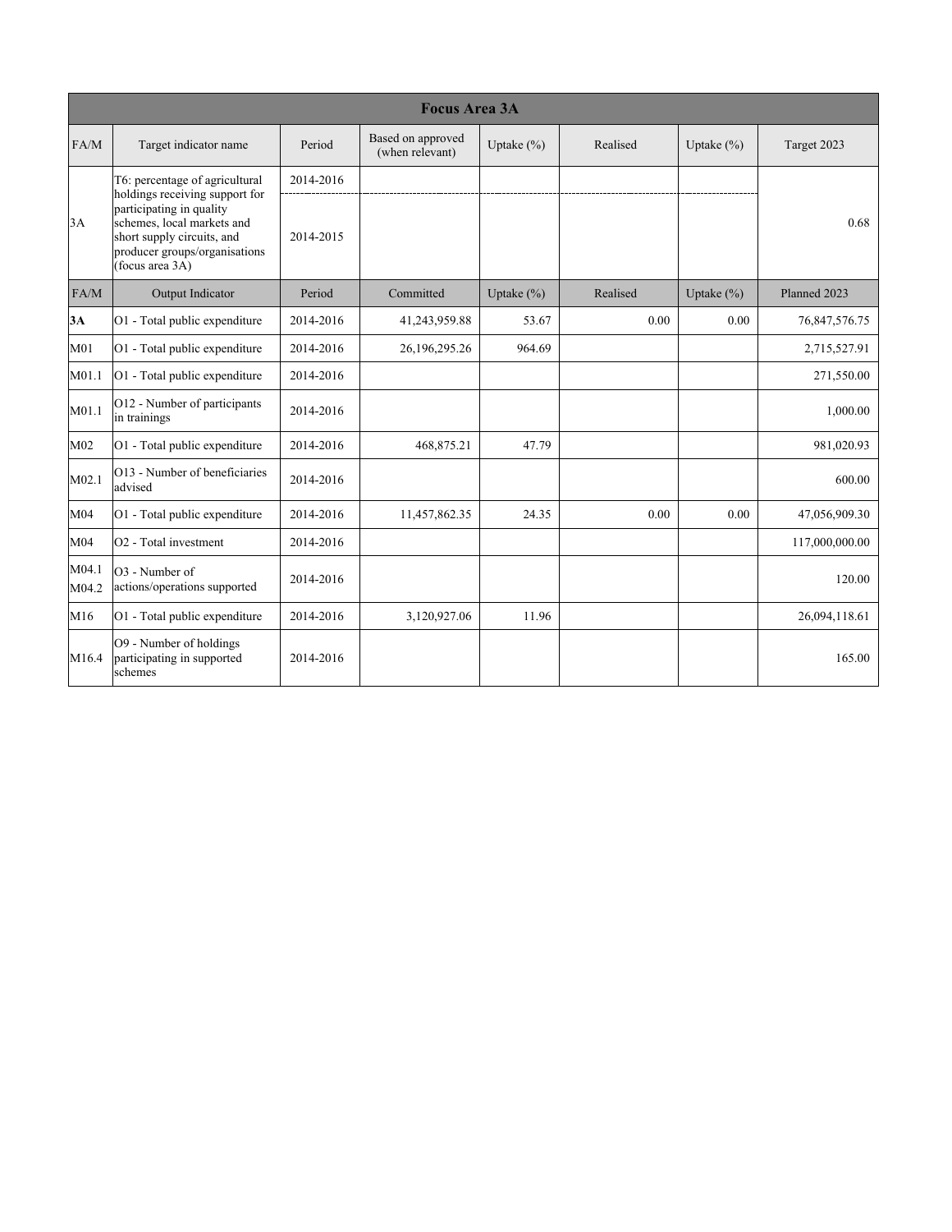| Focus Area 3A | | | | | | | |
|---|---|---|---|---|---|---|---|
| FA/M | Target indicator name | Period | Based on approved (when relevant) | Uptake (%) | Realised | Uptake (%) | Target 2023 |
| 3A | T6: percentage of agricultural holdings receiving support for participating in quality schemes, local markets and short supply circuits, and producer groups/organisations (focus area 3A) | 2014-2016 | | | | | 0.68 |
| | | 2014-2015 | | | | | |
| FA/M | Output Indicator | Period | Committed | Uptake (%) | Realised | Uptake (%) | Planned 2023 |
| **3A** | O1 - Total public expenditure | 2014-2016 | 41,243,959.88 | 53.67 | 0.00 | 0.00 | 76,847,576.75 |
| M01 | O1 - Total public expenditure | 2014-2016 | 26,196,295.26 | 964.69 | | | 2,715,527.91 |
| M01.1 | O1 - Total public expenditure | 2014-2016 | | | | | 271,550.00 |
| M01.1 | O12 - Number of participants in trainings | 2014-2016 | | | | | 1,000.00 |
| M02 | O1 - Total public expenditure | 2014-2016 | 468,875.21 | 47.79 | | | 981,020.93 |
| M02.1 | O13 - Number of beneficiaries advised | 2014-2016 | | | | | 600.00 |
| M04 | O1 - Total public expenditure | 2014-2016 | 11,457,862.35 | 24.35 | 0.00 | 0.00 | 47,056,909.30 |
| M04 | O2 - Total investment | 2014-2016 | | | | | 117,000,000.00 |
| M04.1 M04.2 | O3 - Number of actions/operations supported | 2014-2016 | | | | | 120.00 |
| M16 | O1 - Total public expenditure | 2014-2016 | 3,120,927.06 | 11.96 | | | 26,094,118.61 |
| M16.4 | O9 - Number of holdings participating in supported schemes | 2014-2016 | | | | | 165.00 |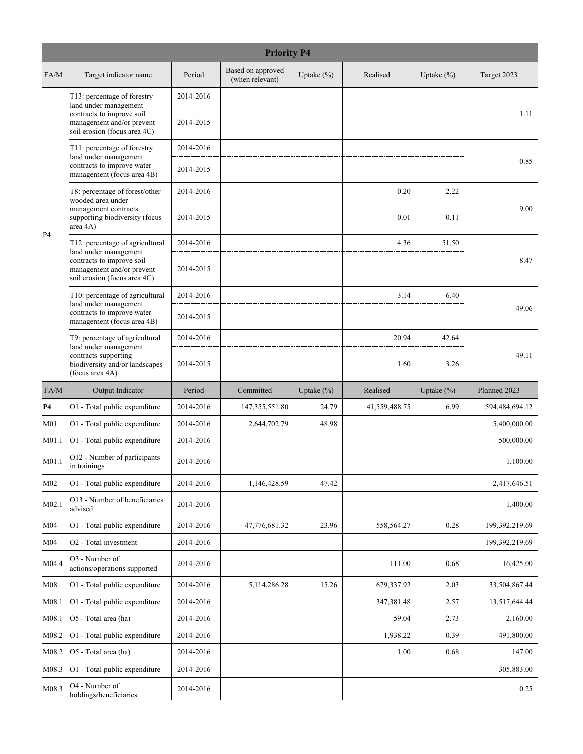| Priority P4 | | | | | | | |
|---|---|---|---|---|---|---|---|
| FA/M | Target indicator name | Period | Based on approved (when relevant) | Uptake (%) | Realised | Uptake (%) | Target 2023 |
| P4 | T13: percentage of forestry land under management contracts to improve soil management and/or prevent soil erosion (focus area 4C) | 2014-2016 | | | | | 1.11 |
| | | 2014-2015 | | | | | |
| | T11: percentage of forestry land under management contracts to improve water management (focus area 4B) | 2014-2016 | | | | | 0.85 |
| | | 2014-2015 | | | | | |
| | T8: percentage of forest/other wooded area under management contracts supporting biodiversity (focus area 4A) | 2014-2016 | | | 0.20 | 2.22 | 9.00 |
| | | 2014-2015 | | | 0.01 | 0.11 | |
| | T12: percentage of agricultural land under management contracts to improve soil management and/or prevent soil erosion (focus area 4C) | 2014-2016 | | | 4.36 | 51.50 | 8.47 |
| | | 2014-2015 | | | | | |
| | T10: percentage of agricultural land under management contracts to improve water management (focus area 4B) | 2014-2016 | | | 3.14 | 6.40 | 49.06 |
| | | 2014-2015 | | | | | |
| | T9: percentage of agricultural land under management contracts supporting biodiversity and/or landscapes (focus area 4A) | 2014-2016 | | | 20.94 | 42.64 | 49.11 |
| | | 2014-2015 | | | 1.60 | 3.26 | |
| FA/M | Output Indicator | Period | Committed | Uptake (%) | Realised | Uptake (%) | Planned 2023 |
| **P4** | O1 - Total public expenditure | 2014-2016 | 147,355,551.80 | 24.79 | 41,559,488.75 | 6.99 | 594,484,694.12 |
| M01 | O1 - Total public expenditure | 2014-2016 | 2,644,702.79 | 48.98 | | | 5,400,000.00 |
| M01.1 | O1 - Total public expenditure | 2014-2016 | | | | | 500,000.00 |
| M01.1 | O12 - Number of participants in trainings | 2014-2016 | | | | | 1,100.00 |
| M02 | O1 - Total public expenditure | 2014-2016 | 1,146,428.59 | 47.42 | | | 2,417,646.51 |
| M02.1 | O13 - Number of beneficiaries advised | 2014-2016 | | | | | 1,400.00 |
| M04 | O1 - Total public expenditure | 2014-2016 | 47,776,681.32 | 23.96 | 558,564.27 | 0.28 | 199,392,219.69 |
| M04 | O2 - Total investment | 2014-2016 | | | | | 199,392,219.69 |
| M04.4 | O3 - Number of actions/operations supported | 2014-2016 | | | 111.00 | 0.68 | 16,425.00 |
| M08 | O1 - Total public expenditure | 2014-2016 | 5,114,286.28 | 15.26 | 679,337.92 | 2.03 | 33,504,867.44 |
| M08.1 | O1 - Total public expenditure | 2014-2016 | | | 347,381.48 | 2.57 | 13,517,644.44 |
| M08.1 | O5 - Total area (ha) | 2014-2016 | | | 59.04 | 2.73 | 2,160.00 |
| M08.2 | O1 - Total public expenditure | 2014-2016 | | | 1,938.22 | 0.39 | 491,800.00 |
| M08.2 | O5 - Total area (ha) | 2014-2016 | | | 1.00 | 0.68 | 147.00 |
| M08.3 | O1 - Total public expenditure | 2014-2016 | | | | | 305,883.00 |
| M08.3 | O4 - Number of holdings/beneficiaries | 2014-2016 | | | | | 0.25 |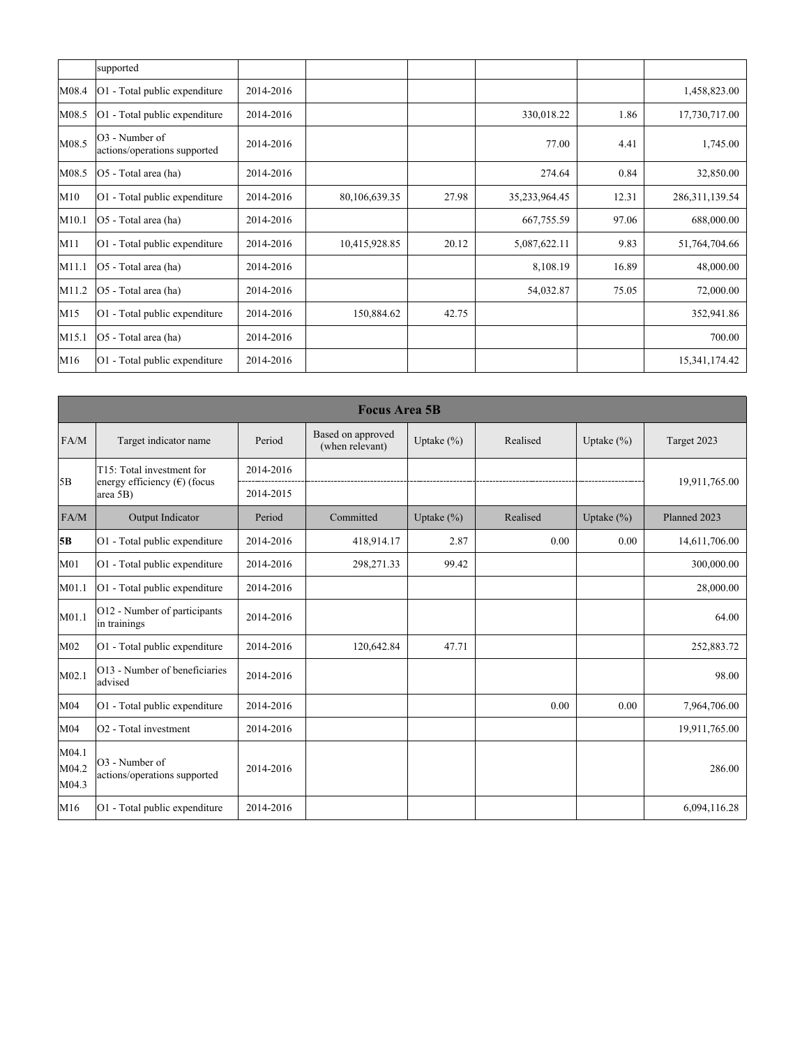| | supported | | | | | | |
|---|---|---|---|---|---|---|---|
| M08.4 | O1 - Total public expenditure | 2014-2016 | | | | | 1,458,823.00 |
| M08.5 | O1 - Total public expenditure | 2014-2016 | | | 330,018.22 | 1.86 | 17,730,717.00 |
| M08.5 | O3 - Number of actions/operations supported | 2014-2016 | | | 77.00 | 4.41 | 1,745.00 |
| M08.5 | O5 - Total area (ha) | 2014-2016 | | | 274.64 | 0.84 | 32,850.00 |
| M10 | O1 - Total public expenditure | 2014-2016 | 80,106,639.35 | 27.98 | 35,233,964.45 | 12.31 | 286,311,139.54 |
| M10.1 | O5 - Total area (ha) | 2014-2016 | | | 667,755.59 | 97.06 | 688,000.00 |
| M11 | O1 - Total public expenditure | 2014-2016 | 10,415,928.85 | 20.12 | 5,087,622.11 | 9.83 | 51,764,704.66 |
| M11.1 | O5 - Total area (ha) | 2014-2016 | | | 8,108.19 | 16.89 | 48,000.00 |
| M11.2 | O5 - Total area (ha) | 2014-2016 | | | 54,032.87 | 75.05 | 72,000.00 |
| M15 | O1 - Total public expenditure | 2014-2016 | 150,884.62 | 42.75 | | | 352,941.86 |
| M15.1 | O5 - Total area (ha) | 2014-2016 | | | | | 700.00 |
| M16 | O1 - Total public expenditure | 2014-2016 | | | | | 15,341,174.42 |

| Focus Area 5B | | | | | | | |
|---|---|---|---|---|---|---|---|
| FA/M | Target indicator name | Period | Based on approved (when relevant) | Uptake (%) | Realised | Uptake (%) | Target 2023 |
| 5B | T15: Total investment for energy efficiency (€) (focus area 5B) | 2014-2016 | | | | | 19,911,765.00 |
| | | 2014-2015 | | | | | |
| FA/M | Output Indicator | Period | Committed | Uptake (%) | Realised | Uptake (%) | Planned 2023 |
| **5B** | O1 - Total public expenditure | 2014-2016 | 418,914.17 | 2.87 | 0.00 | 0.00 | 14,611,706.00 |
| M01 | O1 - Total public expenditure | 2014-2016 | 298,271.33 | 99.42 | | | 300,000.00 |
| M01.1 | O1 - Total public expenditure | 2014-2016 | | | | | 28,000.00 |
| M01.1 | O12 - Number of participants in trainings | 2014-2016 | | | | | 64.00 |
| M02 | O1 - Total public expenditure | 2014-2016 | 120,642.84 | 47.71 | | | 252,883.72 |
| M02.1 | O13 - Number of beneficiaries advised | 2014-2016 | | | | | 98.00 |
| M04 | O1 - Total public expenditure | 2014-2016 | | | 0.00 | 0.00 | 7,964,706.00 |
| M04 | O2 - Total investment | 2014-2016 | | | | | 19,911,765.00 |
| M04.1 M04.2 M04.3 | O3 - Number of actions/operations supported | 2014-2016 | | | | | 286.00 |
| M16 | O1 - Total public expenditure | 2014-2016 | | | | | 6,094,116.28 |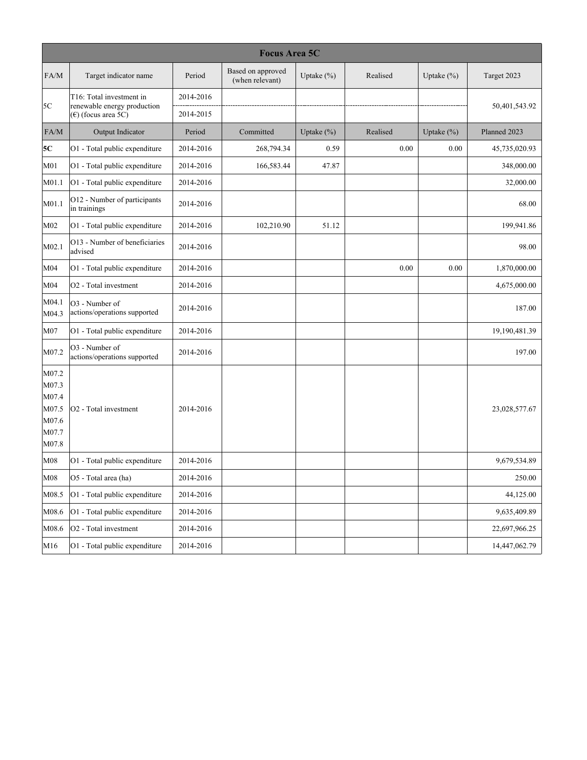| Focus Area 5C | | | | | | | |
|---|---|---|---|---|---|---|---|
| FA/M | Target indicator name | Period | Based on approved (when relevant) | Uptake (%) | Realised | Uptake (%) | Target 2023 |
| 5C | T16: Total investment in renewable energy production (€) (focus area 5C) | 2014-2016 | | | | | 50,401,543.92 |
| | | 2014-2015 | | | | | |
| FA/M | Output Indicator | Period | Committed | Uptake (%) | Realised | Uptake (%) | Planned 2023 |
| **5C** | O1 - Total public expenditure | 2014-2016 | 268,794.34 | 0.59 | 0.00 | 0.00 | 45,735,020.93 |
| M01 | O1 - Total public expenditure | 2014-2016 | 166,583.44 | 47.87 | | | 348,000.00 |
| M01.1 | O1 - Total public expenditure | 2014-2016 | | | | | 32,000.00 |
| M01.1 | O12 - Number of participants in trainings | 2014-2016 | | | | | 68.00 |
| M02 | O1 - Total public expenditure | 2014-2016 | 102,210.90 | 51.12 | | | 199,941.86 |
| M02.1 | O13 - Number of beneficiaries advised | 2014-2016 | | | | | 98.00 |
| M04 | O1 - Total public expenditure | 2014-2016 | | | 0.00 | 0.00 | 1,870,000.00 |
| M04 | O2 - Total investment | 2014-2016 | | | | | 4,675,000.00 |
| M04.1 M04.3 | O3 - Number of actions/operations supported | 2014-2016 | | | | | 187.00 |
| M07 | O1 - Total public expenditure | 2014-2016 | | | | | 19,190,481.39 |
| M07.2 | O3 - Number of actions/operations supported | 2014-2016 | | | | | 197.00 |
| M07.2 M07.3 M07.4 M07.5 M07.6 M07.7 M07.8 | O2 - Total investment | 2014-2016 | | | | | 23,028,577.67 |
| M08 | O1 - Total public expenditure | 2014-2016 | | | | | 9,679,534.89 |
| M08 | O5 - Total area (ha) | 2014-2016 | | | | | 250.00 |
| M08.5 | O1 - Total public expenditure | 2014-2016 | | | | | 44,125.00 |
| M08.6 | O1 - Total public expenditure | 2014-2016 | | | | | 9,635,409.89 |
| M08.6 | O2 - Total investment | 2014-2016 | | | | | 22,697,966.25 |
| M16 | O1 - Total public expenditure | 2014-2016 | | | | | 14,447,062.79 |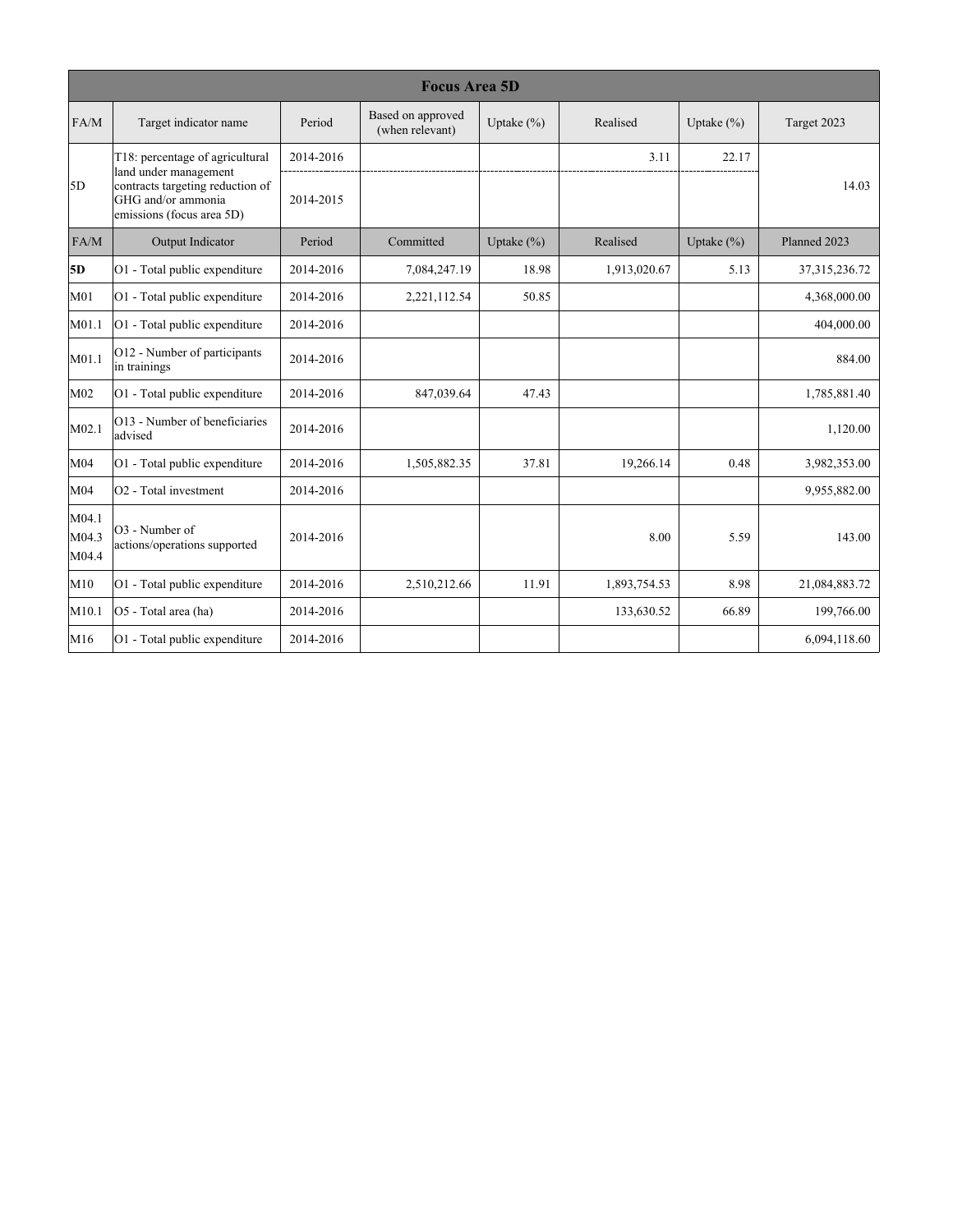| Focus Area 5D | | | | | | | |
|---|---|---|---|---|---|---|---|
| FA/M | Target indicator name | Period | Based on approved (when relevant) | Uptake (%) | Realised | Uptake (%) | Target 2023 |
| 5D | T18: percentage of agricultural land under management contracts targeting reduction of GHG and/or ammonia emissions (focus area 5D) | 2014-2016 | | | 3.11 | 22.17 | 14.03 |
| | | 2014-2015 | | | | | |
| FA/M | Output Indicator | Period | Committed | Uptake (%) | Realised | Uptake (%) | Planned 2023 |
| **5D** | O1 - Total public expenditure | 2014-2016 | 7,084,247.19 | 18.98 | 1,913,020.67 | 5.13 | 37,315,236.72 |
| M01 | O1 - Total public expenditure | 2014-2016 | 2,221,112.54 | 50.85 | | | 4,368,000.00 |
| M01.1 | O1 - Total public expenditure | 2014-2016 | | | | | 404,000.00 |
| M01.1 | O12 - Number of participants in trainings | 2014-2016 | | | | | 884.00 |
| M02 | O1 - Total public expenditure | 2014-2016 | 847,039.64 | 47.43 | | | 1,785,881.40 |
| M02.1 | O13 - Number of beneficiaries advised | 2014-2016 | | | | | 1,120.00 |
| M04 | O1 - Total public expenditure | 2014-2016 | 1,505,882.35 | 37.81 | 19,266.14 | 0.48 | 3,982,353.00 |
| M04 | O2 - Total investment | 2014-2016 | | | | | 9,955,882.00 |
| M04.1 M04.3 M04.4 | O3 - Number of actions/operations supported | 2014-2016 | | | 8.00 | 5.59 | 143.00 |
| M10 | O1 - Total public expenditure | 2014-2016 | 2,510,212.66 | 11.91 | 1,893,754.53 | 8.98 | 21,084,883.72 |
| M10.1 | O5 - Total area (ha) | 2014-2016 | | | 133,630.52 | 66.89 | 199,766.00 |
| M16 | O1 - Total public expenditure | 2014-2016 | | | | | 6,094,118.60 |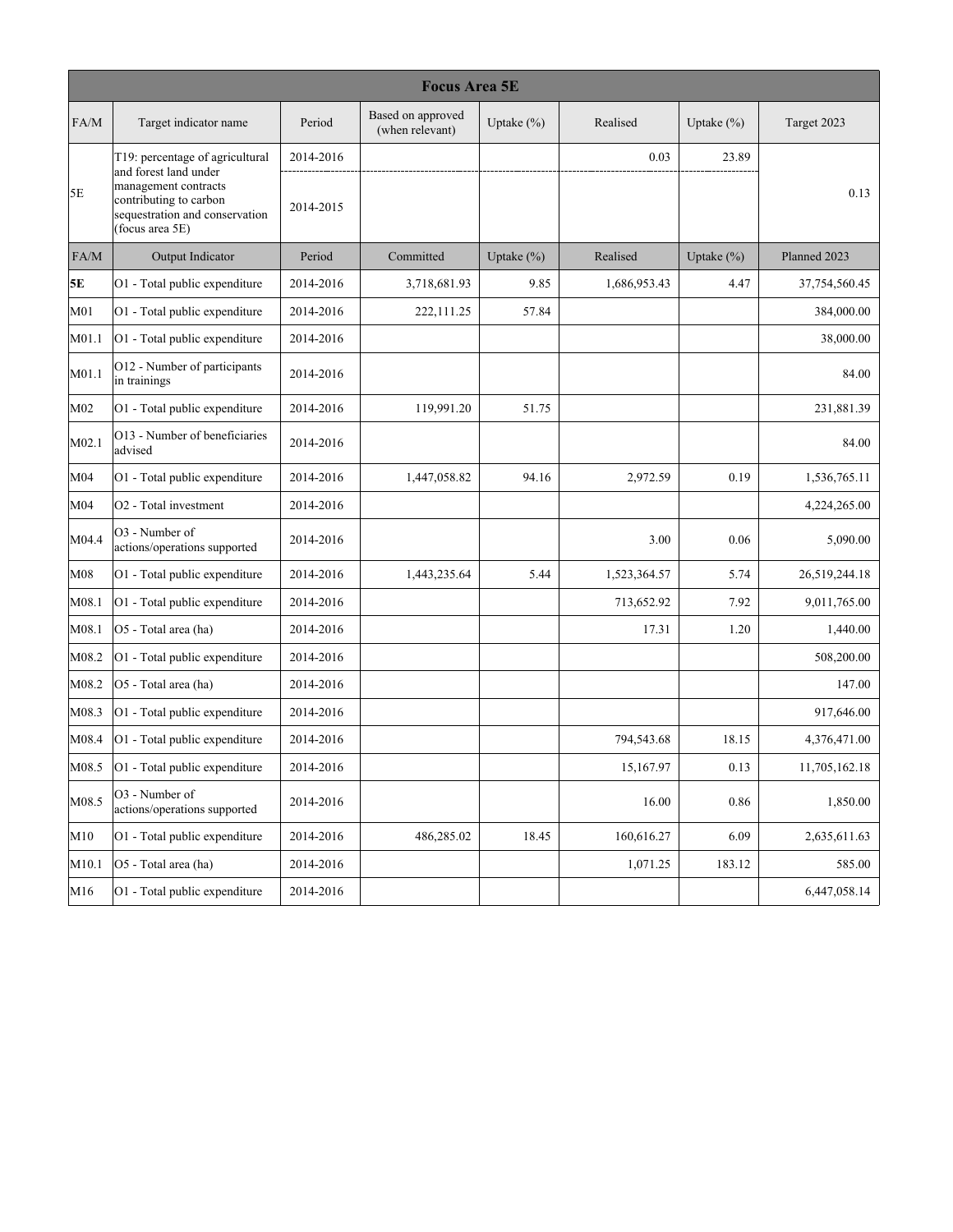| Focus Area 5E | | | | | | | |
|---|---|---|---|---|---|---|---|
| FA/M | Target indicator name | Period | Based on approved (when relevant) | Uptake (%) | Realised | Uptake (%) | Target 2023 |
| 5E | T19: percentage of agricultural and forest land under management contracts contributing to carbon sequestration and conservation (focus area 5E) | 2014-2016 | | | 0.03 | 23.89 | 0.13 |
| | | 2014-2015 | | | | | |
| FA/M | Output Indicator | Period | Committed | Uptake (%) | Realised | Uptake (%) | Planned 2023 |
| **5E** | O1 - Total public expenditure | 2014-2016 | 3,718,681.93 | 9.85 | 1,686,953.43 | 4.47 | 37,754,560.45 |
| M01 | O1 - Total public expenditure | 2014-2016 | 222,111.25 | 57.84 | | | 384,000.00 |
| M01.1 | O1 - Total public expenditure | 2014-2016 | | | | | 38,000.00 |
| M01.1 | O12 - Number of participants in trainings | 2014-2016 | | | | | 84.00 |
| M02 | O1 - Total public expenditure | 2014-2016 | 119,991.20 | 51.75 | | | 231,881.39 |
| M02.1 | O13 - Number of beneficiaries advised | 2014-2016 | | | | | 84.00 |
| M04 | O1 - Total public expenditure | 2014-2016 | 1,447,058.82 | 94.16 | 2,972.59 | 0.19 | 1,536,765.11 |
| M04 | O2 - Total investment | 2014-2016 | | | | | 4,224,265.00 |
| M04.4 | O3 - Number of actions/operations supported | 2014-2016 | | | 3.00 | 0.06 | 5,090.00 |
| M08 | O1 - Total public expenditure | 2014-2016 | 1,443,235.64 | 5.44 | 1,523,364.57 | 5.74 | 26,519,244.18 |
| M08.1 | O1 - Total public expenditure | 2014-2016 | | | 713,652.92 | 7.92 | 9,011,765.00 |
| M08.1 | O5 - Total area (ha) | 2014-2016 | | | 17.31 | 1.20 | 1,440.00 |
| M08.2 | O1 - Total public expenditure | 2014-2016 | | | | | 508,200.00 |
| M08.2 | O5 - Total area (ha) | 2014-2016 | | | | | 147.00 |
| M08.3 | O1 - Total public expenditure | 2014-2016 | | | | | 917,646.00 |
| M08.4 | O1 - Total public expenditure | 2014-2016 | | | 794,543.68 | 18.15 | 4,376,471.00 |
| M08.5 | O1 - Total public expenditure | 2014-2016 | | | 15,167.97 | 0.13 | 11,705,162.18 |
| M08.5 | O3 - Number of actions/operations supported | 2014-2016 | | | 16.00 | 0.86 | 1,850.00 |
| M10 | O1 - Total public expenditure | 2014-2016 | 486,285.02 | 18.45 | 160,616.27 | 6.09 | 2,635,611.63 |
| M10.1 | O5 - Total area (ha) | 2014-2016 | | | 1,071.25 | 183.12 | 585.00 |
| M16 | O1 - Total public expenditure | 2014-2016 | | | | | 6,447,058.14 |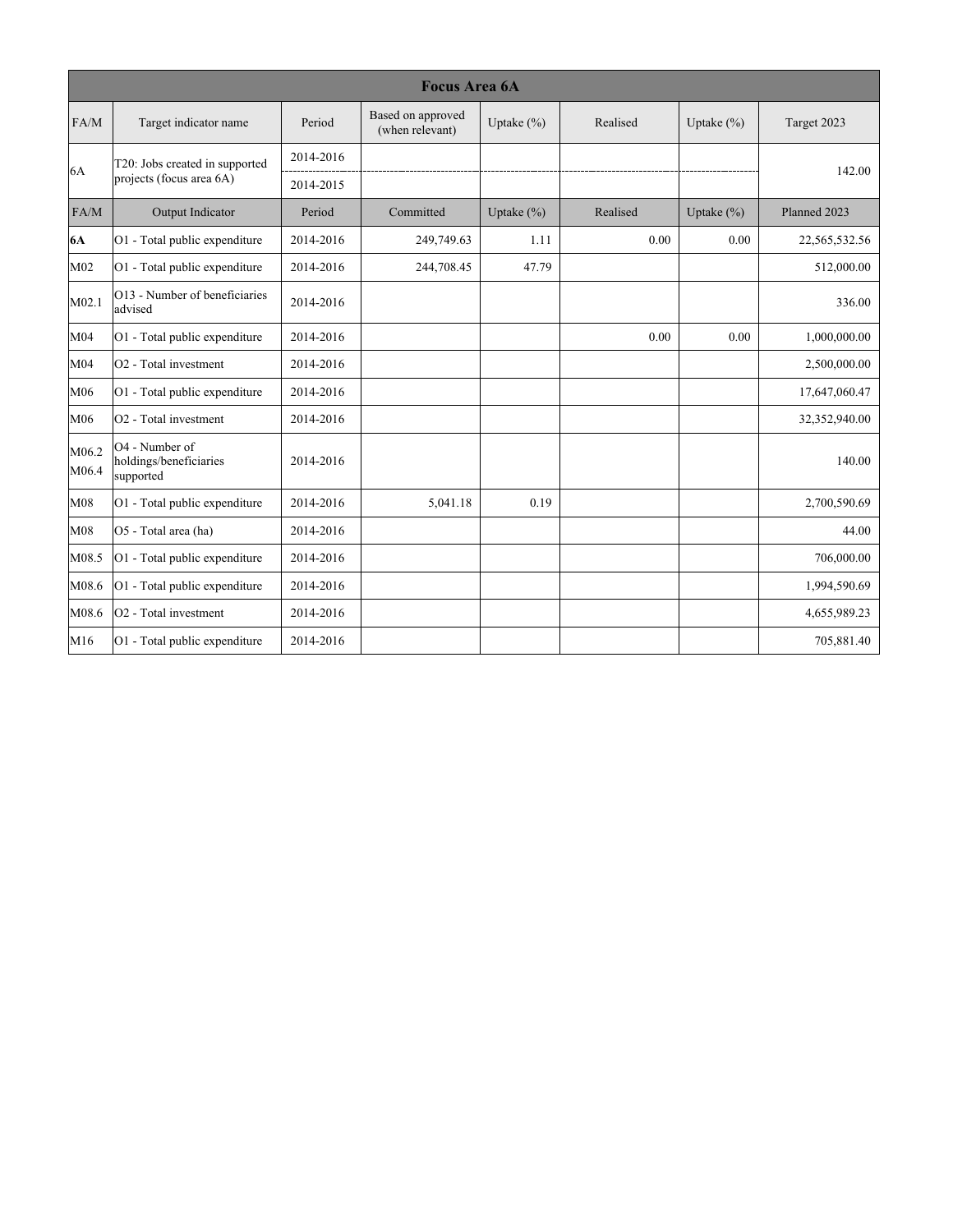| Focus Area 6A | | | | | | | |
|---|---|---|---|---|---|---|---|
| FA/M | Target indicator name | Period | Based on approved (when relevant) | Uptake (%) | Realised | Uptake (%) | Target 2023 |
| 6A | T20: Jobs created in supported projects (focus area 6A) | 2014-2016 | | | | | 142.00 |
| | | 2014-2015 | | | | | |
| FA/M | Output Indicator | Period | Committed | Uptake (%) | Realised | Uptake (%) | Planned 2023 |
| **6A** | O1 - Total public expenditure | 2014-2016 | 249,749.63 | 1.11 | 0.00 | 0.00 | 22,565,532.56 |
| M02 | O1 - Total public expenditure | 2014-2016 | 244,708.45 | 47.79 | | | 512,000.00 |
| M02.1 | O13 - Number of beneficiaries advised | 2014-2016 | | | | | 336.00 |
| M04 | O1 - Total public expenditure | 2014-2016 | | | 0.00 | 0.00 | 1,000,000.00 |
| M04 | O2 - Total investment | 2014-2016 | | | | | 2,500,000.00 |
| M06 | O1 - Total public expenditure | 2014-2016 | | | | | 17,647,060.47 |
| M06 | O2 - Total investment | 2014-2016 | | | | | 32,352,940.00 |
| M06.2 M06.4 | O4 - Number of holdings/beneficiaries supported | 2014-2016 | | | | | 140.00 |
| M08 | O1 - Total public expenditure | 2014-2016 | 5,041.18 | 0.19 | | | 2,700,590.69 |
| M08 | O5 - Total area (ha) | 2014-2016 | | | | | 44.00 |
| M08.5 | O1 - Total public expenditure | 2014-2016 | | | | | 706,000.00 |
| M08.6 | O1 - Total public expenditure | 2014-2016 | | | | | 1,994,590.69 |
| M08.6 | O2 - Total investment | 2014-2016 | | | | | 4,655,989.23 |
| M16 | O1 - Total public expenditure | 2014-2016 | | | | | 705,881.40 |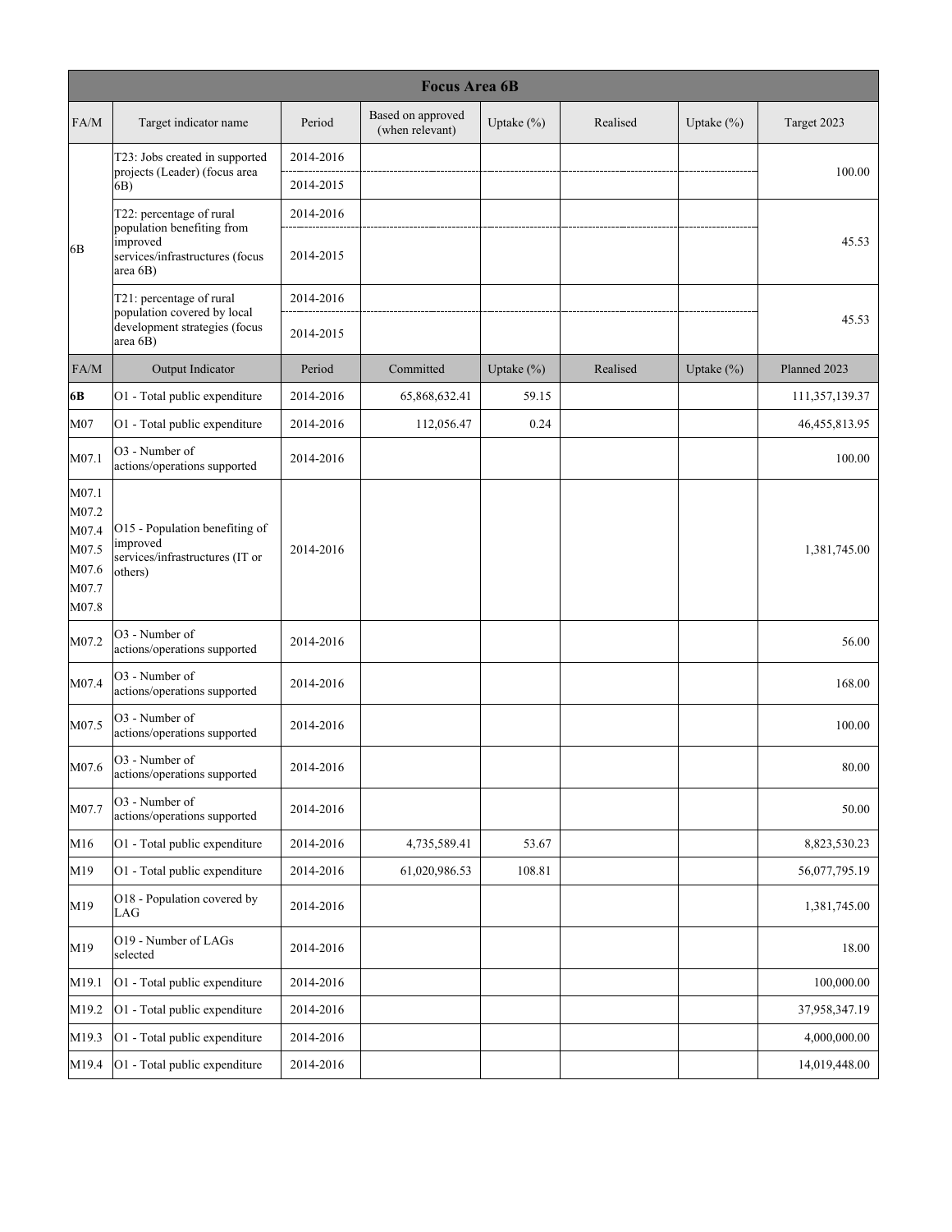| Focus Area 6B | | | | | | | |
|---|---|---|---|---|---|---|---|
| FA/M | Target indicator name | Period | Based on approved (when relevant) | Uptake (%) | Realised | Uptake (%) | Target 2023 |
| 6B | T23: Jobs created in supported projects (Leader) (focus area 6B) | 2014-2016 | | | | | 100.00 |
| | | 2014-2015 | | | | | |
| | T22: percentage of rural population benefiting from improved services/infrastructures (focus area 6B) | 2014-2016 | | | | | 45.53 |
| | | 2014-2015 | | | | | |
| | T21: percentage of rural population covered by local development strategies (focus area 6B) | 2014-2016 | | | | | 45.53 |
| | | 2014-2015 | | | | | |
| FA/M | Output Indicator | Period | Committed | Uptake (%) | Realised | Uptake (%) | Planned 2023 |
| **6B** | O1 - Total public expenditure | 2014-2016 | 65,868,632.41 | 59.15 | | | 111,357,139.37 |
| M07 | O1 - Total public expenditure | 2014-2016 | 112,056.47 | 0.24 | | | 46,455,813.95 |
| M07.1 | O3 - Number of actions/operations supported | 2014-2016 | | | | | 100.00 |
| M07.1<br>M07.2<br>M07.4<br>M07.5<br>M07.6<br>M07.7<br>M07.8 | O15 - Population benefiting of improved services/infrastructures (IT or others) | 2014-2016 | | | | | 1,381,745.00 |
| M07.2 | O3 - Number of actions/operations supported | 2014-2016 | | | | | 56.00 |
| M07.4 | O3 - Number of actions/operations supported | 2014-2016 | | | | | 168.00 |
| M07.5 | O3 - Number of actions/operations supported | 2014-2016 | | | | | 100.00 |
| M07.6 | O3 - Number of actions/operations supported | 2014-2016 | | | | | 80.00 |
| M07.7 | O3 - Number of actions/operations supported | 2014-2016 | | | | | 50.00 |
| M16 | O1 - Total public expenditure | 2014-2016 | 4,735,589.41 | 53.67 | | | 8,823,530.23 |
| M19 | O1 - Total public expenditure | 2014-2016 | 61,020,986.53 | 108.81 | | | 56,077,795.19 |
| M19 | O18 - Population covered by LAG | 2014-2016 | | | | | 1,381,745.00 |
| M19 | O19 - Number of LAGs selected | 2014-2016 | | | | | 18.00 |
| M19.1 | O1 - Total public expenditure | 2014-2016 | | | | | 100,000.00 |
| M19.2 | O1 - Total public expenditure | 2014-2016 | | | | | 37,958,347.19 |
| M19.3 | O1 - Total public expenditure | 2014-2016 | | | | | 4,000,000.00 |
| M19.4 | O1 - Total public expenditure | 2014-2016 | | | | | 14,019,448.00 |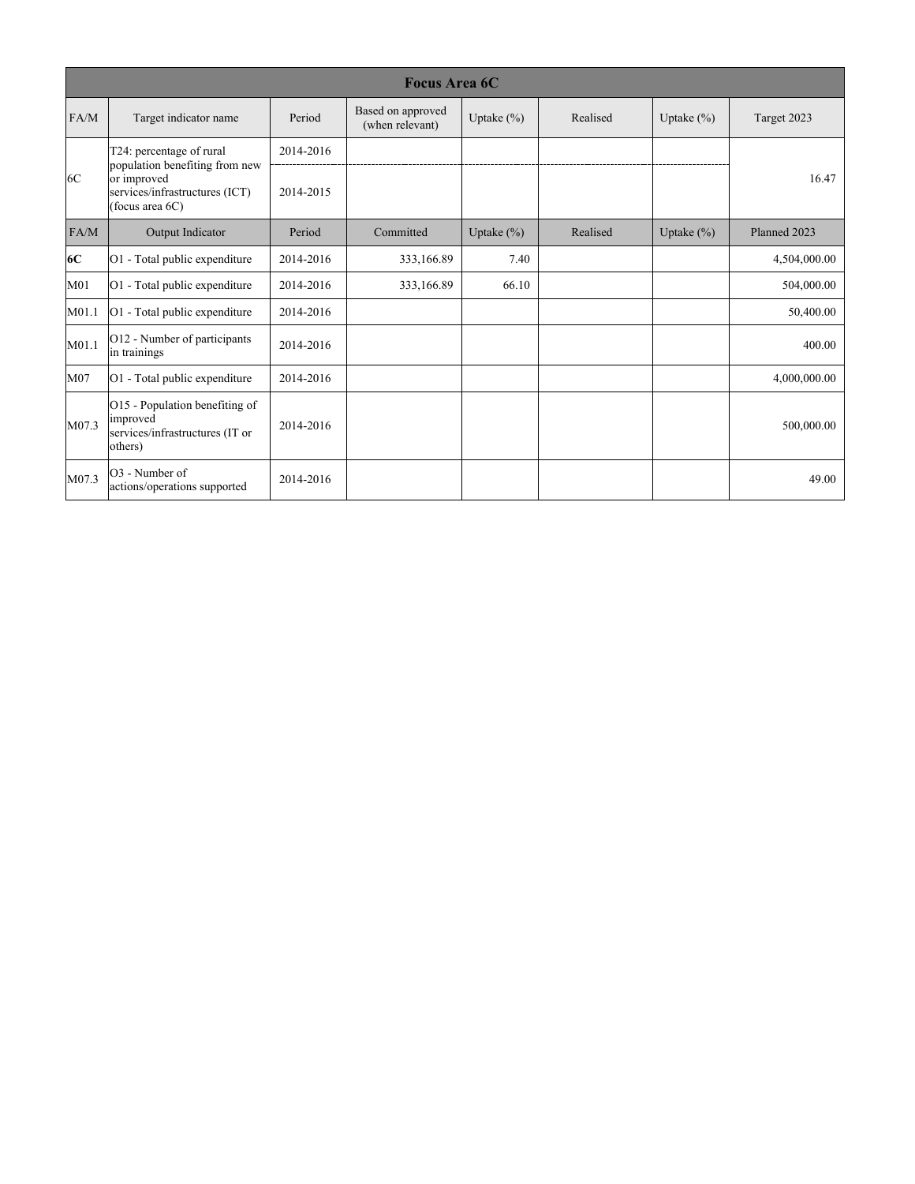| Focus Area 6C | | | | | | | |
|---|---|---|---|---|---|---|---|
| FA/M | Target indicator name | Period | Based on approved (when relevant) | Uptake (%) | Realised | Uptake (%) | Target 2023 |
| 6C | T24: percentage of rural population benefiting from new or improved services/infrastructures (ICT) (focus area 6C) | 2014-2016 | | | | | 16.47 |
| | | 2014-2015 | | | | | |
| FA/M | Output Indicator | Period | Committed | Uptake (%) | Realised | Uptake (%) | Planned 2023 |
| **6C** | O1 - Total public expenditure | 2014-2016 | 333,166.89 | 7.40 | | | 4,504,000.00 |
| M01 | O1 - Total public expenditure | 2014-2016 | 333,166.89 | 66.10 | | | 504,000.00 |
| M01.1 | O1 - Total public expenditure | 2014-2016 | | | | | 50,400.00 |
| M01.1 | O12 - Number of participants in trainings | 2014-2016 | | | | | 400.00 |
| M07 | O1 - Total public expenditure | 2014-2016 | | | | | 4,000,000.00 |
| M07.3 | O15 - Population benefiting of improved services/infrastructures (IT or others) | 2014-2016 | | | | | 500,000.00 |
| M07.3 | O3 - Number of actions/operations supported | 2014-2016 | | | | | 49.00 |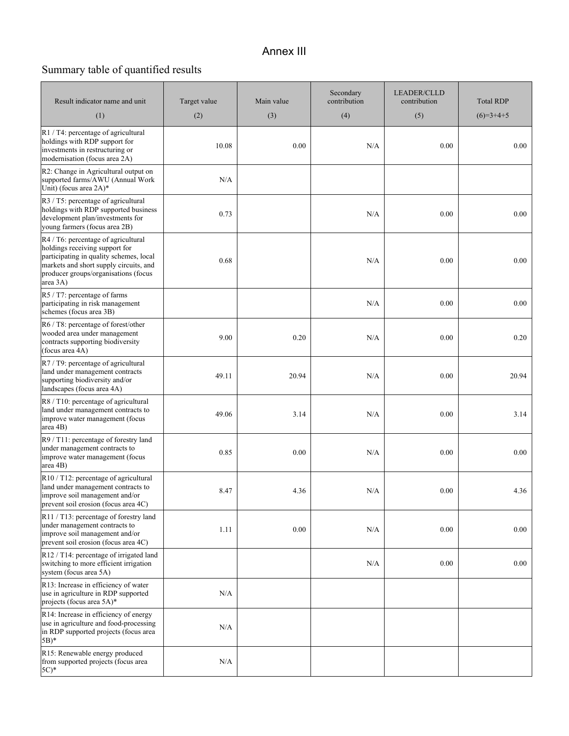# Annex III

## Summary table of quantified results

| Result indicator name and unit<br>(1) | Target value<br>(2) | Main value<br>(3) | Secondary contribution<br>(4) | LEADER/CLLD contribution<br>(5) | Total RDP<br>(6)=3+4+5 |
|---|---|---|---|---|---|
| R1 / T4: percentage of agricultural holdings with RDP support for investments in restructuring or modernisation (focus area 2A) | 10.08 | 0.00 | N/A | 0.00 | 0.00 |
| R2: Change in Agricultural output on supported farms/AWU (Annual Work Unit) (focus area 2A)* | N/A | | | | |
| R3 / T5: percentage of agricultural holdings with RDP supported business development plan/investments for young farmers (focus area 2B) | 0.73 | | N/A | 0.00 | 0.00 |
| R4 / T6: percentage of agricultural holdings receiving support for participating in quality schemes, local markets and short supply circuits, and producer groups/organisations (focus area 3A) | 0.68 | | N/A | 0.00 | 0.00 |
| R5 / T7: percentage of farms participating in risk management schemes (focus area 3B) | | | N/A | 0.00 | 0.00 |
| R6 / T8: percentage of forest/other wooded area under management contracts supporting biodiversity (focus area 4A) | 9.00 | 0.20 | N/A | 0.00 | 0.20 |
| R7 / T9: percentage of agricultural land under management contracts supporting biodiversity and/or landscapes (focus area 4A) | 49.11 | 20.94 | N/A | 0.00 | 20.94 |
| R8 / T10: percentage of agricultural land under management contracts to improve water management (focus area 4B) | 49.06 | 3.14 | N/A | 0.00 | 3.14 |
| R9 / T11: percentage of forestry land under management contracts to improve water management (focus area 4B) | 0.85 | 0.00 | N/A | 0.00 | 0.00 |
| R10 / T12: percentage of agricultural land under management contracts to improve soil management and/or prevent soil erosion (focus area 4C) | 8.47 | 4.36 | N/A | 0.00 | 4.36 |
| R11 / T13: percentage of forestry land under management contracts to improve soil management and/or prevent soil erosion (focus area 4C) | 1.11 | 0.00 | N/A | 0.00 | 0.00 |
| R12 / T14: percentage of irrigated land switching to more efficient irrigation system (focus area 5A) | | | N/A | 0.00 | 0.00 |
| R13: Increase in efficiency of water use in agriculture in RDP supported projects (focus area 5A)* | N/A | | | | |
| R14: Increase in efficiency of energy use in agriculture and food-processing in RDP supported projects (focus area 5B)* | N/A | | | | |
| R15: Renewable energy produced from supported projects (focus area 5C)* | N/A | | | | |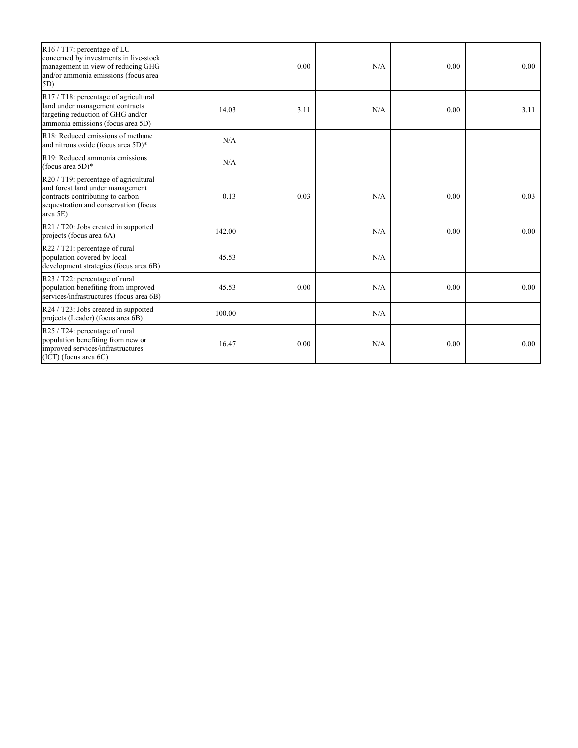| | | | | | |
|---|---|---|---|---|---|
| R16 / T17: percentage of LU concerned by investments in live-stock management in view of reducing GHG and/or ammonia emissions (focus area 5D) | | 0.00 | N/A | 0.00 | 0.00 |
| R17 / T18: percentage of agricultural land under management contracts targeting reduction of GHG and/or ammonia emissions (focus area 5D) | 14.03 | 3.11 | N/A | 0.00 | 3.11 |
| R18: Reduced emissions of methane and nitrous oxide (focus area 5D)* | N/A | | | | |
| R19: Reduced ammonia emissions (focus area 5D)* | N/A | | | | |
| R20 / T19: percentage of agricultural and forest land under management contracts contributing to carbon sequestration and conservation (focus area 5E) | 0.13 | 0.03 | N/A | 0.00 | 0.03 |
| R21 / T20: Jobs created in supported projects (focus area 6A) | 142.00 | | N/A | 0.00 | 0.00 |
| R22 / T21: percentage of rural population covered by local development strategies (focus area 6B) | 45.53 | | N/A | | |
| R23 / T22: percentage of rural population benefiting from improved services/infrastructures (focus area 6B) | 45.53 | 0.00 | N/A | 0.00 | 0.00 |
| R24 / T23: Jobs created in supported projects (Leader) (focus area 6B) | 100.00 | | N/A | | |
| R25 / T24: percentage of rural population benefiting from new or improved services/infrastructures (ICT) (focus area 6C) | 16.47 | 0.00 | N/A | 0.00 | 0.00 |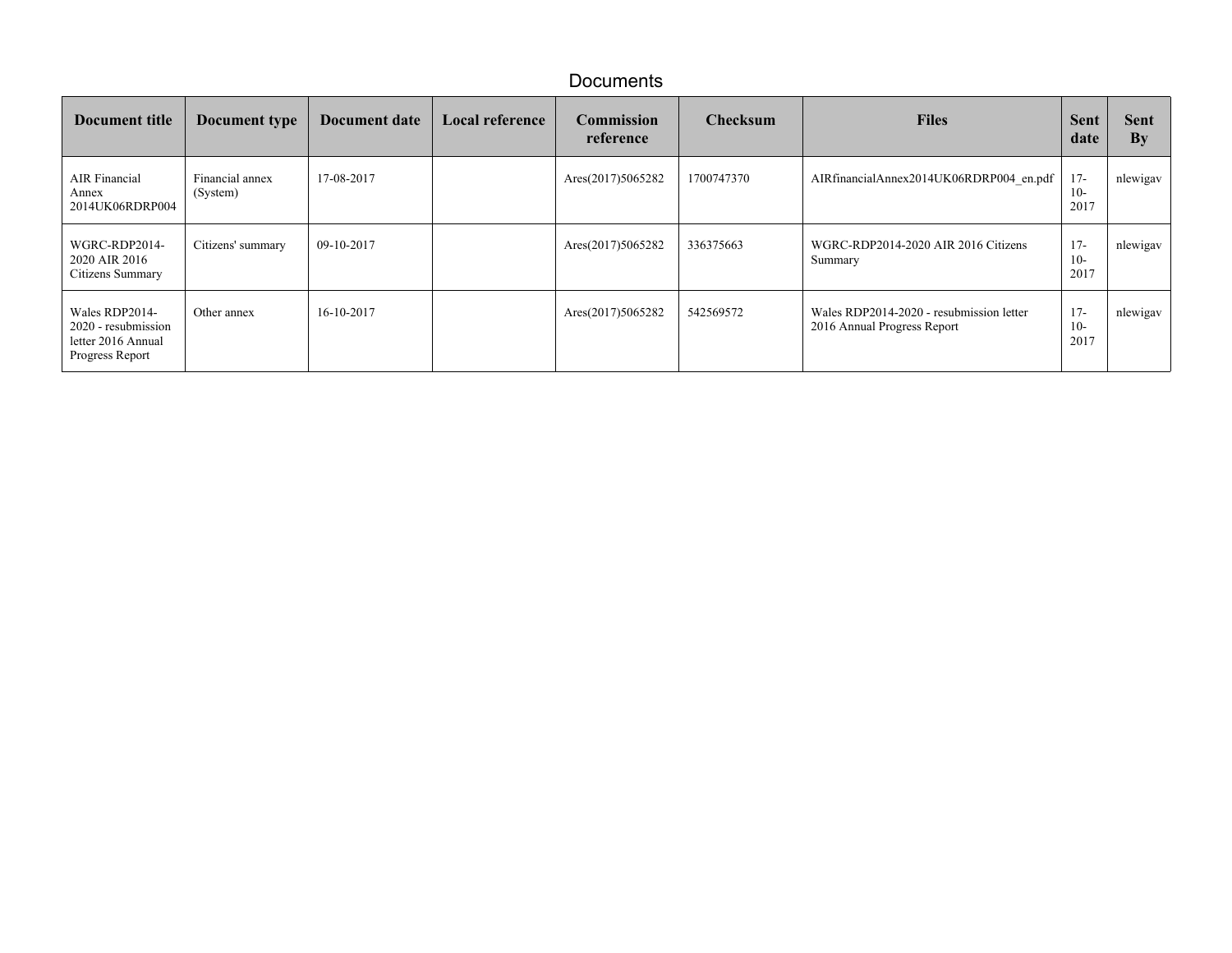# Documents

| Document title | Document type | Document date | Local reference | Commission reference | Checksum | Files | Sent date | Sent By |
|---|---|---|---|---|---|---|---|---|
| AIR Financial Annex 2014UK06RDRP004 | Financial annex (System) | 17-08-2017 | | Ares(2017)5065282 | 1700747370 | AIRfinancialAnnex2014UK06RDRP004_en.pdf | 17-10-2017 | nlewigav |
| WGRC-RDP2014-2020 AIR 2016 Citizens Summary | Citizens' summary | 09-10-2017 | | Ares(2017)5065282 | 336375663 | WGRC-RDP2014-2020 AIR 2016 Citizens Summary | 17-10-2017 | nlewigav |
| Wales RDP2014-2020 - resubmission letter 2016 Annual Progress Report | Other annex | 16-10-2017 | | Ares(2017)5065282 | 542569572 | Wales RDP2014-2020 - resubmission letter 2016 Annual Progress Report | 17-10-2017 | nlewigav |